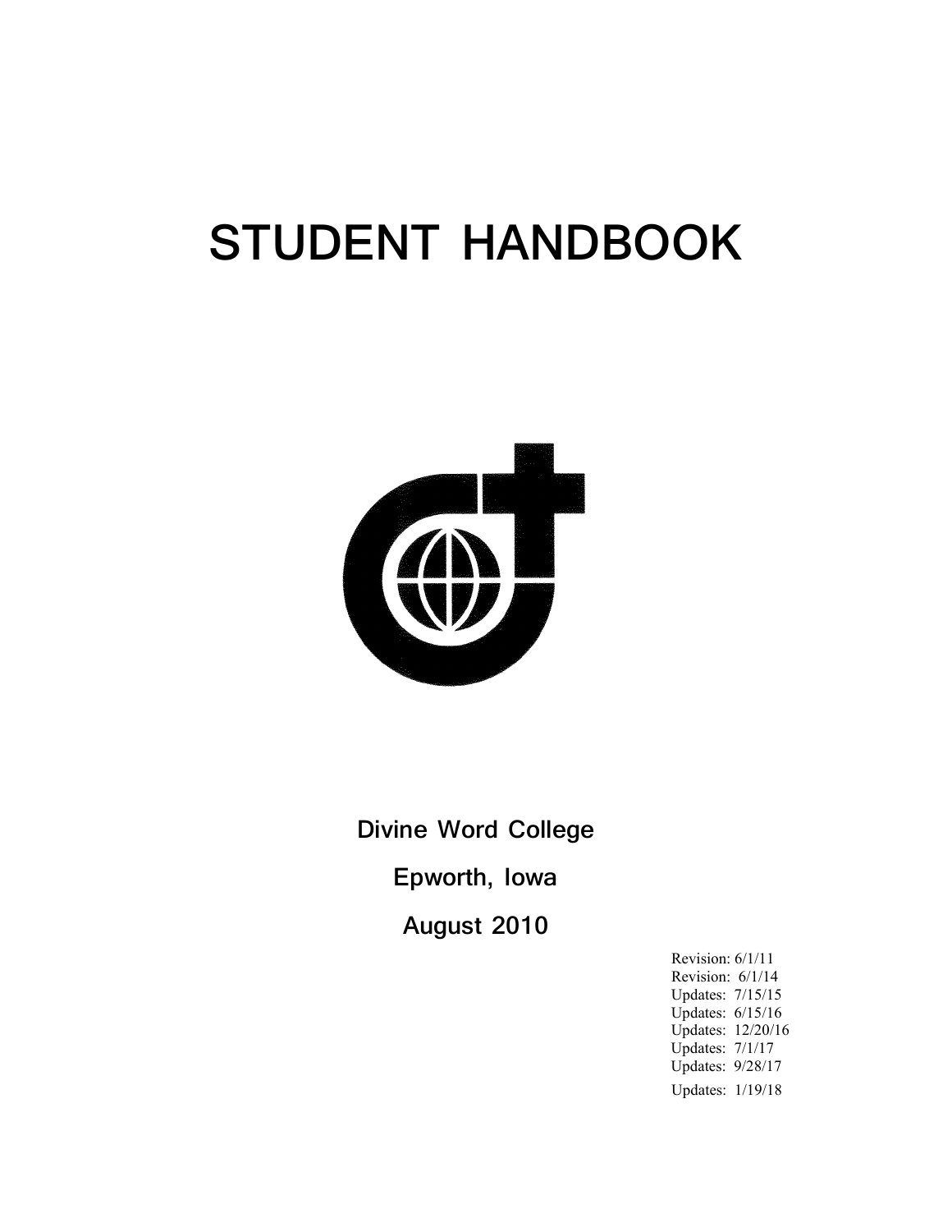# STUDENT HANDBOOK

**Divine Word College**

**Epworth, Iowa**

**August 2010**

Revision: 6/1/11
Revision: 6/1/14
Updates: 7/15/15
Updates: 6/15/16
Updates: 12/20/16
Updates: 7/1/17
Updates: 9/28/17
Updates: 1/19/18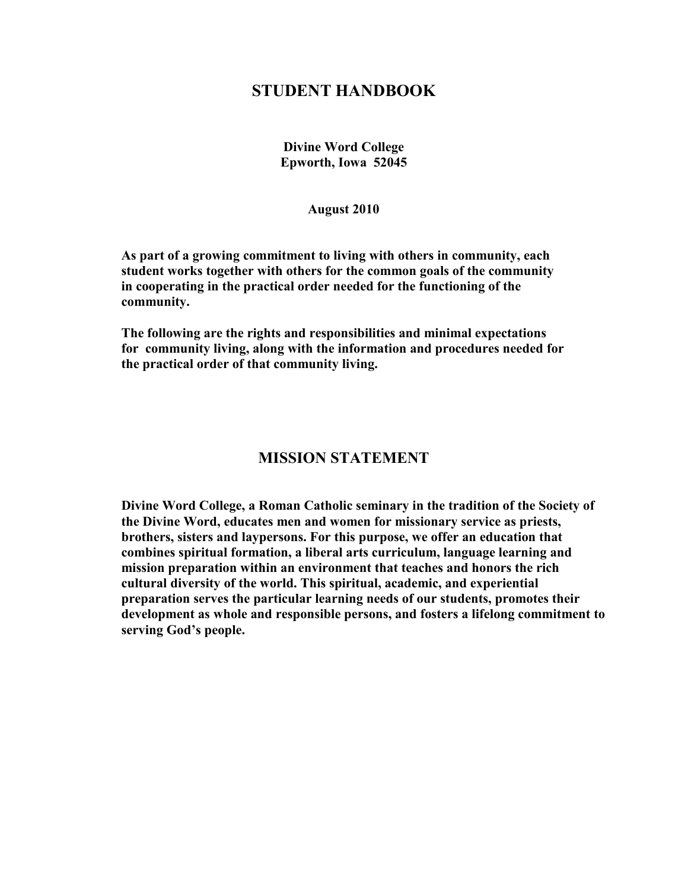# STUDENT HANDBOOK

**Divine Word College**
**Epworth, Iowa 52045**

**August 2010**

**As part of a growing commitment to living with others in community, each student works together with others for the common goals of the community in cooperating in the practical order needed for the functioning of the community.**

**The following are the rights and responsibilities and minimal expectations for community living, along with the information and procedures needed for the practical order of that community living.**

## MISSION STATEMENT

**Divine Word College, a Roman Catholic seminary in the tradition of the Society of the Divine Word, educates men and women for missionary service as priests, brothers, sisters and laypersons. For this purpose, we offer an education that combines spiritual formation, a liberal arts curriculum, language learning and mission preparation within an environment that teaches and honors the rich cultural diversity of the world. This spiritual, academic, and experiential preparation serves the particular learning needs of our students, promotes their development as whole and responsible persons, and fosters a lifelong commitment to serving God's people.**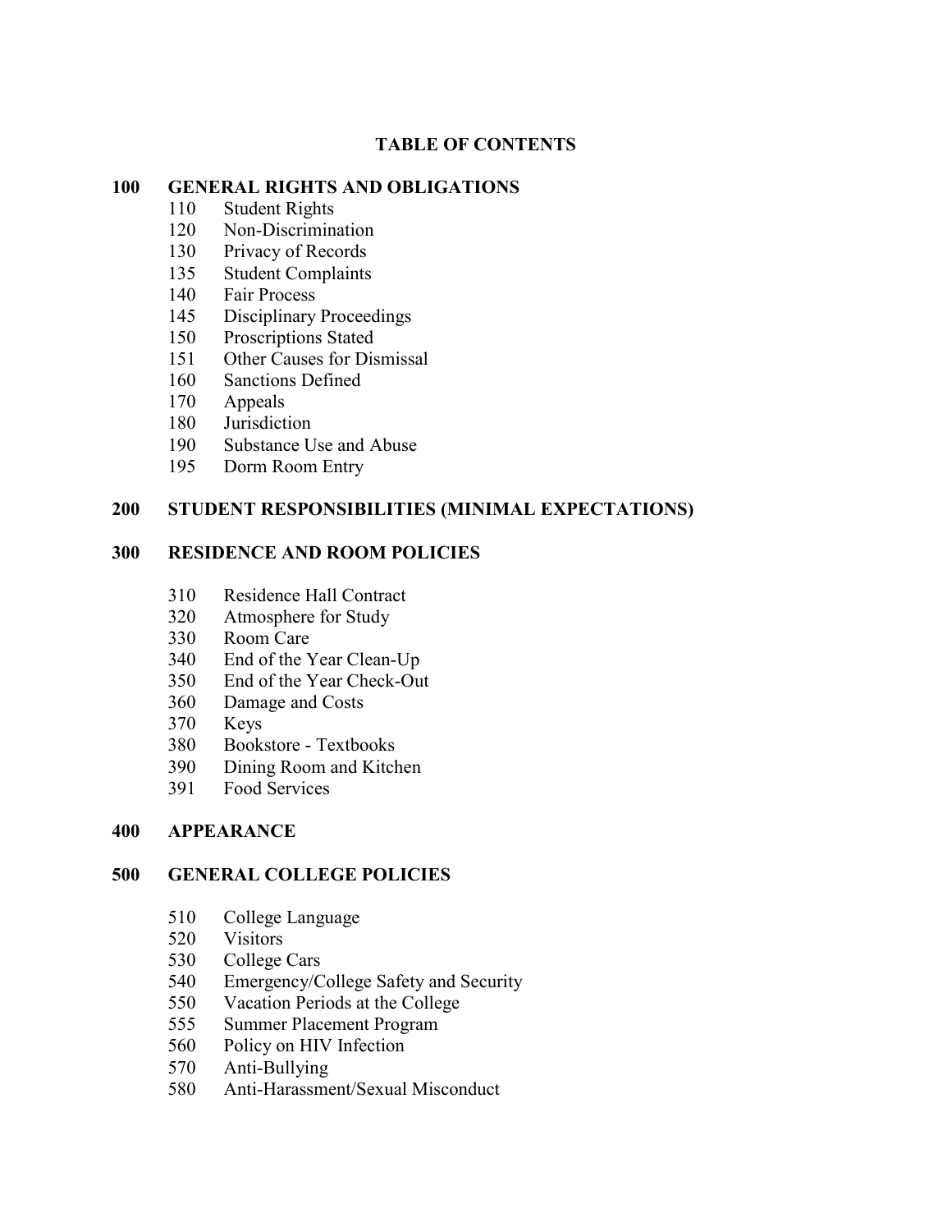# TABLE OF CONTENTS

## 100 GENERAL RIGHTS AND OBLIGATIONS

- 110 Student Rights
- 120 Non-Discrimination
- 130 Privacy of Records
- 135 Student Complaints
- 140 Fair Process
- 145 Disciplinary Proceedings
- 150 Proscriptions Stated
- 151 Other Causes for Dismissal
- 160 Sanctions Defined
- 170 Appeals
- 180 Jurisdiction
- 190 Substance Use and Abuse
- 195 Dorm Room Entry

## 200 STUDENT RESPONSIBILITIES (MINIMAL EXPECTATIONS)

## 300 RESIDENCE AND ROOM POLICIES

- 310 Residence Hall Contract
- 320 Atmosphere for Study
- 330 Room Care
- 340 End of the Year Clean-Up
- 350 End of the Year Check-Out
- 360 Damage and Costs
- 370 Keys
- 380 Bookstore - Textbooks
- 390 Dining Room and Kitchen
- 391 Food Services

## 400 APPEARANCE

## 500 GENERAL COLLEGE POLICIES

- 510 College Language
- 520 Visitors
- 530 College Cars
- 540 Emergency/College Safety and Security
- 550 Vacation Periods at the College
- 555 Summer Placement Program
- 560 Policy on HIV Infection
- 570 Anti-Bullying
- 580 Anti-Harassment/Sexual Misconduct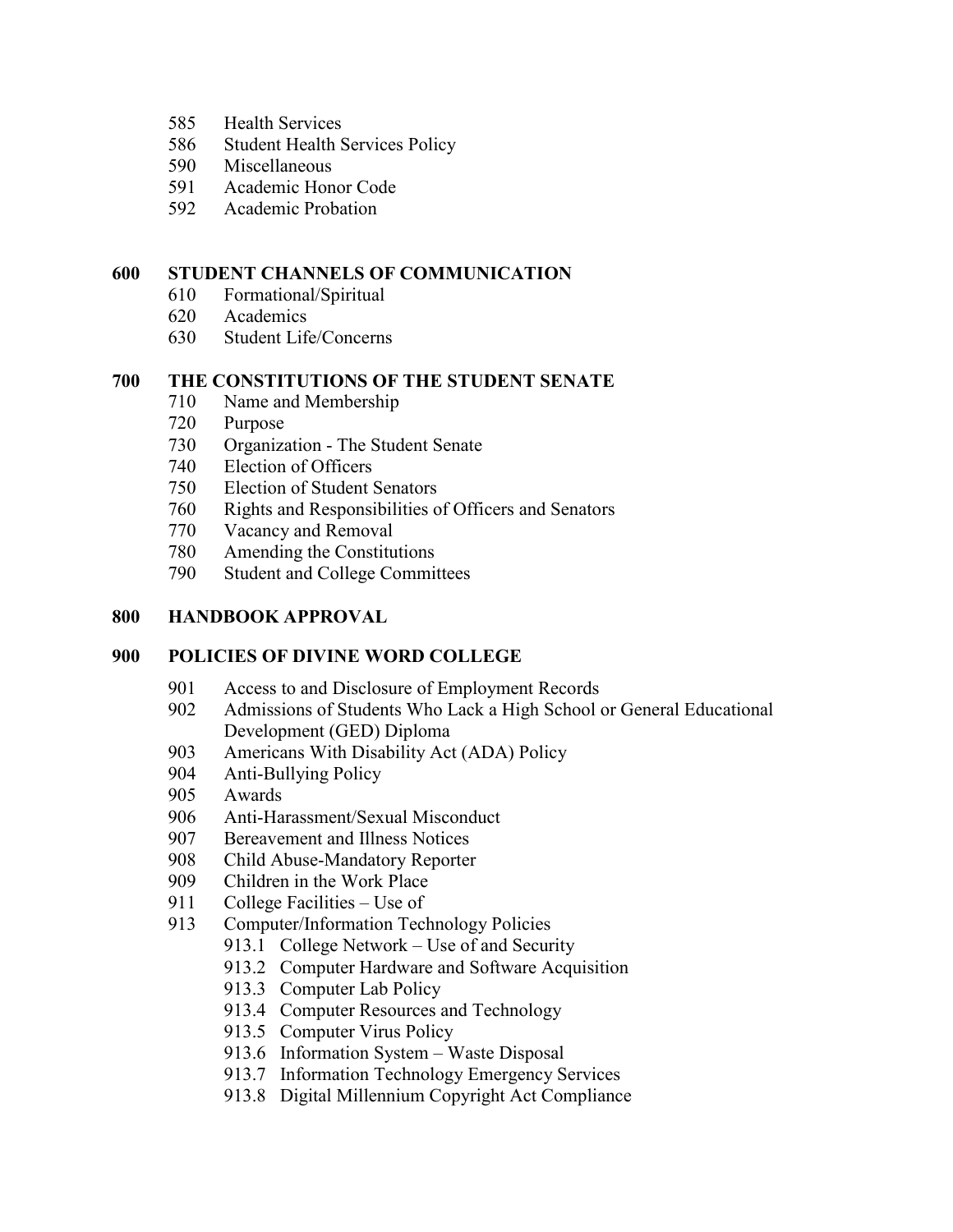585 Health Services
586 Student Health Services Policy
590 Miscellaneous
591 Academic Honor Code
592 Academic Probation

**600 STUDENT CHANNELS OF COMMUNICATION**

610 Formational/Spiritual
620 Academics
630 Student Life/Concerns

**700 THE CONSTITUTIONS OF THE STUDENT SENATE**

710 Name and Membership
720 Purpose
730 Organization - The Student Senate
740 Election of Officers
750 Election of Student Senators
760 Rights and Responsibilities of Officers and Senators
770 Vacancy and Removal
780 Amending the Constitutions
790 Student and College Committees

**800 HANDBOOK APPROVAL**

**900 POLICIES OF DIVINE WORD COLLEGE**

901 Access to and Disclosure of Employment Records
902 Admissions of Students Who Lack a High School or General Educational Development (GED) Diploma
903 Americans With Disability Act (ADA) Policy
904 Anti-Bullying Policy
905 Awards
906 Anti-Harassment/Sexual Misconduct
907 Bereavement and Illness Notices
908 Child Abuse-Mandatory Reporter
909 Children in the Work Place
911 College Facilities – Use of
913 Computer/Information Technology Policies
913.1 College Network – Use of and Security
913.2 Computer Hardware and Software Acquisition
913.3 Computer Lab Policy
913.4 Computer Resources and Technology
913.5 Computer Virus Policy
913.6 Information System – Waste Disposal
913.7 Information Technology Emergency Services
913.8 Digital Millennium Copyright Act Compliance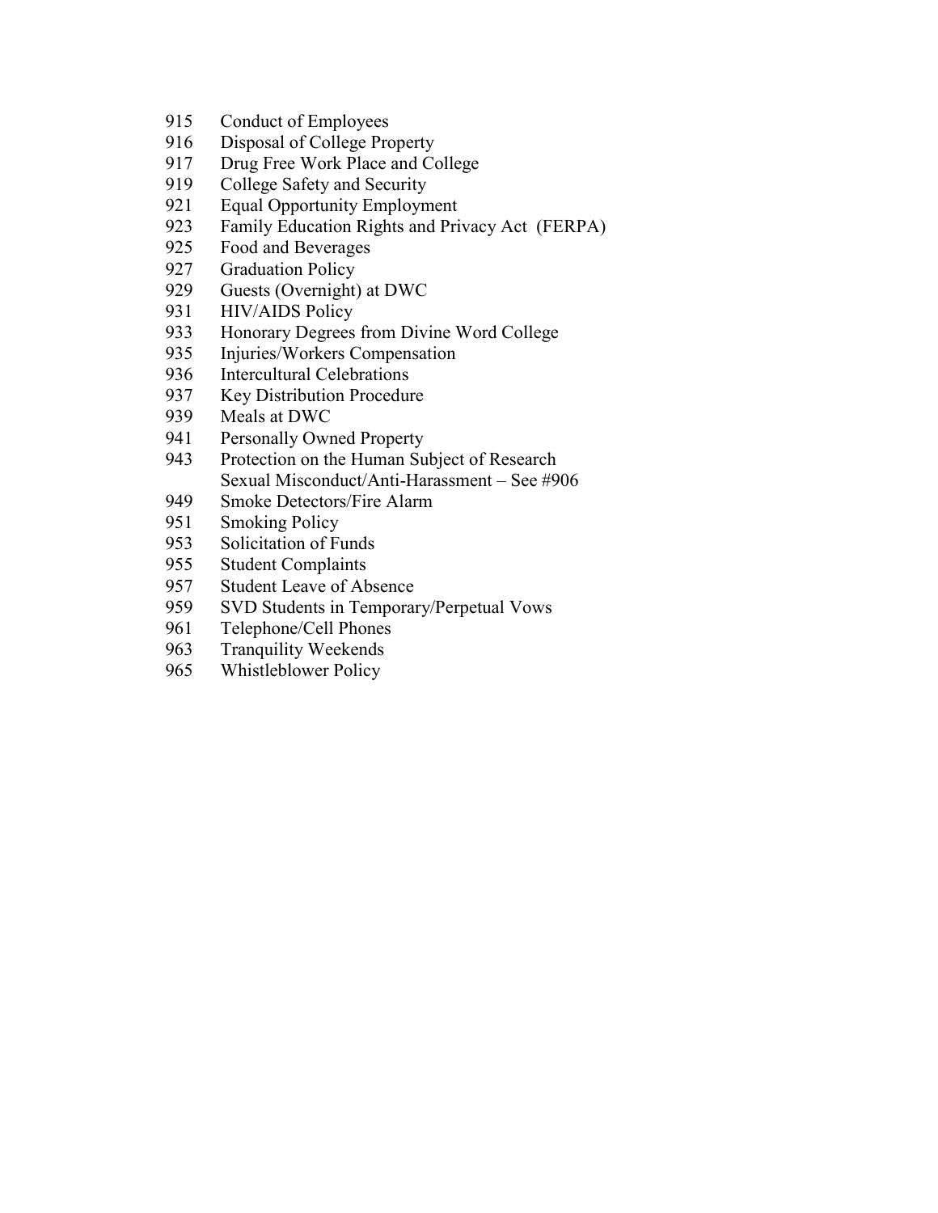915 Conduct of Employees  
916 Disposal of College Property  
917 Drug Free Work Place and College  
919 College Safety and Security  
921 Equal Opportunity Employment  
923 Family Education Rights and Privacy Act (FERPA)  
925 Food and Beverages  
927 Graduation Policy  
929 Guests (Overnight) at DWC  
931 HIV/AIDS Policy  
933 Honorary Degrees from Divine Word College  
935 Injuries/Workers Compensation  
936 Intercultural Celebrations  
937 Key Distribution Procedure  
939 Meals at DWC  
941 Personally Owned Property  
943 Protection on the Human Subject of Research  
Sexual Misconduct/Anti-Harassment – See #906  
949 Smoke Detectors/Fire Alarm  
951 Smoking Policy  
953 Solicitation of Funds  
955 Student Complaints  
957 Student Leave of Absence  
959 SVD Students in Temporary/Perpetual Vows  
961 Telephone/Cell Phones  
963 Tranquility Weekends  
965 Whistleblower Policy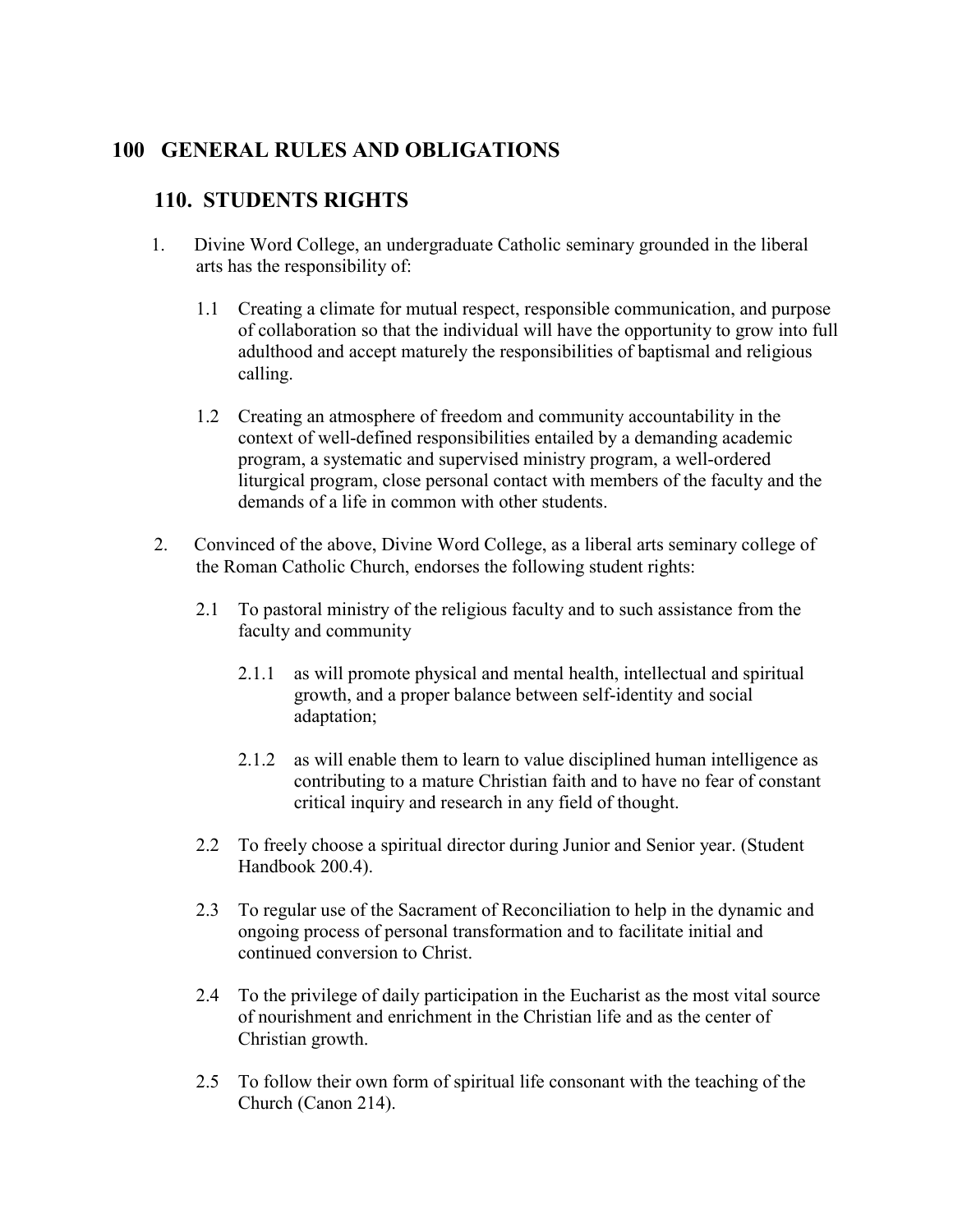# 100 GENERAL RULES AND OBLIGATIONS

## 110. STUDENTS RIGHTS

1. Divine Word College, an undergraduate Catholic seminary grounded in the liberal arts has the responsibility of:

   1.1 Creating a climate for mutual respect, responsible communication, and purpose of collaboration so that the individual will have the opportunity to grow into full adulthood and accept maturely the responsibilities of baptismal and religious calling.

   1.2 Creating an atmosphere of freedom and community accountability in the context of well-defined responsibilities entailed by a demanding academic program, a systematic and supervised ministry program, a well-ordered liturgical program, close personal contact with members of the faculty and the demands of a life in common with other students.

2. Convinced of the above, Divine Word College, as a liberal arts seminary college of the Roman Catholic Church, endorses the following student rights:

   2.1 To pastoral ministry of the religious faculty and to such assistance from the faculty and community

      2.1.1 as will promote physical and mental health, intellectual and spiritual growth, and a proper balance between self-identity and social adaptation;

      2.1.2 as will enable them to learn to value disciplined human intelligence as contributing to a mature Christian faith and to have no fear of constant critical inquiry and research in any field of thought.

   2.2 To freely choose a spiritual director during Junior and Senior year. (Student Handbook 200.4).

   2.3 To regular use of the Sacrament of Reconciliation to help in the dynamic and ongoing process of personal transformation and to facilitate initial and continued conversion to Christ.

   2.4 To the privilege of daily participation in the Eucharist as the most vital source of nourishment and enrichment in the Christian life and as the center of Christian growth.

   2.5 To follow their own form of spiritual life consonant with the teaching of the Church (Canon 214).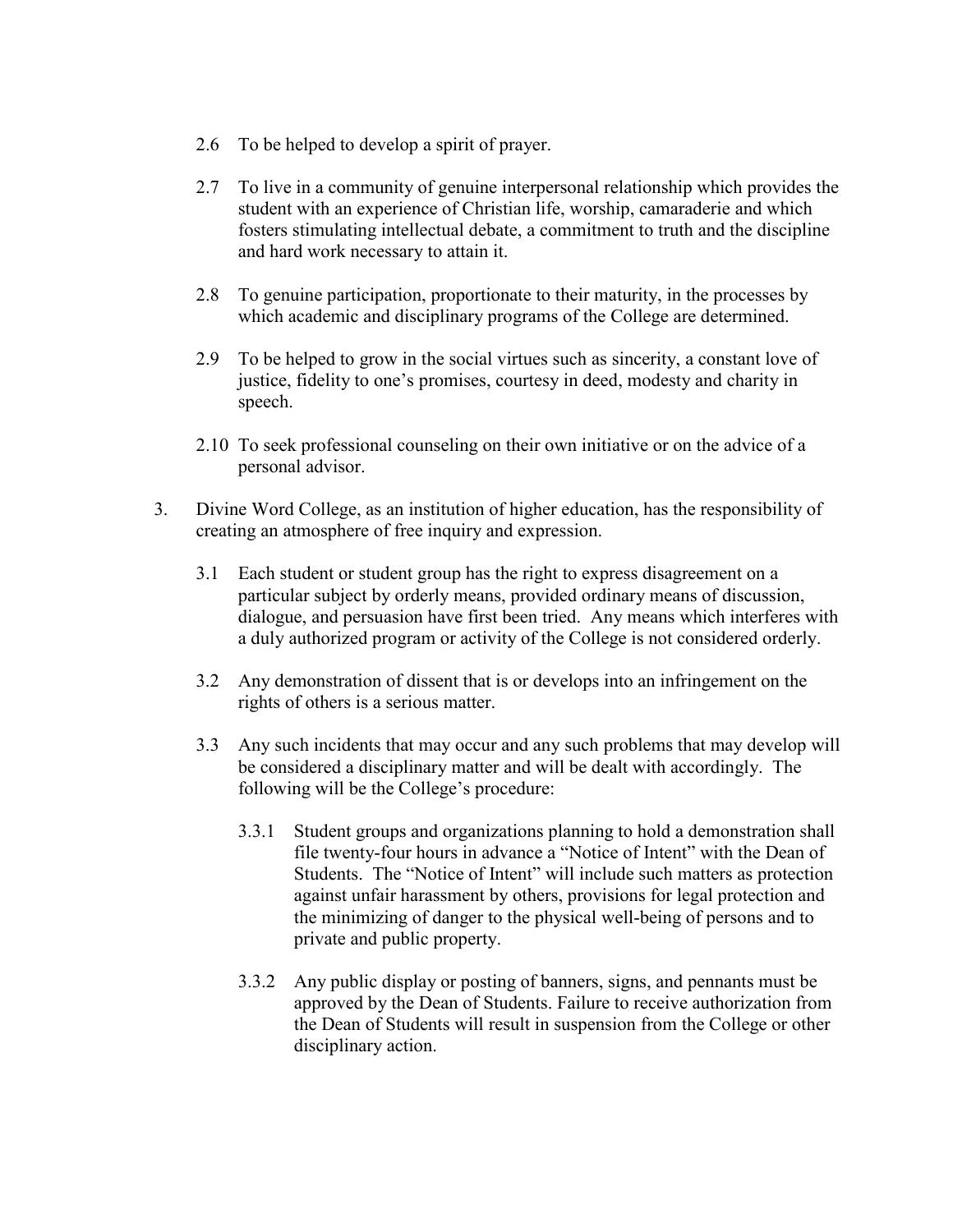2.6 To be helped to develop a spirit of prayer.

2.7 To live in a community of genuine interpersonal relationship which provides the student with an experience of Christian life, worship, camaraderie and which fosters stimulating intellectual debate, a commitment to truth and the discipline and hard work necessary to attain it.

2.8 To genuine participation, proportionate to their maturity, in the processes by which academic and disciplinary programs of the College are determined.

2.9 To be helped to grow in the social virtues such as sincerity, a constant love of justice, fidelity to one's promises, courtesy in deed, modesty and charity in speech.

2.10 To seek professional counseling on their own initiative or on the advice of a personal advisor.

3. Divine Word College, as an institution of higher education, has the responsibility of creating an atmosphere of free inquiry and expression.

 3.1 Each student or student group has the right to express disagreement on a particular subject by orderly means, provided ordinary means of discussion, dialogue, and persuasion have first been tried. Any means which interferes with a duly authorized program or activity of the College is not considered orderly.

 3.2 Any demonstration of dissent that is or develops into an infringement on the rights of others is a serious matter.

 3.3 Any such incidents that may occur and any such problems that may develop will be considered a disciplinary matter and will be dealt with accordingly. The following will be the College's procedure:

  3.3.1 Student groups and organizations planning to hold a demonstration shall file twenty-four hours in advance a "Notice of Intent" with the Dean of Students. The "Notice of Intent" will include such matters as protection against unfair harassment by others, provisions for legal protection and the minimizing of danger to the physical well-being of persons and to private and public property.

  3.3.2 Any public display or posting of banners, signs, and pennants must be approved by the Dean of Students. Failure to receive authorization from the Dean of Students will result in suspension from the College or other disciplinary action.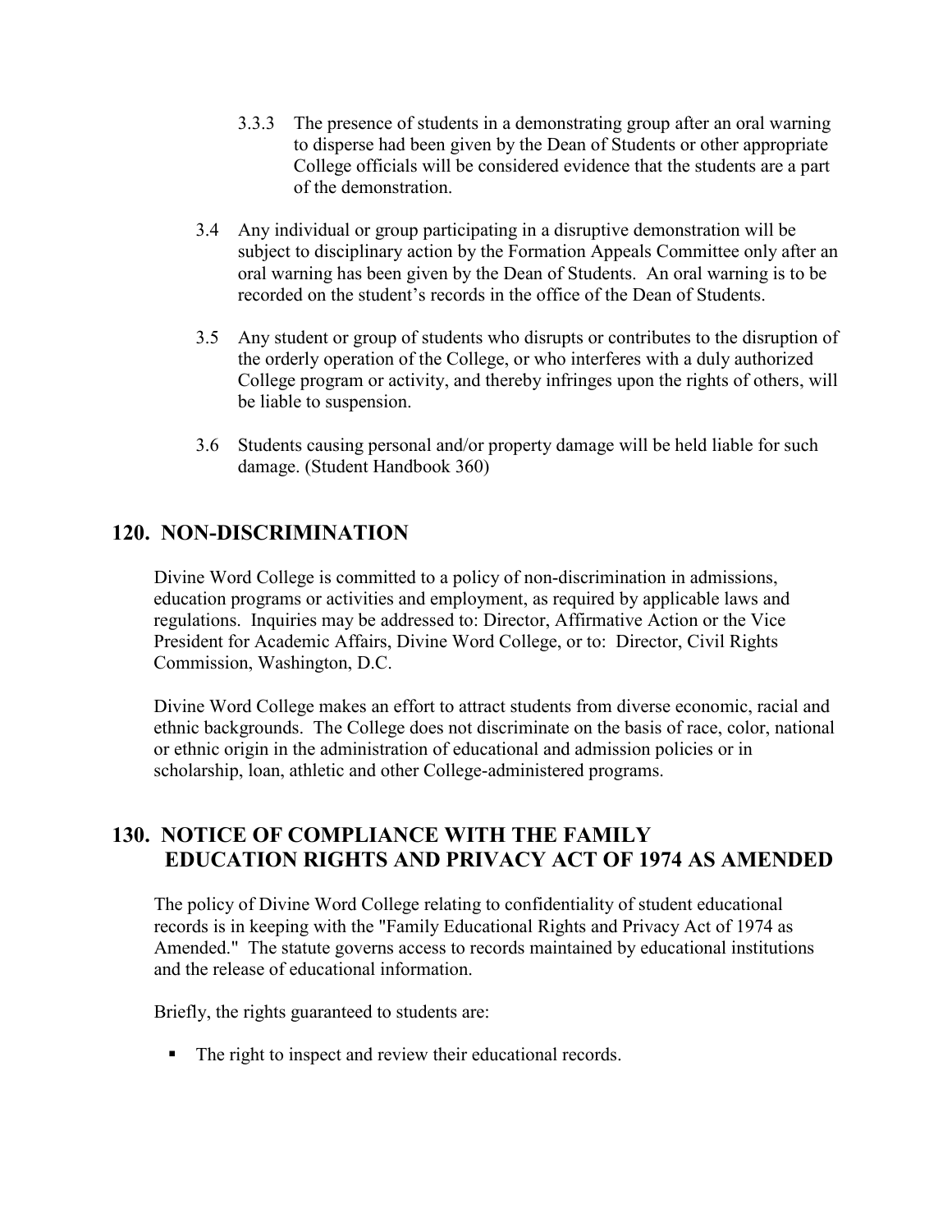3.3.3 The presence of students in a demonstrating group after an oral warning to disperse had been given by the Dean of Students or other appropriate College officials will be considered evidence that the students are a part of the demonstration.

3.4 Any individual or group participating in a disruptive demonstration will be subject to disciplinary action by the Formation Appeals Committee only after an oral warning has been given by the Dean of Students. An oral warning is to be recorded on the student's records in the office of the Dean of Students.

3.5 Any student or group of students who disrupts or contributes to the disruption of the orderly operation of the College, or who interferes with a duly authorized College program or activity, and thereby infringes upon the rights of others, will be liable to suspension.

3.6 Students causing personal and/or property damage will be held liable for such damage. (Student Handbook 360)

## 120. NON-DISCRIMINATION

Divine Word College is committed to a policy of non-discrimination in admissions, education programs or activities and employment, as required by applicable laws and regulations. Inquiries may be addressed to: Director, Affirmative Action or the Vice President for Academic Affairs, Divine Word College, or to: Director, Civil Rights Commission, Washington, D.C.

Divine Word College makes an effort to attract students from diverse economic, racial and ethnic backgrounds. The College does not discriminate on the basis of race, color, national or ethnic origin in the administration of educational and admission policies or in scholarship, loan, athletic and other College-administered programs.

## 130. NOTICE OF COMPLIANCE WITH THE FAMILY EDUCATION RIGHTS AND PRIVACY ACT OF 1974 AS AMENDED

The policy of Divine Word College relating to confidentiality of student educational records is in keeping with the "Family Educational Rights and Privacy Act of 1974 as Amended." The statute governs access to records maintained by educational institutions and the release of educational information.

Briefly, the rights guaranteed to students are:

- The right to inspect and review their educational records.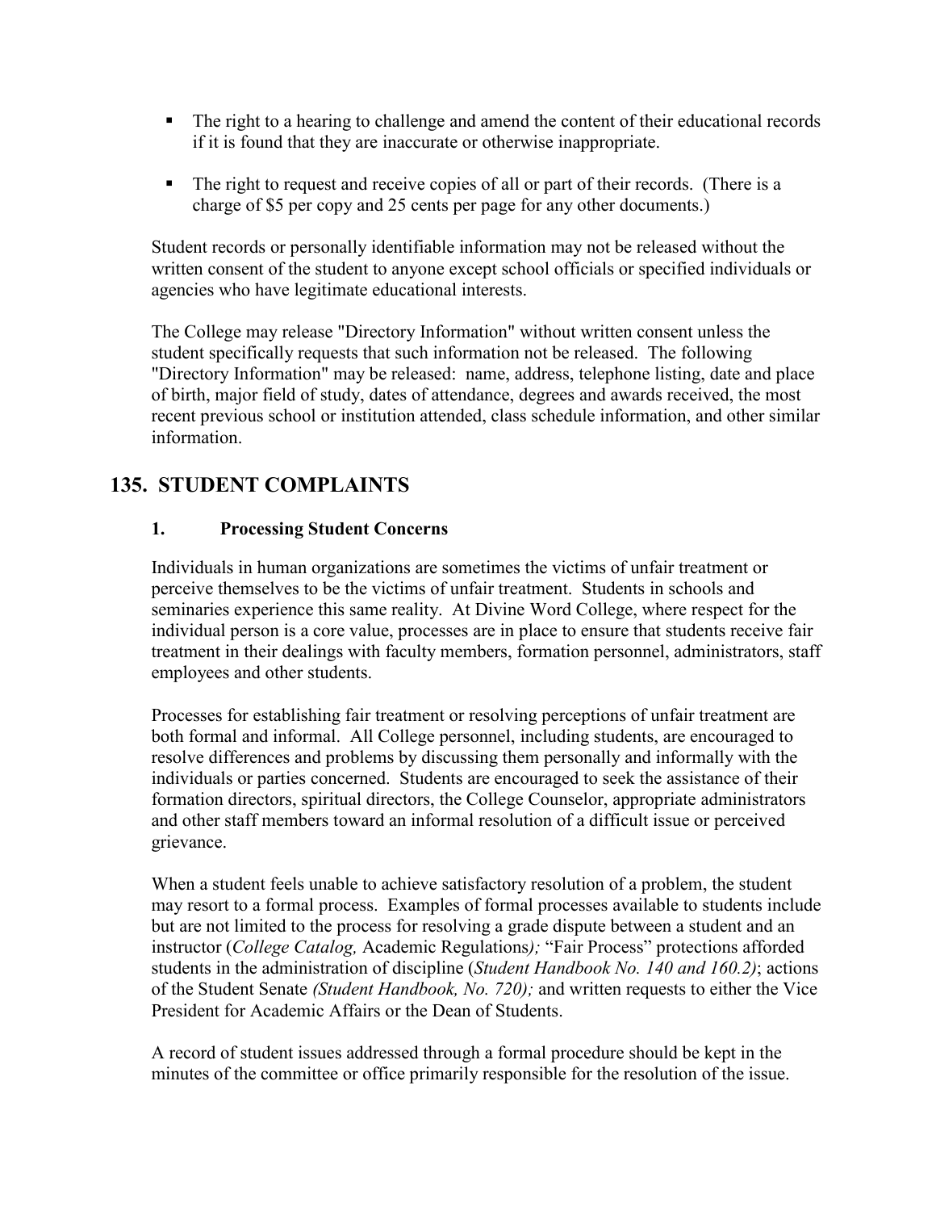- The right to a hearing to challenge and amend the content of their educational records if it is found that they are inaccurate or otherwise inappropriate.
- The right to request and receive copies of all or part of their records. (There is a charge of $5 per copy and 25 cents per page for any other documents.)

Student records or personally identifiable information may not be released without the written consent of the student to anyone except school officials or specified individuals or agencies who have legitimate educational interests.

The College may release "Directory Information" without written consent unless the student specifically requests that such information not be released. The following "Directory Information" may be released: name, address, telephone listing, date and place of birth, major field of study, dates of attendance, degrees and awards received, the most recent previous school or institution attended, class schedule information, and other similar information.

## 135. STUDENT COMPLAINTS

### 1. Processing Student Concerns

Individuals in human organizations are sometimes the victims of unfair treatment or perceive themselves to be the victims of unfair treatment. Students in schools and seminaries experience this same reality. At Divine Word College, where respect for the individual person is a core value, processes are in place to ensure that students receive fair treatment in their dealings with faculty members, formation personnel, administrators, staff employees and other students.

Processes for establishing fair treatment or resolving perceptions of unfair treatment are both formal and informal. All College personnel, including students, are encouraged to resolve differences and problems by discussing them personally and informally with the individuals or parties concerned. Students are encouraged to seek the assistance of their formation directors, spiritual directors, the College Counselor, appropriate administrators and other staff members toward an informal resolution of a difficult issue or perceived grievance.

When a student feels unable to achieve satisfactory resolution of a problem, the student may resort to a formal process. Examples of formal processes available to students include but are not limited to the process for resolving a grade dispute between a student and an instructor (*College Catalog,* Academic Regulations*);* "Fair Process" protections afforded students in the administration of discipline (*Student Handbook No. 140 and 160.2)*; actions of the Student Senate *(Student Handbook, No. 720);* and written requests to either the Vice President for Academic Affairs or the Dean of Students.

A record of student issues addressed through a formal procedure should be kept in the minutes of the committee or office primarily responsible for the resolution of the issue.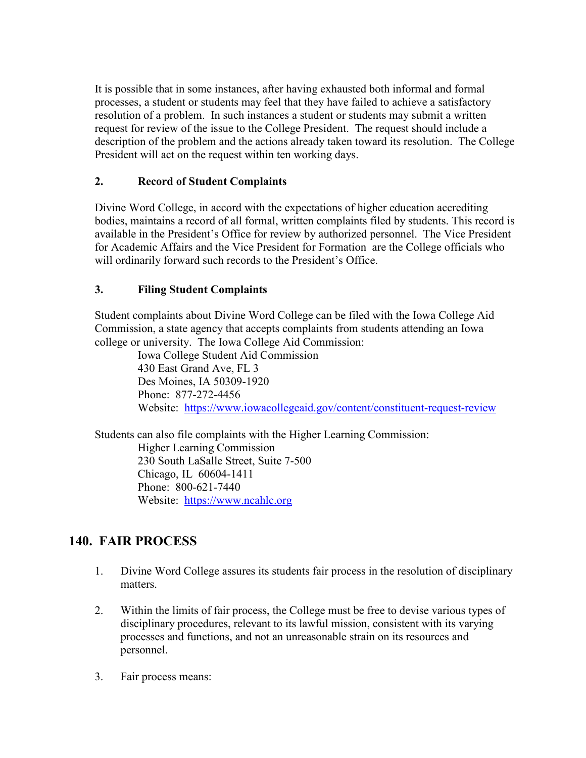It is possible that in some instances, after having exhausted both informal and formal processes, a student or students may feel that they have failed to achieve a satisfactory resolution of a problem. In such instances a student or students may submit a written request for review of the issue to the College President. The request should include a description of the problem and the actions already taken toward its resolution. The College President will act on the request within ten working days.

### 2. Record of Student Complaints

Divine Word College, in accord with the expectations of higher education accrediting bodies, maintains a record of all formal, written complaints filed by students. This record is available in the President's Office for review by authorized personnel. The Vice President for Academic Affairs and the Vice President for Formation are the College officials who will ordinarily forward such records to the President's Office.

### 3. Filing Student Complaints

Student complaints about Divine Word College can be filed with the Iowa College Aid Commission, a state agency that accepts complaints from students attending an Iowa college or university. The Iowa College Aid Commission:

Iowa College Student Aid Commission
430 East Grand Ave, FL 3
Des Moines, IA 50309-1920
Phone: 877-272-4456
Website: https://www.iowacollegeaid.gov/content/constituent-request-review

Students can also file complaints with the Higher Learning Commission:

Higher Learning Commission
230 South LaSalle Street, Suite 7-500
Chicago, IL 60604-1411
Phone: 800-621-7440
Website: https://www.ncahlc.org

## 140. FAIR PROCESS

1. Divine Word College assures its students fair process in the resolution of disciplinary matters.

2. Within the limits of fair process, the College must be free to devise various types of disciplinary procedures, relevant to its lawful mission, consistent with its varying processes and functions, and not an unreasonable strain on its resources and personnel.

3. Fair process means: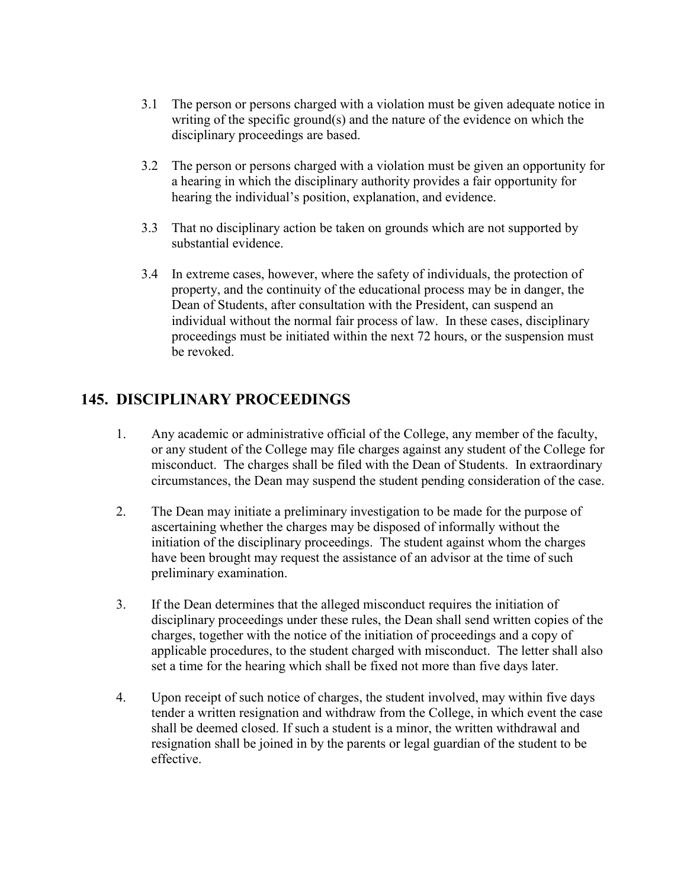3.1 The person or persons charged with a violation must be given adequate notice in writing of the specific ground(s) and the nature of the evidence on which the disciplinary proceedings are based.

3.2 The person or persons charged with a violation must be given an opportunity for a hearing in which the disciplinary authority provides a fair opportunity for hearing the individual's position, explanation, and evidence.

3.3 That no disciplinary action be taken on grounds which are not supported by substantial evidence.

3.4 In extreme cases, however, where the safety of individuals, the protection of property, and the continuity of the educational process may be in danger, the Dean of Students, after consultation with the President, can suspend an individual without the normal fair process of law. In these cases, disciplinary proceedings must be initiated within the next 72 hours, or the suspension must be revoked.

## 145. DISCIPLINARY PROCEEDINGS

1. Any academic or administrative official of the College, any member of the faculty, or any student of the College may file charges against any student of the College for misconduct. The charges shall be filed with the Dean of Students. In extraordinary circumstances, the Dean may suspend the student pending consideration of the case.

2. The Dean may initiate a preliminary investigation to be made for the purpose of ascertaining whether the charges may be disposed of informally without the initiation of the disciplinary proceedings. The student against whom the charges have been brought may request the assistance of an advisor at the time of such preliminary examination.

3. If the Dean determines that the alleged misconduct requires the initiation of disciplinary proceedings under these rules, the Dean shall send written copies of the charges, together with the notice of the initiation of proceedings and a copy of applicable procedures, to the student charged with misconduct. The letter shall also set a time for the hearing which shall be fixed not more than five days later.

4. Upon receipt of such notice of charges, the student involved, may within five days tender a written resignation and withdraw from the College, in which event the case shall be deemed closed. If such a student is a minor, the written withdrawal and resignation shall be joined in by the parents or legal guardian of the student to be effective.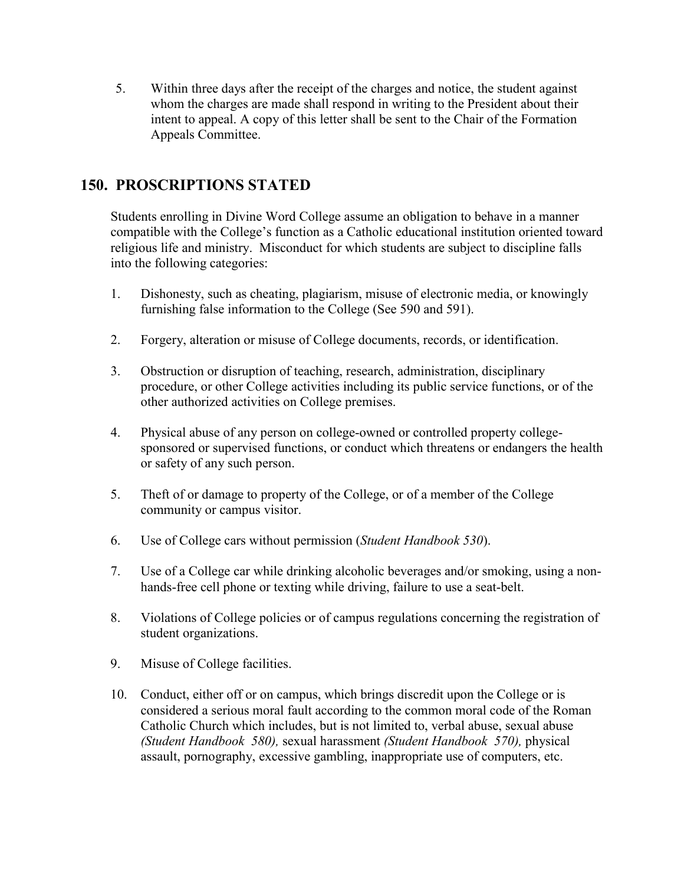5. Within three days after the receipt of the charges and notice, the student against whom the charges are made shall respond in writing to the President about their intent to appeal. A copy of this letter shall be sent to the Chair of the Formation Appeals Committee.

## 150. PROSCRIPTIONS STATED

Students enrolling in Divine Word College assume an obligation to behave in a manner compatible with the College's function as a Catholic educational institution oriented toward religious life and ministry. Misconduct for which students are subject to discipline falls into the following categories:

1. Dishonesty, such as cheating, plagiarism, misuse of electronic media, or knowingly furnishing false information to the College (See 590 and 591).

2. Forgery, alteration or misuse of College documents, records, or identification.

3. Obstruction or disruption of teaching, research, administration, disciplinary procedure, or other College activities including its public service functions, or of the other authorized activities on College premises.

4. Physical abuse of any person on college-owned or controlled property college-sponsored or supervised functions, or conduct which threatens or endangers the health or safety of any such person.

5. Theft of or damage to property of the College, or of a member of the College community or campus visitor.

6. Use of College cars without permission (*Student Handbook 530*).

7. Use of a College car while drinking alcoholic beverages and/or smoking, using a non-hands-free cell phone or texting while driving, failure to use a seat-belt.

8. Violations of College policies or of campus regulations concerning the registration of student organizations.

9. Misuse of College facilities.

10. Conduct, either off or on campus, which brings discredit upon the College or is considered a serious moral fault according to the common moral code of the Roman Catholic Church which includes, but is not limited to, verbal abuse, sexual abuse *(Student Handbook 580),* sexual harassment *(Student Handbook 570),* physical assault, pornography, excessive gambling, inappropriate use of computers, etc.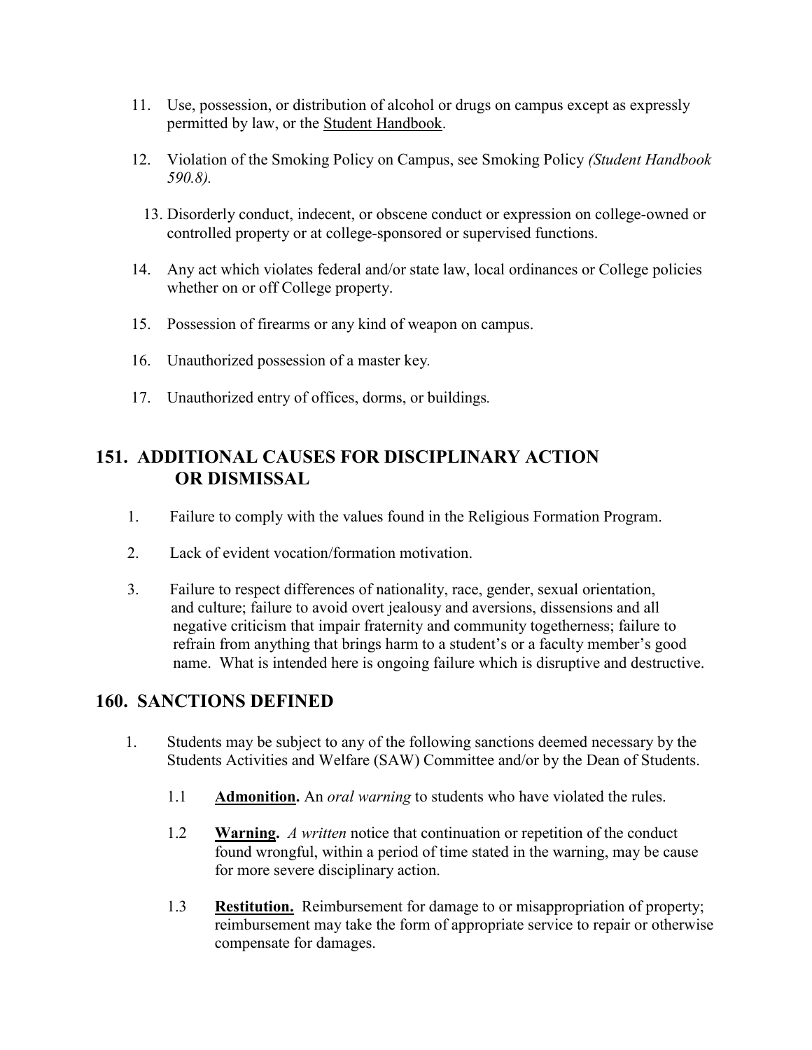11. Use, possession, or distribution of alcohol or drugs on campus except as expressly permitted by law, or the Student Handbook.

12. Violation of the Smoking Policy on Campus, see Smoking Policy *(Student Handbook 590.8).*

13. Disorderly conduct, indecent, or obscene conduct or expression on college-owned or controlled property or at college-sponsored or supervised functions.

14. Any act which violates federal and/or state law, local ordinances or College policies whether on or off College property.

15. Possession of firearms or any kind of weapon on campus.

16. Unauthorized possession of a master key.

17. Unauthorized entry of offices, dorms, or buildings.

## 151. ADDITIONAL CAUSES FOR DISCIPLINARY ACTION OR DISMISSAL

1. Failure to comply with the values found in the Religious Formation Program.

2. Lack of evident vocation/formation motivation.

3. Failure to respect differences of nationality, race, gender, sexual orientation, and culture; failure to avoid overt jealousy and aversions, dissensions and all negative criticism that impair fraternity and community togetherness; failure to refrain from anything that brings harm to a student's or a faculty member's good name. What is intended here is ongoing failure which is disruptive and destructive.

## 160. SANCTIONS DEFINED

1. Students may be subject to any of the following sanctions deemed necessary by the Students Activities and Welfare (SAW) Committee and/or by the Dean of Students.

   1.1 **Admonition.** An *oral warning* to students who have violated the rules.

   1.2 **Warning.** *A written* notice that continuation or repetition of the conduct found wrongful, within a period of time stated in the warning, may be cause for more severe disciplinary action.

   1.3 **Restitution.** Reimbursement for damage to or misappropriation of property; reimbursement may take the form of appropriate service to repair or otherwise compensate for damages.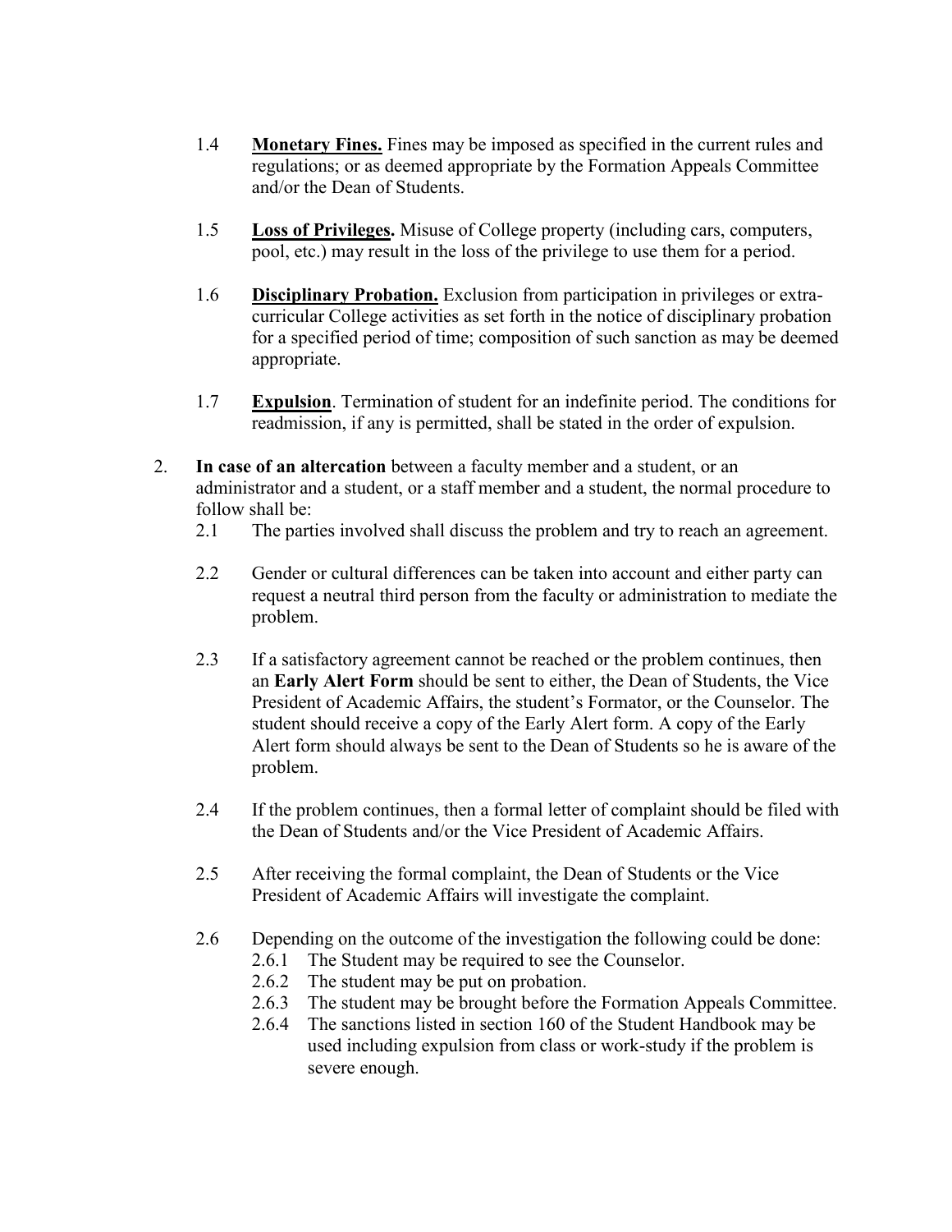1.4 **Monetary Fines.** Fines may be imposed as specified in the current rules and regulations; or as deemed appropriate by the Formation Appeals Committee and/or the Dean of Students.

1.5 **Loss of Privileges.** Misuse of College property (including cars, computers, pool, etc.) may result in the loss of the privilege to use them for a period.

1.6 **Disciplinary Probation.** Exclusion from participation in privileges or extra-curricular College activities as set forth in the notice of disciplinary probation for a specified period of time; composition of such sanction as may be deemed appropriate.

1.7 **Expulsion**. Termination of student for an indefinite period. The conditions for readmission, if any is permitted, shall be stated in the order of expulsion.

2. **In case of an altercation** between a faculty member and a student, or an administrator and a student, or a staff member and a student, the normal procedure to follow shall be:

   2.1 The parties involved shall discuss the problem and try to reach an agreement.

   2.2 Gender or cultural differences can be taken into account and either party can request a neutral third person from the faculty or administration to mediate the problem.

   2.3 If a satisfactory agreement cannot be reached or the problem continues, then an **Early Alert Form** should be sent to either, the Dean of Students, the Vice President of Academic Affairs, the student's Formator, or the Counselor. The student should receive a copy of the Early Alert form. A copy of the Early Alert form should always be sent to the Dean of Students so he is aware of the problem.

   2.4 If the problem continues, then a formal letter of complaint should be filed with the Dean of Students and/or the Vice President of Academic Affairs.

   2.5 After receiving the formal complaint, the Dean of Students or the Vice President of Academic Affairs will investigate the complaint.

   2.6 Depending on the outcome of the investigation the following could be done:

      2.6.1 The Student may be required to see the Counselor.

      2.6.2 The student may be put on probation.

      2.6.3 The student may be brought before the Formation Appeals Committee.

      2.6.4 The sanctions listed in section 160 of the Student Handbook may be used including expulsion from class or work-study if the problem is severe enough.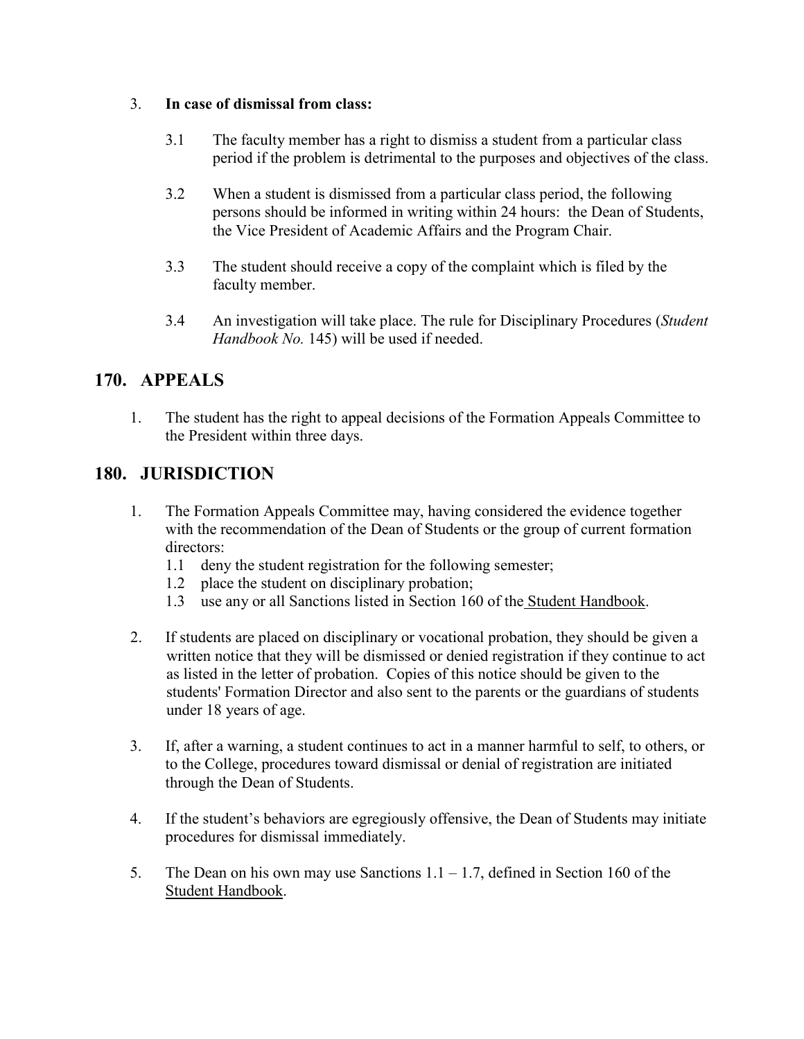3. **In case of dismissal from class:**

   3.1 The faculty member has a right to dismiss a student from a particular class period if the problem is detrimental to the purposes and objectives of the class.

   3.2 When a student is dismissed from a particular class period, the following persons should be informed in writing within 24 hours: the Dean of Students, the Vice President of Academic Affairs and the Program Chair.

   3.3 The student should receive a copy of the complaint which is filed by the faculty member.

   3.4 An investigation will take place. The rule for Disciplinary Procedures (*Student Handbook No.* 145) will be used if needed.

## 170. APPEALS

1. The student has the right to appeal decisions of the Formation Appeals Committee to the President within three days.

## 180. JURISDICTION

1. The Formation Appeals Committee may, having considered the evidence together with the recommendation of the Dean of Students or the group of current formation directors:
   1.1 deny the student registration for the following semester;
   1.2 place the student on disciplinary probation;
   1.3 use any or all Sanctions listed in Section 160 of the Student Handbook.

2. If students are placed on disciplinary or vocational probation, they should be given a written notice that they will be dismissed or denied registration if they continue to act as listed in the letter of probation. Copies of this notice should be given to the students' Formation Director and also sent to the parents or the guardians of students under 18 years of age.

3. If, after a warning, a student continues to act in a manner harmful to self, to others, or to the College, procedures toward dismissal or denial of registration are initiated through the Dean of Students.

4. If the student's behaviors are egregiously offensive, the Dean of Students may initiate procedures for dismissal immediately.

5. The Dean on his own may use Sanctions 1.1 – 1.7, defined in Section 160 of the Student Handbook.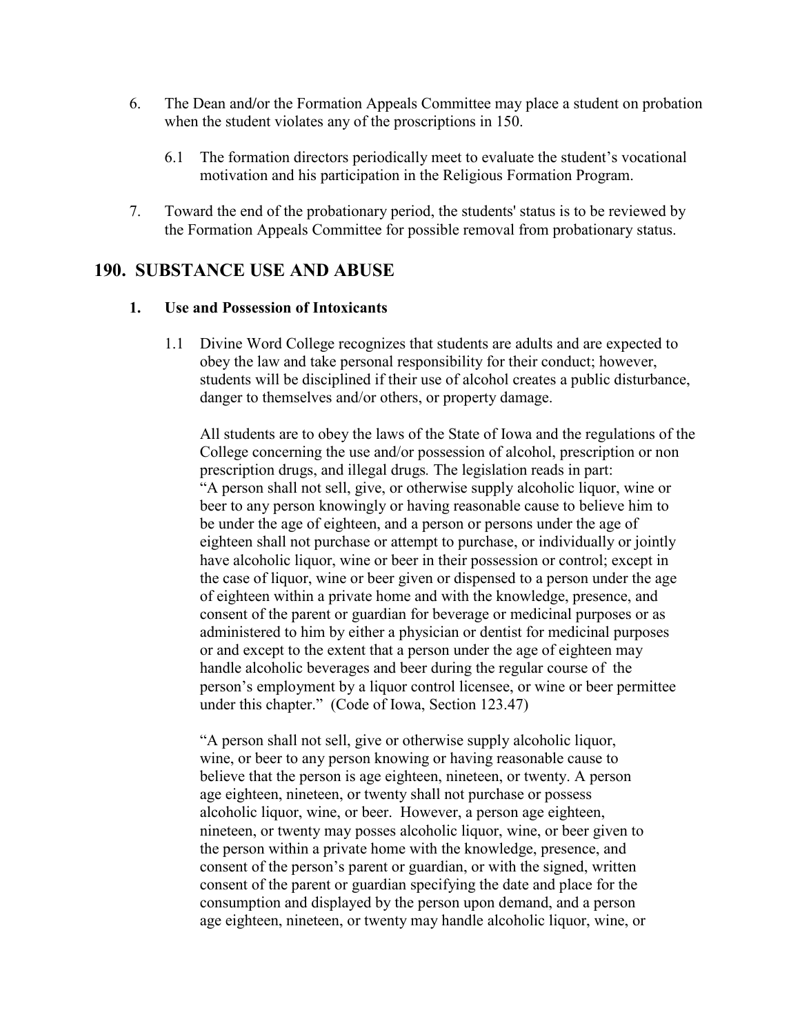6. The Dean and/or the Formation Appeals Committee may place a student on probation when the student violates any of the proscriptions in 150.

   6.1 The formation directors periodically meet to evaluate the student's vocational motivation and his participation in the Religious Formation Program.

7. Toward the end of the probationary period, the students' status is to be reviewed by the Formation Appeals Committee for possible removal from probationary status.

## 190. SUBSTANCE USE AND ABUSE

### 1. Use and Possession of Intoxicants

1.1 Divine Word College recognizes that students are adults and are expected to obey the law and take personal responsibility for their conduct; however, students will be disciplined if their use of alcohol creates a public disturbance, danger to themselves and/or others, or property damage.

All students are to obey the laws of the State of Iowa and the regulations of the College concerning the use and/or possession of alcohol, prescription or non prescription drugs, and illegal drugs*.* The legislation reads in part: "A person shall not sell, give, or otherwise supply alcoholic liquor, wine or beer to any person knowingly or having reasonable cause to believe him to be under the age of eighteen, and a person or persons under the age of eighteen shall not purchase or attempt to purchase, or individually or jointly have alcoholic liquor, wine or beer in their possession or control; except in the case of liquor, wine or beer given or dispensed to a person under the age of eighteen within a private home and with the knowledge, presence, and consent of the parent or guardian for beverage or medicinal purposes or as administered to him by either a physician or dentist for medicinal purposes or and except to the extent that a person under the age of eighteen may handle alcoholic beverages and beer during the regular course of the person's employment by a liquor control licensee, or wine or beer permittee under this chapter." (Code of Iowa, Section 123.47)

"A person shall not sell, give or otherwise supply alcoholic liquor, wine, or beer to any person knowing or having reasonable cause to believe that the person is age eighteen, nineteen, or twenty. A person age eighteen, nineteen, or twenty shall not purchase or possess alcoholic liquor, wine, or beer. However, a person age eighteen, nineteen, or twenty may posses alcoholic liquor, wine, or beer given to the person within a private home with the knowledge, presence, and consent of the person's parent or guardian, or with the signed, written consent of the parent or guardian specifying the date and place for the consumption and displayed by the person upon demand, and a person age eighteen, nineteen, or twenty may handle alcoholic liquor, wine, or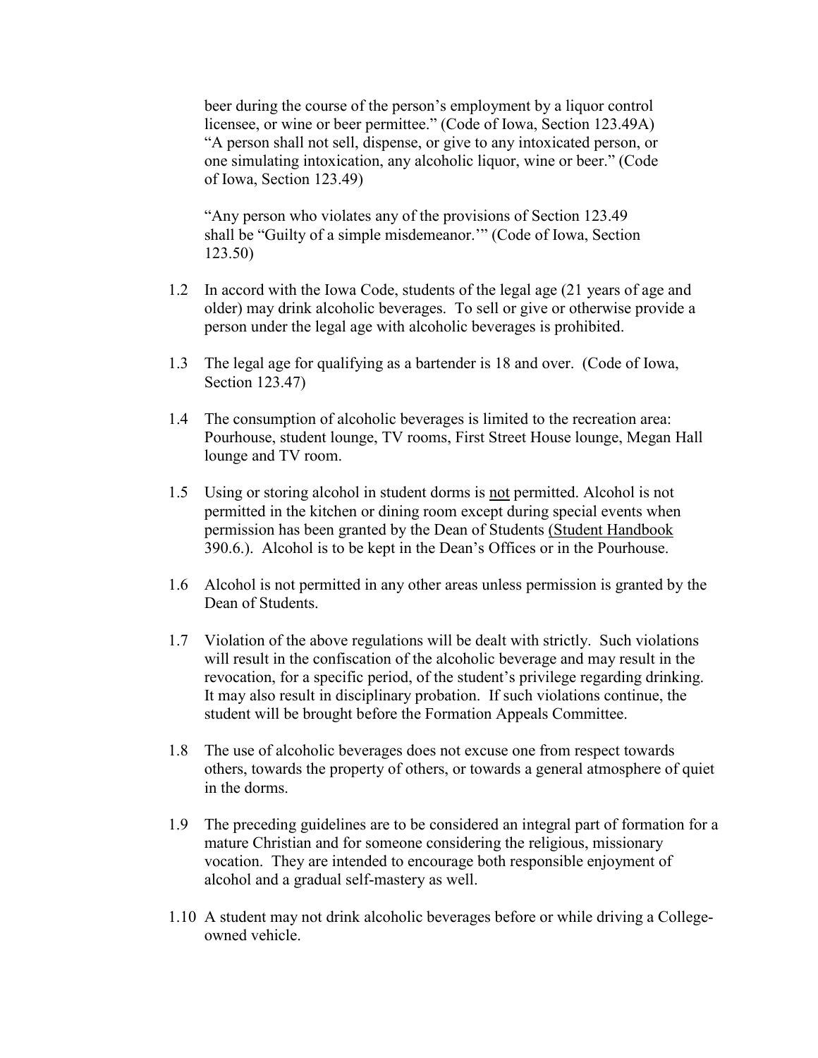beer during the course of the person's employment by a liquor control licensee, or wine or beer permittee." (Code of Iowa, Section 123.49A) "A person shall not sell, dispense, or give to any intoxicated person, or one simulating intoxication, any alcoholic liquor, wine or beer." (Code of Iowa, Section 123.49)

"Any person who violates any of the provisions of Section 123.49 shall be "Guilty of a simple misdemeanor.'" (Code of Iowa, Section 123.50)

1.2 In accord with the Iowa Code, students of the legal age (21 years of age and older) may drink alcoholic beverages. To sell or give or otherwise provide a person under the legal age with alcoholic beverages is prohibited.

1.3 The legal age for qualifying as a bartender is 18 and over. (Code of Iowa, Section 123.47)

1.4 The consumption of alcoholic beverages is limited to the recreation area: Pourhouse, student lounge, TV rooms, First Street House lounge, Megan Hall lounge and TV room.

1.5 Using or storing alcohol in student dorms is <u>not</u> permitted. Alcohol is not permitted in the kitchen or dining room except during special events when permission has been granted by the Dean of Students <u>(Student Handbook</u> 390.6.). Alcohol is to be kept in the Dean's Offices or in the Pourhouse.

1.6 Alcohol is not permitted in any other areas unless permission is granted by the Dean of Students.

1.7 Violation of the above regulations will be dealt with strictly. Such violations will result in the confiscation of the alcoholic beverage and may result in the revocation, for a specific period, of the student's privilege regarding drinking. It may also result in disciplinary probation. If such violations continue, the student will be brought before the Formation Appeals Committee.

1.8 The use of alcoholic beverages does not excuse one from respect towards others, towards the property of others, or towards a general atmosphere of quiet in the dorms.

1.9 The preceding guidelines are to be considered an integral part of formation for a mature Christian and for someone considering the religious, missionary vocation. They are intended to encourage both responsible enjoyment of alcohol and a gradual self-mastery as well.

1.10 A student may not drink alcoholic beverages before or while driving a College-owned vehicle.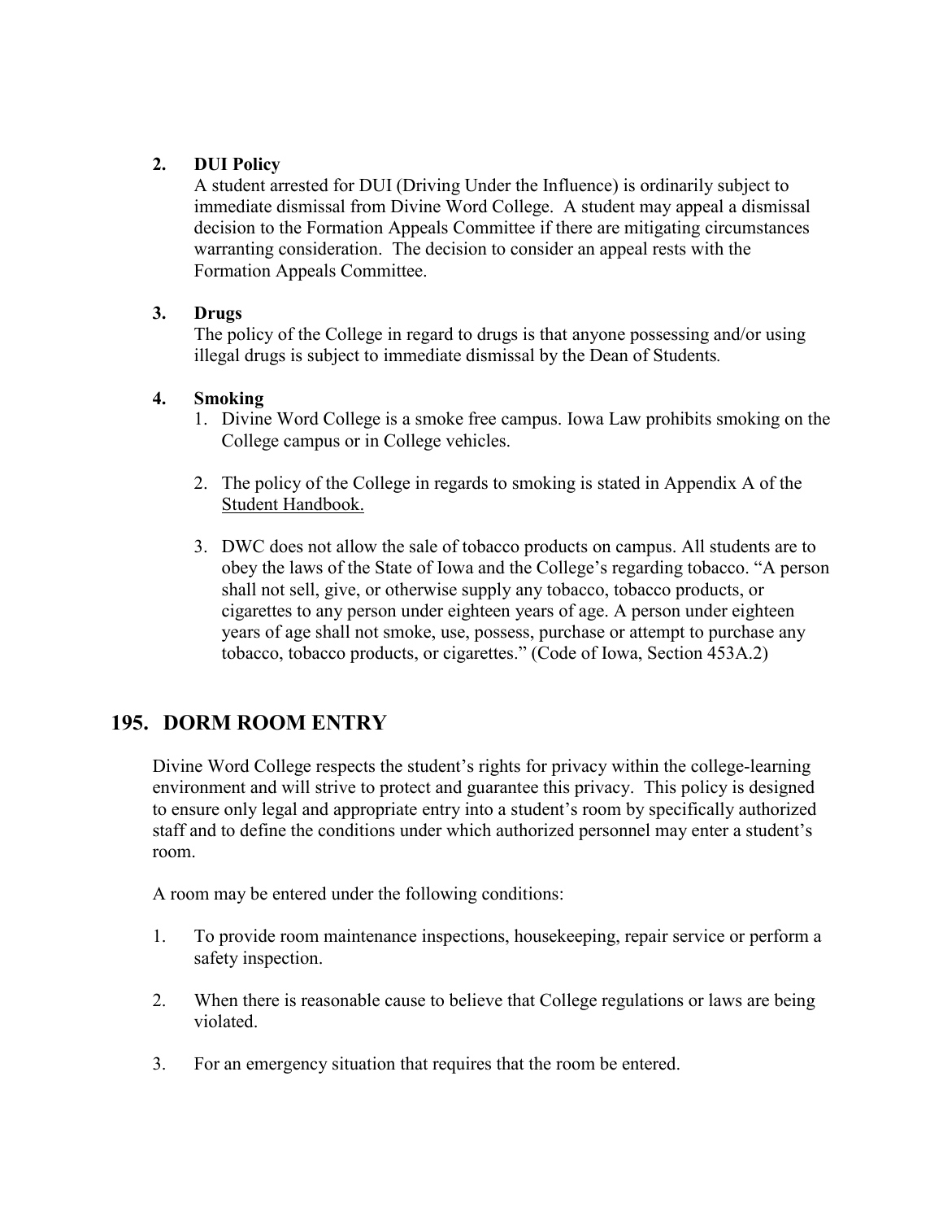**2. DUI Policy**

A student arrested for DUI (Driving Under the Influence) is ordinarily subject to immediate dismissal from Divine Word College. A student may appeal a dismissal decision to the Formation Appeals Committee if there are mitigating circumstances warranting consideration. The decision to consider an appeal rests with the Formation Appeals Committee.

**3. Drugs**

The policy of the College in regard to drugs is that anyone possessing and/or using illegal drugs is subject to immediate dismissal by the Dean of Students.

**4. Smoking**

1. Divine Word College is a smoke free campus. Iowa Law prohibits smoking on the College campus or in College vehicles.

2. The policy of the College in regards to smoking is stated in Appendix A of the Student Handbook.

3. DWC does not allow the sale of tobacco products on campus. All students are to obey the laws of the State of Iowa and the College's regarding tobacco. "A person shall not sell, give, or otherwise supply any tobacco, tobacco products, or cigarettes to any person under eighteen years of age. A person under eighteen years of age shall not smoke, use, possess, purchase or attempt to purchase any tobacco, tobacco products, or cigarettes." (Code of Iowa, Section 453A.2)

## 195. DORM ROOM ENTRY

Divine Word College respects the student's rights for privacy within the college-learning environment and will strive to protect and guarantee this privacy. This policy is designed to ensure only legal and appropriate entry into a student's room by specifically authorized staff and to define the conditions under which authorized personnel may enter a student's room.

A room may be entered under the following conditions:

1. To provide room maintenance inspections, housekeeping, repair service or perform a safety inspection.

2. When there is reasonable cause to believe that College regulations or laws are being violated.

3. For an emergency situation that requires that the room be entered.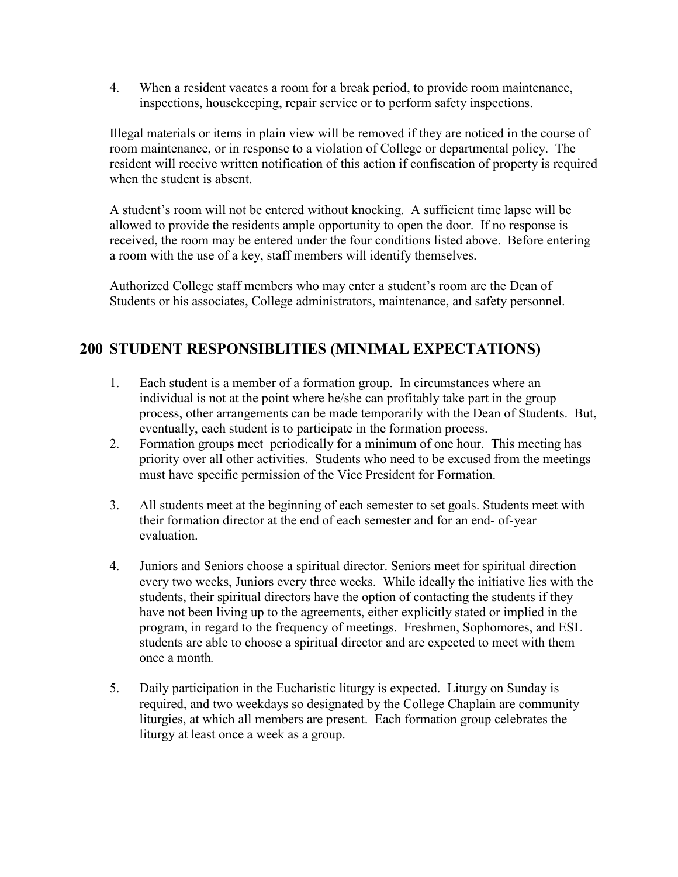4. When a resident vacates a room for a break period, to provide room maintenance, inspections, housekeeping, repair service or to perform safety inspections.

Illegal materials or items in plain view will be removed if they are noticed in the course of room maintenance, or in response to a violation of College or departmental policy. The resident will receive written notification of this action if confiscation of property is required when the student is absent.

A student's room will not be entered without knocking. A sufficient time lapse will be allowed to provide the residents ample opportunity to open the door. If no response is received, the room may be entered under the four conditions listed above. Before entering a room with the use of a key, staff members will identify themselves.

Authorized College staff members who may enter a student's room are the Dean of Students or his associates, College administrators, maintenance, and safety personnel.

## 200 STUDENT RESPONSIBLITIES (MINIMAL EXPECTATIONS)

1. Each student is a member of a formation group. In circumstances where an individual is not at the point where he/she can profitably take part in the group process, other arrangements can be made temporarily with the Dean of Students. But, eventually, each student is to participate in the formation process.
2. Formation groups meet periodically for a minimum of one hour. This meeting has priority over all other activities. Students who need to be excused from the meetings must have specific permission of the Vice President for Formation.
3. All students meet at the beginning of each semester to set goals. Students meet with their formation director at the end of each semester and for an end- of-year evaluation.
4. Juniors and Seniors choose a spiritual director. Seniors meet for spiritual direction every two weeks, Juniors every three weeks. While ideally the initiative lies with the students, their spiritual directors have the option of contacting the students if they have not been living up to the agreements, either explicitly stated or implied in the program, in regard to the frequency of meetings. Freshmen, Sophomores, and ESL students are able to choose a spiritual director and are expected to meet with them once a month*.*
5. Daily participation in the Eucharistic liturgy is expected. Liturgy on Sunday is required, and two weekdays so designated by the College Chaplain are community liturgies, at which all members are present. Each formation group celebrates the liturgy at least once a week as a group.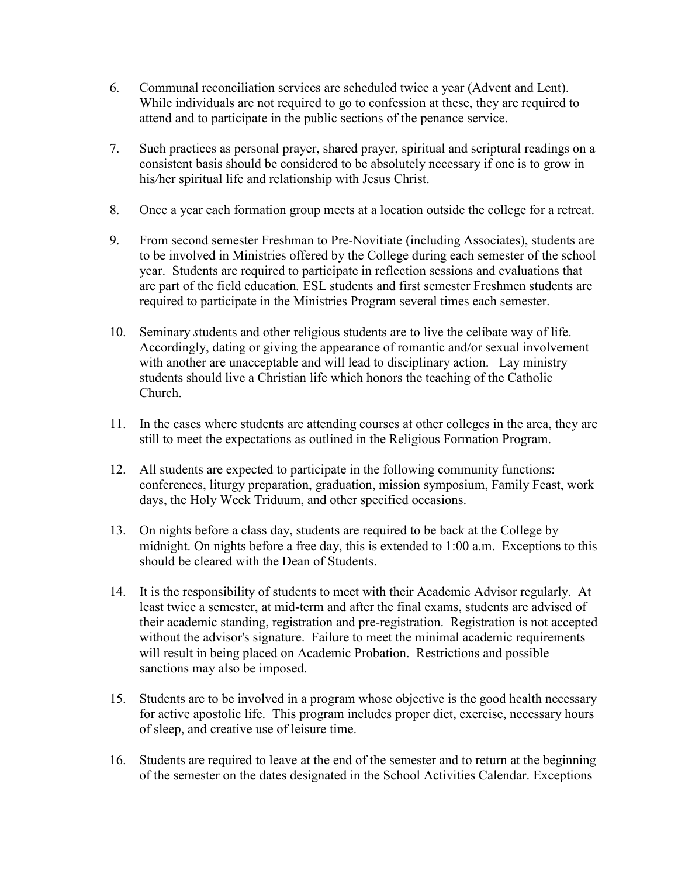6. Communal reconciliation services are scheduled twice a year (Advent and Lent). While individuals are not required to go to confession at these, they are required to attend and to participate in the public sections of the penance service.

7. Such practices as personal prayer, shared prayer, spiritual and scriptural readings on a consistent basis should be considered to be absolutely necessary if one is to grow in his/her spiritual life and relationship with Jesus Christ.

8. Once a year each formation group meets at a location outside the college for a retreat.

9. From second semester Freshman to Pre-Novitiate (including Associates), students are to be involved in Ministries offered by the College during each semester of the school year. Students are required to participate in reflection sessions and evaluations that are part of the field education. ESL students and first semester Freshmen students are required to participate in the Ministries Program several times each semester.

10. Seminary students and other religious students are to live the celibate way of life. Accordingly, dating or giving the appearance of romantic and/or sexual involvement with another are unacceptable and will lead to disciplinary action. Lay ministry students should live a Christian life which honors the teaching of the Catholic Church.

11. In the cases where students are attending courses at other colleges in the area, they are still to meet the expectations as outlined in the Religious Formation Program.

12. All students are expected to participate in the following community functions: conferences, liturgy preparation, graduation, mission symposium, Family Feast, work days, the Holy Week Triduum, and other specified occasions.

13. On nights before a class day, students are required to be back at the College by midnight. On nights before a free day, this is extended to 1:00 a.m. Exceptions to this should be cleared with the Dean of Students.

14. It is the responsibility of students to meet with their Academic Advisor regularly. At least twice a semester, at mid-term and after the final exams, students are advised of their academic standing, registration and pre-registration. Registration is not accepted without the advisor's signature. Failure to meet the minimal academic requirements will result in being placed on Academic Probation. Restrictions and possible sanctions may also be imposed.

15. Students are to be involved in a program whose objective is the good health necessary for active apostolic life. This program includes proper diet, exercise, necessary hours of sleep, and creative use of leisure time.

16. Students are required to leave at the end of the semester and to return at the beginning of the semester on the dates designated in the School Activities Calendar. Exceptions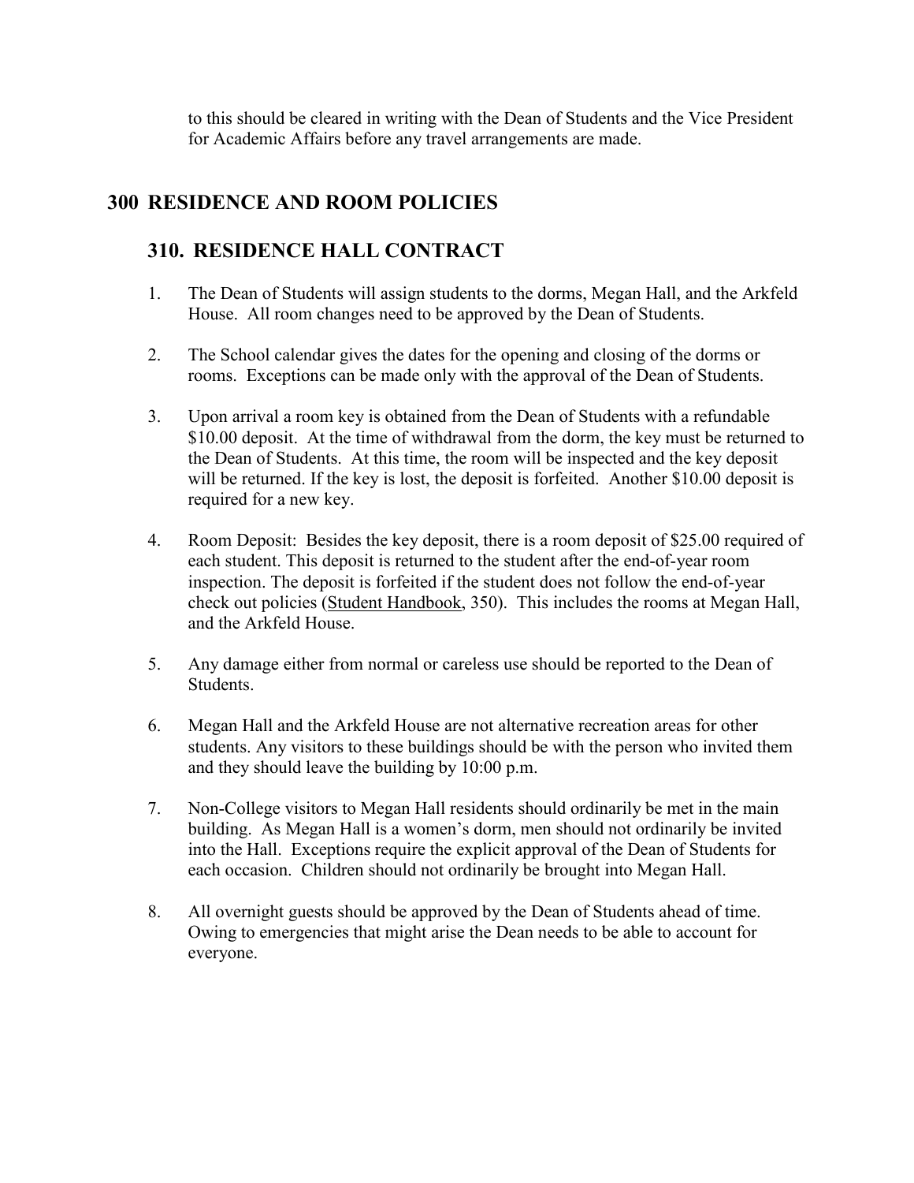to this should be cleared in writing with the Dean of Students and the Vice President for Academic Affairs before any travel arrangements are made.

# 300 RESIDENCE AND ROOM POLICIES

## 310. RESIDENCE HALL CONTRACT

1. The Dean of Students will assign students to the dorms, Megan Hall, and the Arkfeld House. All room changes need to be approved by the Dean of Students.

2. The School calendar gives the dates for the opening and closing of the dorms or rooms. Exceptions can be made only with the approval of the Dean of Students.

3. Upon arrival a room key is obtained from the Dean of Students with a refundable $10.00 deposit. At the time of withdrawal from the dorm, the key must be returned to the Dean of Students. At this time, the room will be inspected and the key deposit will be returned. If the key is lost, the deposit is forfeited. Another $10.00 deposit is required for a new key.

4. Room Deposit: Besides the key deposit, there is a room deposit of $25.00 required of each student. This deposit is returned to the student after the end-of-year room inspection. The deposit is forfeited if the student does not follow the end-of-year check out policies (Student Handbook, 350). This includes the rooms at Megan Hall, and the Arkfeld House.

5. Any damage either from normal or careless use should be reported to the Dean of Students.

6. Megan Hall and the Arkfeld House are not alternative recreation areas for other students. Any visitors to these buildings should be with the person who invited them and they should leave the building by 10:00 p.m.

7. Non-College visitors to Megan Hall residents should ordinarily be met in the main building. As Megan Hall is a women's dorm, men should not ordinarily be invited into the Hall. Exceptions require the explicit approval of the Dean of Students for each occasion. Children should not ordinarily be brought into Megan Hall.

8. All overnight guests should be approved by the Dean of Students ahead of time. Owing to emergencies that might arise the Dean needs to be able to account for everyone.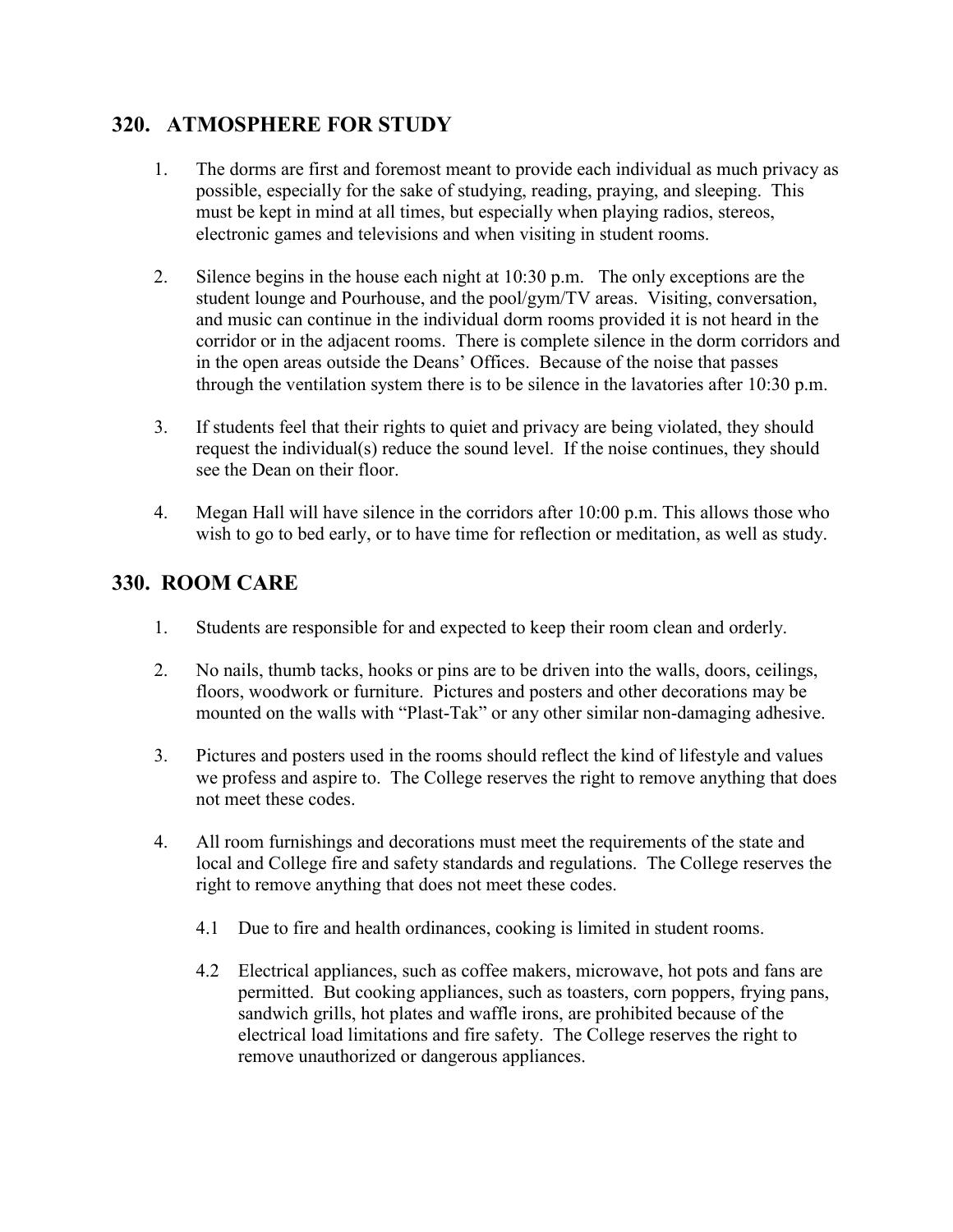## 320. ATMOSPHERE FOR STUDY

1. The dorms are first and foremost meant to provide each individual as much privacy as possible, especially for the sake of studying, reading, praying, and sleeping. This must be kept in mind at all times, but especially when playing radios, stereos, electronic games and televisions and when visiting in student rooms.

2. Silence begins in the house each night at 10:30 p.m. The only exceptions are the student lounge and Pourhouse, and the pool/gym/TV areas. Visiting, conversation, and music can continue in the individual dorm rooms provided it is not heard in the corridor or in the adjacent rooms. There is complete silence in the dorm corridors and in the open areas outside the Deans' Offices. Because of the noise that passes through the ventilation system there is to be silence in the lavatories after 10:30 p.m.

3. If students feel that their rights to quiet and privacy are being violated, they should request the individual(s) reduce the sound level. If the noise continues, they should see the Dean on their floor.

4. Megan Hall will have silence in the corridors after 10:00 p.m. This allows those who wish to go to bed early, or to have time for reflection or meditation, as well as study.

## 330. ROOM CARE

1. Students are responsible for and expected to keep their room clean and orderly.

2. No nails, thumb tacks, hooks or pins are to be driven into the walls, doors, ceilings, floors, woodwork or furniture. Pictures and posters and other decorations may be mounted on the walls with "Plast-Tak" or any other similar non-damaging adhesive.

3. Pictures and posters used in the rooms should reflect the kind of lifestyle and values we profess and aspire to. The College reserves the right to remove anything that does not meet these codes.

4. All room furnishings and decorations must meet the requirements of the state and local and College fire and safety standards and regulations. The College reserves the right to remove anything that does not meet these codes.

   4.1 Due to fire and health ordinances, cooking is limited in student rooms.

   4.2 Electrical appliances, such as coffee makers, microwave, hot pots and fans are permitted. But cooking appliances, such as toasters, corn poppers, frying pans, sandwich grills, hot plates and waffle irons, are prohibited because of the electrical load limitations and fire safety. The College reserves the right to remove unauthorized or dangerous appliances.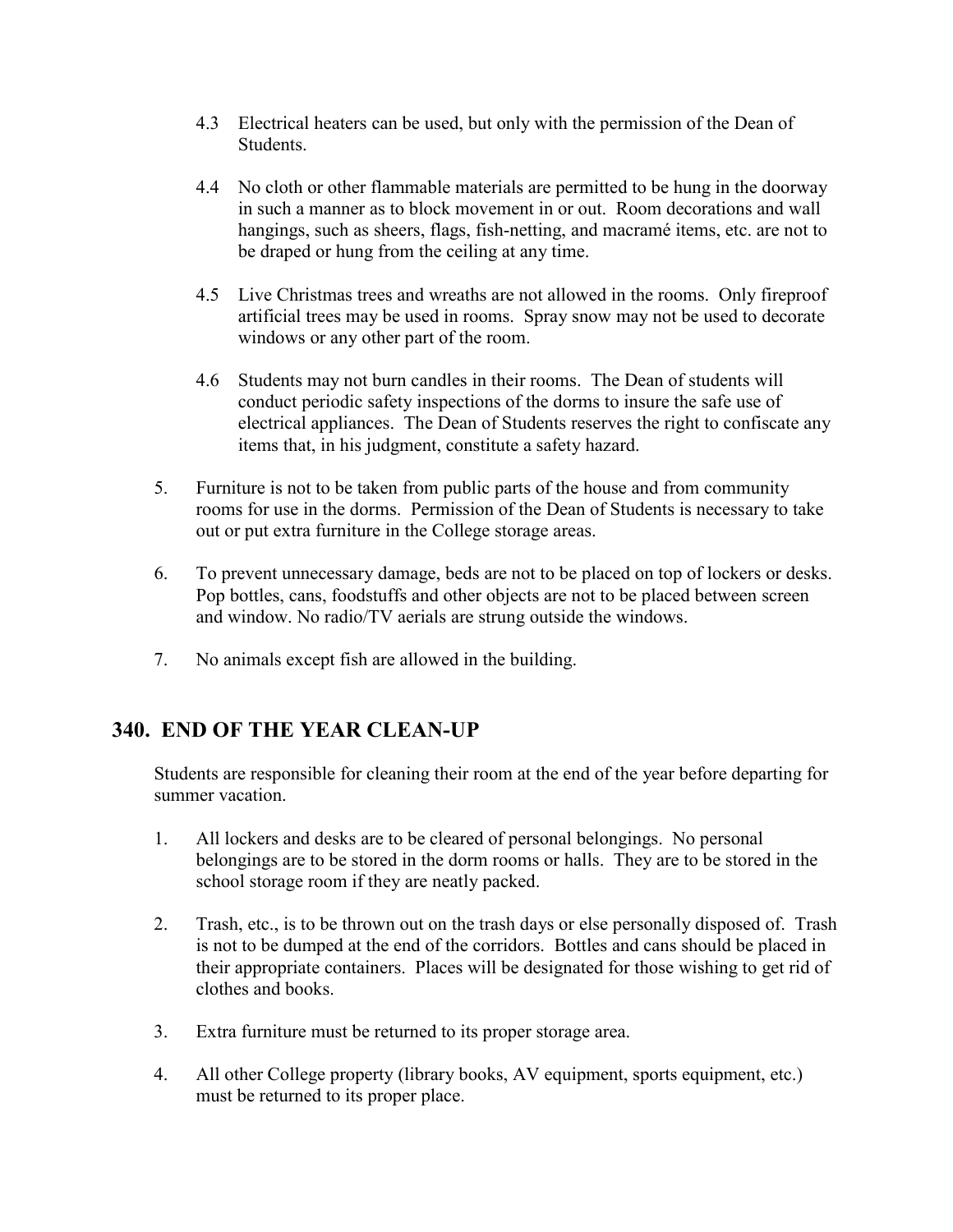4.3 Electrical heaters can be used, but only with the permission of the Dean of Students.

4.4 No cloth or other flammable materials are permitted to be hung in the doorway in such a manner as to block movement in or out. Room decorations and wall hangings, such as sheers, flags, fish-netting, and macramé items, etc. are not to be draped or hung from the ceiling at any time.

4.5 Live Christmas trees and wreaths are not allowed in the rooms. Only fireproof artificial trees may be used in rooms. Spray snow may not be used to decorate windows or any other part of the room.

4.6 Students may not burn candles in their rooms. The Dean of students will conduct periodic safety inspections of the dorms to insure the safe use of electrical appliances. The Dean of Students reserves the right to confiscate any items that, in his judgment, constitute a safety hazard.

5. Furniture is not to be taken from public parts of the house and from community rooms for use in the dorms. Permission of the Dean of Students is necessary to take out or put extra furniture in the College storage areas.

6. To prevent unnecessary damage, beds are not to be placed on top of lockers or desks. Pop bottles, cans, foodstuffs and other objects are not to be placed between screen and window. No radio/TV aerials are strung outside the windows.

7. No animals except fish are allowed in the building.

## 340. END OF THE YEAR CLEAN-UP

Students are responsible for cleaning their room at the end of the year before departing for summer vacation.

1. All lockers and desks are to be cleared of personal belongings. No personal belongings are to be stored in the dorm rooms or halls. They are to be stored in the school storage room if they are neatly packed.

2. Trash, etc., is to be thrown out on the trash days or else personally disposed of. Trash is not to be dumped at the end of the corridors. Bottles and cans should be placed in their appropriate containers. Places will be designated for those wishing to get rid of clothes and books.

3. Extra furniture must be returned to its proper storage area.

4. All other College property (library books, AV equipment, sports equipment, etc.) must be returned to its proper place.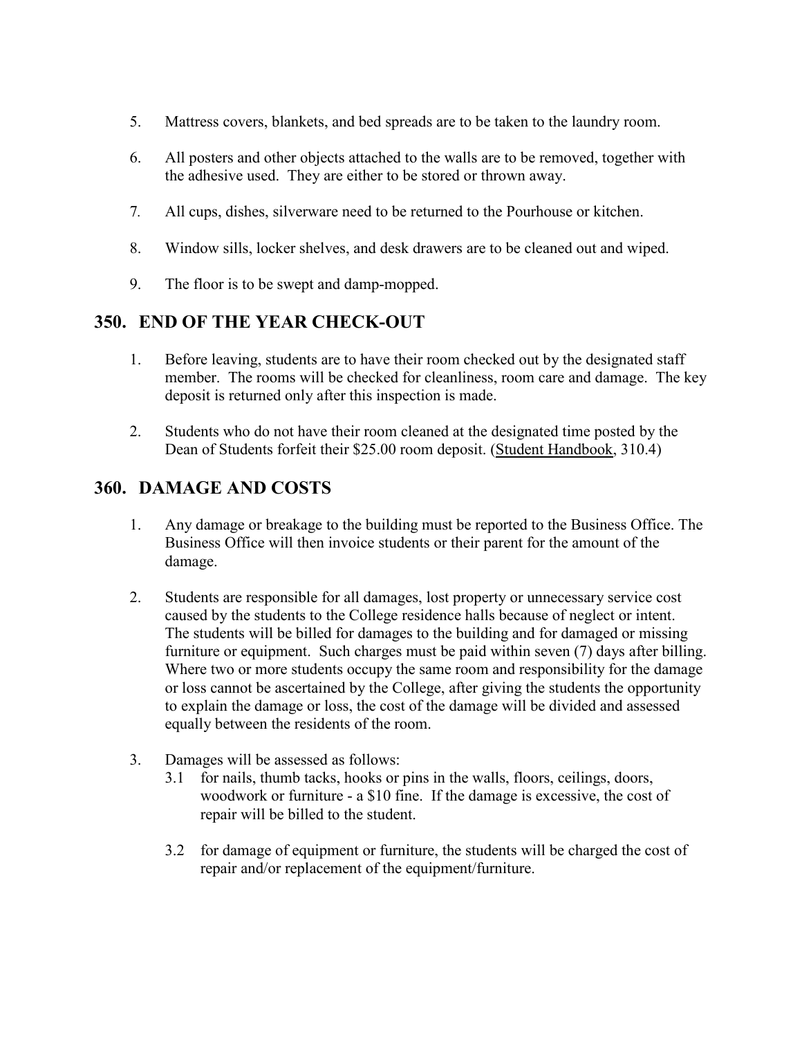5. Mattress covers, blankets, and bed spreads are to be taken to the laundry room.

6. All posters and other objects attached to the walls are to be removed, together with the adhesive used. They are either to be stored or thrown away.

7. All cups, dishes, silverware need to be returned to the Pourhouse or kitchen.

8. Window sills, locker shelves, and desk drawers are to be cleaned out and wiped.

9. The floor is to be swept and damp-mopped.

## 350. END OF THE YEAR CHECK-OUT

1. Before leaving, students are to have their room checked out by the designated staff member. The rooms will be checked for cleanliness, room care and damage. The key deposit is returned only after this inspection is made.

2. Students who do not have their room cleaned at the designated time posted by the Dean of Students forfeit their $25.00 room deposit. (Student Handbook, 310.4)

## 360. DAMAGE AND COSTS

1. Any damage or breakage to the building must be reported to the Business Office. The Business Office will then invoice students or their parent for the amount of the damage.

2. Students are responsible for all damages, lost property or unnecessary service cost caused by the students to the College residence halls because of neglect or intent. The students will be billed for damages to the building and for damaged or missing furniture or equipment. Such charges must be paid within seven (7) days after billing. Where two or more students occupy the same room and responsibility for the damage or loss cannot be ascertained by the College, after giving the students the opportunity to explain the damage or loss, the cost of the damage will be divided and assessed equally between the residents of the room.

3. Damages will be assessed as follows:
   - 3.1 for nails, thumb tacks, hooks or pins in the walls, floors, ceilings, doors, woodwork or furniture - a $10 fine. If the damage is excessive, the cost of repair will be billed to the student.
   - 3.2 for damage of equipment or furniture, the students will be charged the cost of repair and/or replacement of the equipment/furniture.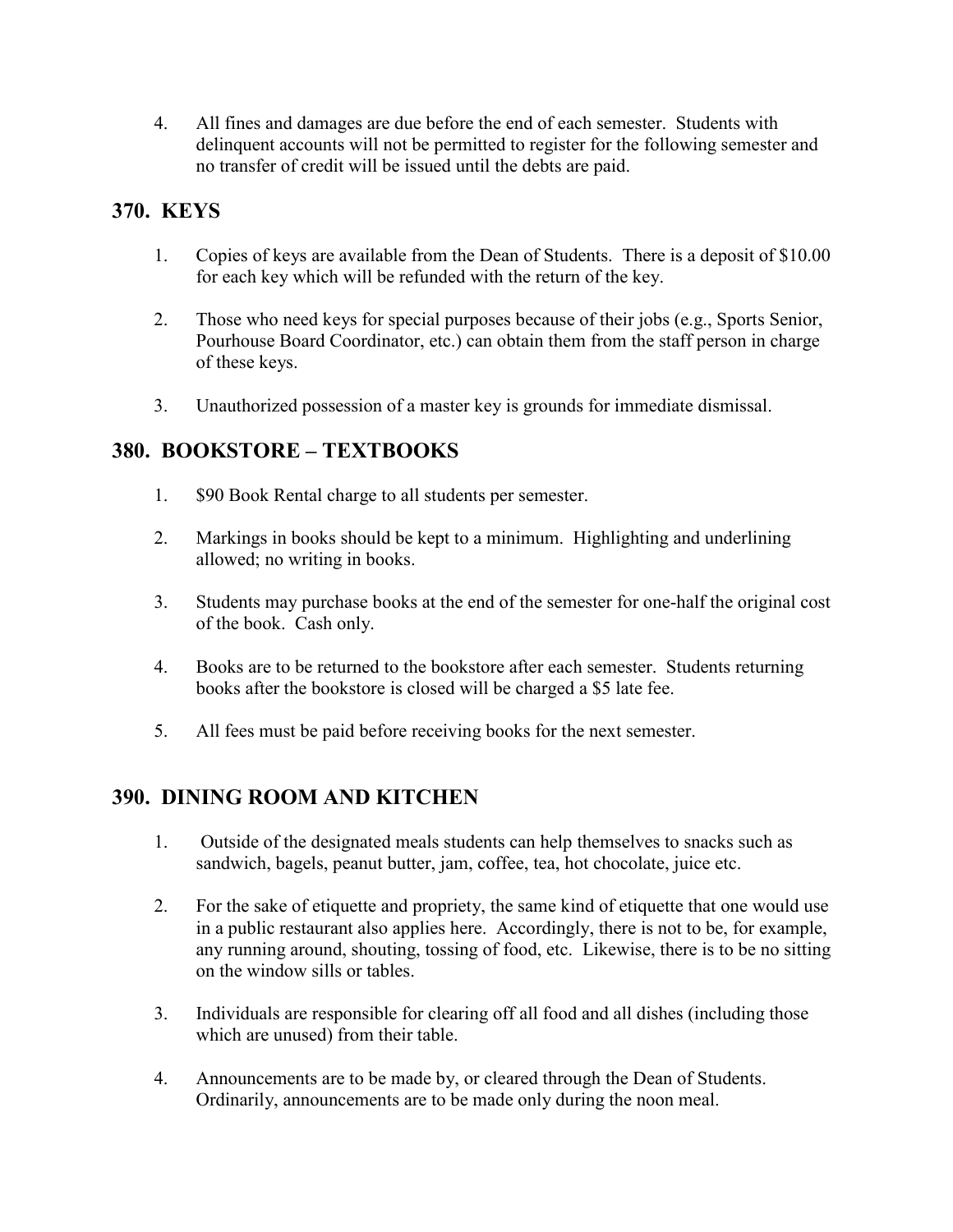4. All fines and damages are due before the end of each semester. Students with delinquent accounts will not be permitted to register for the following semester and no transfer of credit will be issued until the debts are paid.

## 370. KEYS

1. Copies of keys are available from the Dean of Students. There is a deposit of $10.00 for each key which will be refunded with the return of the key.

2. Those who need keys for special purposes because of their jobs (e.g., Sports Senior, Pourhouse Board Coordinator, etc.) can obtain them from the staff person in charge of these keys.

3. Unauthorized possession of a master key is grounds for immediate dismissal.

## 380. BOOKSTORE – TEXTBOOKS

1. $90 Book Rental charge to all students per semester.

2. Markings in books should be kept to a minimum. Highlighting and underlining allowed; no writing in books.

3. Students may purchase books at the end of the semester for one-half the original cost of the book. Cash only.

4. Books are to be returned to the bookstore after each semester. Students returning books after the bookstore is closed will be charged a $5 late fee.

5. All fees must be paid before receiving books for the next semester.

## 390. DINING ROOM AND KITCHEN

1. Outside of the designated meals students can help themselves to snacks such as sandwich, bagels, peanut butter, jam, coffee, tea, hot chocolate, juice etc.

2. For the sake of etiquette and propriety, the same kind of etiquette that one would use in a public restaurant also applies here. Accordingly, there is not to be, for example, any running around, shouting, tossing of food, etc. Likewise, there is to be no sitting on the window sills or tables.

3. Individuals are responsible for clearing off all food and all dishes (including those which are unused) from their table.

4. Announcements are to be made by, or cleared through the Dean of Students. Ordinarily, announcements are to be made only during the noon meal.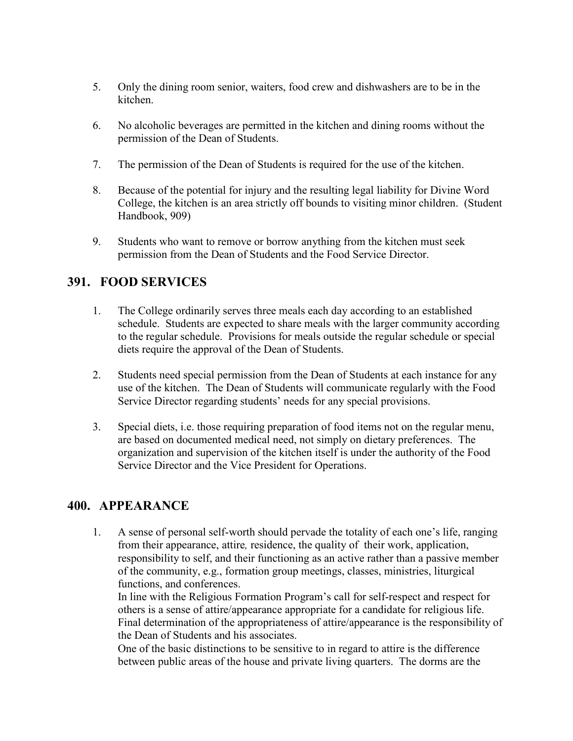5. Only the dining room senior, waiters, food crew and dishwashers are to be in the kitchen.

6. No alcoholic beverages are permitted in the kitchen and dining rooms without the permission of the Dean of Students.

7. The permission of the Dean of Students is required for the use of the kitchen.

8. Because of the potential for injury and the resulting legal liability for Divine Word College, the kitchen is an area strictly off bounds to visiting minor children. (Student Handbook, 909)

9. Students who want to remove or borrow anything from the kitchen must seek permission from the Dean of Students and the Food Service Director.

## 391. FOOD SERVICES

1. The College ordinarily serves three meals each day according to an established schedule. Students are expected to share meals with the larger community according to the regular schedule. Provisions for meals outside the regular schedule or special diets require the approval of the Dean of Students.

2. Students need special permission from the Dean of Students at each instance for any use of the kitchen. The Dean of Students will communicate regularly with the Food Service Director regarding students' needs for any special provisions.

3. Special diets, i.e. those requiring preparation of food items not on the regular menu, are based on documented medical need, not simply on dietary preferences. The organization and supervision of the kitchen itself is under the authority of the Food Service Director and the Vice President for Operations.

## 400. APPEARANCE

1. A sense of personal self-worth should pervade the totality of each one's life, ranging from their appearance, attire, residence, the quality of their work, application, responsibility to self, and their functioning as an active rather than a passive member of the community, e.g., formation group meetings, classes, ministries, liturgical functions, and conferences.
   In line with the Religious Formation Program's call for self-respect and respect for others is a sense of attire/appearance appropriate for a candidate for religious life. Final determination of the appropriateness of attire/appearance is the responsibility of the Dean of Students and his associates.
   One of the basic distinctions to be sensitive to in regard to attire is the difference between public areas of the house and private living quarters. The dorms are the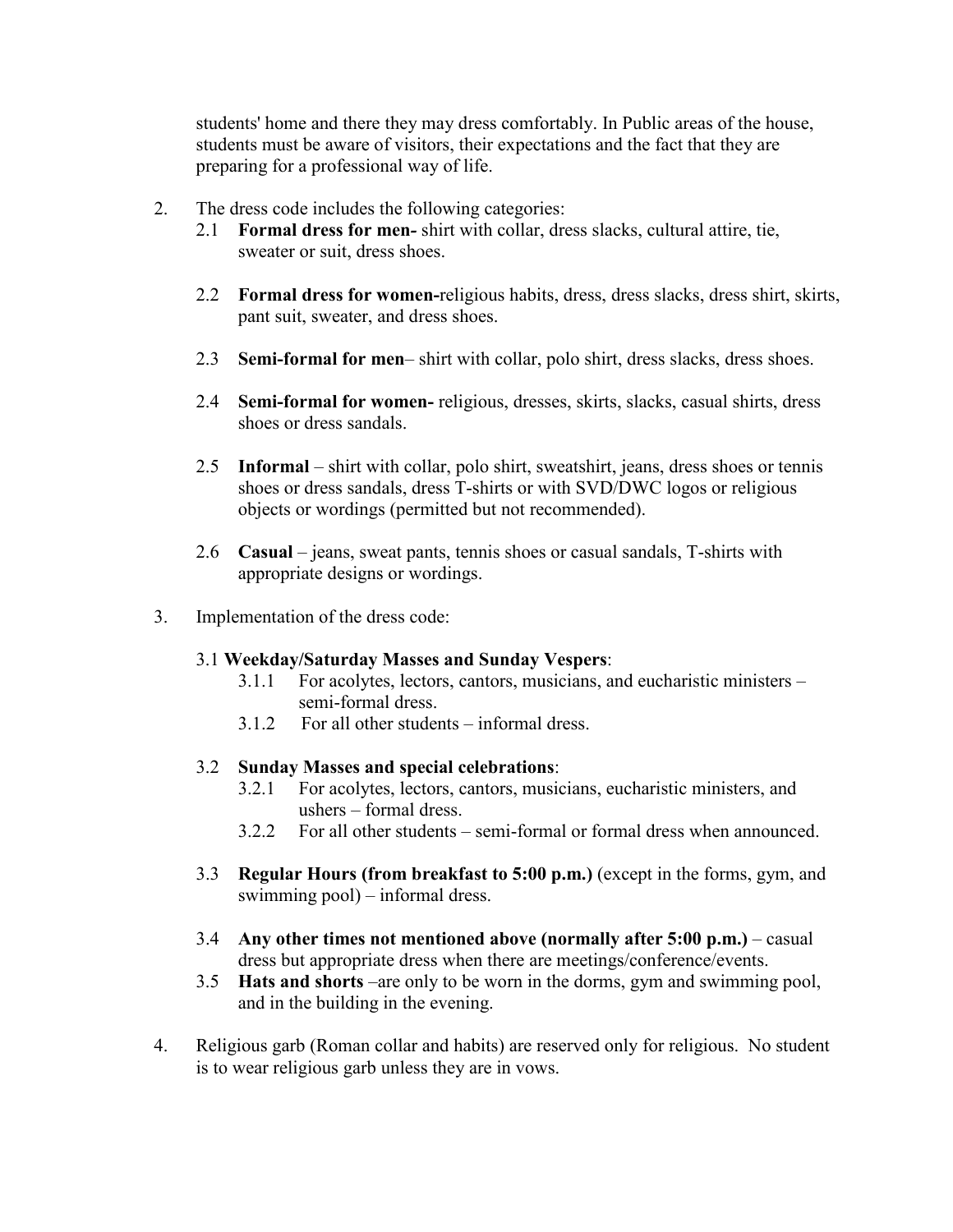students' home and there they may dress comfortably. In Public areas of the house, students must be aware of visitors, their expectations and the fact that they are preparing for a professional way of life.

2. The dress code includes the following categories:
   - 2.1 **Formal dress for men-** shirt with collar, dress slacks, cultural attire, tie, sweater or suit, dress shoes.
   - 2.2 **Formal dress for women-**religious habits, dress, dress slacks, dress shirt, skirts, pant suit, sweater, and dress shoes.
   - 2.3 **Semi-formal for men**– shirt with collar, polo shirt, dress slacks, dress shoes.
   - 2.4 **Semi-formal for women-** religious, dresses, skirts, slacks, casual shirts, dress shoes or dress sandals.
   - 2.5 **Informal** – shirt with collar, polo shirt, sweatshirt, jeans, dress shoes or tennis shoes or dress sandals, dress T-shirts or with SVD/DWC logos or religious objects or wordings (permitted but not recommended).
   - 2.6 **Casual** – jeans, sweat pants, tennis shoes or casual sandals, T-shirts with appropriate designs or wordings.

3. Implementation of the dress code:

   3.1 **Weekday/Saturday Masses and Sunday Vespers**:
   - 3.1.1 For acolytes, lectors, cantors, musicians, and eucharistic ministers – semi-formal dress.
   - 3.1.2 For all other students – informal dress.

   3.2 **Sunday Masses and special celebrations**:
   - 3.2.1 For acolytes, lectors, cantors, musicians, eucharistic ministers, and ushers – formal dress.
   - 3.2.2 For all other students – semi-formal or formal dress when announced.

   3.3 **Regular Hours (from breakfast to 5:00 p.m.)** (except in the forms, gym, and swimming pool) – informal dress.

   3.4 **Any other times not mentioned above (normally after 5:00 p.m.)** – casual dress but appropriate dress when there are meetings/conference/events.

   3.5 **Hats and shorts** –are only to be worn in the dorms, gym and swimming pool, and in the building in the evening.

4. Religious garb (Roman collar and habits) are reserved only for religious. No student is to wear religious garb unless they are in vows.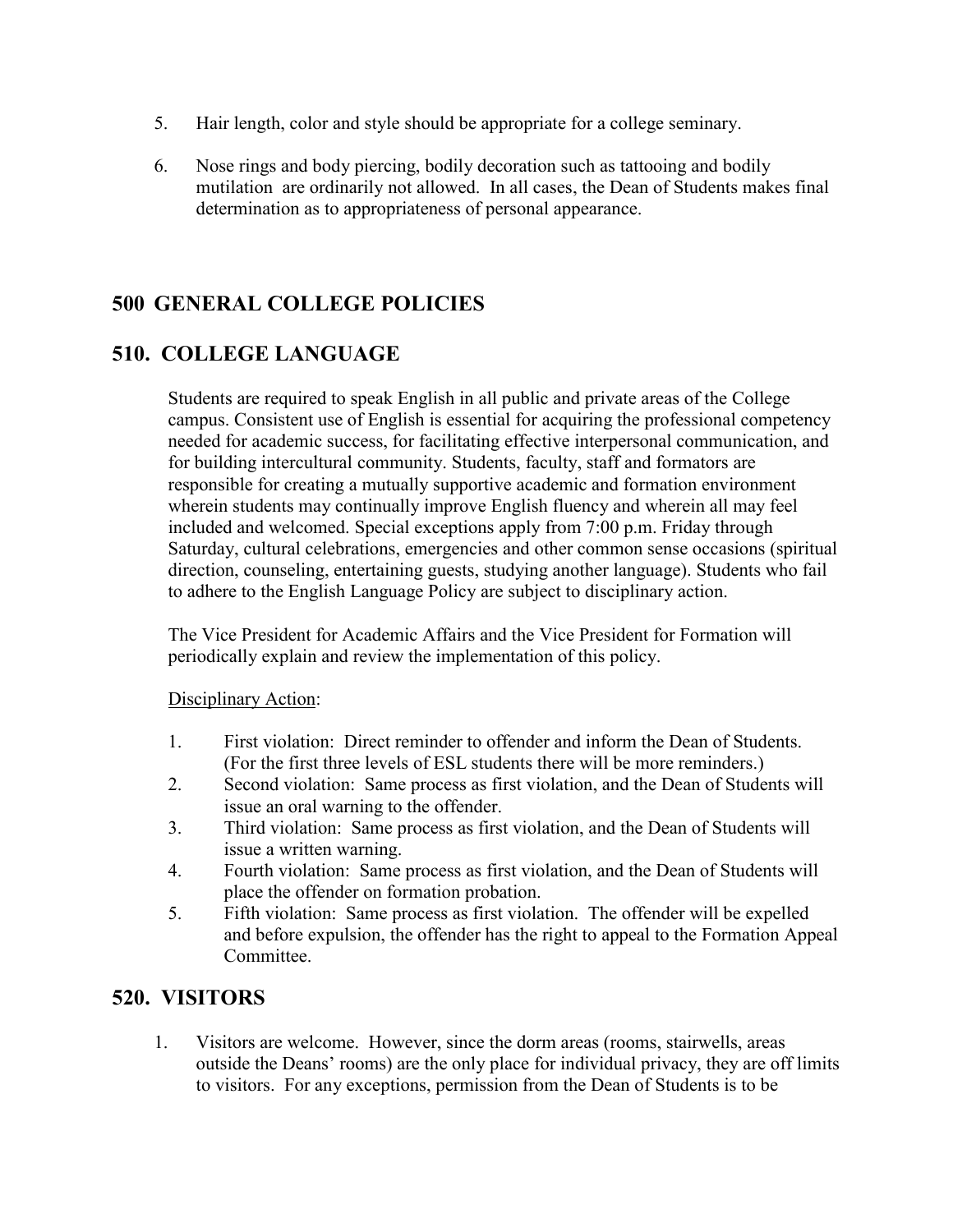5. Hair length, color and style should be appropriate for a college seminary.

6. Nose rings and body piercing, bodily decoration such as tattooing and bodily mutilation are ordinarily not allowed. In all cases, the Dean of Students makes final determination as to appropriateness of personal appearance.

## 500 GENERAL COLLEGE POLICIES

## 510. COLLEGE LANGUAGE

Students are required to speak English in all public and private areas of the College campus. Consistent use of English is essential for acquiring the professional competency needed for academic success, for facilitating effective interpersonal communication, and for building intercultural community. Students, faculty, staff and formators are responsible for creating a mutually supportive academic and formation environment wherein students may continually improve English fluency and wherein all may feel included and welcomed. Special exceptions apply from 7:00 p.m. Friday through Saturday, cultural celebrations, emergencies and other common sense occasions (spiritual direction, counseling, entertaining guests, studying another language). Students who fail to adhere to the English Language Policy are subject to disciplinary action.

The Vice President for Academic Affairs and the Vice President for Formation will periodically explain and review the implementation of this policy.

Disciplinary Action:

1. First violation: Direct reminder to offender and inform the Dean of Students. (For the first three levels of ESL students there will be more reminders.)
2. Second violation: Same process as first violation, and the Dean of Students will issue an oral warning to the offender.
3. Third violation: Same process as first violation, and the Dean of Students will issue a written warning.
4. Fourth violation: Same process as first violation, and the Dean of Students will place the offender on formation probation.
5. Fifth violation: Same process as first violation. The offender will be expelled and before expulsion, the offender has the right to appeal to the Formation Appeal Committee.

## 520. VISITORS

1. Visitors are welcome. However, since the dorm areas (rooms, stairwells, areas outside the Deans' rooms) are the only place for individual privacy, they are off limits to visitors. For any exceptions, permission from the Dean of Students is to be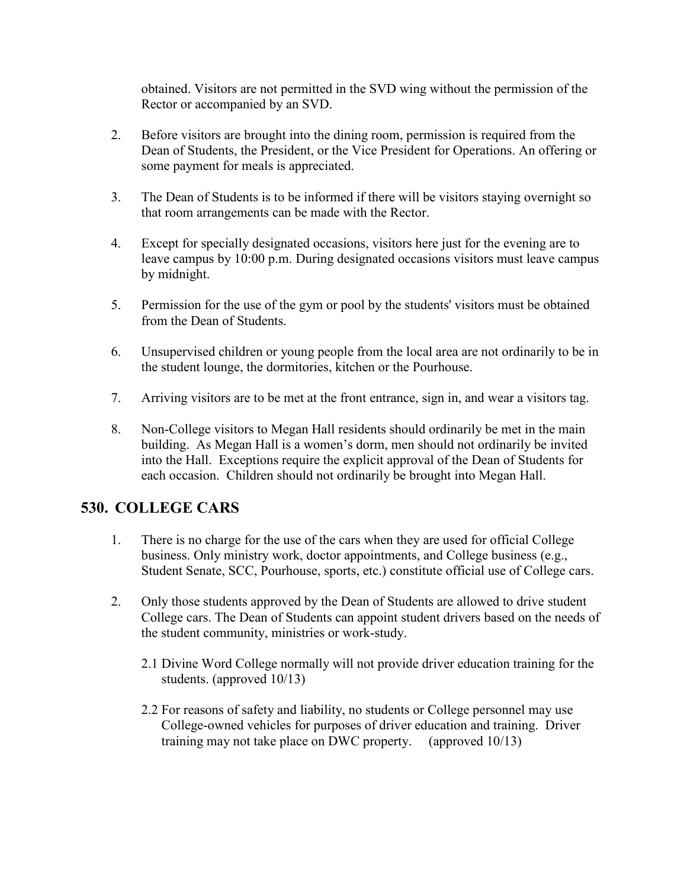obtained. Visitors are not permitted in the SVD wing without the permission of the Rector or accompanied by an SVD.

2. Before visitors are brought into the dining room, permission is required from the Dean of Students, the President, or the Vice President for Operations. An offering or some payment for meals is appreciated.

3. The Dean of Students is to be informed if there will be visitors staying overnight so that room arrangements can be made with the Rector.

4. Except for specially designated occasions, visitors here just for the evening are to leave campus by 10:00 p.m. During designated occasions visitors must leave campus by midnight.

5. Permission for the use of the gym or pool by the students' visitors must be obtained from the Dean of Students.

6. Unsupervised children or young people from the local area are not ordinarily to be in the student lounge, the dormitories, kitchen or the Pourhouse.

7. Arriving visitors are to be met at the front entrance, sign in, and wear a visitors tag.

8. Non-College visitors to Megan Hall residents should ordinarily be met in the main building. As Megan Hall is a women's dorm, men should not ordinarily be invited into the Hall. Exceptions require the explicit approval of the Dean of Students for each occasion. Children should not ordinarily be brought into Megan Hall.

## 530. COLLEGE CARS

1. There is no charge for the use of the cars when they are used for official College business. Only ministry work, doctor appointments, and College business (e.g., Student Senate, SCC, Pourhouse, sports, etc.) constitute official use of College cars.

2. Only those students approved by the Dean of Students are allowed to drive student College cars. The Dean of Students can appoint student drivers based on the needs of the student community, ministries or work-study.

   2.1 Divine Word College normally will not provide driver education training for the students. (approved 10/13)

   2.2 For reasons of safety and liability, no students or College personnel may use College-owned vehicles for purposes of driver education and training. Driver training may not take place on DWC property. (approved 10/13)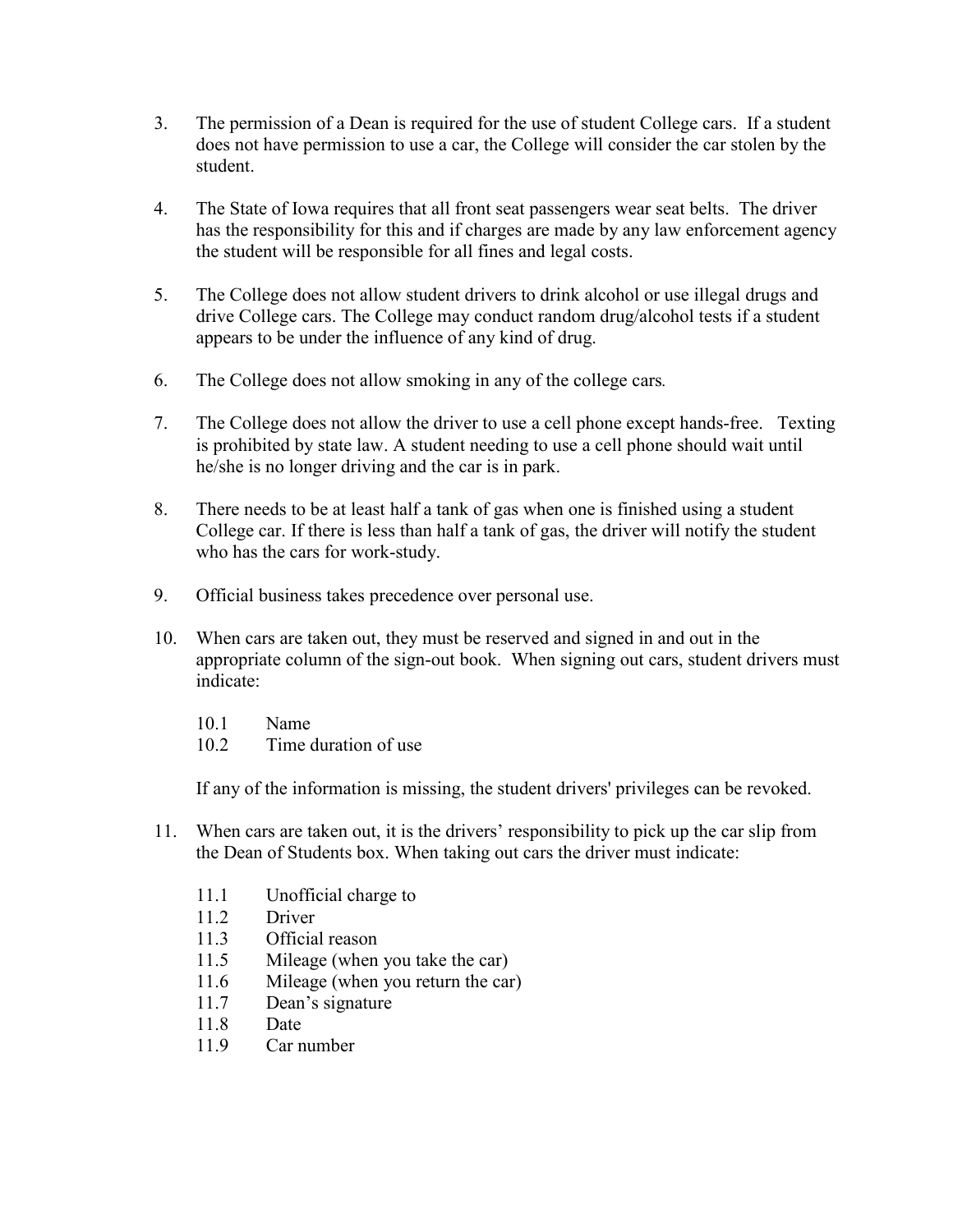3. The permission of a Dean is required for the use of student College cars. If a student does not have permission to use a car, the College will consider the car stolen by the student.

4. The State of Iowa requires that all front seat passengers wear seat belts. The driver has the responsibility for this and if charges are made by any law enforcement agency the student will be responsible for all fines and legal costs.

5. The College does not allow student drivers to drink alcohol or use illegal drugs and drive College cars. The College may conduct random drug/alcohol tests if a student appears to be under the influence of any kind of drug.

6. The College does not allow smoking in any of the college cars.

7. The College does not allow the driver to use a cell phone except hands-free. Texting is prohibited by state law. A student needing to use a cell phone should wait until he/she is no longer driving and the car is in park.

8. There needs to be at least half a tank of gas when one is finished using a student College car. If there is less than half a tank of gas, the driver will notify the student who has the cars for work-study.

9. Official business takes precedence over personal use.

10. When cars are taken out, they must be reserved and signed in and out in the appropriate column of the sign-out book. When signing out cars, student drivers must indicate:

    10.1 Name
    10.2 Time duration of use

    If any of the information is missing, the student drivers' privileges can be revoked.

11. When cars are taken out, it is the drivers' responsibility to pick up the car slip from the Dean of Students box. When taking out cars the driver must indicate:

    11.1 Unofficial charge to
    11.2 Driver
    11.3 Official reason
    11.5 Mileage (when you take the car)
    11.6 Mileage (when you return the car)
    11.7 Dean's signature
    11.8 Date
    11.9 Car number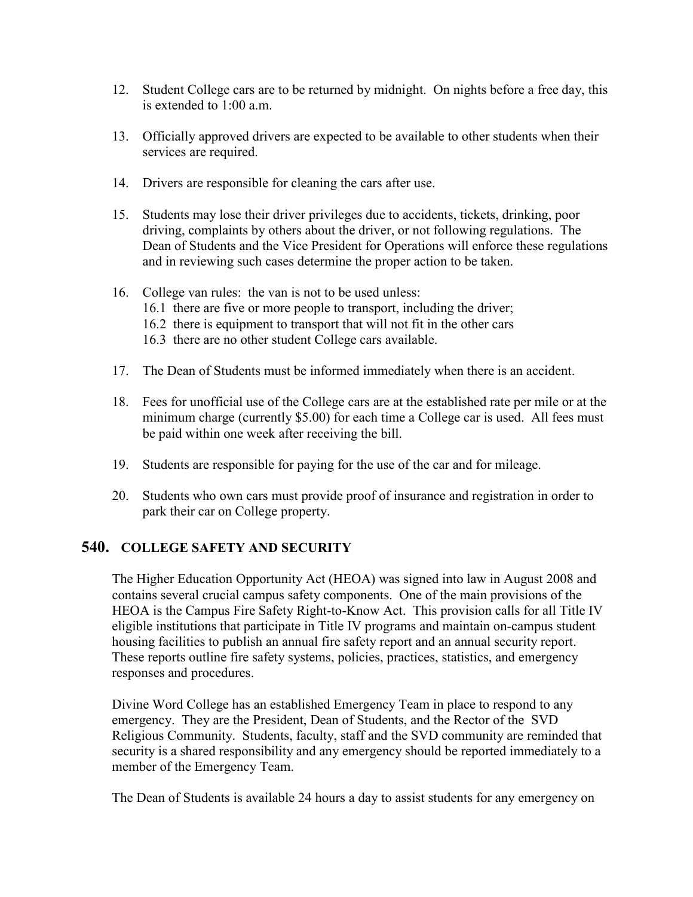12. Student College cars are to be returned by midnight. On nights before a free day, this is extended to 1:00 a.m.

13. Officially approved drivers are expected to be available to other students when their services are required.

14. Drivers are responsible for cleaning the cars after use.

15. Students may lose their driver privileges due to accidents, tickets, drinking, poor driving, complaints by others about the driver, or not following regulations. The Dean of Students and the Vice President for Operations will enforce these regulations and in reviewing such cases determine the proper action to be taken.

16. College van rules: the van is not to be used unless:
    16.1 there are five or more people to transport, including the driver;
    16.2 there is equipment to transport that will not fit in the other cars
    16.3 there are no other student College cars available.

17. The Dean of Students must be informed immediately when there is an accident.

18. Fees for unofficial use of the College cars are at the established rate per mile or at the minimum charge (currently $5.00) for each time a College car is used. All fees must be paid within one week after receiving the bill.

19. Students are responsible for paying for the use of the car and for mileage.

20. Students who own cars must provide proof of insurance and registration in order to park their car on College property.

## 540. COLLEGE SAFETY AND SECURITY

The Higher Education Opportunity Act (HEOA) was signed into law in August 2008 and contains several crucial campus safety components. One of the main provisions of the HEOA is the Campus Fire Safety Right-to-Know Act. This provision calls for all Title IV eligible institutions that participate in Title IV programs and maintain on-campus student housing facilities to publish an annual fire safety report and an annual security report. These reports outline fire safety systems, policies, practices, statistics, and emergency responses and procedures.

Divine Word College has an established Emergency Team in place to respond to any emergency. They are the President, Dean of Students, and the Rector of the SVD Religious Community. Students, faculty, staff and the SVD community are reminded that security is a shared responsibility and any emergency should be reported immediately to a member of the Emergency Team.

The Dean of Students is available 24 hours a day to assist students for any emergency on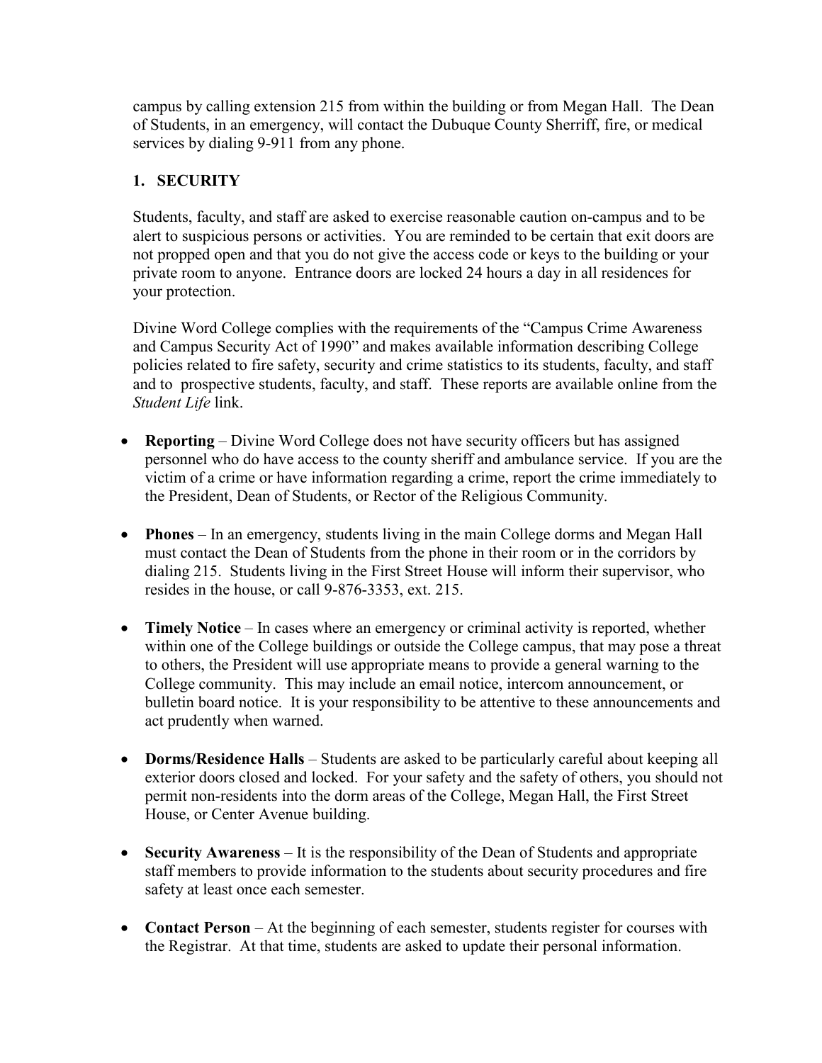campus by calling extension 215 from within the building or from Megan Hall. The Dean of Students, in an emergency, will contact the Dubuque County Sherriff, fire, or medical services by dialing 9-911 from any phone.

## 1. SECURITY

Students, faculty, and staff are asked to exercise reasonable caution on-campus and to be alert to suspicious persons or activities. You are reminded to be certain that exit doors are not propped open and that you do not give the access code or keys to the building or your private room to anyone. Entrance doors are locked 24 hours a day in all residences for your protection.

Divine Word College complies with the requirements of the "Campus Crime Awareness and Campus Security Act of 1990" and makes available information describing College policies related to fire safety, security and crime statistics to its students, faculty, and staff and to prospective students, faculty, and staff. These reports are available online from the *Student Life* link.

- **Reporting** – Divine Word College does not have security officers but has assigned personnel who do have access to the county sheriff and ambulance service. If you are the victim of a crime or have information regarding a crime, report the crime immediately to the President, Dean of Students, or Rector of the Religious Community.

- **Phones** – In an emergency, students living in the main College dorms and Megan Hall must contact the Dean of Students from the phone in their room or in the corridors by dialing 215. Students living in the First Street House will inform their supervisor, who resides in the house, or call 9-876-3353, ext. 215.

- **Timely Notice** – In cases where an emergency or criminal activity is reported, whether within one of the College buildings or outside the College campus, that may pose a threat to others, the President will use appropriate means to provide a general warning to the College community. This may include an email notice, intercom announcement, or bulletin board notice. It is your responsibility to be attentive to these announcements and act prudently when warned.

- **Dorms/Residence Halls** – Students are asked to be particularly careful about keeping all exterior doors closed and locked. For your safety and the safety of others, you should not permit non-residents into the dorm areas of the College, Megan Hall, the First Street House, or Center Avenue building.

- **Security Awareness** – It is the responsibility of the Dean of Students and appropriate staff members to provide information to the students about security procedures and fire safety at least once each semester.

- **Contact Person** – At the beginning of each semester, students register for courses with the Registrar. At that time, students are asked to update their personal information.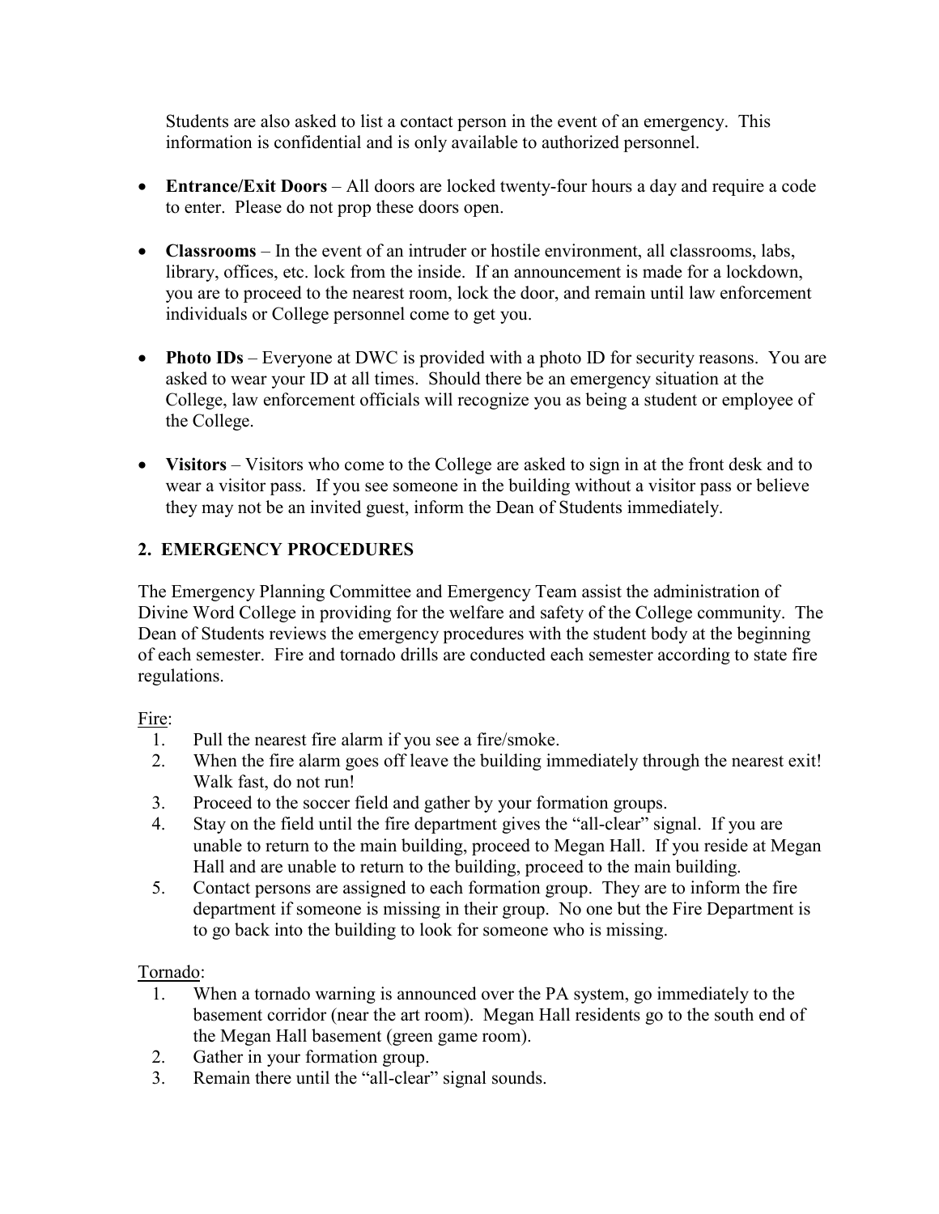Students are also asked to list a contact person in the event of an emergency. This information is confidential and is only available to authorized personnel.

- **Entrance/Exit Doors** – All doors are locked twenty-four hours a day and require a code to enter. Please do not prop these doors open.
- **Classrooms** – In the event of an intruder or hostile environment, all classrooms, labs, library, offices, etc. lock from the inside. If an announcement is made for a lockdown, you are to proceed to the nearest room, lock the door, and remain until law enforcement individuals or College personnel come to get you.
- **Photo IDs** – Everyone at DWC is provided with a photo ID for security reasons. You are asked to wear your ID at all times. Should there be an emergency situation at the College, law enforcement officials will recognize you as being a student or employee of the College.
- **Visitors** – Visitors who come to the College are asked to sign in at the front desk and to wear a visitor pass. If you see someone in the building without a visitor pass or believe they may not be an invited guest, inform the Dean of Students immediately.

## 2. EMERGENCY PROCEDURES

The Emergency Planning Committee and Emergency Team assist the administration of Divine Word College in providing for the welfare and safety of the College community. The Dean of Students reviews the emergency procedures with the student body at the beginning of each semester. Fire and tornado drills are conducted each semester according to state fire regulations.

Fire:

1. Pull the nearest fire alarm if you see a fire/smoke.
2. When the fire alarm goes off leave the building immediately through the nearest exit! Walk fast, do not run!
3. Proceed to the soccer field and gather by your formation groups.
4. Stay on the field until the fire department gives the "all-clear" signal. If you are unable to return to the main building, proceed to Megan Hall. If you reside at Megan Hall and are unable to return to the building, proceed to the main building.
5. Contact persons are assigned to each formation group. They are to inform the fire department if someone is missing in their group. No one but the Fire Department is to go back into the building to look for someone who is missing.

Tornado:

1. When a tornado warning is announced over the PA system, go immediately to the basement corridor (near the art room). Megan Hall residents go to the south end of the Megan Hall basement (green game room).
2. Gather in your formation group.
3. Remain there until the "all-clear" signal sounds.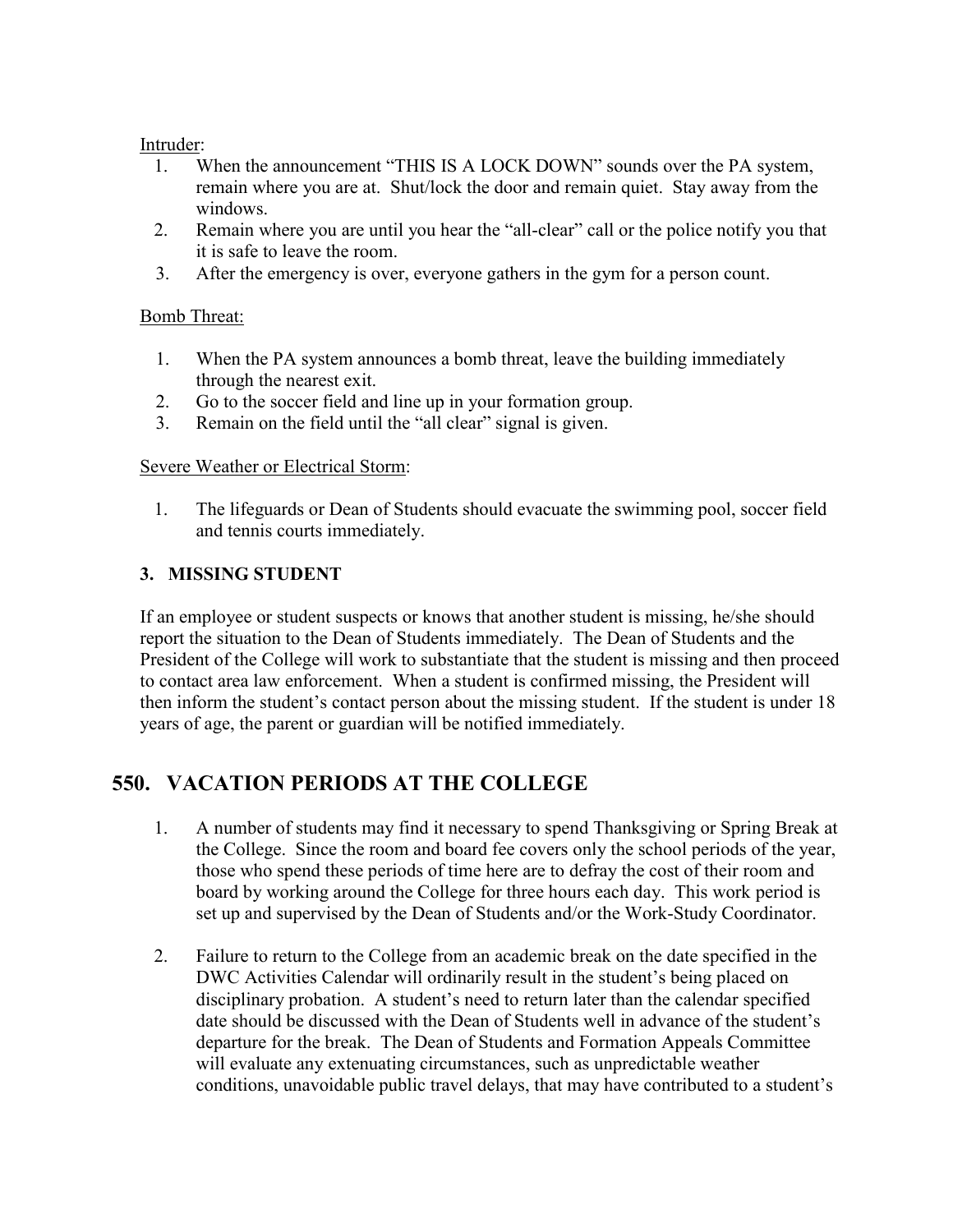Intruder:

1. When the announcement “THIS IS A LOCK DOWN” sounds over the PA system, remain where you are at. Shut/lock the door and remain quiet. Stay away from the windows.
2. Remain where you are until you hear the “all-clear” call or the police notify you that it is safe to leave the room.
3. After the emergency is over, everyone gathers in the gym for a person count.

Bomb Threat:

1. When the PA system announces a bomb threat, leave the building immediately through the nearest exit.
2. Go to the soccer field and line up in your formation group.
3. Remain on the field until the “all clear” signal is given.

Severe Weather or Electrical Storm:

1. The lifeguards or Dean of Students should evacuate the swimming pool, soccer field and tennis courts immediately.

**3. MISSING STUDENT**

If an employee or student suspects or knows that another student is missing, he/she should report the situation to the Dean of Students immediately. The Dean of Students and the President of the College will work to substantiate that the student is missing and then proceed to contact area law enforcement. When a student is confirmed missing, the President will then inform the student’s contact person about the missing student. If the student is under 18 years of age, the parent or guardian will be notified immediately.

## 550. VACATION PERIODS AT THE COLLEGE

1. A number of students may find it necessary to spend Thanksgiving or Spring Break at the College. Since the room and board fee covers only the school periods of the year, those who spend these periods of time here are to defray the cost of their room and board by working around the College for three hours each day. This work period is set up and supervised by the Dean of Students and/or the Work-Study Coordinator.

2. Failure to return to the College from an academic break on the date specified in the DWC Activities Calendar will ordinarily result in the student’s being placed on disciplinary probation. A student’s need to return later than the calendar specified date should be discussed with the Dean of Students well in advance of the student’s departure for the break. The Dean of Students and Formation Appeals Committee will evaluate any extenuating circumstances, such as unpredictable weather conditions, unavoidable public travel delays, that may have contributed to a student’s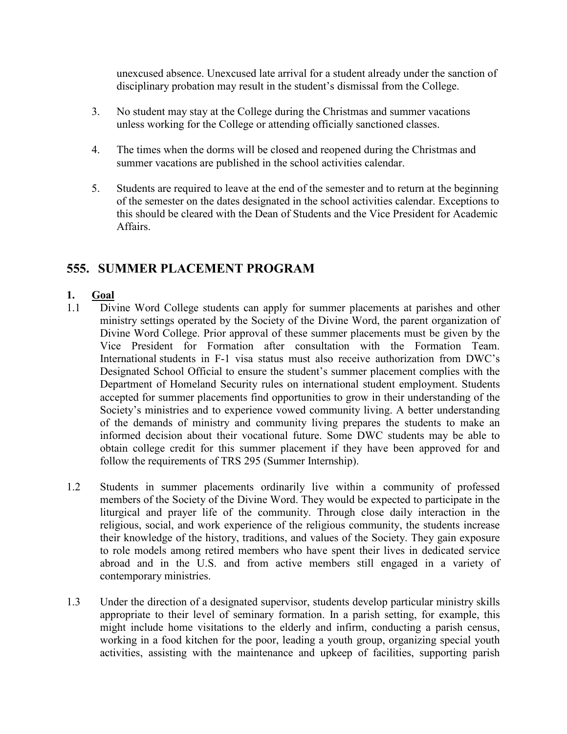unexcused absence. Unexcused late arrival for a student already under the sanction of disciplinary probation may result in the student's dismissal from the College.

3. No student may stay at the College during the Christmas and summer vacations unless working for the College or attending officially sanctioned classes.

4. The times when the dorms will be closed and reopened during the Christmas and summer vacations are published in the school activities calendar.

5. Students are required to leave at the end of the semester and to return at the beginning of the semester on the dates designated in the school activities calendar. Exceptions to this should be cleared with the Dean of Students and the Vice President for Academic Affairs.

## 555. SUMMER PLACEMENT PROGRAM

### 1. Goal

1.1 Divine Word College students can apply for summer placements at parishes and other ministry settings operated by the Society of the Divine Word, the parent organization of Divine Word College. Prior approval of these summer placements must be given by the Vice President for Formation after consultation with the Formation Team. International students in F-1 visa status must also receive authorization from DWC's Designated School Official to ensure the student's summer placement complies with the Department of Homeland Security rules on international student employment. Students accepted for summer placements find opportunities to grow in their understanding of the Society's ministries and to experience vowed community living. A better understanding of the demands of ministry and community living prepares the students to make an informed decision about their vocational future. Some DWC students may be able to obtain college credit for this summer placement if they have been approved for and follow the requirements of TRS 295 (Summer Internship).

1.2 Students in summer placements ordinarily live within a community of professed members of the Society of the Divine Word. They would be expected to participate in the liturgical and prayer life of the community. Through close daily interaction in the religious, social, and work experience of the religious community, the students increase their knowledge of the history, traditions, and values of the Society. They gain exposure to role models among retired members who have spent their lives in dedicated service abroad and in the U.S. and from active members still engaged in a variety of contemporary ministries.

1.3 Under the direction of a designated supervisor, students develop particular ministry skills appropriate to their level of seminary formation. In a parish setting, for example, this might include home visitations to the elderly and infirm, conducting a parish census, working in a food kitchen for the poor, leading a youth group, organizing special youth activities, assisting with the maintenance and upkeep of facilities, supporting parish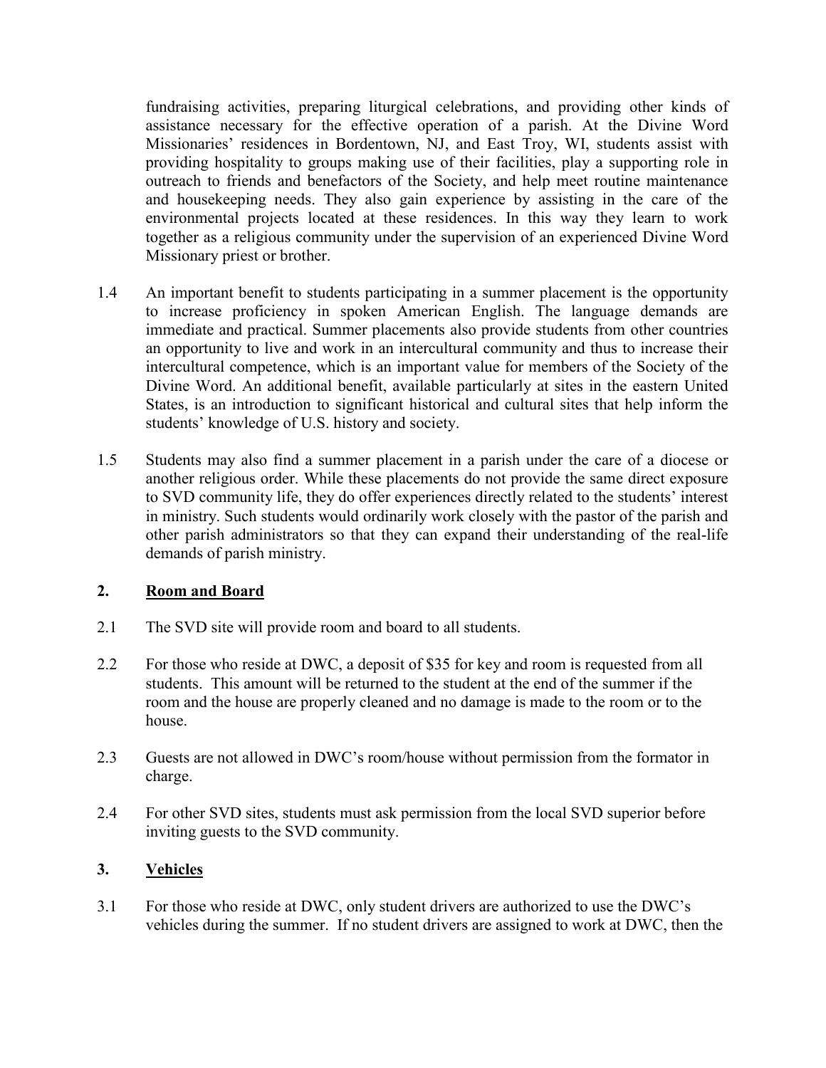fundraising activities, preparing liturgical celebrations, and providing other kinds of assistance necessary for the effective operation of a parish. At the Divine Word Missionaries' residences in Bordentown, NJ, and East Troy, WI, students assist with providing hospitality to groups making use of their facilities, play a supporting role in outreach to friends and benefactors of the Society, and help meet routine maintenance and housekeeping needs. They also gain experience by assisting in the care of the environmental projects located at these residences. In this way they learn to work together as a religious community under the supervision of an experienced Divine Word Missionary priest or brother.

1.4 An important benefit to students participating in a summer placement is the opportunity to increase proficiency in spoken American English. The language demands are immediate and practical. Summer placements also provide students from other countries an opportunity to live and work in an intercultural community and thus to increase their intercultural competence, which is an important value for members of the Society of the Divine Word. An additional benefit, available particularly at sites in the eastern United States, is an introduction to significant historical and cultural sites that help inform the students' knowledge of U.S. history and society.

1.5 Students may also find a summer placement in a parish under the care of a diocese or another religious order. While these placements do not provide the same direct exposure to SVD community life, they do offer experiences directly related to the students' interest in ministry. Such students would ordinarily work closely with the pastor of the parish and other parish administrators so that they can expand their understanding of the real-life demands of parish ministry.

## 2. <u>Room and Board</u>

2.1 The SVD site will provide room and board to all students.

2.2 For those who reside at DWC, a deposit of $35 for key and room is requested from all students. This amount will be returned to the student at the end of the summer if the room and the house are properly cleaned and no damage is made to the room or to the house.

2.3 Guests are not allowed in DWC's room/house without permission from the formator in charge.

2.4 For other SVD sites, students must ask permission from the local SVD superior before inviting guests to the SVD community.

## 3. <u>Vehicles</u>

3.1 For those who reside at DWC, only student drivers are authorized to use the DWC's vehicles during the summer. If no student drivers are assigned to work at DWC, then the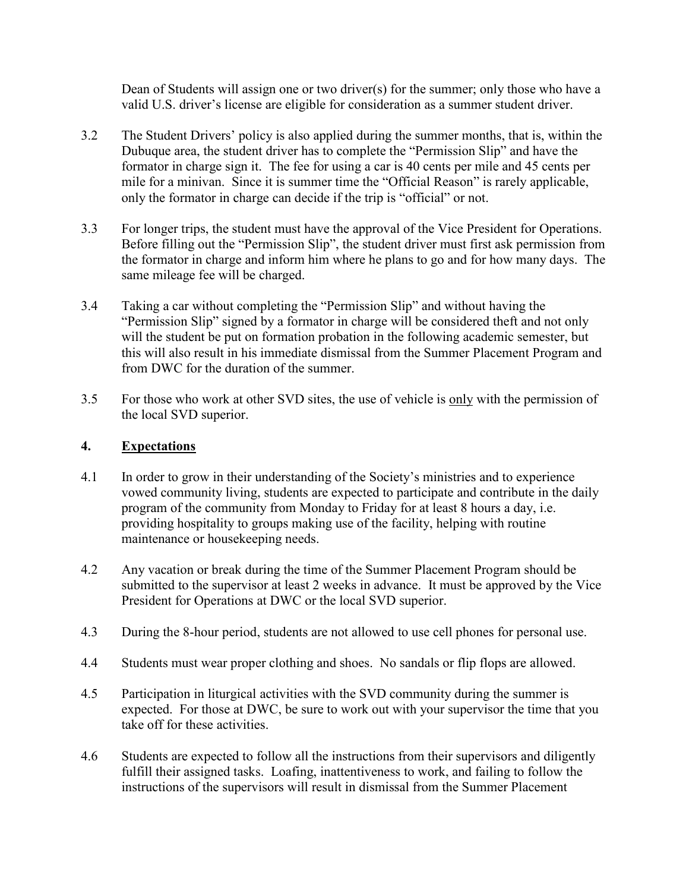Dean of Students will assign one or two driver(s) for the summer; only those who have a valid U.S. driver's license are eligible for consideration as a summer student driver.

3.2 The Student Drivers' policy is also applied during the summer months, that is, within the Dubuque area, the student driver has to complete the "Permission Slip" and have the formator in charge sign it. The fee for using a car is 40 cents per mile and 45 cents per mile for a minivan. Since it is summer time the "Official Reason" is rarely applicable, only the formator in charge can decide if the trip is "official" or not.

3.3 For longer trips, the student must have the approval of the Vice President for Operations. Before filling out the "Permission Slip", the student driver must first ask permission from the formator in charge and inform him where he plans to go and for how many days. The same mileage fee will be charged.

3.4 Taking a car without completing the "Permission Slip" and without having the "Permission Slip" signed by a formator in charge will be considered theft and not only will the student be put on formation probation in the following academic semester, but this will also result in his immediate dismissal from the Summer Placement Program and from DWC for the duration of the summer.

3.5 For those who work at other SVD sites, the use of vehicle is <u>only</u> with the permission of the local SVD superior.

## 4. <u>Expectations</u>

4.1 In order to grow in their understanding of the Society's ministries and to experience vowed community living, students are expected to participate and contribute in the daily program of the community from Monday to Friday for at least 8 hours a day, i.e. providing hospitality to groups making use of the facility, helping with routine maintenance or housekeeping needs.

4.2 Any vacation or break during the time of the Summer Placement Program should be submitted to the supervisor at least 2 weeks in advance. It must be approved by the Vice President for Operations at DWC or the local SVD superior.

4.3 During the 8-hour period, students are not allowed to use cell phones for personal use.

4.4 Students must wear proper clothing and shoes. No sandals or flip flops are allowed.

4.5 Participation in liturgical activities with the SVD community during the summer is expected. For those at DWC, be sure to work out with your supervisor the time that you take off for these activities.

4.6 Students are expected to follow all the instructions from their supervisors and diligently fulfill their assigned tasks. Loafing, inattentiveness to work, and failing to follow the instructions of the supervisors will result in dismissal from the Summer Placement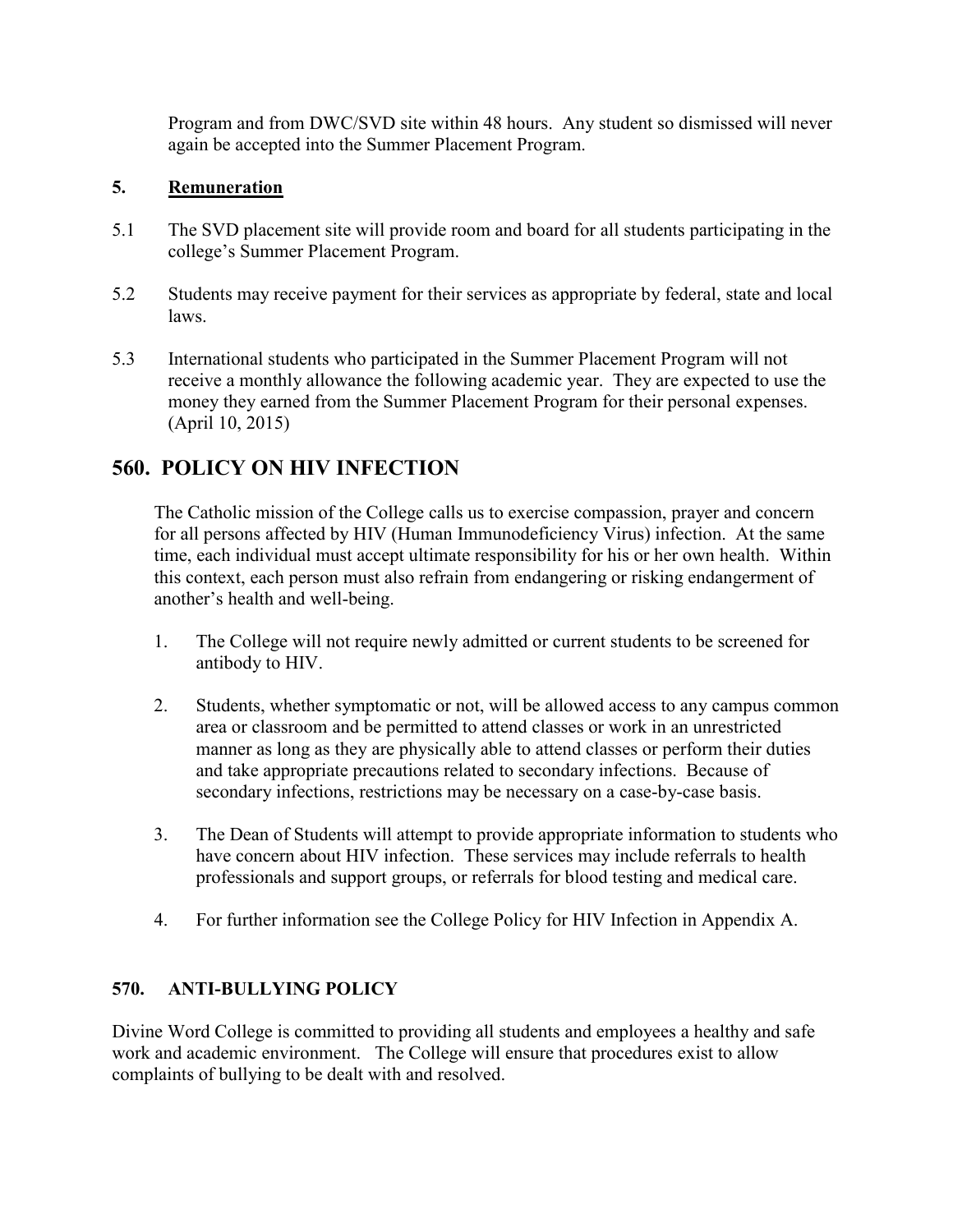Program and from DWC/SVD site within 48 hours. Any student so dismissed will never again be accepted into the Summer Placement Program.

### 5. <u>Remuneration</u>

5.1 The SVD placement site will provide room and board for all students participating in the college's Summer Placement Program.

5.2 Students may receive payment for their services as appropriate by federal, state and local laws.

5.3 International students who participated in the Summer Placement Program will not receive a monthly allowance the following academic year. They are expected to use the money they earned from the Summer Placement Program for their personal expenses. (April 10, 2015)

## 560. POLICY ON HIV INFECTION

The Catholic mission of the College calls us to exercise compassion, prayer and concern for all persons affected by HIV (Human Immunodeficiency Virus) infection. At the same time, each individual must accept ultimate responsibility for his or her own health. Within this context, each person must also refrain from endangering or risking endangerment of another's health and well-being.

1. The College will not require newly admitted or current students to be screened for antibody to HIV.

2. Students, whether symptomatic or not, will be allowed access to any campus common area or classroom and be permitted to attend classes or work in an unrestricted manner as long as they are physically able to attend classes or perform their duties and take appropriate precautions related to secondary infections. Because of secondary infections, restrictions may be necessary on a case-by-case basis.

3. The Dean of Students will attempt to provide appropriate information to students who have concern about HIV infection. These services may include referrals to health professionals and support groups, or referrals for blood testing and medical care.

4. For further information see the College Policy for HIV Infection in Appendix A.

### 570. ANTI-BULLYING POLICY

Divine Word College is committed to providing all students and employees a healthy and safe work and academic environment. The College will ensure that procedures exist to allow complaints of bullying to be dealt with and resolved.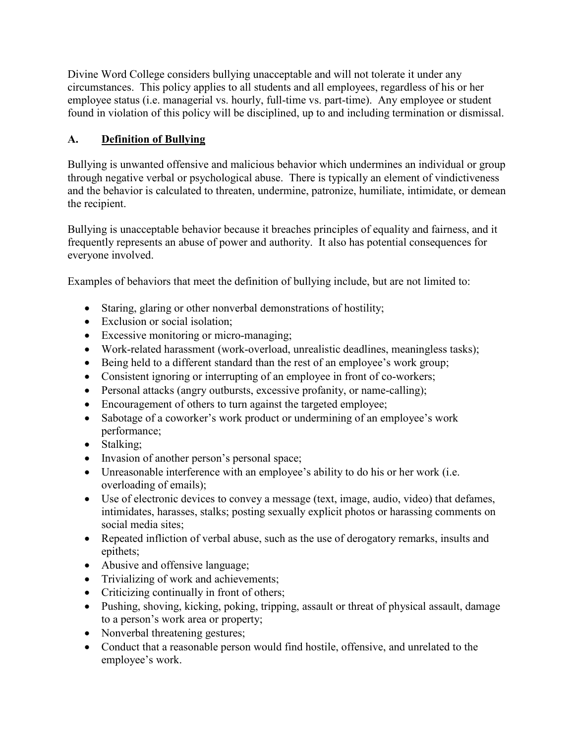Divine Word College considers bullying unacceptable and will not tolerate it under any circumstances. This policy applies to all students and all employees, regardless of his or her employee status (i.e. managerial vs. hourly, full-time vs. part-time). Any employee or student found in violation of this policy will be disciplined, up to and including termination or dismissal.

### A. <u>Definition of Bullying</u>

Bullying is unwanted offensive and malicious behavior which undermines an individual or group through negative verbal or psychological abuse. There is typically an element of vindictiveness and the behavior is calculated to threaten, undermine, patronize, humiliate, intimidate, or demean the recipient.

Bullying is unacceptable behavior because it breaches principles of equality and fairness, and it frequently represents an abuse of power and authority. It also has potential consequences for everyone involved.

Examples of behaviors that meet the definition of bullying include, but are not limited to:

- Staring, glaring or other nonverbal demonstrations of hostility;
- Exclusion or social isolation;
- Excessive monitoring or micro-managing;
- Work-related harassment (work-overload, unrealistic deadlines, meaningless tasks);
- Being held to a different standard than the rest of an employee's work group;
- Consistent ignoring or interrupting of an employee in front of co-workers;
- Personal attacks (angry outbursts, excessive profanity, or name-calling);
- Encouragement of others to turn against the targeted employee;
- Sabotage of a coworker's work product or undermining of an employee's work performance;
- Stalking;
- Invasion of another person's personal space;
- Unreasonable interference with an employee's ability to do his or her work (i.e. overloading of emails);
- Use of electronic devices to convey a message (text, image, audio, video) that defames, intimidates, harasses, stalks; posting sexually explicit photos or harassing comments on social media sites;
- Repeated infliction of verbal abuse, such as the use of derogatory remarks, insults and epithets;
- Abusive and offensive language;
- Trivializing of work and achievements;
- Criticizing continually in front of others;
- Pushing, shoving, kicking, poking, tripping, assault or threat of physical assault, damage to a person's work area or property;
- Nonverbal threatening gestures;
- Conduct that a reasonable person would find hostile, offensive, and unrelated to the employee's work.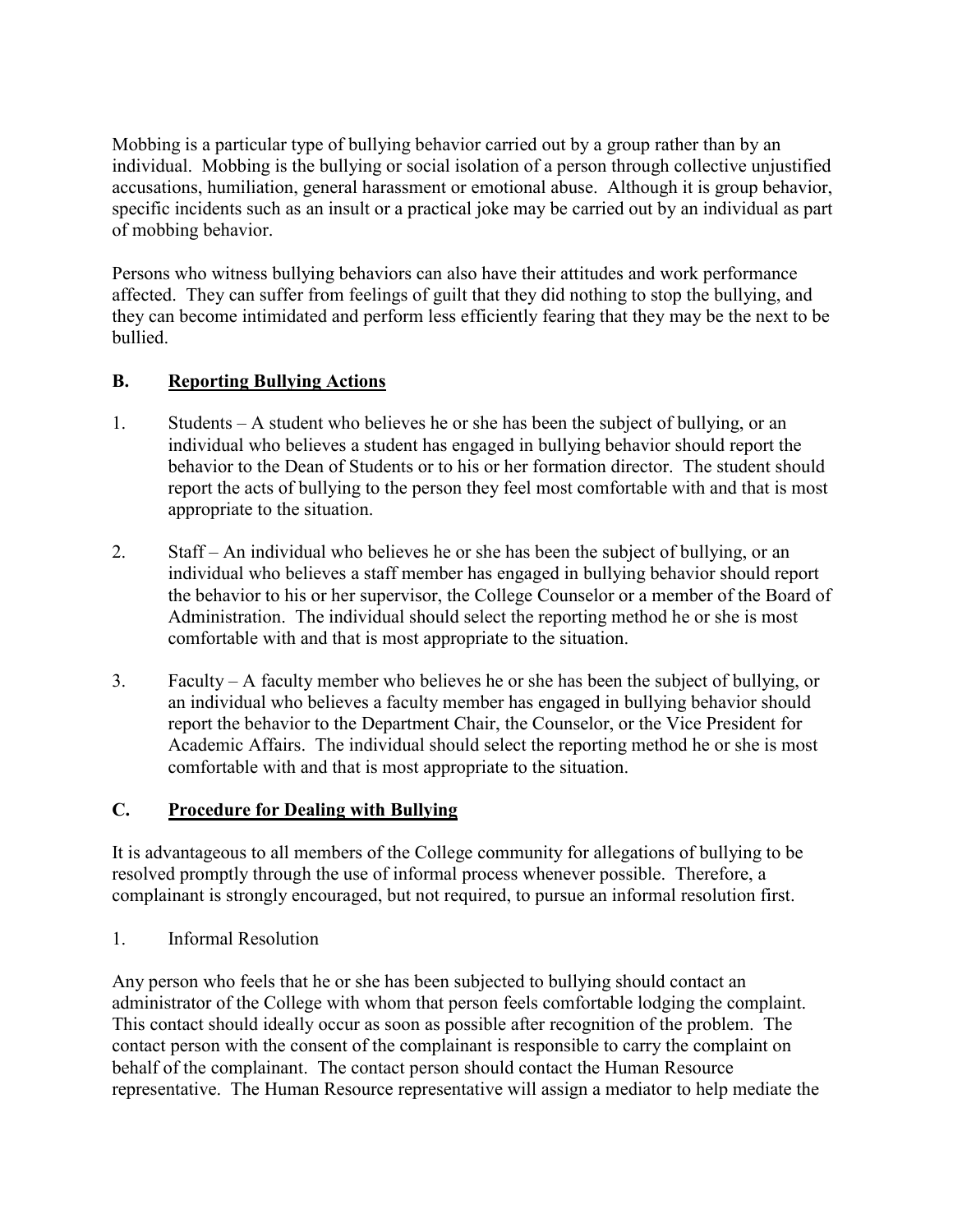Mobbing is a particular type of bullying behavior carried out by a group rather than by an individual. Mobbing is the bullying or social isolation of a person through collective unjustified accusations, humiliation, general harassment or emotional abuse. Although it is group behavior, specific incidents such as an insult or a practical joke may be carried out by an individual as part of mobbing behavior.

Persons who witness bullying behaviors can also have their attitudes and work performance affected. They can suffer from feelings of guilt that they did nothing to stop the bullying, and they can become intimidated and perform less efficiently fearing that they may be the next to be bullied.

### B. <u>Reporting Bullying Actions</u>

1. Students – A student who believes he or she has been the subject of bullying, or an individual who believes a student has engaged in bullying behavior should report the behavior to the Dean of Students or to his or her formation director. The student should report the acts of bullying to the person they feel most comfortable with and that is most appropriate to the situation.

2. Staff – An individual who believes he or she has been the subject of bullying, or an individual who believes a staff member has engaged in bullying behavior should report the behavior to his or her supervisor, the College Counselor or a member of the Board of Administration. The individual should select the reporting method he or she is most comfortable with and that is most appropriate to the situation.

3. Faculty – A faculty member who believes he or she has been the subject of bullying, or an individual who believes a faculty member has engaged in bullying behavior should report the behavior to the Department Chair, the Counselor, or the Vice President for Academic Affairs. The individual should select the reporting method he or she is most comfortable with and that is most appropriate to the situation.

### C. <u>Procedure for Dealing with Bullying</u>

It is advantageous to all members of the College community for allegations of bullying to be resolved promptly through the use of informal process whenever possible. Therefore, a complainant is strongly encouraged, but not required, to pursue an informal resolution first.

1. Informal Resolution

Any person who feels that he or she has been subjected to bullying should contact an administrator of the College with whom that person feels comfortable lodging the complaint. This contact should ideally occur as soon as possible after recognition of the problem. The contact person with the consent of the complainant is responsible to carry the complaint on behalf of the complainant. The contact person should contact the Human Resource representative. The Human Resource representative will assign a mediator to help mediate the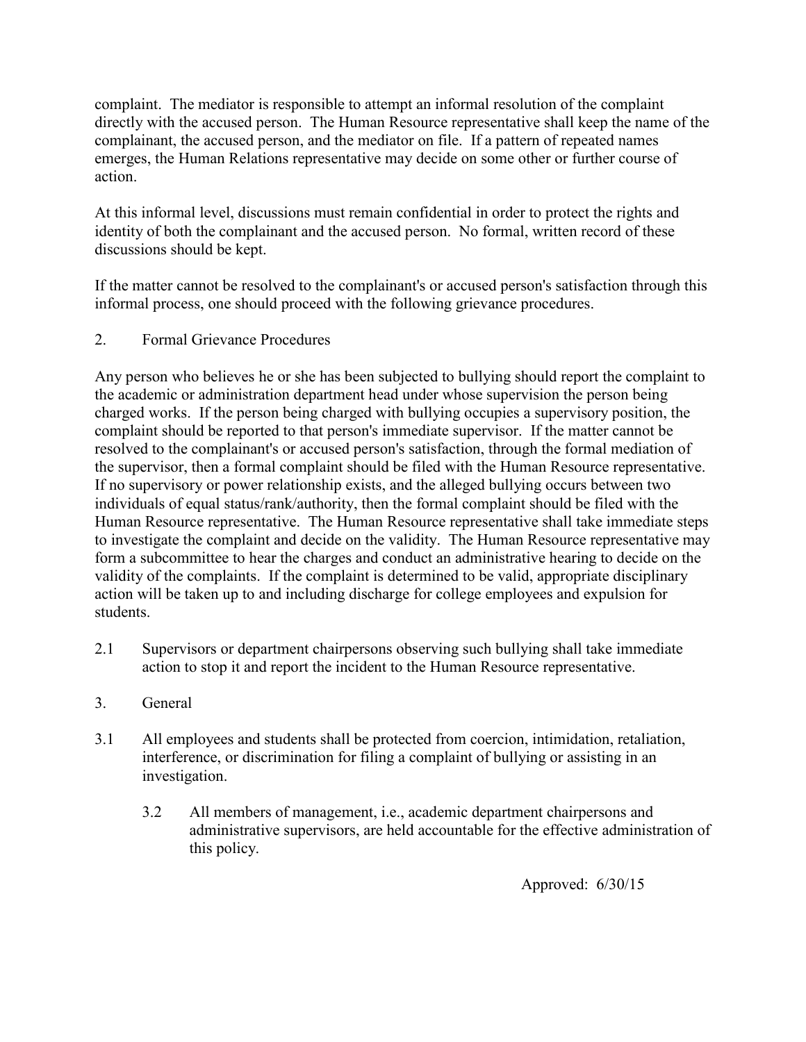complaint. The mediator is responsible to attempt an informal resolution of the complaint directly with the accused person. The Human Resource representative shall keep the name of the complainant, the accused person, and the mediator on file. If a pattern of repeated names emerges, the Human Relations representative may decide on some other or further course of action.

At this informal level, discussions must remain confidential in order to protect the rights and identity of both the complainant and the accused person. No formal, written record of these discussions should be kept.

If the matter cannot be resolved to the complainant's or accused person's satisfaction through this informal process, one should proceed with the following grievance procedures.

2. Formal Grievance Procedures

Any person who believes he or she has been subjected to bullying should report the complaint to the academic or administration department head under whose supervision the person being charged works. If the person being charged with bullying occupies a supervisory position, the complaint should be reported to that person's immediate supervisor. If the matter cannot be resolved to the complainant's or accused person's satisfaction, through the formal mediation of the supervisor, then a formal complaint should be filed with the Human Resource representative. If no supervisory or power relationship exists, and the alleged bullying occurs between two individuals of equal status/rank/authority, then the formal complaint should be filed with the Human Resource representative. The Human Resource representative shall take immediate steps to investigate the complaint and decide on the validity. The Human Resource representative may form a subcommittee to hear the charges and conduct an administrative hearing to decide on the validity of the complaints. If the complaint is determined to be valid, appropriate disciplinary action will be taken up to and including discharge for college employees and expulsion for students.

2.1 Supervisors or department chairpersons observing such bullying shall take immediate action to stop it and report the incident to the Human Resource representative.

3. General

3.1 All employees and students shall be protected from coercion, intimidation, retaliation, interference, or discrimination for filing a complaint of bullying or assisting in an investigation.

3.2 All members of management, i.e., academic department chairpersons and administrative supervisors, are held accountable for the effective administration of this policy.

Approved: 6/30/15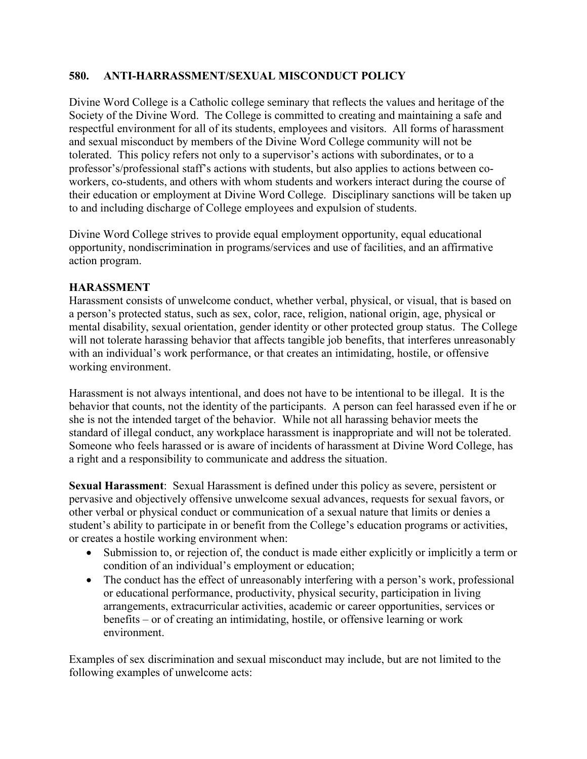## 580. ANTI-HARRASSMENT/SEXUAL MISCONDUCT POLICY

Divine Word College is a Catholic college seminary that reflects the values and heritage of the Society of the Divine Word. The College is committed to creating and maintaining a safe and respectful environment for all of its students, employees and visitors. All forms of harassment and sexual misconduct by members of the Divine Word College community will not be tolerated. This policy refers not only to a supervisor's actions with subordinates, or to a professor's/professional staff's actions with students, but also applies to actions between co-workers, co-students, and others with whom students and workers interact during the course of their education or employment at Divine Word College. Disciplinary sanctions will be taken up to and including discharge of College employees and expulsion of students.

Divine Word College strives to provide equal employment opportunity, equal educational opportunity, nondiscrimination in programs/services and use of facilities, and an affirmative action program.

### HARASSMENT

Harassment consists of unwelcome conduct, whether verbal, physical, or visual, that is based on a person's protected status, such as sex, color, race, religion, national origin, age, physical or mental disability, sexual orientation, gender identity or other protected group status. The College will not tolerate harassing behavior that affects tangible job benefits, that interferes unreasonably with an individual's work performance, or that creates an intimidating, hostile, or offensive working environment.

Harassment is not always intentional, and does not have to be intentional to be illegal. It is the behavior that counts, not the identity of the participants. A person can feel harassed even if he or she is not the intended target of the behavior. While not all harassing behavior meets the standard of illegal conduct, any workplace harassment is inappropriate and will not be tolerated. Someone who feels harassed or is aware of incidents of harassment at Divine Word College, has a right and a responsibility to communicate and address the situation.

**Sexual Harassment**: Sexual Harassment is defined under this policy as severe, persistent or pervasive and objectively offensive unwelcome sexual advances, requests for sexual favors, or other verbal or physical conduct or communication of a sexual nature that limits or denies a student's ability to participate in or benefit from the College's education programs or activities, or creates a hostile working environment when:

- Submission to, or rejection of, the conduct is made either explicitly or implicitly a term or condition of an individual's employment or education;
- The conduct has the effect of unreasonably interfering with a person's work, professional or educational performance, productivity, physical security, participation in living arrangements, extracurricular activities, academic or career opportunities, services or benefits – or of creating an intimidating, hostile, or offensive learning or work environment.

Examples of sex discrimination and sexual misconduct may include, but are not limited to the following examples of unwelcome acts: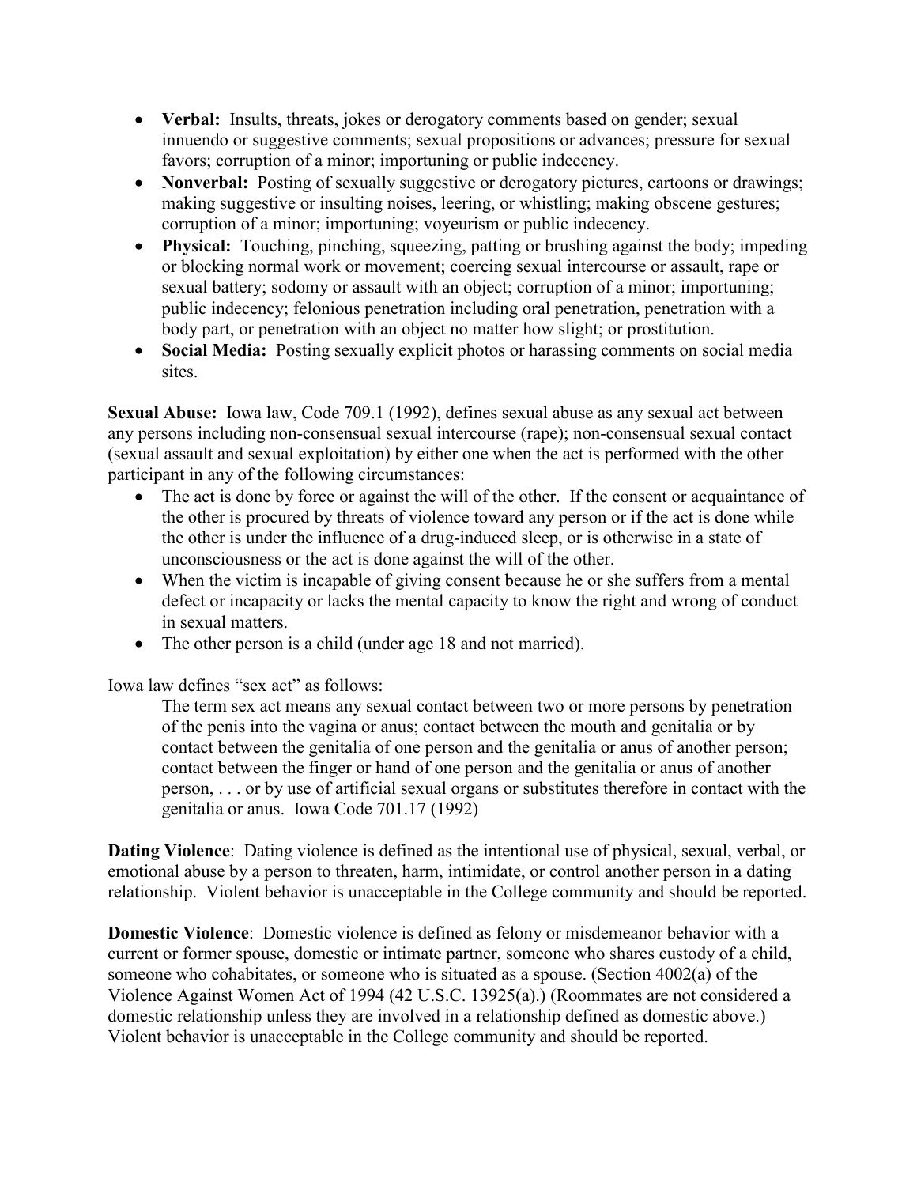- **Verbal:** Insults, threats, jokes or derogatory comments based on gender; sexual innuendo or suggestive comments; sexual propositions or advances; pressure for sexual favors; corruption of a minor; importuning or public indecency.
- **Nonverbal:** Posting of sexually suggestive or derogatory pictures, cartoons or drawings; making suggestive or insulting noises, leering, or whistling; making obscene gestures; corruption of a minor; importuning; voyeurism or public indecency.
- **Physical:** Touching, pinching, squeezing, patting or brushing against the body; impeding or blocking normal work or movement; coercing sexual intercourse or assault, rape or sexual battery; sodomy or assault with an object; corruption of a minor; importuning; public indecency; felonious penetration including oral penetration, penetration with a body part, or penetration with an object no matter how slight; or prostitution.
- **Social Media:** Posting sexually explicit photos or harassing comments on social media sites.

**Sexual Abuse:** Iowa law, Code 709.1 (1992), defines sexual abuse as any sexual act between any persons including non-consensual sexual intercourse (rape); non-consensual sexual contact (sexual assault and sexual exploitation) by either one when the act is performed with the other participant in any of the following circumstances:

- The act is done by force or against the will of the other. If the consent or acquaintance of the other is procured by threats of violence toward any person or if the act is done while the other is under the influence of a drug-induced sleep, or is otherwise in a state of unconsciousness or the act is done against the will of the other.
- When the victim is incapable of giving consent because he or she suffers from a mental defect or incapacity or lacks the mental capacity to know the right and wrong of conduct in sexual matters.
- The other person is a child (under age 18 and not married).

Iowa law defines "sex act" as follows:

> The term sex act means any sexual contact between two or more persons by penetration of the penis into the vagina or anus; contact between the mouth and genitalia or by contact between the genitalia of one person and the genitalia or anus of another person; contact between the finger or hand of one person and the genitalia or anus of another person, . . . or by use of artificial sexual organs or substitutes therefore in contact with the genitalia or anus. Iowa Code 701.17 (1992)

**Dating Violence**: Dating violence is defined as the intentional use of physical, sexual, verbal, or emotional abuse by a person to threaten, harm, intimidate, or control another person in a dating relationship. Violent behavior is unacceptable in the College community and should be reported.

**Domestic Violence**: Domestic violence is defined as felony or misdemeanor behavior with a current or former spouse, domestic or intimate partner, someone who shares custody of a child, someone who cohabitates, or someone who is situated as a spouse. (Section 4002(a) of the Violence Against Women Act of 1994 (42 U.S.C. 13925(a).) (Roommates are not considered a domestic relationship unless they are involved in a relationship defined as domestic above.) Violent behavior is unacceptable in the College community and should be reported.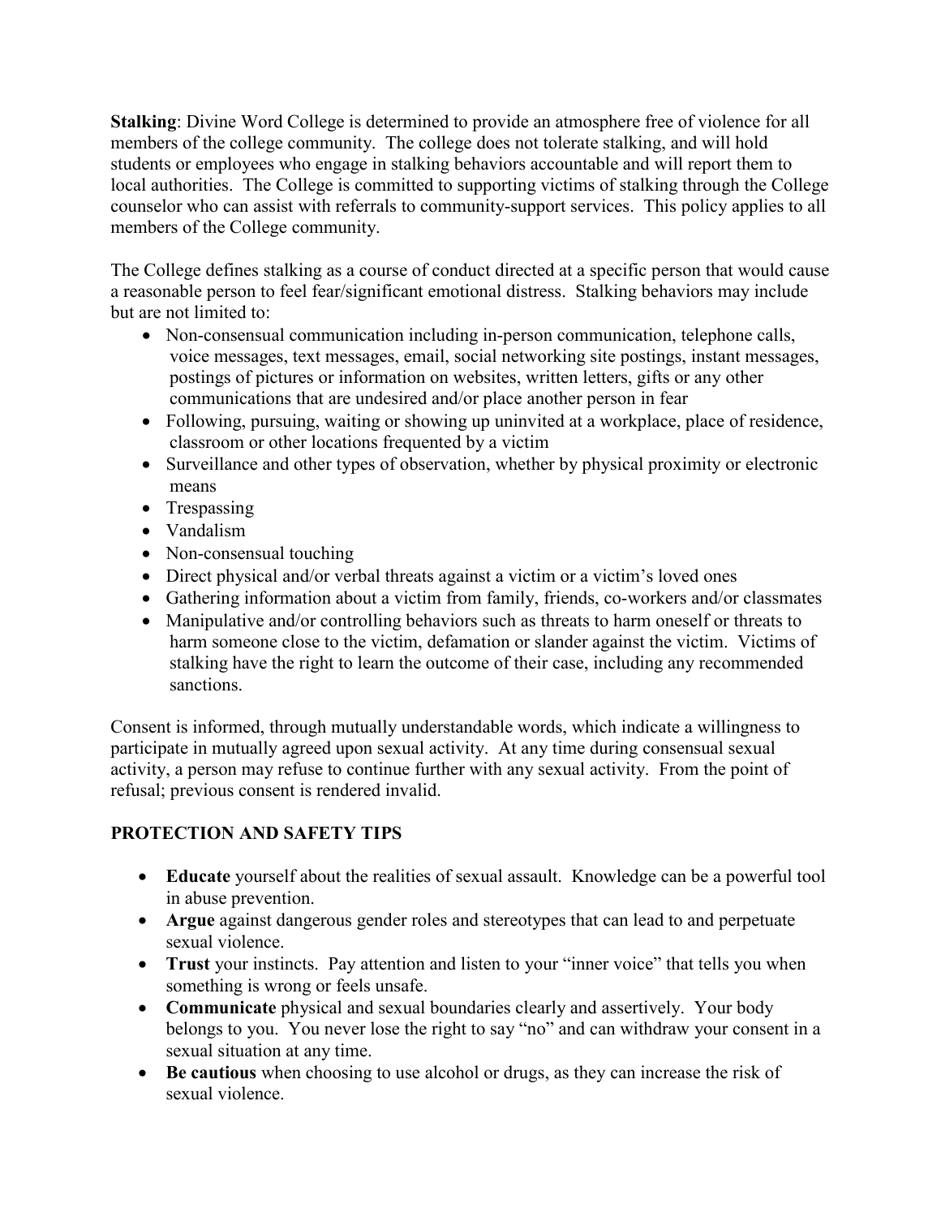**Stalking**: Divine Word College is determined to provide an atmosphere free of violence for all members of the college community. The college does not tolerate stalking, and will hold students or employees who engage in stalking behaviors accountable and will report them to local authorities. The College is committed to supporting victims of stalking through the College counselor who can assist with referrals to community-support services. This policy applies to all members of the College community.

The College defines stalking as a course of conduct directed at a specific person that would cause a reasonable person to feel fear/significant emotional distress. Stalking behaviors may include but are not limited to:

- Non-consensual communication including in-person communication, telephone calls, voice messages, text messages, email, social networking site postings, instant messages, postings of pictures or information on websites, written letters, gifts or any other communications that are undesired and/or place another person in fear
- Following, pursuing, waiting or showing up uninvited at a workplace, place of residence, classroom or other locations frequented by a victim
- Surveillance and other types of observation, whether by physical proximity or electronic means
- Trespassing
- Vandalism
- Non-consensual touching
- Direct physical and/or verbal threats against a victim or a victim's loved ones
- Gathering information about a victim from family, friends, co-workers and/or classmates
- Manipulative and/or controlling behaviors such as threats to harm oneself or threats to harm someone close to the victim, defamation or slander against the victim. Victims of stalking have the right to learn the outcome of their case, including any recommended sanctions.

Consent is informed, through mutually understandable words, which indicate a willingness to participate in mutually agreed upon sexual activity. At any time during consensual sexual activity, a person may refuse to continue further with any sexual activity. From the point of refusal; previous consent is rendered invalid.

## PROTECTION AND SAFETY TIPS

- **Educate** yourself about the realities of sexual assault. Knowledge can be a powerful tool in abuse prevention.
- **Argue** against dangerous gender roles and stereotypes that can lead to and perpetuate sexual violence.
- **Trust** your instincts. Pay attention and listen to your "inner voice" that tells you when something is wrong or feels unsafe.
- **Communicate** physical and sexual boundaries clearly and assertively. Your body belongs to you. You never lose the right to say "no" and can withdraw your consent in a sexual situation at any time.
- **Be cautious** when choosing to use alcohol or drugs, as they can increase the risk of sexual violence.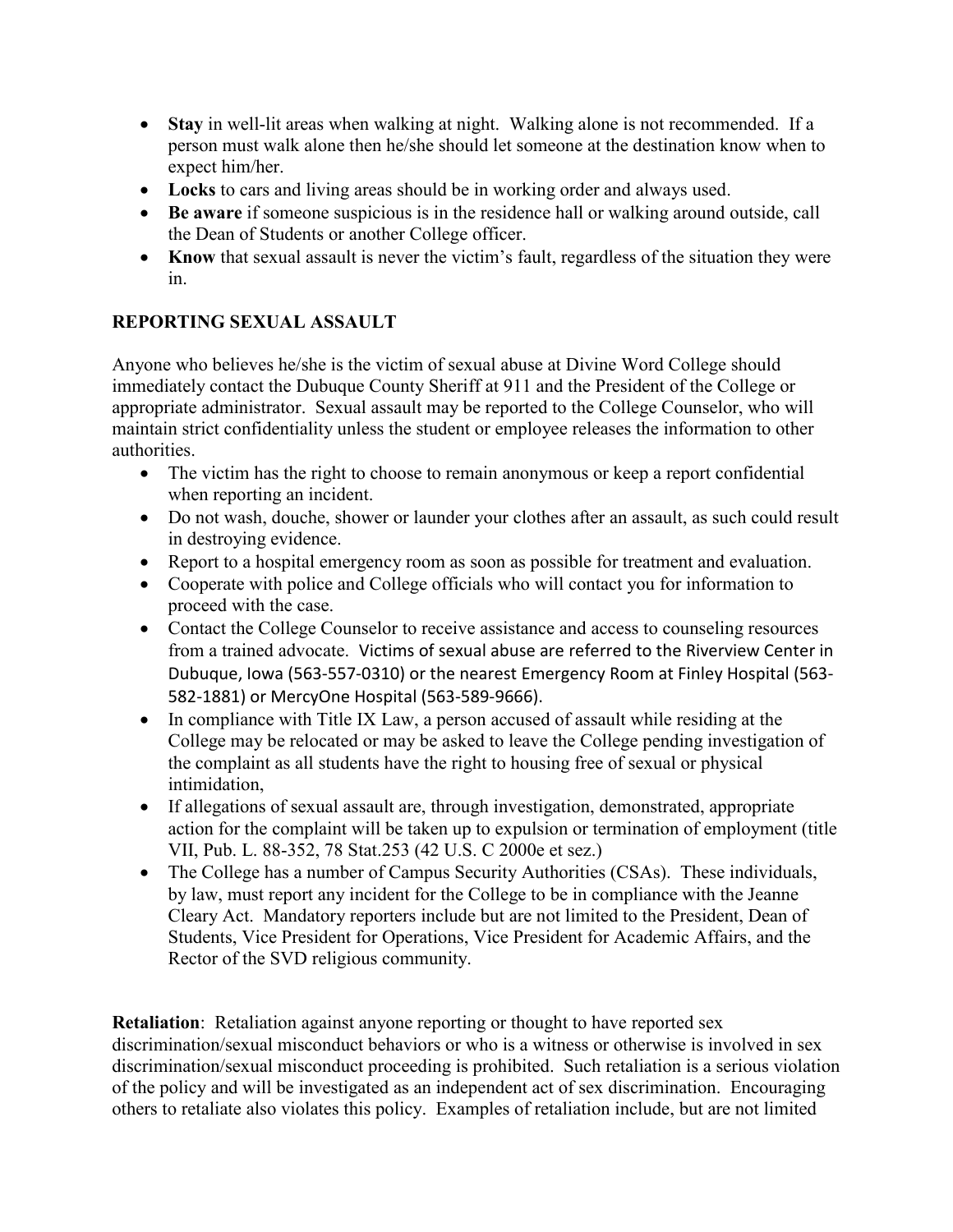- **Stay** in well-lit areas when walking at night. Walking alone is not recommended. If a person must walk alone then he/she should let someone at the destination know when to expect him/her.
- **Locks** to cars and living areas should be in working order and always used.
- **Be aware** if someone suspicious is in the residence hall or walking around outside, call the Dean of Students or another College officer.
- **Know** that sexual assault is never the victim's fault, regardless of the situation they were in.

## REPORTING SEXUAL ASSAULT

Anyone who believes he/she is the victim of sexual abuse at Divine Word College should immediately contact the Dubuque County Sheriff at 911 and the President of the College or appropriate administrator. Sexual assault may be reported to the College Counselor, who will maintain strict confidentiality unless the student or employee releases the information to other authorities.

- The victim has the right to choose to remain anonymous or keep a report confidential when reporting an incident.
- Do not wash, douche, shower or launder your clothes after an assault, as such could result in destroying evidence.
- Report to a hospital emergency room as soon as possible for treatment and evaluation.
- Cooperate with police and College officials who will contact you for information to proceed with the case.
- Contact the College Counselor to receive assistance and access to counseling resources from a trained advocate. Victims of sexual abuse are referred to the Riverview Center in Dubuque, Iowa (563-557-0310) or the nearest Emergency Room at Finley Hospital (563-582-1881) or MercyOne Hospital (563-589-9666).
- In compliance with Title IX Law, a person accused of assault while residing at the College may be relocated or may be asked to leave the College pending investigation of the complaint as all students have the right to housing free of sexual or physical intimidation,
- If allegations of sexual assault are, through investigation, demonstrated, appropriate action for the complaint will be taken up to expulsion or termination of employment (title VII, Pub. L. 88-352, 78 Stat.253 (42 U.S. C 2000e et sez.)
- The College has a number of Campus Security Authorities (CSAs). These individuals, by law, must report any incident for the College to be in compliance with the Jeanne Cleary Act. Mandatory reporters include but are not limited to the President, Dean of Students, Vice President for Operations, Vice President for Academic Affairs, and the Rector of the SVD religious community.

**Retaliation**: Retaliation against anyone reporting or thought to have reported sex discrimination/sexual misconduct behaviors or who is a witness or otherwise is involved in sex discrimination/sexual misconduct proceeding is prohibited. Such retaliation is a serious violation of the policy and will be investigated as an independent act of sex discrimination. Encouraging others to retaliate also violates this policy. Examples of retaliation include, but are not limited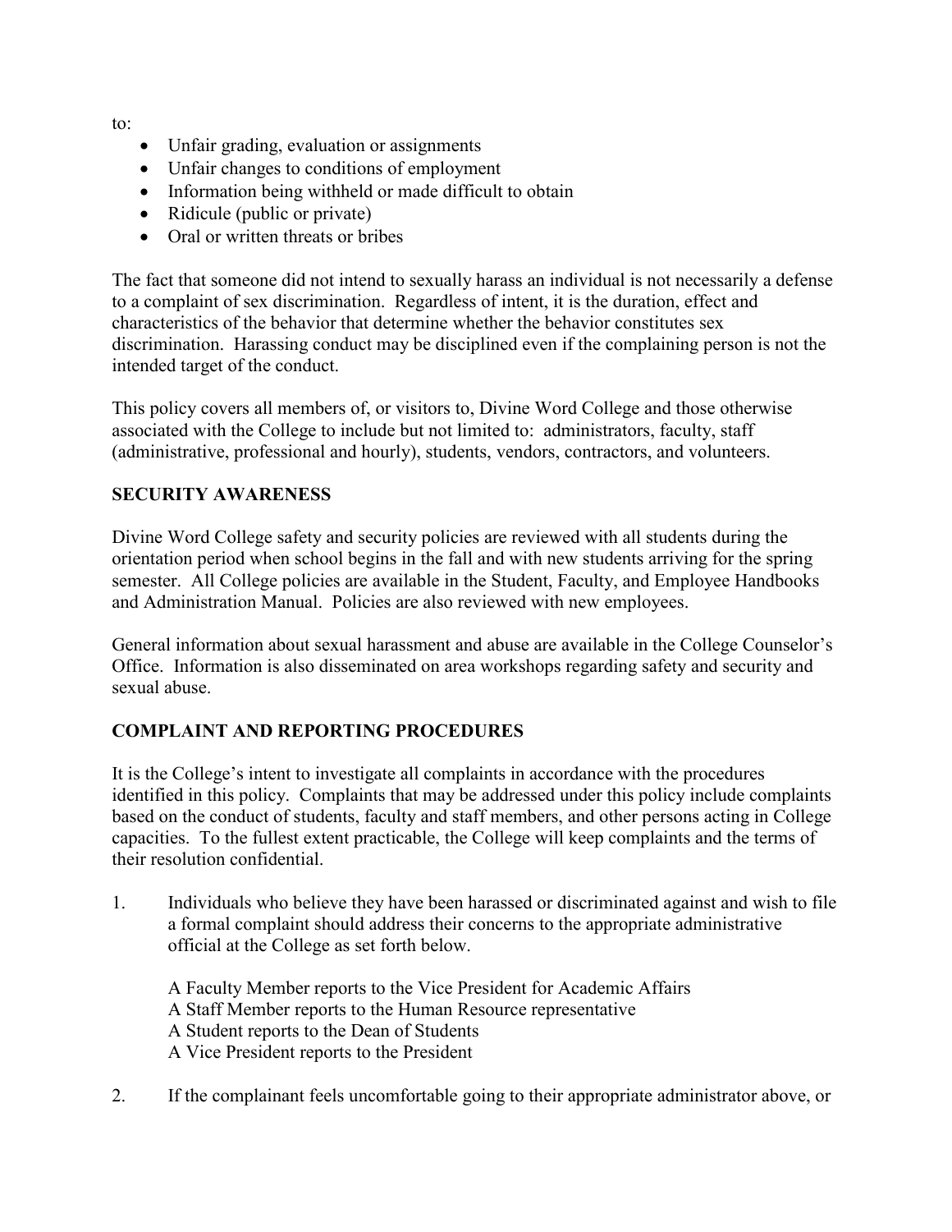to:

- Unfair grading, evaluation or assignments
- Unfair changes to conditions of employment
- Information being withheld or made difficult to obtain
- Ridicule (public or private)
- Oral or written threats or bribes

The fact that someone did not intend to sexually harass an individual is not necessarily a defense to a complaint of sex discrimination. Regardless of intent, it is the duration, effect and characteristics of the behavior that determine whether the behavior constitutes sex discrimination. Harassing conduct may be disciplined even if the complaining person is not the intended target of the conduct.

This policy covers all members of, or visitors to, Divine Word College and those otherwise associated with the College to include but not limited to: administrators, faculty, staff (administrative, professional and hourly), students, vendors, contractors, and volunteers.

**SECURITY AWARENESS**

Divine Word College safety and security policies are reviewed with all students during the orientation period when school begins in the fall and with new students arriving for the spring semester. All College policies are available in the Student, Faculty, and Employee Handbooks and Administration Manual. Policies are also reviewed with new employees.

General information about sexual harassment and abuse are available in the College Counselor's Office. Information is also disseminated on area workshops regarding safety and security and sexual abuse.

**COMPLAINT AND REPORTING PROCEDURES**

It is the College's intent to investigate all complaints in accordance with the procedures identified in this policy. Complaints that may be addressed under this policy include complaints based on the conduct of students, faculty and staff members, and other persons acting in College capacities. To the fullest extent practicable, the College will keep complaints and the terms of their resolution confidential.

1. Individuals who believe they have been harassed or discriminated against and wish to file a formal complaint should address their concerns to the appropriate administrative official at the College as set forth below.

   A Faculty Member reports to the Vice President for Academic Affairs
   A Staff Member reports to the Human Resource representative
   A Student reports to the Dean of Students
   A Vice President reports to the President

2. If the complainant feels uncomfortable going to their appropriate administrator above, or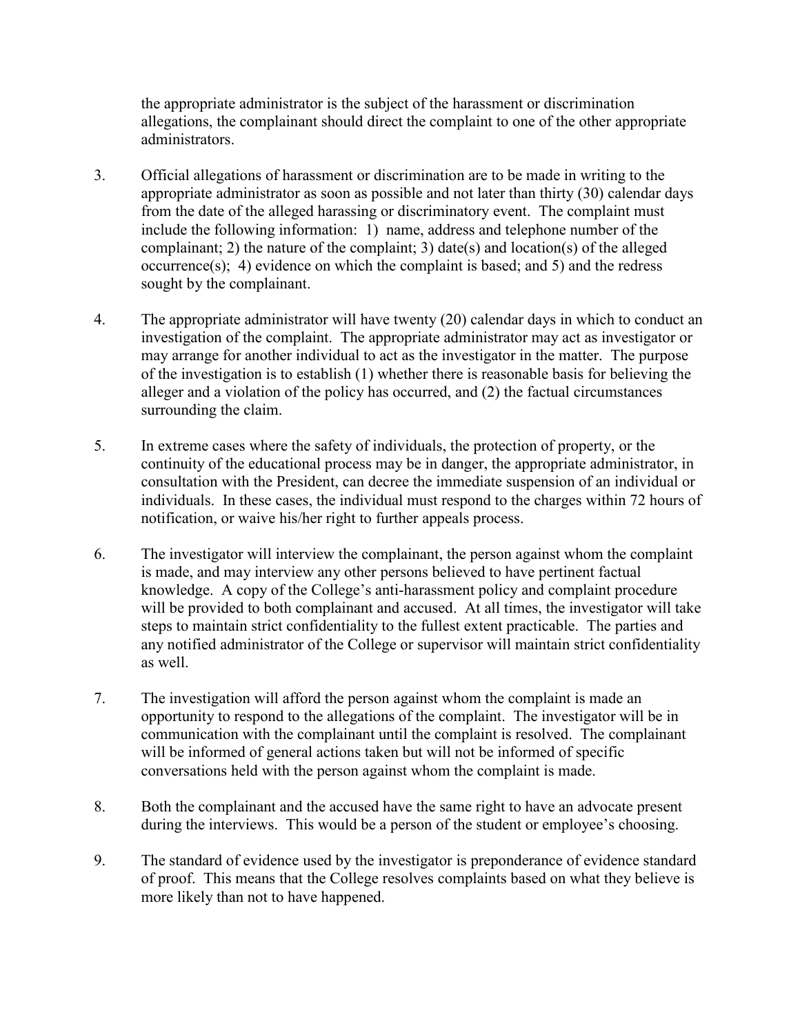the appropriate administrator is the subject of the harassment or discrimination allegations, the complainant should direct the complaint to one of the other appropriate administrators.

3. Official allegations of harassment or discrimination are to be made in writing to the appropriate administrator as soon as possible and not later than thirty (30) calendar days from the date of the alleged harassing or discriminatory event. The complaint must include the following information: 1) name, address and telephone number of the complainant; 2) the nature of the complaint; 3) date(s) and location(s) of the alleged occurrence(s); 4) evidence on which the complaint is based; and 5) and the redress sought by the complainant.

4. The appropriate administrator will have twenty (20) calendar days in which to conduct an investigation of the complaint. The appropriate administrator may act as investigator or may arrange for another individual to act as the investigator in the matter. The purpose of the investigation is to establish (1) whether there is reasonable basis for believing the alleger and a violation of the policy has occurred, and (2) the factual circumstances surrounding the claim.

5. In extreme cases where the safety of individuals, the protection of property, or the continuity of the educational process may be in danger, the appropriate administrator, in consultation with the President, can decree the immediate suspension of an individual or individuals. In these cases, the individual must respond to the charges within 72 hours of notification, or waive his/her right to further appeals process.

6. The investigator will interview the complainant, the person against whom the complaint is made, and may interview any other persons believed to have pertinent factual knowledge. A copy of the College's anti-harassment policy and complaint procedure will be provided to both complainant and accused. At all times, the investigator will take steps to maintain strict confidentiality to the fullest extent practicable. The parties and any notified administrator of the College or supervisor will maintain strict confidentiality as well.

7. The investigation will afford the person against whom the complaint is made an opportunity to respond to the allegations of the complaint. The investigator will be in communication with the complainant until the complaint is resolved. The complainant will be informed of general actions taken but will not be informed of specific conversations held with the person against whom the complaint is made.

8. Both the complainant and the accused have the same right to have an advocate present during the interviews. This would be a person of the student or employee's choosing.

9. The standard of evidence used by the investigator is preponderance of evidence standard of proof. This means that the College resolves complaints based on what they believe is more likely than not to have happened.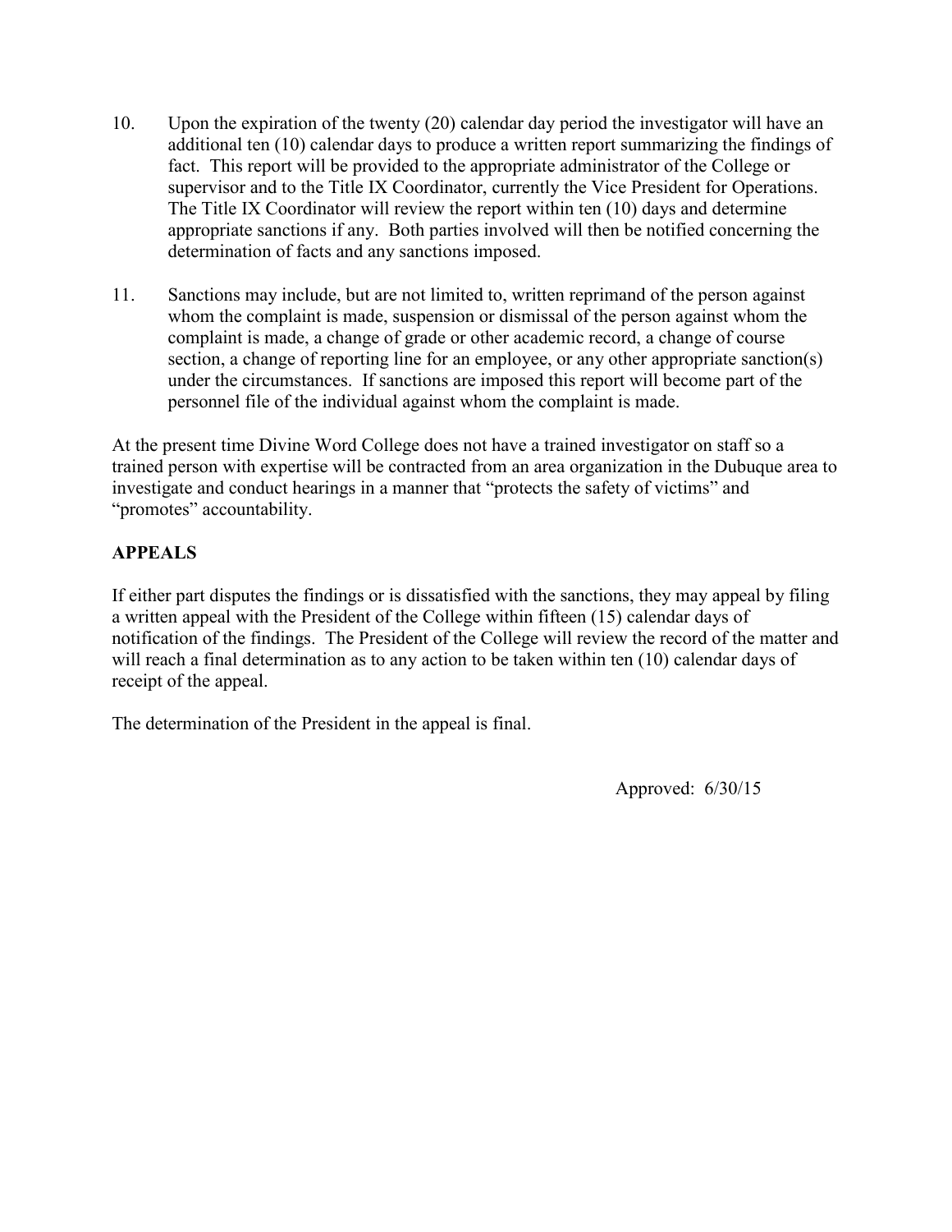10. Upon the expiration of the twenty (20) calendar day period the investigator will have an additional ten (10) calendar days to produce a written report summarizing the findings of fact. This report will be provided to the appropriate administrator of the College or supervisor and to the Title IX Coordinator, currently the Vice President for Operations. The Title IX Coordinator will review the report within ten (10) days and determine appropriate sanctions if any. Both parties involved will then be notified concerning the determination of facts and any sanctions imposed.

11. Sanctions may include, but are not limited to, written reprimand of the person against whom the complaint is made, suspension or dismissal of the person against whom the complaint is made, a change of grade or other academic record, a change of course section, a change of reporting line for an employee, or any other appropriate sanction(s) under the circumstances. If sanctions are imposed this report will become part of the personnel file of the individual against whom the complaint is made.

At the present time Divine Word College does not have a trained investigator on staff so a trained person with expertise will be contracted from an area organization in the Dubuque area to investigate and conduct hearings in a manner that "protects the safety of victims" and "promotes" accountability.

**APPEALS**

If either part disputes the findings or is dissatisfied with the sanctions, they may appeal by filing a written appeal with the President of the College within fifteen (15) calendar days of notification of the findings. The President of the College will review the record of the matter and will reach a final determination as to any action to be taken within ten (10) calendar days of receipt of the appeal.

The determination of the President in the appeal is final.

Approved: 6/30/15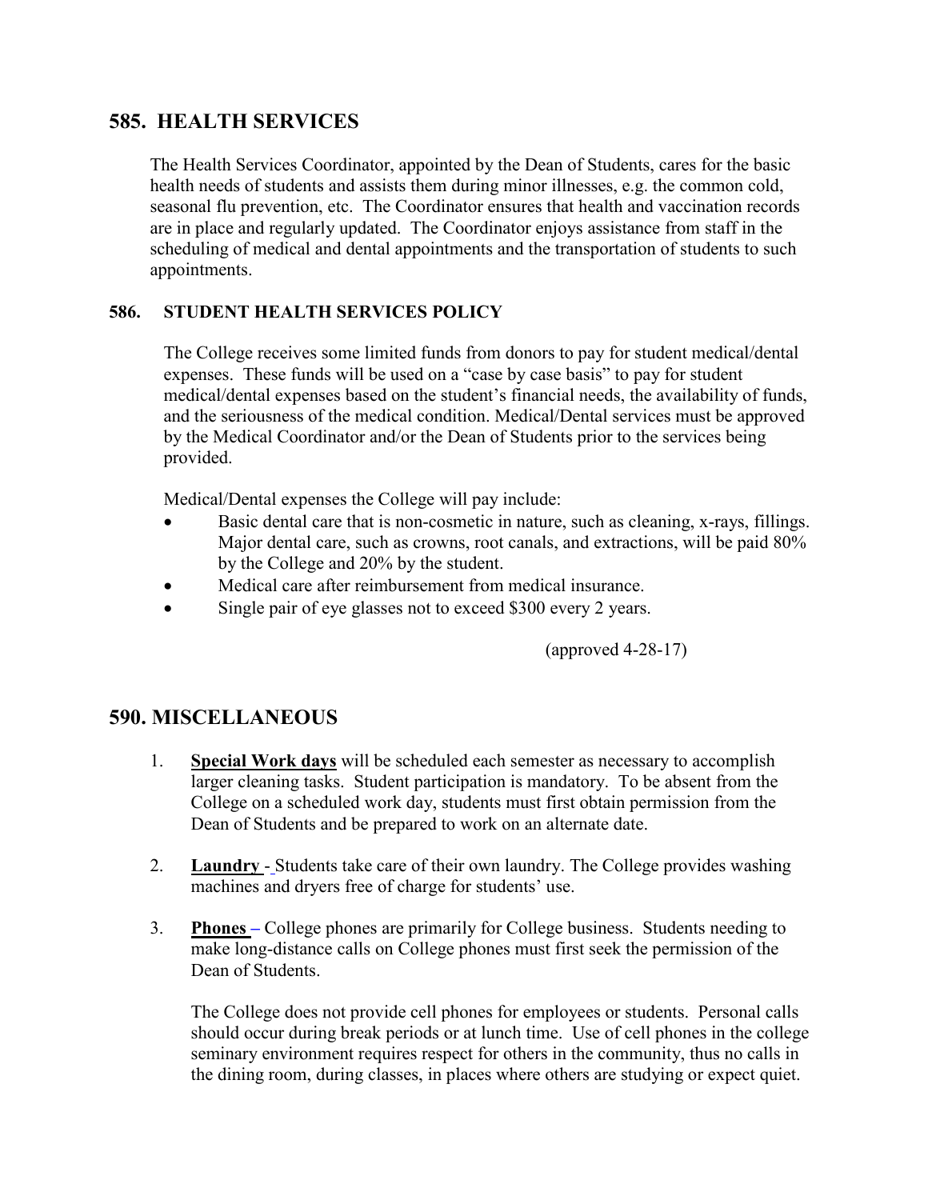## 585. HEALTH SERVICES

The Health Services Coordinator, appointed by the Dean of Students, cares for the basic health needs of students and assists them during minor illnesses, e.g. the common cold, seasonal flu prevention, etc. The Coordinator ensures that health and vaccination records are in place and regularly updated. The Coordinator enjoys assistance from staff in the scheduling of medical and dental appointments and the transportation of students to such appointments.

### 586. STUDENT HEALTH SERVICES POLICY

The College receives some limited funds from donors to pay for student medical/dental expenses. These funds will be used on a "case by case basis" to pay for student medical/dental expenses based on the student's financial needs, the availability of funds, and the seriousness of the medical condition. Medical/Dental services must be approved by the Medical Coordinator and/or the Dean of Students prior to the services being provided.

Medical/Dental expenses the College will pay include:

- Basic dental care that is non-cosmetic in nature, such as cleaning, x-rays, fillings. Major dental care, such as crowns, root canals, and extractions, will be paid 80% by the College and 20% by the student.
- Medical care after reimbursement from medical insurance.
- Single pair of eye glasses not to exceed $300 every 2 years.

(approved 4-28-17)

## 590. MISCELLANEOUS

1. **Special Work days** will be scheduled each semester as necessary to accomplish larger cleaning tasks. Student participation is mandatory. To be absent from the College on a scheduled work day, students must first obtain permission from the Dean of Students and be prepared to work on an alternate date.

2. **Laundry** - Students take care of their own laundry. The College provides washing machines and dryers free of charge for students' use.

3. **Phones** – College phones are primarily for College business. Students needing to make long-distance calls on College phones must first seek the permission of the Dean of Students.

   The College does not provide cell phones for employees or students. Personal calls should occur during break periods or at lunch time. Use of cell phones in the college seminary environment requires respect for others in the community, thus no calls in the dining room, during classes, in places where others are studying or expect quiet.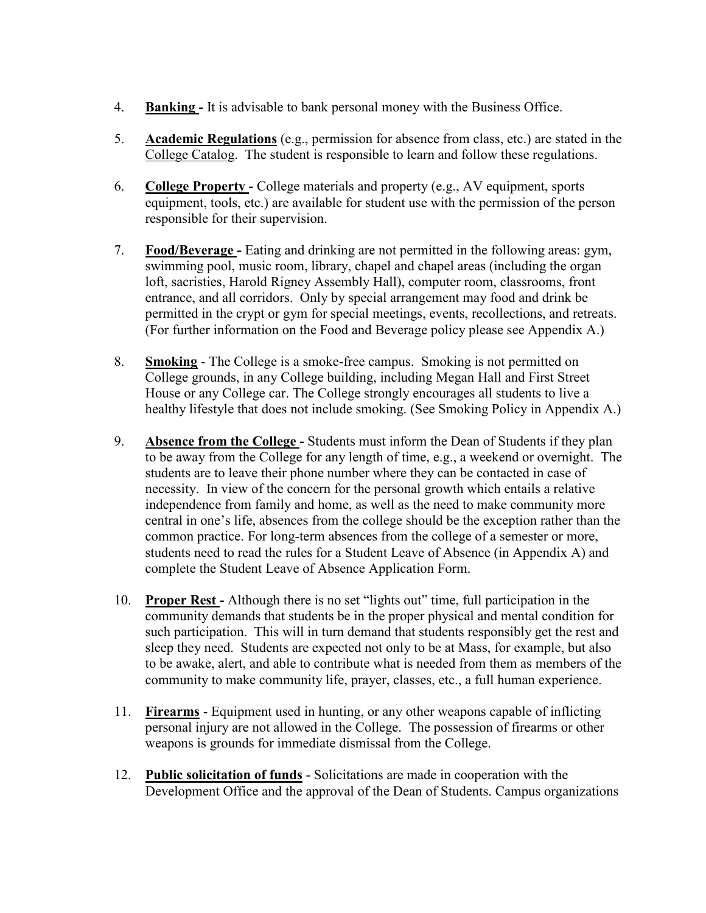4. **Banking -** It is advisable to bank personal money with the Business Office.

5. **Academic Regulations** (e.g., permission for absence from class, etc.) are stated in the College Catalog. The student is responsible to learn and follow these regulations.

6. **College Property -** College materials and property (e.g., AV equipment, sports equipment, tools, etc.) are available for student use with the permission of the person responsible for their supervision.

7. **Food/Beverage -** Eating and drinking are not permitted in the following areas: gym, swimming pool, music room, library, chapel and chapel areas (including the organ loft, sacristies, Harold Rigney Assembly Hall), computer room, classrooms, front entrance, and all corridors. Only by special arrangement may food and drink be permitted in the crypt or gym for special meetings, events, recollections, and retreats. (For further information on the Food and Beverage policy please see Appendix A.)

8. **Smoking** - The College is a smoke-free campus. Smoking is not permitted on College grounds, in any College building, including Megan Hall and First Street House or any College car. The College strongly encourages all students to live a healthy lifestyle that does not include smoking. (See Smoking Policy in Appendix A.)

9. **Absence from the College -** Students must inform the Dean of Students if they plan to be away from the College for any length of time, e.g., a weekend or overnight. The students are to leave their phone number where they can be contacted in case of necessity. In view of the concern for the personal growth which entails a relative independence from family and home, as well as the need to make community more central in one's life, absences from the college should be the exception rather than the common practice. For long-term absences from the college of a semester or more, students need to read the rules for a Student Leave of Absence (in Appendix A) and complete the Student Leave of Absence Application Form.

10. **Proper Rest -** Although there is no set "lights out" time, full participation in the community demands that students be in the proper physical and mental condition for such participation. This will in turn demand that students responsibly get the rest and sleep they need. Students are expected not only to be at Mass, for example, but also to be awake, alert, and able to contribute what is needed from them as members of the community to make community life, prayer, classes, etc., a full human experience.

11. **Firearms** - Equipment used in hunting, or any other weapons capable of inflicting personal injury are not allowed in the College. The possession of firearms or other weapons is grounds for immediate dismissal from the College.

12. **Public solicitation of funds** - Solicitations are made in cooperation with the Development Office and the approval of the Dean of Students. Campus organizations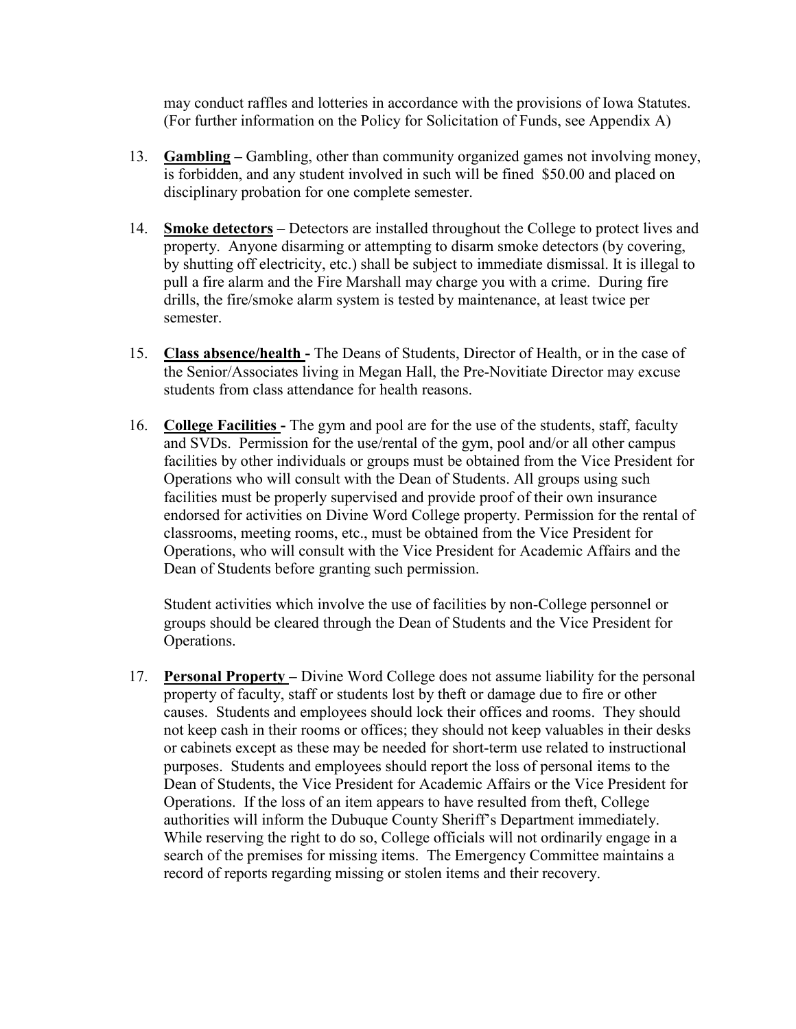may conduct raffles and lotteries in accordance with the provisions of Iowa Statutes. (For further information on the Policy for Solicitation of Funds, see Appendix A)

13. **Gambling** – Gambling, other than community organized games not involving money, is forbidden, and any student involved in such will be fined $50.00 and placed on disciplinary probation for one complete semester.

14. **Smoke detectors** – Detectors are installed throughout the College to protect lives and property. Anyone disarming or attempting to disarm smoke detectors (by covering, by shutting off electricity, etc.) shall be subject to immediate dismissal. It is illegal to pull a fire alarm and the Fire Marshall may charge you with a crime. During fire drills, the fire/smoke alarm system is tested by maintenance, at least twice per semester.

15. **Class absence/health** - The Deans of Students, Director of Health, or in the case of the Senior/Associates living in Megan Hall, the Pre-Novitiate Director may excuse students from class attendance for health reasons.

16. **College Facilities** - The gym and pool are for the use of the students, staff, faculty and SVDs. Permission for the use/rental of the gym, pool and/or all other campus facilities by other individuals or groups must be obtained from the Vice President for Operations who will consult with the Dean of Students. All groups using such facilities must be properly supervised and provide proof of their own insurance endorsed for activities on Divine Word College property. Permission for the rental of classrooms, meeting rooms, etc., must be obtained from the Vice President for Operations, who will consult with the Vice President for Academic Affairs and the Dean of Students before granting such permission.

    Student activities which involve the use of facilities by non-College personnel or groups should be cleared through the Dean of Students and the Vice President for Operations.

17. **Personal Property** – Divine Word College does not assume liability for the personal property of faculty, staff or students lost by theft or damage due to fire or other causes. Students and employees should lock their offices and rooms. They should not keep cash in their rooms or offices; they should not keep valuables in their desks or cabinets except as these may be needed for short-term use related to instructional purposes. Students and employees should report the loss of personal items to the Dean of Students, the Vice President for Academic Affairs or the Vice President for Operations. If the loss of an item appears to have resulted from theft, College authorities will inform the Dubuque County Sheriff's Department immediately. While reserving the right to do so, College officials will not ordinarily engage in a search of the premises for missing items. The Emergency Committee maintains a record of reports regarding missing or stolen items and their recovery.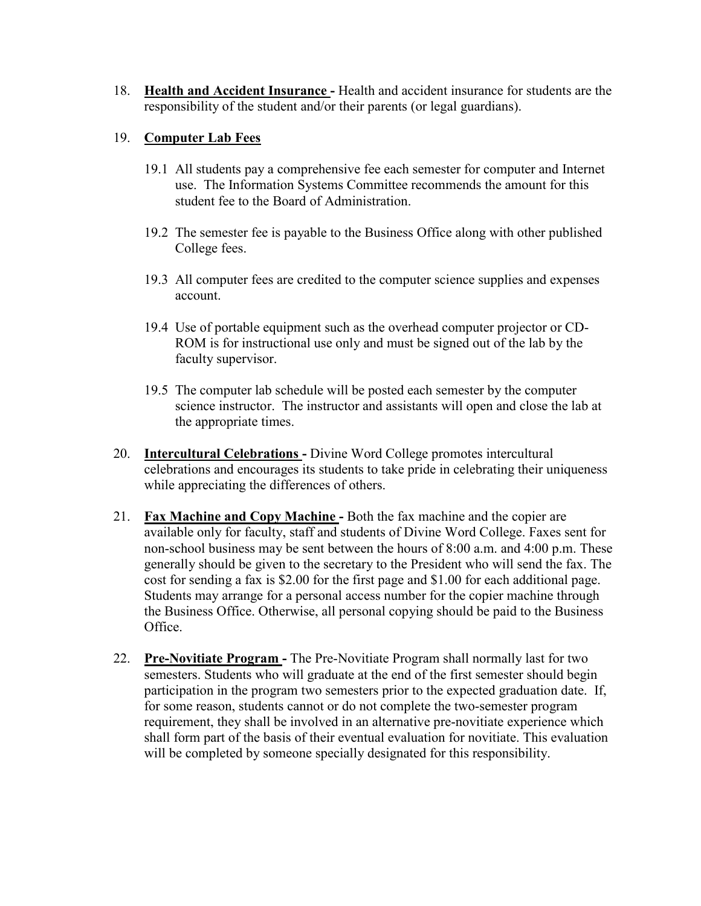18. **Health and Accident Insurance -** Health and accident insurance for students are the responsibility of the student and/or their parents (or legal guardians).

19. **Computer Lab Fees**

    19.1 All students pay a comprehensive fee each semester for computer and Internet use. The Information Systems Committee recommends the amount for this student fee to the Board of Administration.

    19.2 The semester fee is payable to the Business Office along with other published College fees.

    19.3 All computer fees are credited to the computer science supplies and expenses account.

    19.4 Use of portable equipment such as the overhead computer projector or CD-ROM is for instructional use only and must be signed out of the lab by the faculty supervisor.

    19.5 The computer lab schedule will be posted each semester by the computer science instructor. The instructor and assistants will open and close the lab at the appropriate times.

20. **Intercultural Celebrations -** Divine Word College promotes intercultural celebrations and encourages its students to take pride in celebrating their uniqueness while appreciating the differences of others.

21. **Fax Machine and Copy Machine -** Both the fax machine and the copier are available only for faculty, staff and students of Divine Word College. Faxes sent for non-school business may be sent between the hours of 8:00 a.m. and 4:00 p.m. These generally should be given to the secretary to the President who will send the fax. The cost for sending a fax is $2.00 for the first page and $1.00 for each additional page. Students may arrange for a personal access number for the copier machine through the Business Office. Otherwise, all personal copying should be paid to the Business Office.

22. **Pre-Novitiate Program -** The Pre-Novitiate Program shall normally last for two semesters. Students who will graduate at the end of the first semester should begin participation in the program two semesters prior to the expected graduation date. If, for some reason, students cannot or do not complete the two-semester program requirement, they shall be involved in an alternative pre-novitiate experience which shall form part of the basis of their eventual evaluation for novitiate. This evaluation will be completed by someone specially designated for this responsibility.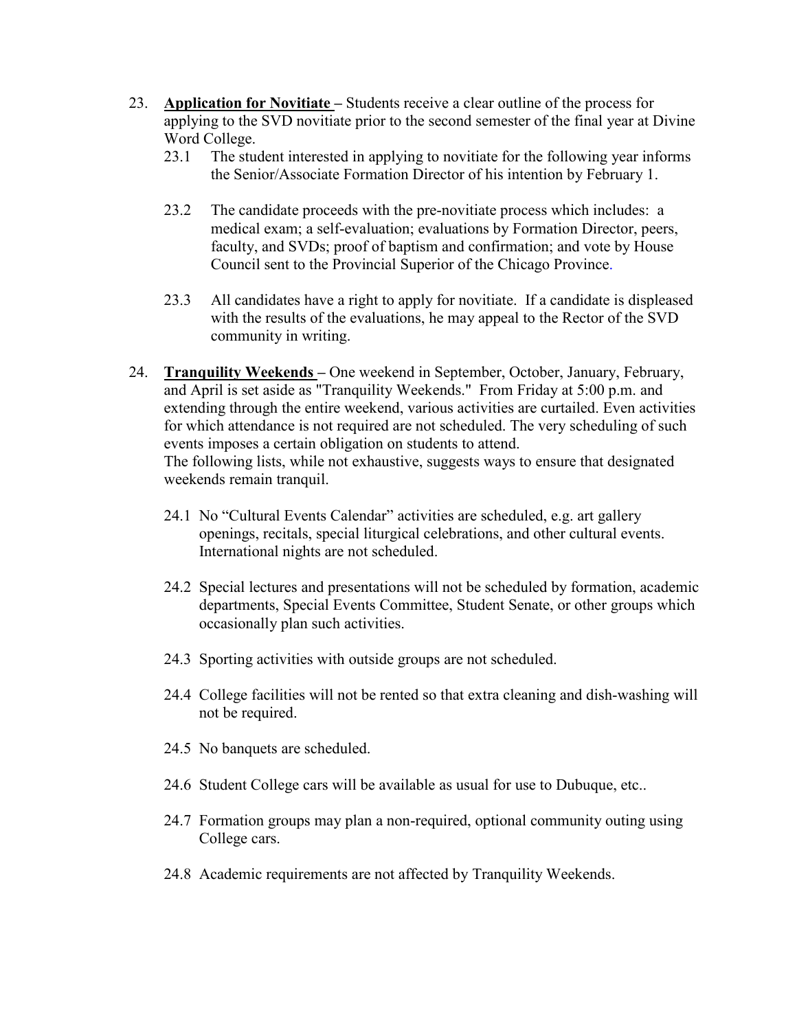23. **Application for Novitiate** – Students receive a clear outline of the process for applying to the SVD novitiate prior to the second semester of the final year at Divine Word College.

    23.1 The student interested in applying to novitiate for the following year informs the Senior/Associate Formation Director of his intention by February 1.

    23.2 The candidate proceeds with the pre-novitiate process which includes: a medical exam; a self-evaluation; evaluations by Formation Director, peers, faculty, and SVDs; proof of baptism and confirmation; and vote by House Council sent to the Provincial Superior of the Chicago Province.

    23.3 All candidates have a right to apply for novitiate. If a candidate is displeased with the results of the evaluations, he may appeal to the Rector of the SVD community in writing.

24. **Tranquility Weekends** – One weekend in September, October, January, February, and April is set aside as "Tranquility Weekends." From Friday at 5:00 p.m. and extending through the entire weekend, various activities are curtailed. Even activities for which attendance is not required are not scheduled. The very scheduling of such events imposes a certain obligation on students to attend.
    The following lists, while not exhaustive, suggests ways to ensure that designated weekends remain tranquil.

    24.1 No "Cultural Events Calendar" activities are scheduled, e.g. art gallery openings, recitals, special liturgical celebrations, and other cultural events. International nights are not scheduled.

    24.2 Special lectures and presentations will not be scheduled by formation, academic departments, Special Events Committee, Student Senate, or other groups which occasionally plan such activities.

    24.3 Sporting activities with outside groups are not scheduled.

    24.4 College facilities will not be rented so that extra cleaning and dish-washing will not be required.

    24.5 No banquets are scheduled.

    24.6 Student College cars will be available as usual for use to Dubuque, etc..

    24.7 Formation groups may plan a non-required, optional community outing using College cars.

    24.8 Academic requirements are not affected by Tranquility Weekends.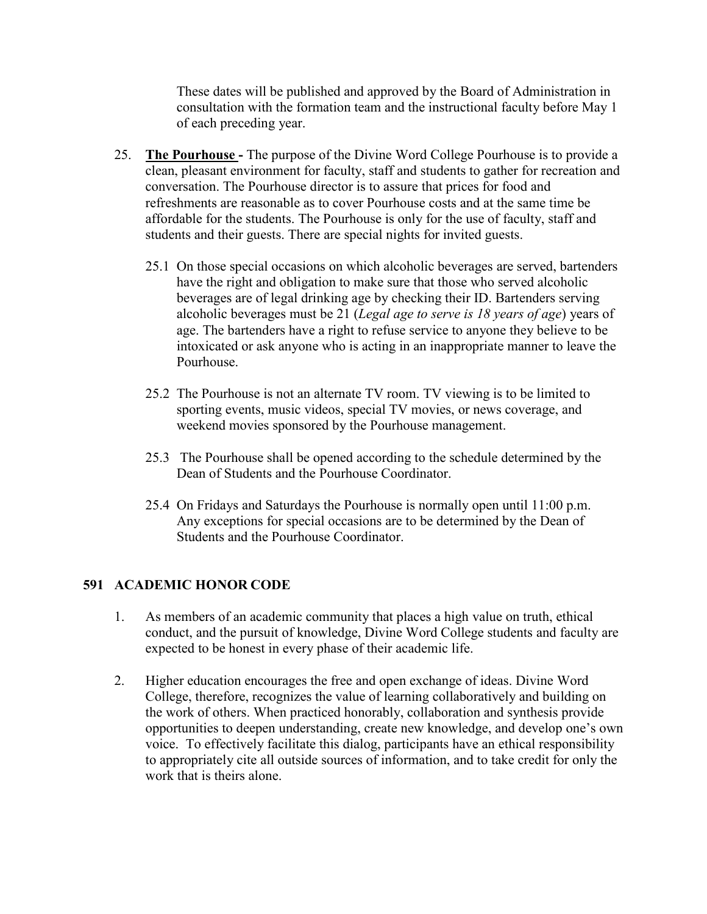These dates will be published and approved by the Board of Administration in consultation with the formation team and the instructional faculty before May 1 of each preceding year.

25. **The Pourhouse -** The purpose of the Divine Word College Pourhouse is to provide a clean, pleasant environment for faculty, staff and students to gather for recreation and conversation. The Pourhouse director is to assure that prices for food and refreshments are reasonable as to cover Pourhouse costs and at the same time be affordable for the students. The Pourhouse is only for the use of faculty, staff and students and their guests. There are special nights for invited guests.

    25.1 On those special occasions on which alcoholic beverages are served, bartenders have the right and obligation to make sure that those who served alcoholic beverages are of legal drinking age by checking their ID. Bartenders serving alcoholic beverages must be 21 (*Legal age to serve is 18 years of age*) years of age. The bartenders have a right to refuse service to anyone they believe to be intoxicated or ask anyone who is acting in an inappropriate manner to leave the Pourhouse.

    25.2 The Pourhouse is not an alternate TV room. TV viewing is to be limited to sporting events, music videos, special TV movies, or news coverage, and weekend movies sponsored by the Pourhouse management.

    25.3 The Pourhouse shall be opened according to the schedule determined by the Dean of Students and the Pourhouse Coordinator.

    25.4 On Fridays and Saturdays the Pourhouse is normally open until 11:00 p.m. Any exceptions for special occasions are to be determined by the Dean of Students and the Pourhouse Coordinator.

## 591 ACADEMIC HONOR CODE

1. As members of an academic community that places a high value on truth, ethical conduct, and the pursuit of knowledge, Divine Word College students and faculty are expected to be honest in every phase of their academic life.

2. Higher education encourages the free and open exchange of ideas. Divine Word College, therefore, recognizes the value of learning collaboratively and building on the work of others. When practiced honorably, collaboration and synthesis provide opportunities to deepen understanding, create new knowledge, and develop one's own voice. To effectively facilitate this dialog, participants have an ethical responsibility to appropriately cite all outside sources of information, and to take credit for only the work that is theirs alone.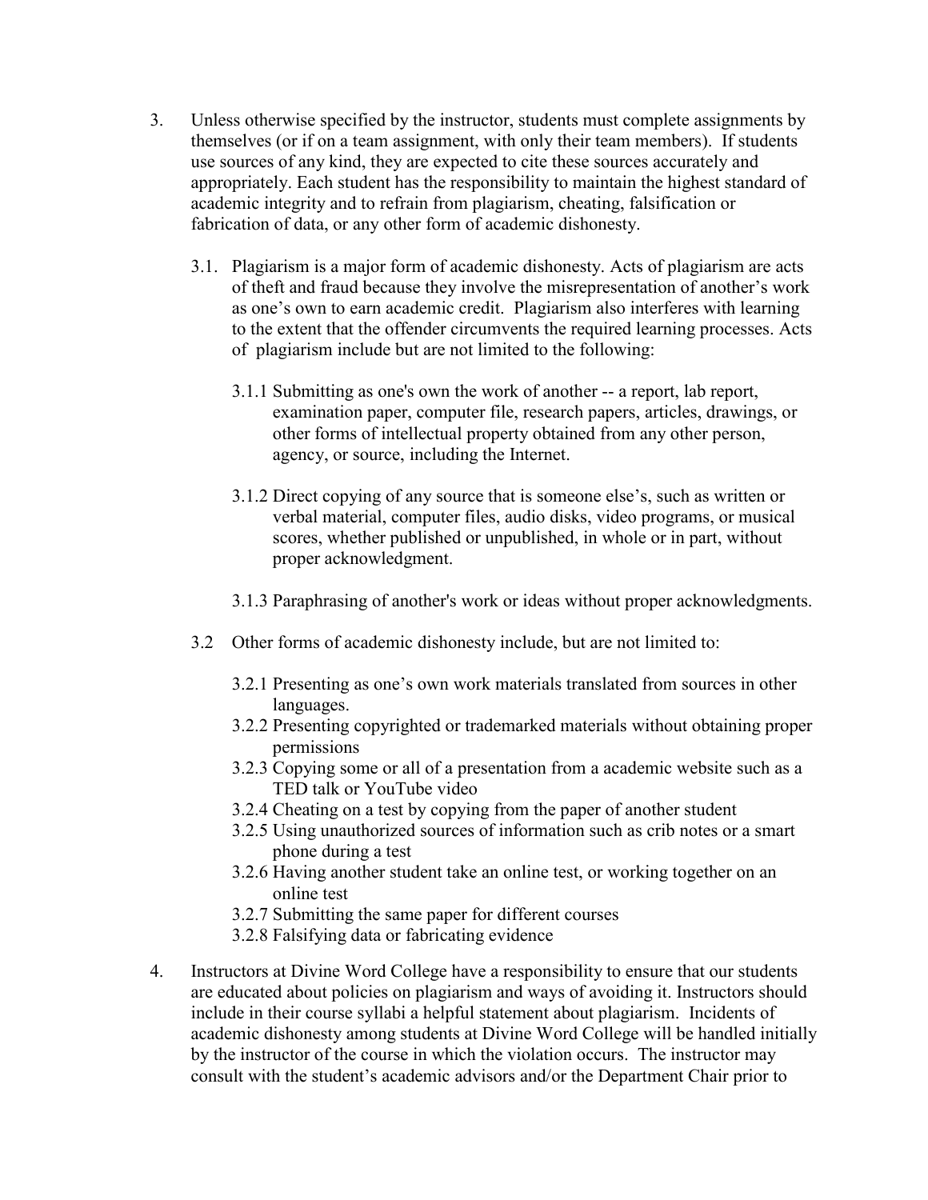3. Unless otherwise specified by the instructor, students must complete assignments by themselves (or if on a team assignment, with only their team members). If students use sources of any kind, they are expected to cite these sources accurately and appropriately. Each student has the responsibility to maintain the highest standard of academic integrity and to refrain from plagiarism, cheating, falsification or fabrication of data, or any other form of academic dishonesty.

   3.1. Plagiarism is a major form of academic dishonesty. Acts of plagiarism are acts of theft and fraud because they involve the misrepresentation of another's work as one's own to earn academic credit. Plagiarism also interferes with learning to the extent that the offender circumvents the required learning processes. Acts of plagiarism include but are not limited to the following:

      3.1.1 Submitting as one's own the work of another -- a report, lab report, examination paper, computer file, research papers, articles, drawings, or other forms of intellectual property obtained from any other person, agency, or source, including the Internet.

      3.1.2 Direct copying of any source that is someone else's, such as written or verbal material, computer files, audio disks, video programs, or musical scores, whether published or unpublished, in whole or in part, without proper acknowledgment.

      3.1.3 Paraphrasing of another's work or ideas without proper acknowledgments.

   3.2 Other forms of academic dishonesty include, but are not limited to:

      3.2.1 Presenting as one's own work materials translated from sources in other languages.
      3.2.2 Presenting copyrighted or trademarked materials without obtaining proper permissions
      3.2.3 Copying some or all of a presentation from a academic website such as a TED talk or YouTube video
      3.2.4 Cheating on a test by copying from the paper of another student
      3.2.5 Using unauthorized sources of information such as crib notes or a smart phone during a test
      3.2.6 Having another student take an online test, or working together on an online test
      3.2.7 Submitting the same paper for different courses
      3.2.8 Falsifying data or fabricating evidence

4. Instructors at Divine Word College have a responsibility to ensure that our students are educated about policies on plagiarism and ways of avoiding it. Instructors should include in their course syllabi a helpful statement about plagiarism. Incidents of academic dishonesty among students at Divine Word College will be handled initially by the instructor of the course in which the violation occurs. The instructor may consult with the student's academic advisors and/or the Department Chair prior to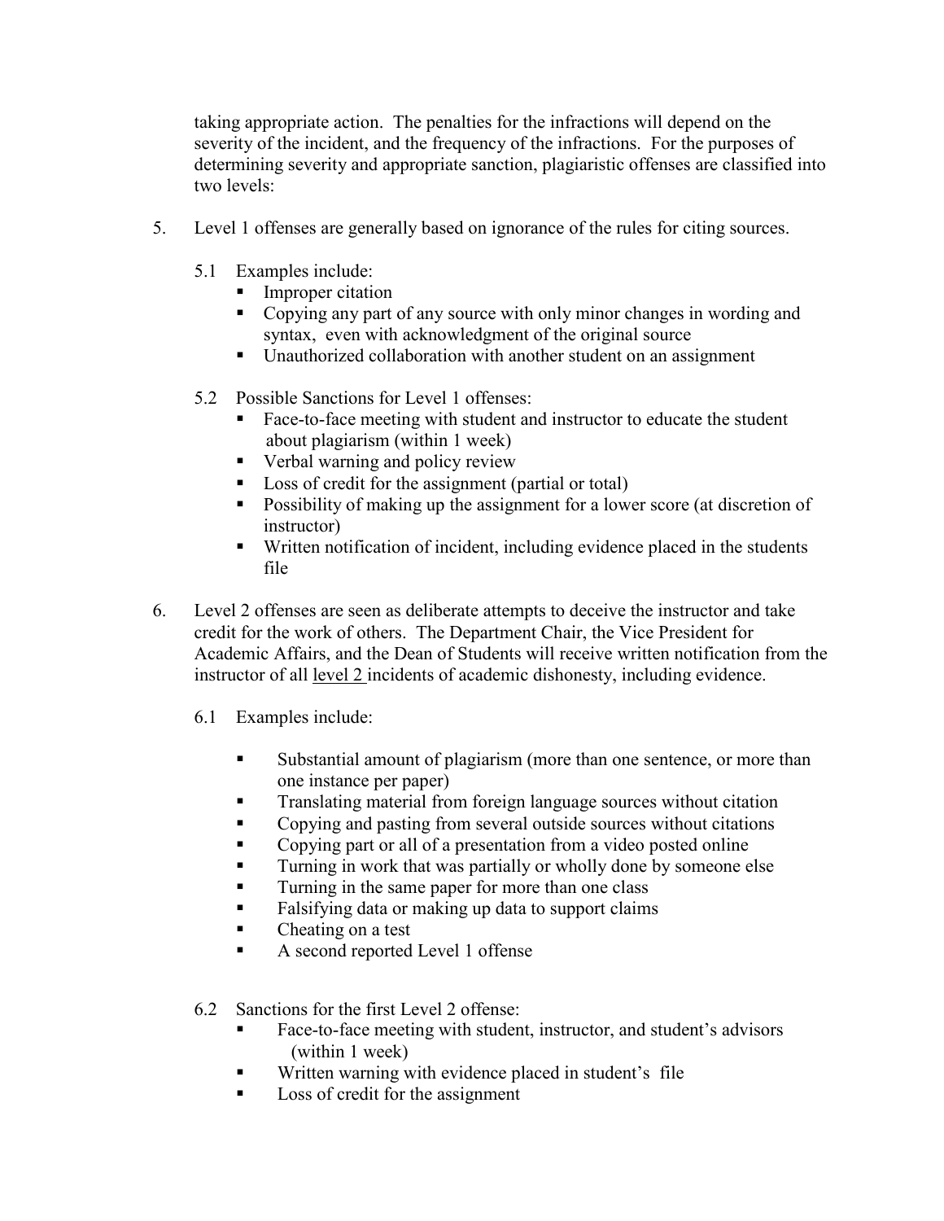taking appropriate action. The penalties for the infractions will depend on the severity of the incident, and the frequency of the infractions. For the purposes of determining severity and appropriate sanction, plagiaristic offenses are classified into two levels:

5. Level 1 offenses are generally based on ignorance of the rules for citing sources.

   5.1 Examples include:
   - Improper citation
   - Copying any part of any source with only minor changes in wording and syntax, even with acknowledgment of the original source
   - Unauthorized collaboration with another student on an assignment

   5.2 Possible Sanctions for Level 1 offenses:
   - Face-to-face meeting with student and instructor to educate the student about plagiarism (within 1 week)
   - Verbal warning and policy review
   - Loss of credit for the assignment (partial or total)
   - Possibility of making up the assignment for a lower score (at discretion of instructor)
   - Written notification of incident, including evidence placed in the students file

6. Level 2 offenses are seen as deliberate attempts to deceive the instructor and take credit for the work of others. The Department Chair, the Vice President for Academic Affairs, and the Dean of Students will receive written notification from the instructor of all level 2 incidents of academic dishonesty, including evidence.

   6.1 Examples include:
   - Substantial amount of plagiarism (more than one sentence, or more than one instance per paper)
   - Translating material from foreign language sources without citation
   - Copying and pasting from several outside sources without citations
   - Copying part or all of a presentation from a video posted online
   - Turning in work that was partially or wholly done by someone else
   - Turning in the same paper for more than one class
   - Falsifying data or making up data to support claims
   - Cheating on a test
   - A second reported Level 1 offense

   6.2 Sanctions for the first Level 2 offense:
   - Face-to-face meeting with student, instructor, and student's advisors (within 1 week)
   - Written warning with evidence placed in student's file
   - Loss of credit for the assignment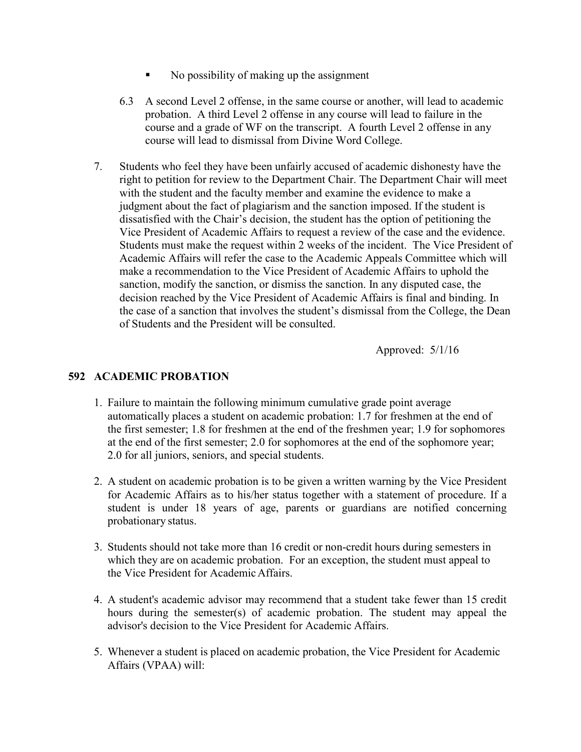- No possibility of making up the assignment

6.3 A second Level 2 offense, in the same course or another, will lead to academic probation. A third Level 2 offense in any course will lead to failure in the course and a grade of WF on the transcript. A fourth Level 2 offense in any course will lead to dismissal from Divine Word College.

7. Students who feel they have been unfairly accused of academic dishonesty have the right to petition for review to the Department Chair. The Department Chair will meet with the student and the faculty member and examine the evidence to make a judgment about the fact of plagiarism and the sanction imposed. If the student is dissatisfied with the Chair's decision, the student has the option of petitioning the Vice President of Academic Affairs to request a review of the case and the evidence. Students must make the request within 2 weeks of the incident. The Vice President of Academic Affairs will refer the case to the Academic Appeals Committee which will make a recommendation to the Vice President of Academic Affairs to uphold the sanction, modify the sanction, or dismiss the sanction. In any disputed case, the decision reached by the Vice President of Academic Affairs is final and binding. In the case of a sanction that involves the student's dismissal from the College, the Dean of Students and the President will be consulted.

Approved: 5/1/16

## 592 ACADEMIC PROBATION

1. Failure to maintain the following minimum cumulative grade point average automatically places a student on academic probation: 1.7 for freshmen at the end of the first semester; 1.8 for freshmen at the end of the freshmen year; 1.9 for sophomores at the end of the first semester; 2.0 for sophomores at the end of the sophomore year; 2.0 for all juniors, seniors, and special students.

2. A student on academic probation is to be given a written warning by the Vice President for Academic Affairs as to his/her status together with a statement of procedure. If a student is under 18 years of age, parents or guardians are notified concerning probationary status.

3. Students should not take more than 16 credit or non-credit hours during semesters in which they are on academic probation. For an exception, the student must appeal to the Vice President for Academic Affairs.

4. A student's academic advisor may recommend that a student take fewer than 15 credit hours during the semester(s) of academic probation. The student may appeal the advisor's decision to the Vice President for Academic Affairs.

5. Whenever a student is placed on academic probation, the Vice President for Academic Affairs (VPAA) will: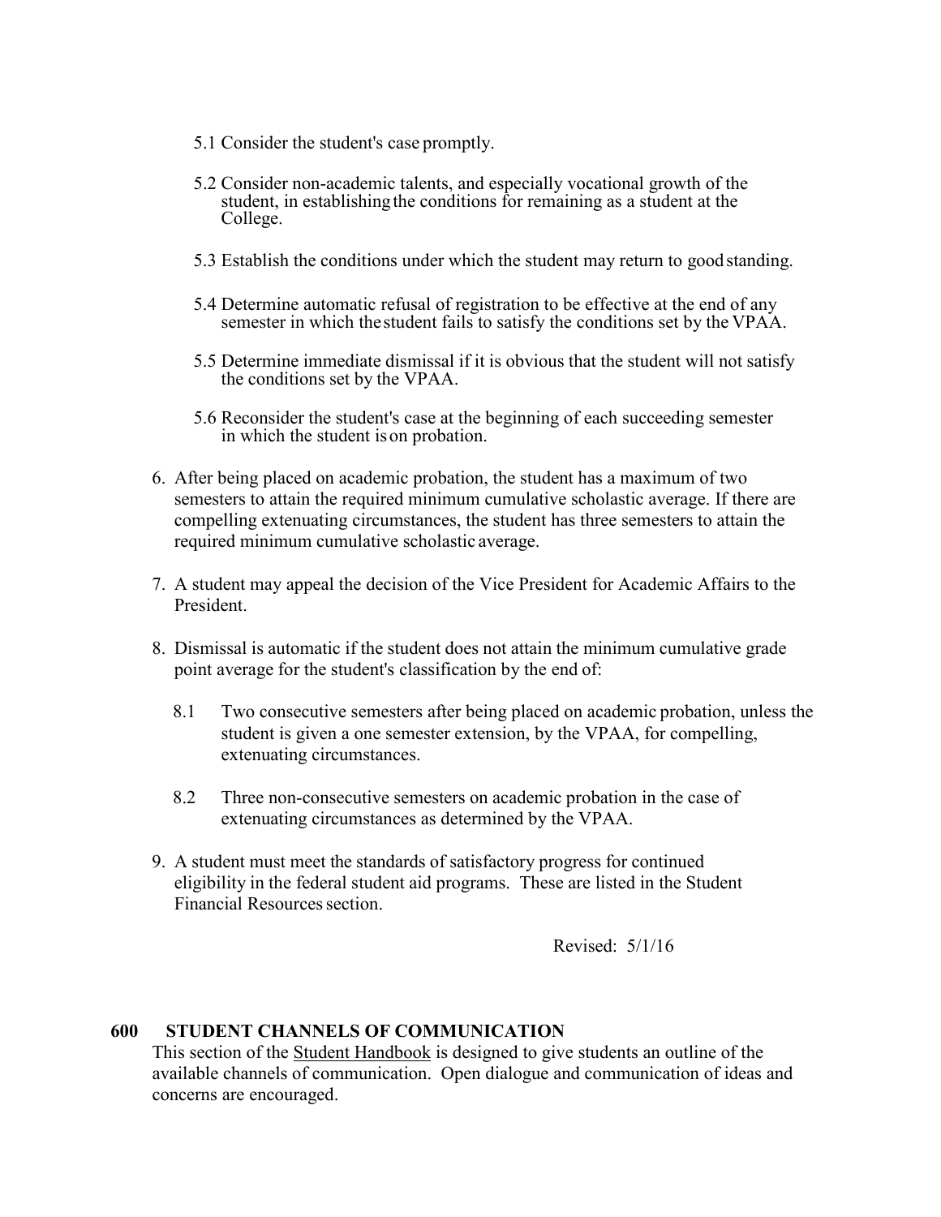5.1 Consider the student's case promptly.

5.2 Consider non-academic talents, and especially vocational growth of the student, in establishing the conditions for remaining as a student at the College.

5.3 Establish the conditions under which the student may return to good standing.

5.4 Determine automatic refusal of registration to be effective at the end of any semester in which the student fails to satisfy the conditions set by the VPAA.

5.5 Determine immediate dismissal if it is obvious that the student will not satisfy the conditions set by the VPAA.

5.6 Reconsider the student's case at the beginning of each succeeding semester in which the student is on probation.

6. After being placed on academic probation, the student has a maximum of two semesters to attain the required minimum cumulative scholastic average. If there are compelling extenuating circumstances, the student has three semesters to attain the required minimum cumulative scholastic average.

7. A student may appeal the decision of the Vice President for Academic Affairs to the President.

8. Dismissal is automatic if the student does not attain the minimum cumulative grade point average for the student's classification by the end of:

   8.1 Two consecutive semesters after being placed on academic probation, unless the student is given a one semester extension, by the VPAA, for compelling, extenuating circumstances.

   8.2 Three non-consecutive semesters on academic probation in the case of extenuating circumstances as determined by the VPAA.

9. A student must meet the standards of satisfactory progress for continued eligibility in the federal student aid programs. These are listed in the Student Financial Resources section.

Revised: 5/1/16

## 600 STUDENT CHANNELS OF COMMUNICATION

This section of the Student Handbook is designed to give students an outline of the available channels of communication. Open dialogue and communication of ideas and concerns are encouraged.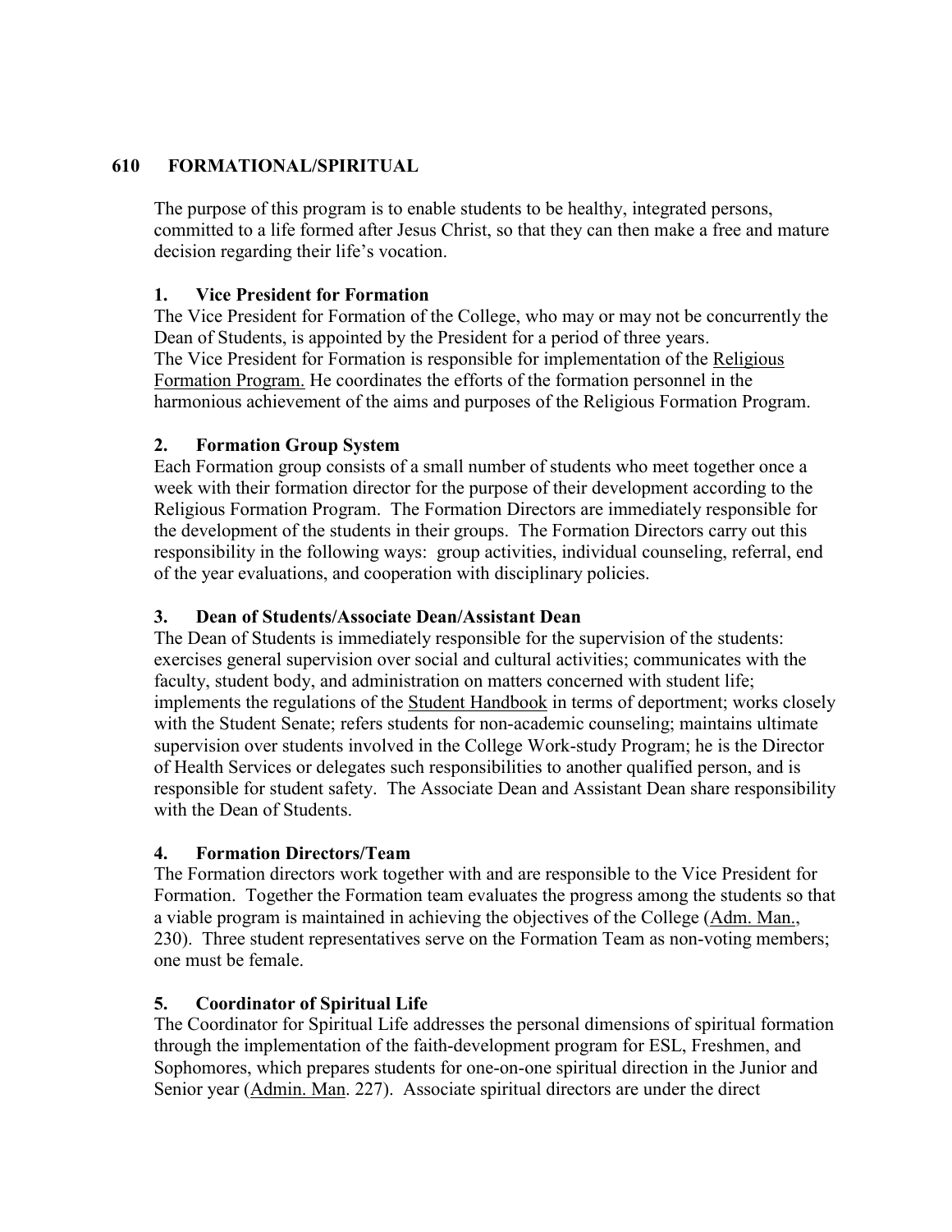## 610 FORMATIONAL/SPIRITUAL

The purpose of this program is to enable students to be healthy, integrated persons, committed to a life formed after Jesus Christ, so that they can then make a free and mature decision regarding their life's vocation.

### 1. Vice President for Formation

The Vice President for Formation of the College, who may or may not be concurrently the Dean of Students, is appointed by the President for a period of three years.
The Vice President for Formation is responsible for implementation of the Religious Formation Program. He coordinates the efforts of the formation personnel in the harmonious achievement of the aims and purposes of the Religious Formation Program.

### 2. Formation Group System

Each Formation group consists of a small number of students who meet together once a week with their formation director for the purpose of their development according to the Religious Formation Program. The Formation Directors are immediately responsible for the development of the students in their groups. The Formation Directors carry out this responsibility in the following ways: group activities, individual counseling, referral, end of the year evaluations, and cooperation with disciplinary policies.

### 3. Dean of Students/Associate Dean/Assistant Dean

The Dean of Students is immediately responsible for the supervision of the students: exercises general supervision over social and cultural activities; communicates with the faculty, student body, and administration on matters concerned with student life; implements the regulations of the Student Handbook in terms of deportment; works closely with the Student Senate; refers students for non-academic counseling; maintains ultimate supervision over students involved in the College Work-study Program; he is the Director of Health Services or delegates such responsibilities to another qualified person, and is responsible for student safety. The Associate Dean and Assistant Dean share responsibility with the Dean of Students.

### 4. Formation Directors/Team

The Formation directors work together with and are responsible to the Vice President for Formation. Together the Formation team evaluates the progress among the students so that a viable program is maintained in achieving the objectives of the College (Adm. Man., 230). Three student representatives serve on the Formation Team as non-voting members; one must be female.

### 5. Coordinator of Spiritual Life

The Coordinator for Spiritual Life addresses the personal dimensions of spiritual formation through the implementation of the faith-development program for ESL, Freshmen, and Sophomores, which prepares students for one-on-one spiritual direction in the Junior and Senior year (Admin. Man. 227). Associate spiritual directors are under the direct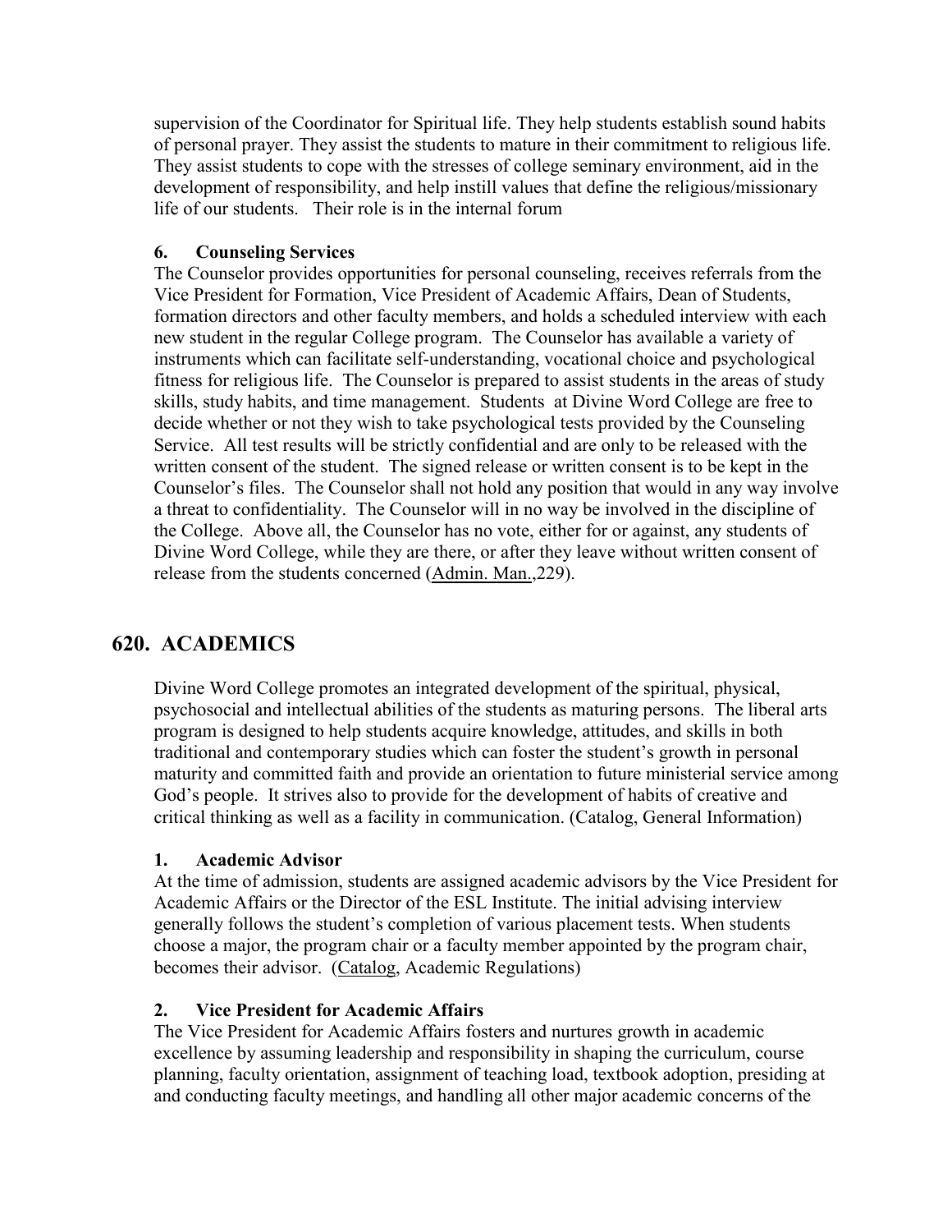supervision of the Coordinator for Spiritual life. They help students establish sound habits of personal prayer. They assist the students to mature in their commitment to religious life. They assist students to cope with the stresses of college seminary environment, aid in the development of responsibility, and help instill values that define the religious/missionary life of our students.   Their role is in the internal forum

### 6. Counseling Services

The Counselor provides opportunities for personal counseling, receives referrals from the Vice President for Formation, Vice President of Academic Affairs, Dean of Students, formation directors and other faculty members, and holds a scheduled interview with each new student in the regular College program.  The Counselor has available a variety of instruments which can facilitate self-understanding, vocational choice and psychological fitness for religious life.  The Counselor is prepared to assist students in the areas of study skills, study habits, and time management.  Students  at Divine Word College are free to decide whether or not they wish to take psychological tests provided by the Counseling Service.  All test results will be strictly confidential and are only to be released with the written consent of the student.  The signed release or written consent is to be kept in the Counselor's files.  The Counselor shall not hold any position that would in any way involve a threat to confidentiality.  The Counselor will in no way be involved in the discipline of the College.  Above all, the Counselor has no vote, either for or against, any students of Divine Word College, while they are there, or after they leave without written consent of release from the students concerned (Admin. Man.,229).

## 620. ACADEMICS

Divine Word College promotes an integrated development of the spiritual, physical, psychosocial and intellectual abilities of the students as maturing persons.  The liberal arts program is designed to help students acquire knowledge, attitudes, and skills in both traditional and contemporary studies which can foster the student's growth in personal maturity and committed faith and provide an orientation to future ministerial service among God's people.  It strives also to provide for the development of habits of creative and critical thinking as well as a facility in communication. (Catalog, General Information)

### 1. Academic Advisor

At the time of admission, students are assigned academic advisors by the Vice President for Academic Affairs or the Director of the ESL Institute. The initial advising interview generally follows the student's completion of various placement tests. When students choose a major, the program chair or a faculty member appointed by the program chair, becomes their advisor.  (Catalog, Academic Regulations)

### 2. Vice President for Academic Affairs

The Vice President for Academic Affairs fosters and nurtures growth in academic excellence by assuming leadership and responsibility in shaping the curriculum, course planning, faculty orientation, assignment of teaching load, textbook adoption, presiding at and conducting faculty meetings, and handling all other major academic concerns of the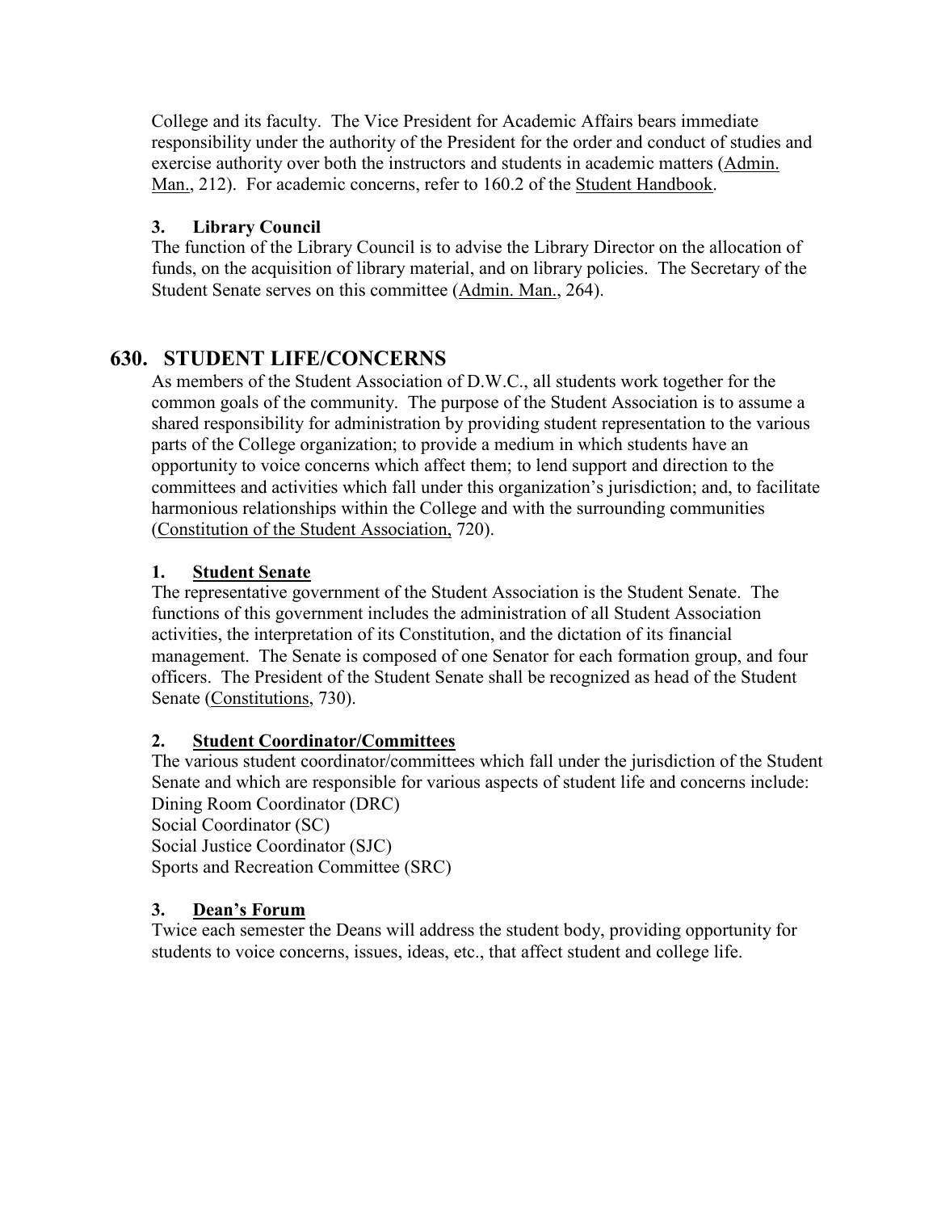College and its faculty. The Vice President for Academic Affairs bears immediate responsibility under the authority of the President for the order and conduct of studies and exercise authority over both the instructors and students in academic matters (Admin. Man., 212). For academic concerns, refer to 160.2 of the Student Handbook.

### 3. Library Council

The function of the Library Council is to advise the Library Director on the allocation of funds, on the acquisition of library material, and on library policies. The Secretary of the Student Senate serves on this committee (Admin. Man., 264).

## 630. STUDENT LIFE/CONCERNS

As members of the Student Association of D.W.C., all students work together for the common goals of the community. The purpose of the Student Association is to assume a shared responsibility for administration by providing student representation to the various parts of the College organization; to provide a medium in which students have an opportunity to voice concerns which affect them; to lend support and direction to the committees and activities which fall under this organization's jurisdiction; and, to facilitate harmonious relationships within the College and with the surrounding communities (Constitution of the Student Association, 720).

### 1. Student Senate

The representative government of the Student Association is the Student Senate. The functions of this government includes the administration of all Student Association activities, the interpretation of its Constitution, and the dictation of its financial management. The Senate is composed of one Senator for each formation group, and four officers. The President of the Student Senate shall be recognized as head of the Student Senate (Constitutions, 730).

### 2. Student Coordinator/Committees

The various student coordinator/committees which fall under the jurisdiction of the Student Senate and which are responsible for various aspects of student life and concerns include:

Dining Room Coordinator (DRC)
Social Coordinator (SC)
Social Justice Coordinator (SJC)
Sports and Recreation Committee (SRC)

### 3. Dean's Forum

Twice each semester the Deans will address the student body, providing opportunity for students to voice concerns, issues, ideas, etc., that affect student and college life.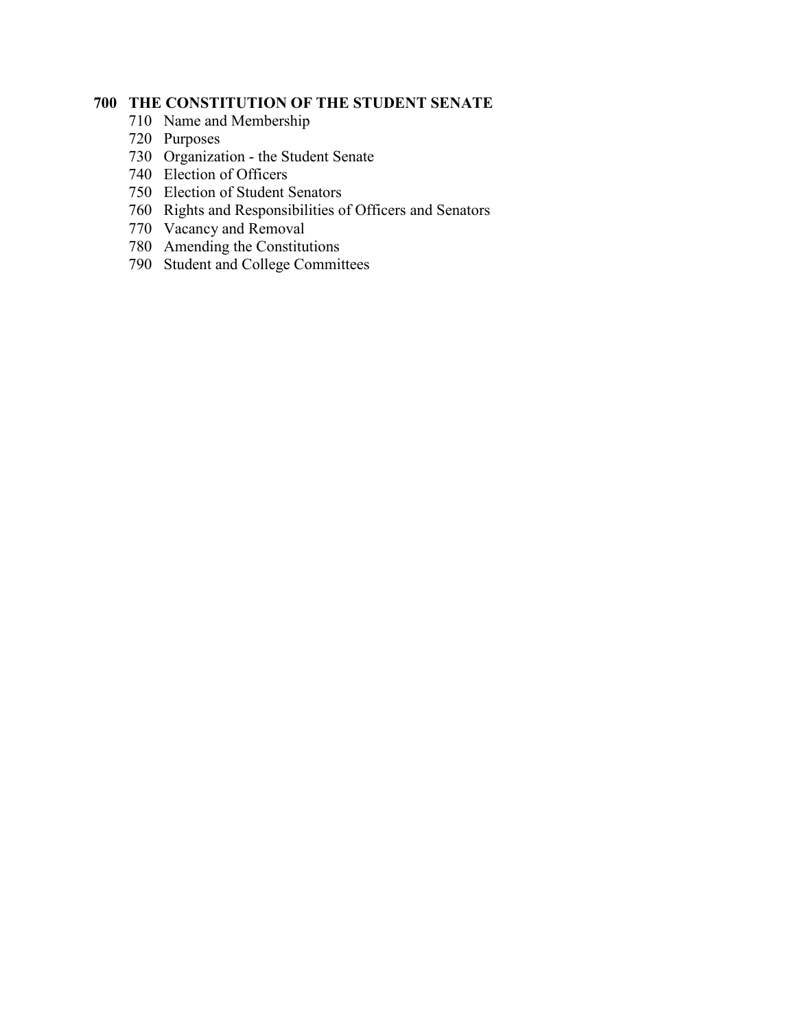## 700 THE CONSTITUTION OF THE STUDENT SENATE

- 710 Name and Membership
- 720 Purposes
- 730 Organization - the Student Senate
- 740 Election of Officers
- 750 Election of Student Senators
- 760 Rights and Responsibilities of Officers and Senators
- 770 Vacancy and Removal
- 780 Amending the Constitutions
- 790 Student and College Committees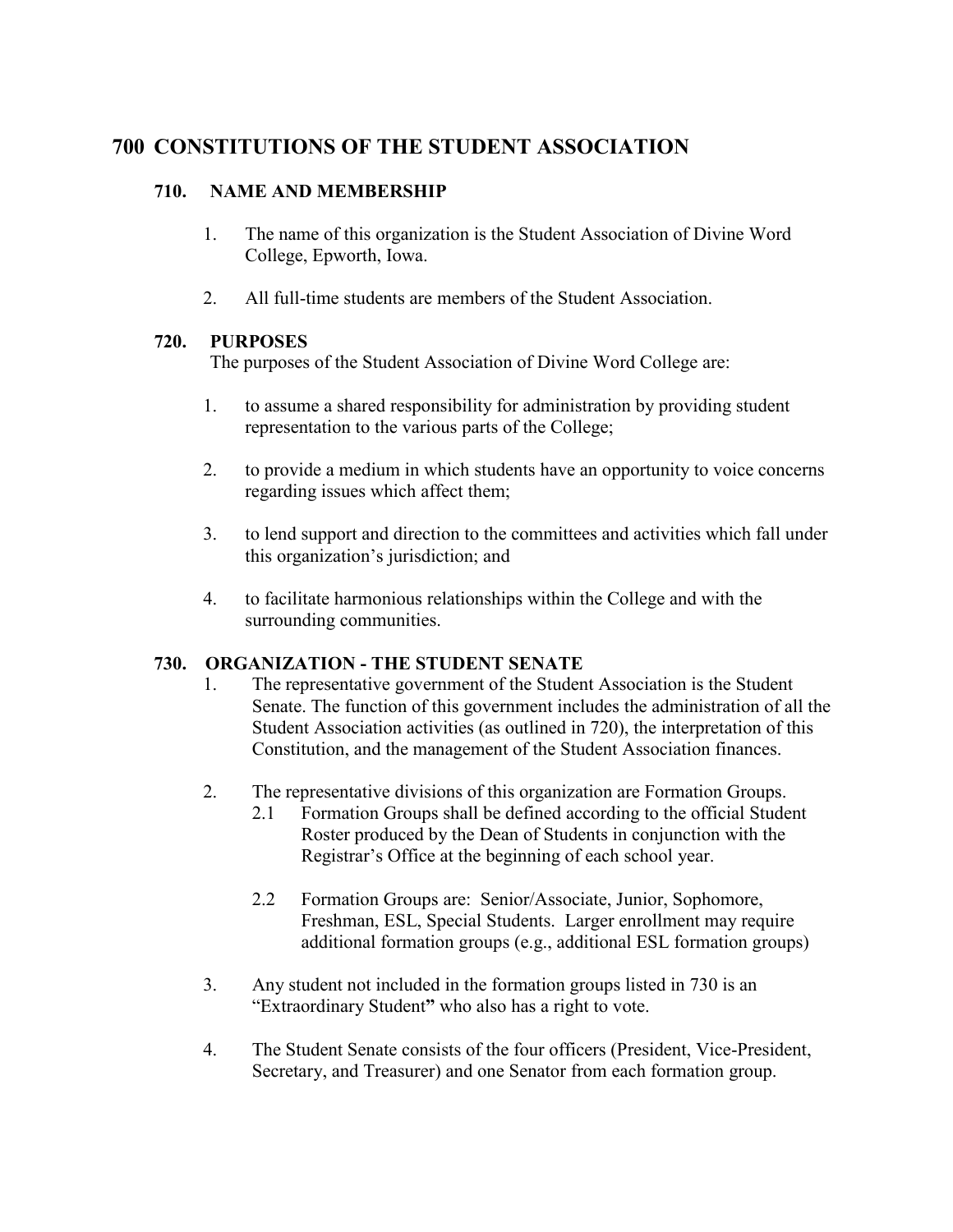# 700 CONSTITUTIONS OF THE STUDENT ASSOCIATION

## 710. NAME AND MEMBERSHIP

1. The name of this organization is the Student Association of Divine Word College, Epworth, Iowa.

2. All full-time students are members of the Student Association.

## 720. PURPOSES

The purposes of the Student Association of Divine Word College are:

1. to assume a shared responsibility for administration by providing student representation to the various parts of the College;

2. to provide a medium in which students have an opportunity to voice concerns regarding issues which affect them;

3. to lend support and direction to the committees and activities which fall under this organization's jurisdiction; and

4. to facilitate harmonious relationships within the College and with the surrounding communities.

## 730. ORGANIZATION - THE STUDENT SENATE

1. The representative government of the Student Association is the Student Senate. The function of this government includes the administration of all the Student Association activities (as outlined in 720), the interpretation of this Constitution, and the management of the Student Association finances.

2. The representative divisions of this organization are Formation Groups.
   - 2.1 Formation Groups shall be defined according to the official Student Roster produced by the Dean of Students in conjunction with the Registrar's Office at the beginning of each school year.
   - 2.2 Formation Groups are: Senior/Associate, Junior, Sophomore, Freshman, ESL, Special Students. Larger enrollment may require additional formation groups (e.g., additional ESL formation groups)

3. Any student not included in the formation groups listed in 730 is an "Extraordinary Student" who also has a right to vote.

4. The Student Senate consists of the four officers (President, Vice-President, Secretary, and Treasurer) and one Senator from each formation group.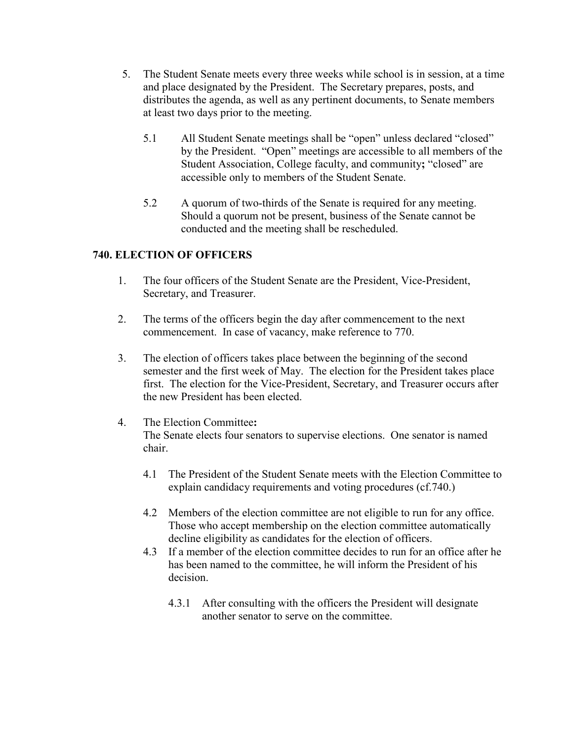5. The Student Senate meets every three weeks while school is in session, at a time and place designated by the President. The Secretary prepares, posts, and distributes the agenda, as well as any pertinent documents, to Senate members at least two days prior to the meeting.

    5.1 All Student Senate meetings shall be "open" unless declared "closed" by the President. "Open" meetings are accessible to all members of the Student Association, College faculty, and community**;** "closed" are accessible only to members of the Student Senate.

    5.2 A quorum of two-thirds of the Senate is required for any meeting. Should a quorum not be present, business of the Senate cannot be conducted and the meeting shall be rescheduled.

## 740. ELECTION OF OFFICERS

1. The four officers of the Student Senate are the President, Vice-President, Secretary, and Treasurer.

2. The terms of the officers begin the day after commencement to the next commencement. In case of vacancy, make reference to 770.

3. The election of officers takes place between the beginning of the second semester and the first week of May. The election for the President takes place first. The election for the Vice-President, Secretary, and Treasurer occurs after the new President has been elected.

4. The Election Committee**:**
   The Senate elects four senators to supervise elections. One senator is named chair.

    4.1 The President of the Student Senate meets with the Election Committee to explain candidacy requirements and voting procedures (cf.740.)

    4.2 Members of the election committee are not eligible to run for any office. Those who accept membership on the election committee automatically decline eligibility as candidates for the election of officers.

    4.3 If a member of the election committee decides to run for an office after he has been named to the committee, he will inform the President of his decision.

        4.3.1 After consulting with the officers the President will designate another senator to serve on the committee.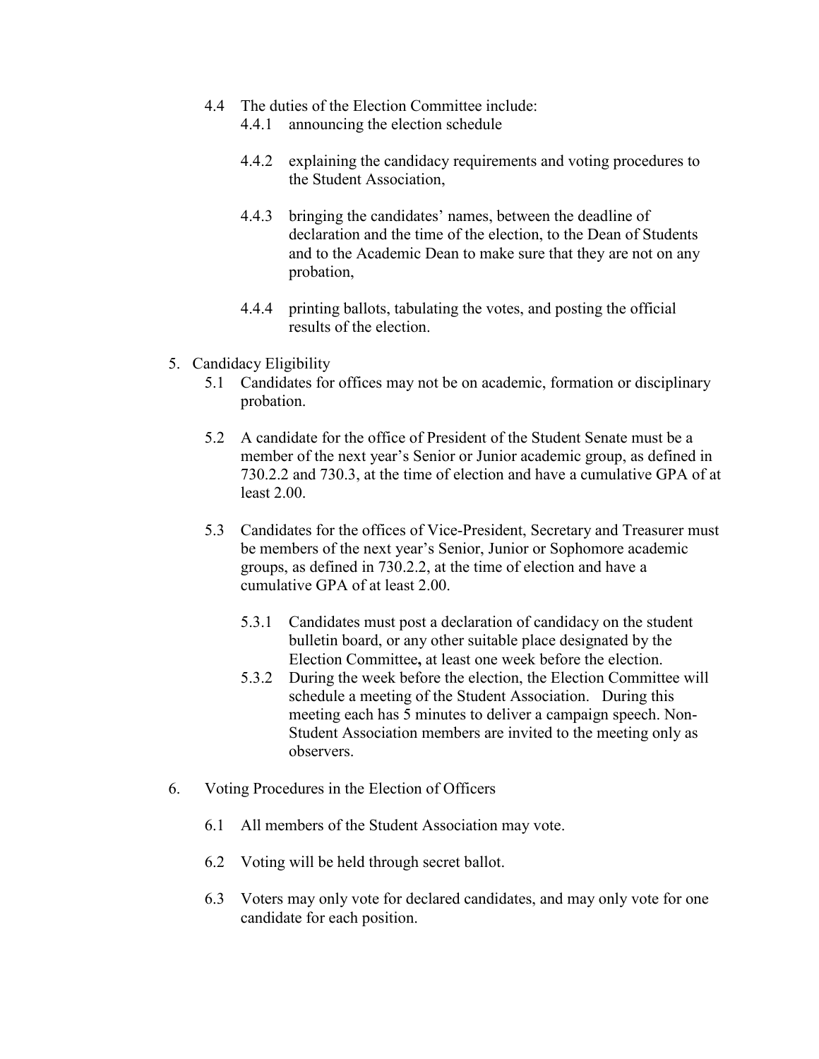4.4 The duties of the Election Committee include:

  4.4.1 announcing the election schedule

  4.4.2 explaining the candidacy requirements and voting procedures to the Student Association,

  4.4.3 bringing the candidates' names, between the deadline of declaration and the time of the election, to the Dean of Students and to the Academic Dean to make sure that they are not on any probation,

  4.4.4 printing ballots, tabulating the votes, and posting the official results of the election.

5. Candidacy Eligibility

  5.1 Candidates for offices may not be on academic, formation or disciplinary probation.

  5.2 A candidate for the office of President of the Student Senate must be a member of the next year's Senior or Junior academic group, as defined in 730.2.2 and 730.3, at the time of election and have a cumulative GPA of at least 2.00.

  5.3 Candidates for the offices of Vice-President, Secretary and Treasurer must be members of the next year's Senior, Junior or Sophomore academic groups, as defined in 730.2.2, at the time of election and have a cumulative GPA of at least 2.00.

    5.3.1 Candidates must post a declaration of candidacy on the student bulletin board, or any other suitable place designated by the Election Committee**,** at least one week before the election.

    5.3.2 During the week before the election, the Election Committee will schedule a meeting of the Student Association. During this meeting each has 5 minutes to deliver a campaign speech. Non-Student Association members are invited to the meeting only as observers.

6. Voting Procedures in the Election of Officers

  6.1 All members of the Student Association may vote.

  6.2 Voting will be held through secret ballot.

  6.3 Voters may only vote for declared candidates, and may only vote for one candidate for each position.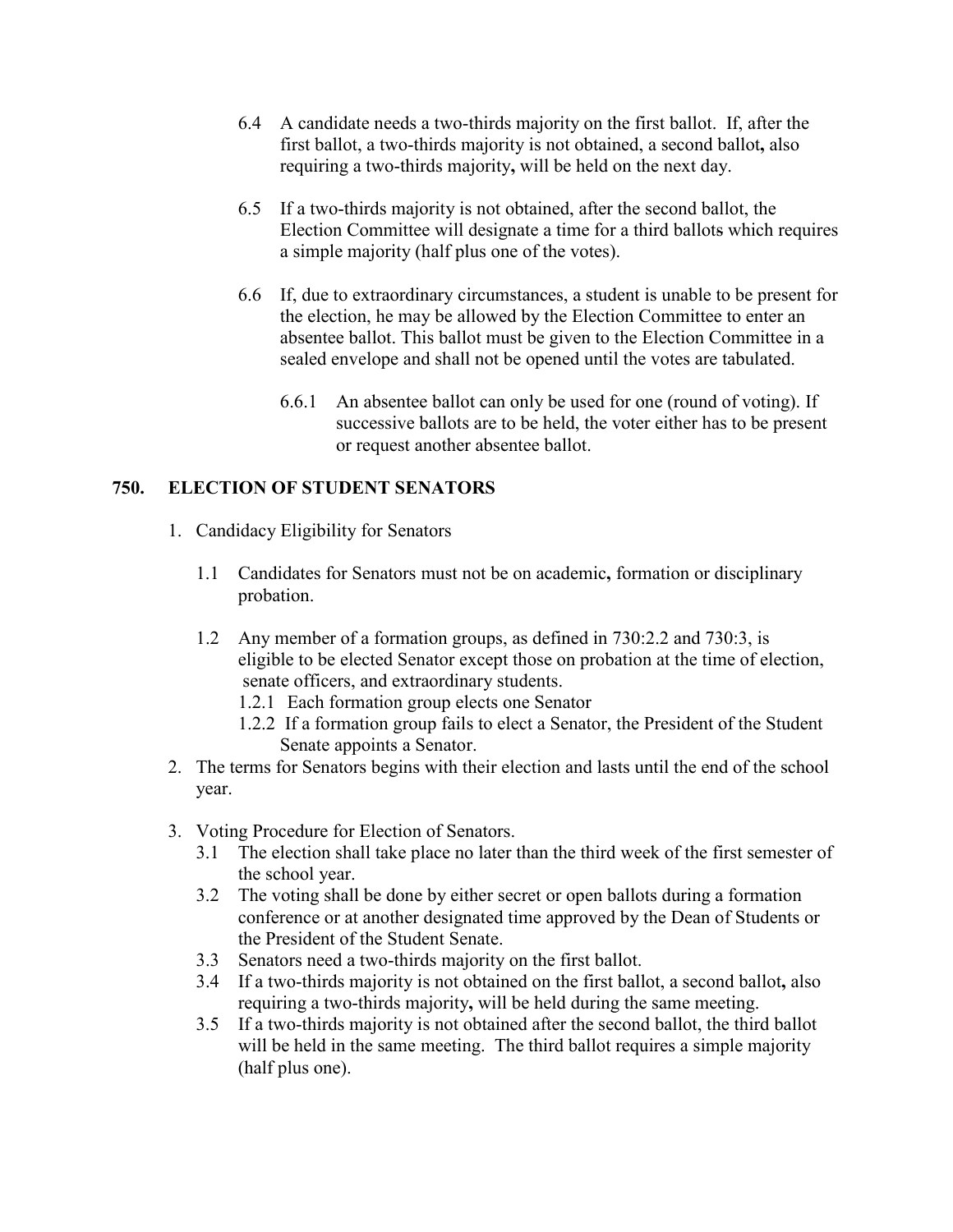6.4 A candidate needs a two-thirds majority on the first ballot. If, after the first ballot, a two-thirds majority is not obtained, a second ballot**,** also requiring a two-thirds majority**,** will be held on the next day.

6.5 If a two-thirds majority is not obtained, after the second ballot, the Election Committee will designate a time for a third ballots which requires a simple majority (half plus one of the votes).

6.6 If, due to extraordinary circumstances, a student is unable to be present for the election, he may be allowed by the Election Committee to enter an absentee ballot. This ballot must be given to the Election Committee in a sealed envelope and shall not be opened until the votes are tabulated.

6.6.1 An absentee ballot can only be used for one (round of voting). If successive ballots are to be held, the voter either has to be present or request another absentee ballot.

## 750. ELECTION OF STUDENT SENATORS

1. Candidacy Eligibility for Senators

   1.1 Candidates for Senators must not be on academic**,** formation or disciplinary probation.

   1.2 Any member of a formation groups, as defined in 730:2.2 and 730:3, is eligible to be elected Senator except those on probation at the time of election, senate officers, and extraordinary students.

   1.2.1 Each formation group elects one Senator

   1.2.2 If a formation group fails to elect a Senator, the President of the Student Senate appoints a Senator.

2. The terms for Senators begins with their election and lasts until the end of the school year.

3. Voting Procedure for Election of Senators.

   3.1 The election shall take place no later than the third week of the first semester of the school year.

   3.2 The voting shall be done by either secret or open ballots during a formation conference or at another designated time approved by the Dean of Students or the President of the Student Senate.

   3.3 Senators need a two-thirds majority on the first ballot.

   3.4 If a two-thirds majority is not obtained on the first ballot, a second ballot**,** also requiring a two-thirds majority**,** will be held during the same meeting.

   3.5 If a two-thirds majority is not obtained after the second ballot, the third ballot will be held in the same meeting. The third ballot requires a simple majority (half plus one).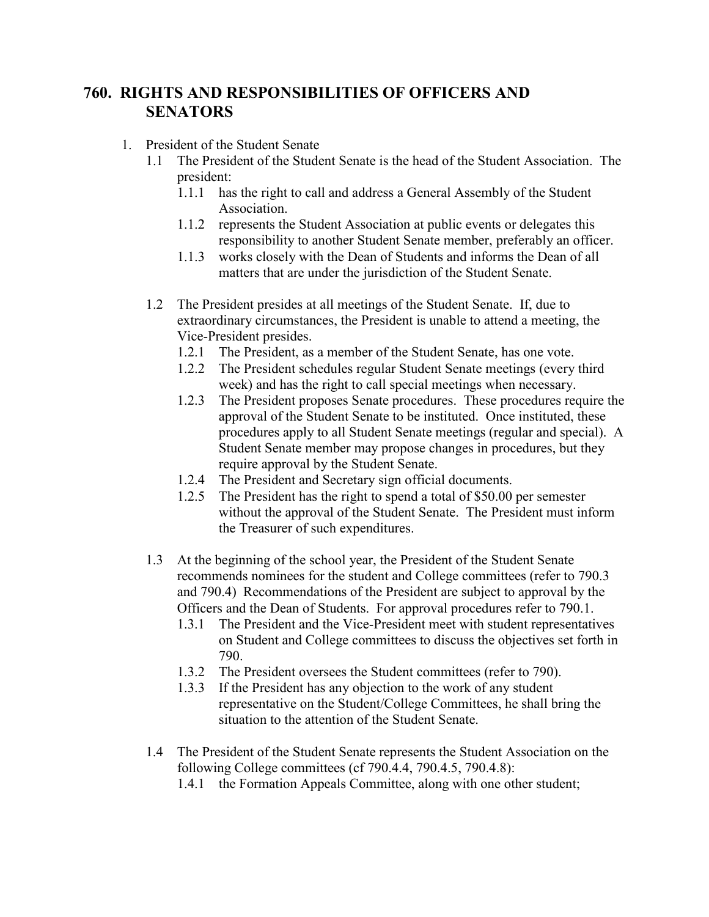## 760. RIGHTS AND RESPONSIBILITIES OF OFFICERS AND SENATORS

1. President of the Student Senate
   - 1.1 The President of the Student Senate is the head of the Student Association. The president:
     - 1.1.1 has the right to call and address a General Assembly of the Student Association.
     - 1.1.2 represents the Student Association at public events or delegates this responsibility to another Student Senate member, preferably an officer.
     - 1.1.3 works closely with the Dean of Students and informs the Dean of all matters that are under the jurisdiction of the Student Senate.
   - 1.2 The President presides at all meetings of the Student Senate. If, due to extraordinary circumstances, the President is unable to attend a meeting, the Vice-President presides.
     - 1.2.1 The President, as a member of the Student Senate, has one vote.
     - 1.2.2 The President schedules regular Student Senate meetings (every third week) and has the right to call special meetings when necessary.
     - 1.2.3 The President proposes Senate procedures. These procedures require the approval of the Student Senate to be instituted. Once instituted, these procedures apply to all Student Senate meetings (regular and special). A Student Senate member may propose changes in procedures, but they require approval by the Student Senate.
     - 1.2.4 The President and Secretary sign official documents.
     - 1.2.5 The President has the right to spend a total of $50.00 per semester without the approval of the Student Senate. The President must inform the Treasurer of such expenditures.
   - 1.3 At the beginning of the school year, the President of the Student Senate recommends nominees for the student and College committees (refer to 790.3 and 790.4) Recommendations of the President are subject to approval by the Officers and the Dean of Students. For approval procedures refer to 790.1.
     - 1.3.1 The President and the Vice-President meet with student representatives on Student and College committees to discuss the objectives set forth in 790.
     - 1.3.2 The President oversees the Student committees (refer to 790).
     - 1.3.3 If the President has any objection to the work of any student representative on the Student/College Committees, he shall bring the situation to the attention of the Student Senate.
   - 1.4 The President of the Student Senate represents the Student Association on the following College committees (cf 790.4.4, 790.4.5, 790.4.8):
     - 1.4.1 the Formation Appeals Committee, along with one other student;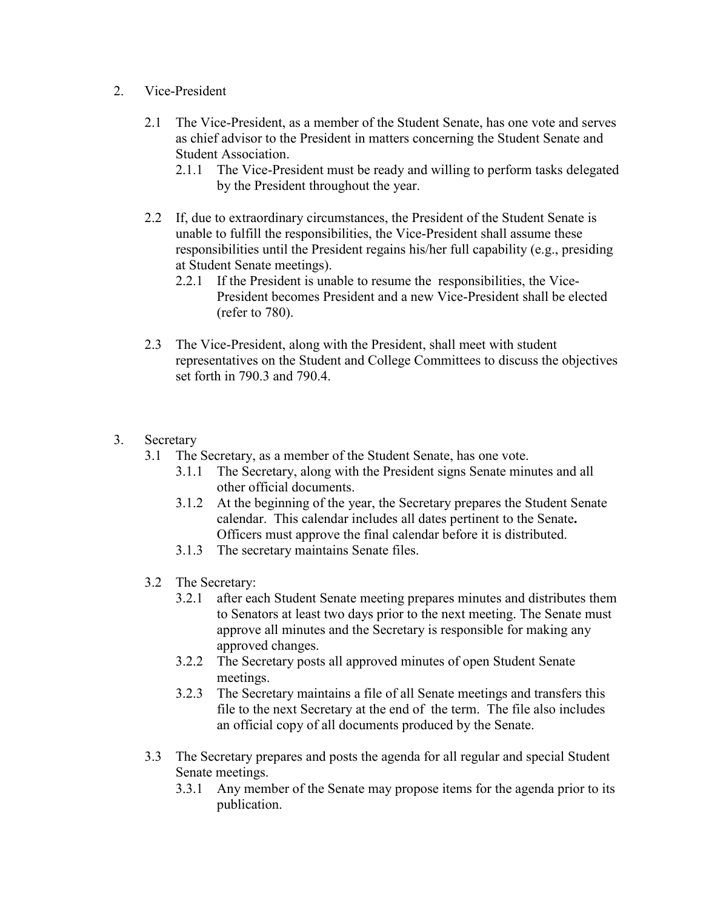2. Vice-President

    2.1 The Vice-President, as a member of the Student Senate, has one vote and serves as chief advisor to the President in matters concerning the Student Senate and Student Association.

        2.1.1 The Vice-President must be ready and willing to perform tasks delegated by the President throughout the year.

    2.2 If, due to extraordinary circumstances, the President of the Student Senate is unable to fulfill the responsibilities, the Vice-President shall assume these responsibilities until the President regains his/her full capability (e.g., presiding at Student Senate meetings).

        2.2.1 If the President is unable to resume the responsibilities, the Vice-President becomes President and a new Vice-President shall be elected (refer to 780).

    2.3 The Vice-President, along with the President, shall meet with student representatives on the Student and College Committees to discuss the objectives set forth in 790.3 and 790.4.

3. Secretary

    3.1 The Secretary, as a member of the Student Senate, has one vote.

        3.1.1 The Secretary, along with the President signs Senate minutes and all other official documents.

        3.1.2 At the beginning of the year, the Secretary prepares the Student Senate calendar. This calendar includes all dates pertinent to the Senate**.** Officers must approve the final calendar before it is distributed.

        3.1.3 The secretary maintains Senate files.

    3.2 The Secretary:

        3.2.1 after each Student Senate meeting prepares minutes and distributes them to Senators at least two days prior to the next meeting. The Senate must approve all minutes and the Secretary is responsible for making any approved changes.

        3.2.2 The Secretary posts all approved minutes of open Student Senate meetings.

        3.2.3 The Secretary maintains a file of all Senate meetings and transfers this file to the next Secretary at the end of the term. The file also includes an official copy of all documents produced by the Senate.

    3.3 The Secretary prepares and posts the agenda for all regular and special Student Senate meetings.

        3.3.1 Any member of the Senate may propose items for the agenda prior to its publication.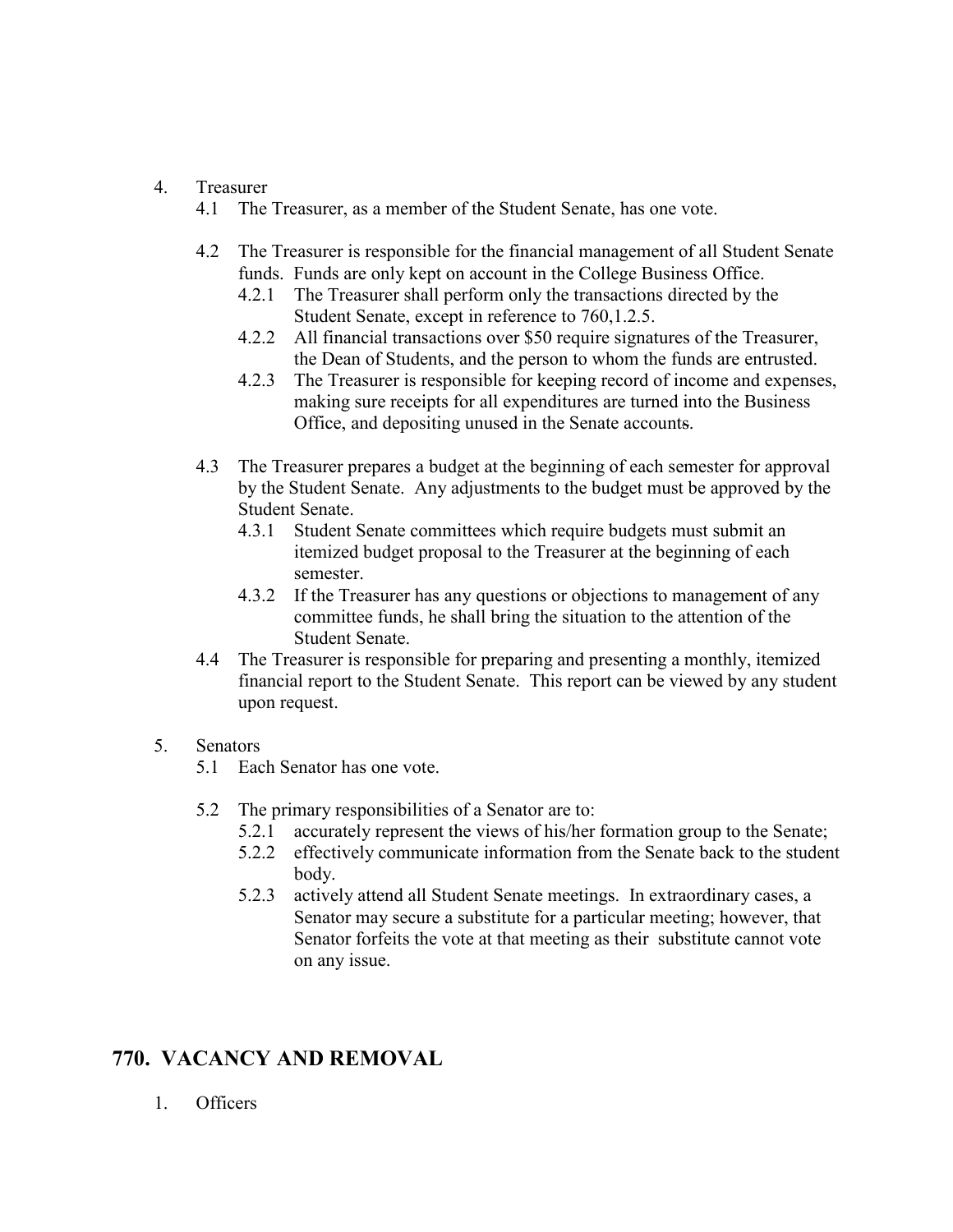4. Treasurer
   - 4.1 The Treasurer, as a member of the Student Senate, has one vote.

   - 4.2 The Treasurer is responsible for the financial management of all Student Senate funds. Funds are only kept on account in the College Business Office.
     - 4.2.1 The Treasurer shall perform only the transactions directed by the Student Senate, except in reference to 760,1.2.5.
     - 4.2.2 All financial transactions over $50 require signatures of the Treasurer, the Dean of Students, and the person to whom the funds are entrusted.
     - 4.2.3 The Treasurer is responsible for keeping record of income and expenses, making sure receipts for all expenditures are turned into the Business Office, and depositing unused in the Senate accounts.

   - 4.3 The Treasurer prepares a budget at the beginning of each semester for approval by the Student Senate. Any adjustments to the budget must be approved by the Student Senate.
     - 4.3.1 Student Senate committees which require budgets must submit an itemized budget proposal to the Treasurer at the beginning of each semester.
     - 4.3.2 If the Treasurer has any questions or objections to management of any committee funds, he shall bring the situation to the attention of the Student Senate.
   - 4.4 The Treasurer is responsible for preparing and presenting a monthly, itemized financial report to the Student Senate. This report can be viewed by any student upon request.

5. Senators
   - 5.1 Each Senator has one vote.

   - 5.2 The primary responsibilities of a Senator are to:
     - 5.2.1 accurately represent the views of his/her formation group to the Senate;
     - 5.2.2 effectively communicate information from the Senate back to the student body.
     - 5.2.3 actively attend all Student Senate meetings. In extraordinary cases, a Senator may secure a substitute for a particular meeting; however, that Senator forfeits the vote at that meeting as their substitute cannot vote on any issue.

## 770. VACANCY AND REMOVAL

1. Officers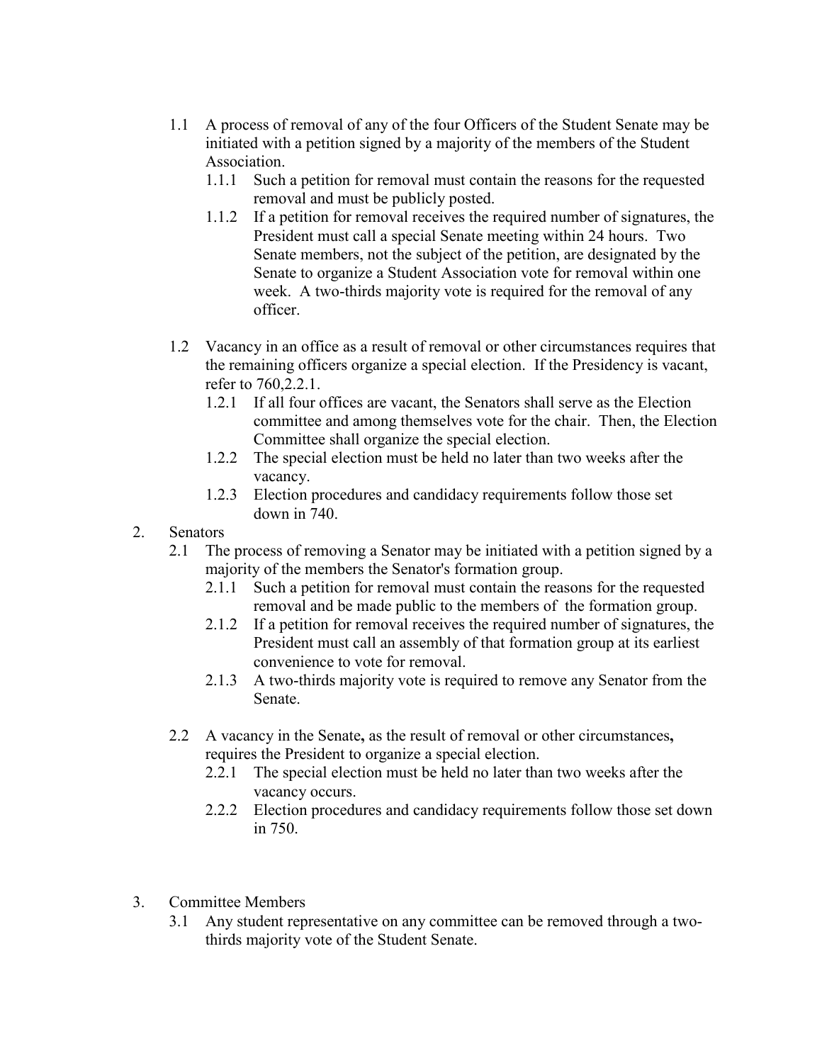1.1 A process of removal of any of the four Officers of the Student Senate may be initiated with a petition signed by a majority of the members of the Student Association.

   1.1.1 Such a petition for removal must contain the reasons for the requested removal and must be publicly posted.

   1.1.2 If a petition for removal receives the required number of signatures, the President must call a special Senate meeting within 24 hours. Two Senate members, not the subject of the petition, are designated by the Senate to organize a Student Association vote for removal within one week. A two-thirds majority vote is required for the removal of any officer.

1.2 Vacancy in an office as a result of removal or other circumstances requires that the remaining officers organize a special election. If the Presidency is vacant, refer to 760,2.2.1.

   1.2.1 If all four offices are vacant, the Senators shall serve as the Election committee and among themselves vote for the chair. Then, the Election Committee shall organize the special election.

   1.2.2 The special election must be held no later than two weeks after the vacancy.

   1.2.3 Election procedures and candidacy requirements follow those set down in 740.

2. Senators

   2.1 The process of removing a Senator may be initiated with a petition signed by a majority of the members the Senator's formation group.

      2.1.1 Such a petition for removal must contain the reasons for the requested removal and be made public to the members of the formation group.

      2.1.2 If a petition for removal receives the required number of signatures, the President must call an assembly of that formation group at its earliest convenience to vote for removal.

      2.1.3 A two-thirds majority vote is required to remove any Senator from the Senate.

   2.2 A vacancy in the Senate**,** as the result of removal or other circumstances**,** requires the President to organize a special election.

      2.2.1 The special election must be held no later than two weeks after the vacancy occurs.

      2.2.2 Election procedures and candidacy requirements follow those set down in 750.

3. Committee Members

   3.1 Any student representative on any committee can be removed through a two-thirds majority vote of the Student Senate.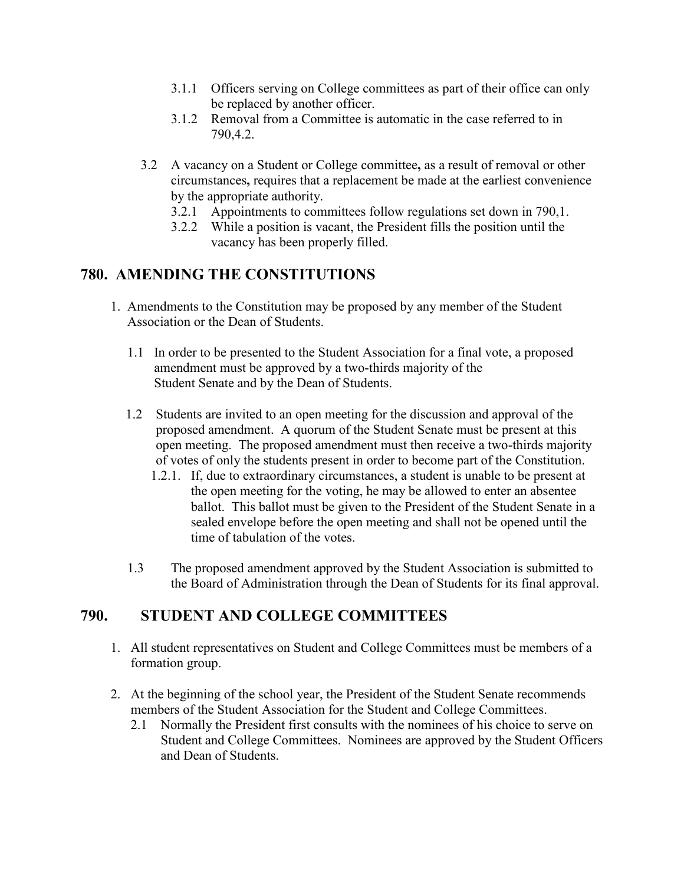3.1.1 Officers serving on College committees as part of their office can only be replaced by another officer.

3.1.2 Removal from a Committee is automatic in the case referred to in 790,4.2.

3.2 A vacancy on a Student or College committee**,** as a result of removal or other circumstances**,** requires that a replacement be made at the earliest convenience by the appropriate authority.

3.2.1 Appointments to committees follow regulations set down in 790,1.

3.2.2 While a position is vacant, the President fills the position until the vacancy has been properly filled.

## 780. AMENDING THE CONSTITUTIONS

1. Amendments to the Constitution may be proposed by any member of the Student Association or the Dean of Students.

1.1 In order to be presented to the Student Association for a final vote, a proposed amendment must be approved by a two-thirds majority of the Student Senate and by the Dean of Students.

1.2 Students are invited to an open meeting for the discussion and approval of the proposed amendment. A quorum of the Student Senate must be present at this open meeting. The proposed amendment must then receive a two-thirds majority of votes of only the students present in order to become part of the Constitution.

1.2.1. If, due to extraordinary circumstances, a student is unable to be present at the open meeting for the voting, he may be allowed to enter an absentee ballot. This ballot must be given to the President of the Student Senate in a sealed envelope before the open meeting and shall not be opened until the time of tabulation of the votes.

1.3 The proposed amendment approved by the Student Association is submitted to the Board of Administration through the Dean of Students for its final approval.

## 790. STUDENT AND COLLEGE COMMITTEES

1. All student representatives on Student and College Committees must be members of a formation group.

2. At the beginning of the school year, the President of the Student Senate recommends members of the Student Association for the Student and College Committees.

2.1 Normally the President first consults with the nominees of his choice to serve on Student and College Committees. Nominees are approved by the Student Officers and Dean of Students.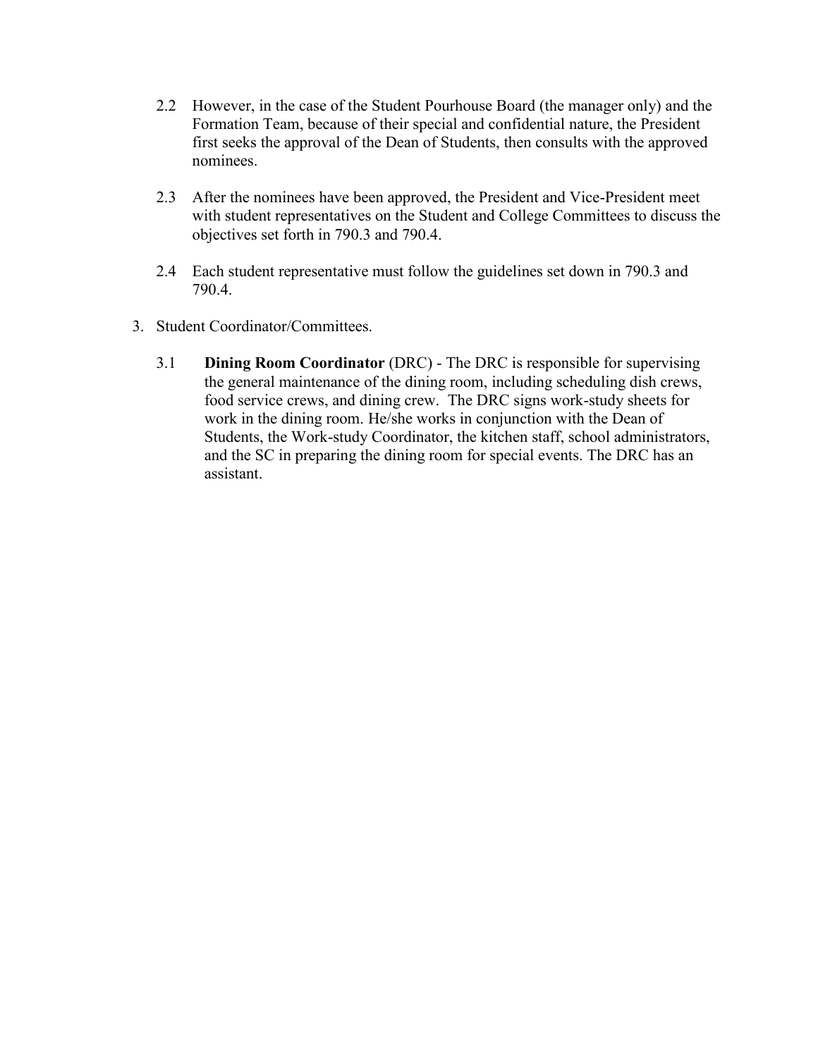2.2 However, in the case of the Student Pourhouse Board (the manager only) and the Formation Team, because of their special and confidential nature, the President first seeks the approval of the Dean of Students, then consults with the approved nominees.

2.3 After the nominees have been approved, the President and Vice-President meet with student representatives on the Student and College Committees to discuss the objectives set forth in 790.3 and 790.4.

2.4 Each student representative must follow the guidelines set down in 790.3 and 790.4.

3. Student Coordinator/Committees.

   3.1 **Dining Room Coordinator** (DRC) - The DRC is responsible for supervising the general maintenance of the dining room, including scheduling dish crews, food service crews, and dining crew. The DRC signs work-study sheets for work in the dining room. He/she works in conjunction with the Dean of Students, the Work-study Coordinator, the kitchen staff, school administrators, and the SC in preparing the dining room for special events. The DRC has an assistant.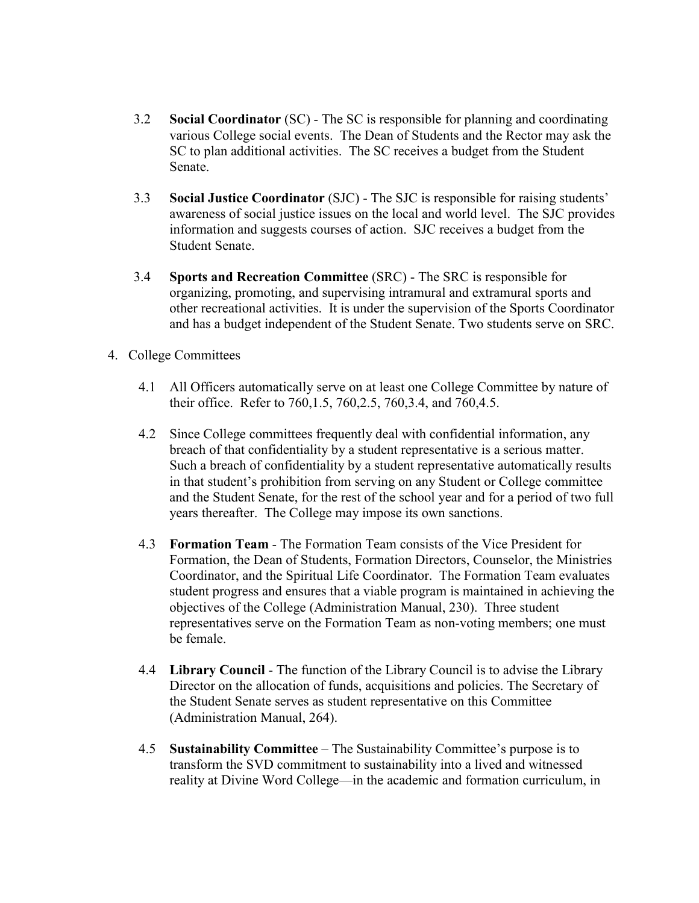3.2 **Social Coordinator** (SC) - The SC is responsible for planning and coordinating various College social events. The Dean of Students and the Rector may ask the SC to plan additional activities. The SC receives a budget from the Student Senate.

3.3 **Social Justice Coordinator** (SJC) - The SJC is responsible for raising students' awareness of social justice issues on the local and world level. The SJC provides information and suggests courses of action. SJC receives a budget from the Student Senate.

3.4 **Sports and Recreation Committee** (SRC) - The SRC is responsible for organizing, promoting, and supervising intramural and extramural sports and other recreational activities. It is under the supervision of the Sports Coordinator and has a budget independent of the Student Senate. Two students serve on SRC.

4. College Committees

4.1 All Officers automatically serve on at least one College Committee by nature of their office. Refer to 760,1.5, 760,2.5, 760,3.4, and 760,4.5.

4.2 Since College committees frequently deal with confidential information, any breach of that confidentiality by a student representative is a serious matter. Such a breach of confidentiality by a student representative automatically results in that student's prohibition from serving on any Student or College committee and the Student Senate, for the rest of the school year and for a period of two full years thereafter. The College may impose its own sanctions.

4.3 **Formation Team** - The Formation Team consists of the Vice President for Formation, the Dean of Students, Formation Directors, Counselor, the Ministries Coordinator, and the Spiritual Life Coordinator. The Formation Team evaluates student progress and ensures that a viable program is maintained in achieving the objectives of the College (Administration Manual, 230). Three student representatives serve on the Formation Team as non-voting members; one must be female.

4.4 **Library Council** - The function of the Library Council is to advise the Library Director on the allocation of funds, acquisitions and policies. The Secretary of the Student Senate serves as student representative on this Committee (Administration Manual, 264).

4.5 **Sustainability Committee** – The Sustainability Committee's purpose is to transform the SVD commitment to sustainability into a lived and witnessed reality at Divine Word College—in the academic and formation curriculum, in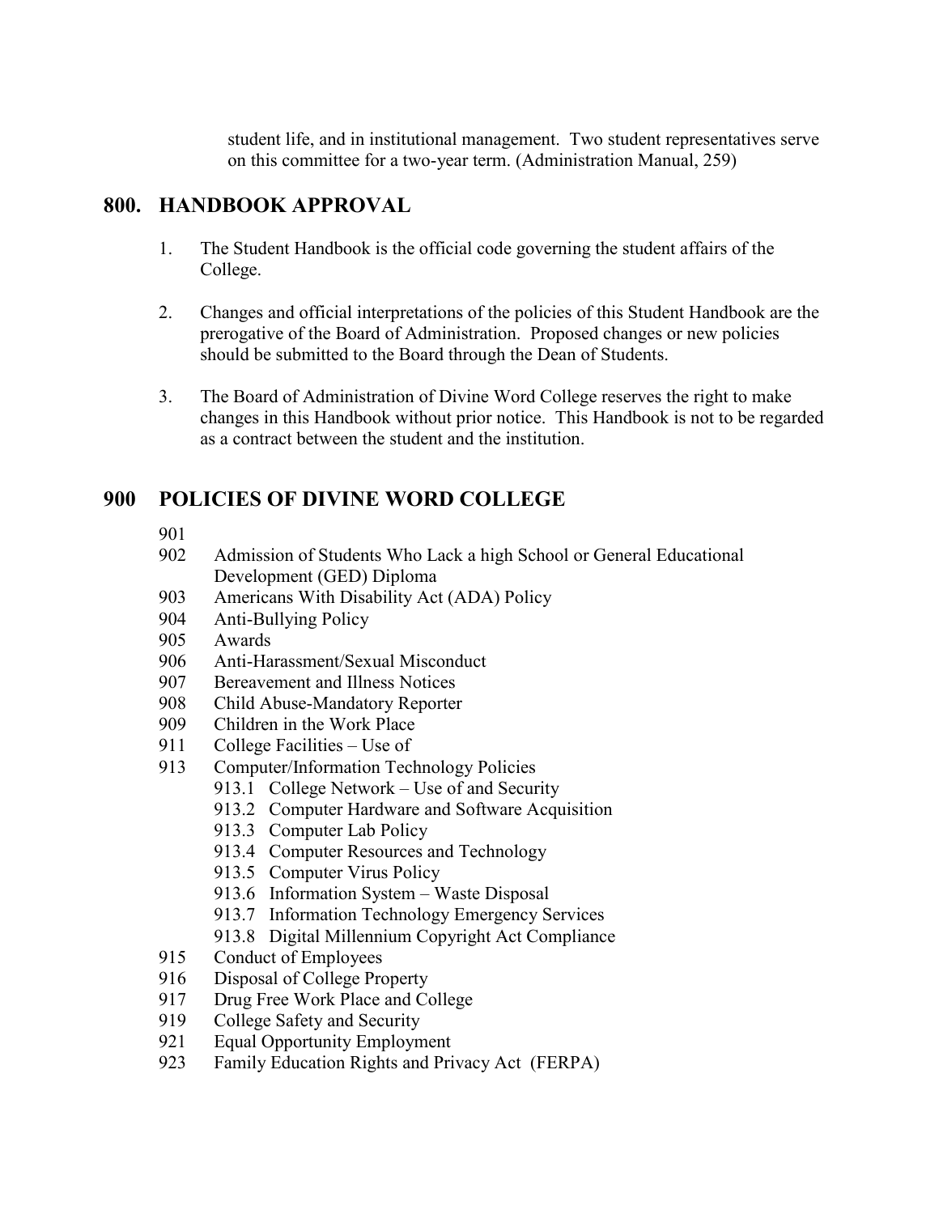student life, and in institutional management. Two student representatives serve on this committee for a two-year term. (Administration Manual, 259)

## 800. HANDBOOK APPROVAL

1. The Student Handbook is the official code governing the student affairs of the College.

2. Changes and official interpretations of the policies of this Student Handbook are the prerogative of the Board of Administration. Proposed changes or new policies should be submitted to the Board through the Dean of Students.

3. The Board of Administration of Divine Word College reserves the right to make changes in this Handbook without prior notice. This Handbook is not to be regarded as a contract between the student and the institution.

## 900 POLICIES OF DIVINE WORD COLLEGE

901
902 Admission of Students Who Lack a high School or General Educational Development (GED) Diploma
903 Americans With Disability Act (ADA) Policy
904 Anti-Bullying Policy
905 Awards
906 Anti-Harassment/Sexual Misconduct
907 Bereavement and Illness Notices
908 Child Abuse-Mandatory Reporter
909 Children in the Work Place
911 College Facilities – Use of
913 Computer/Information Technology Policies
- 913.1 College Network – Use of and Security
- 913.2 Computer Hardware and Software Acquisition
- 913.3 Computer Lab Policy
- 913.4 Computer Resources and Technology
- 913.5 Computer Virus Policy
- 913.6 Information System – Waste Disposal
- 913.7 Information Technology Emergency Services
- 913.8 Digital Millennium Copyright Act Compliance

915 Conduct of Employees
916 Disposal of College Property
917 Drug Free Work Place and College
919 College Safety and Security
921 Equal Opportunity Employment
923 Family Education Rights and Privacy Act (FERPA)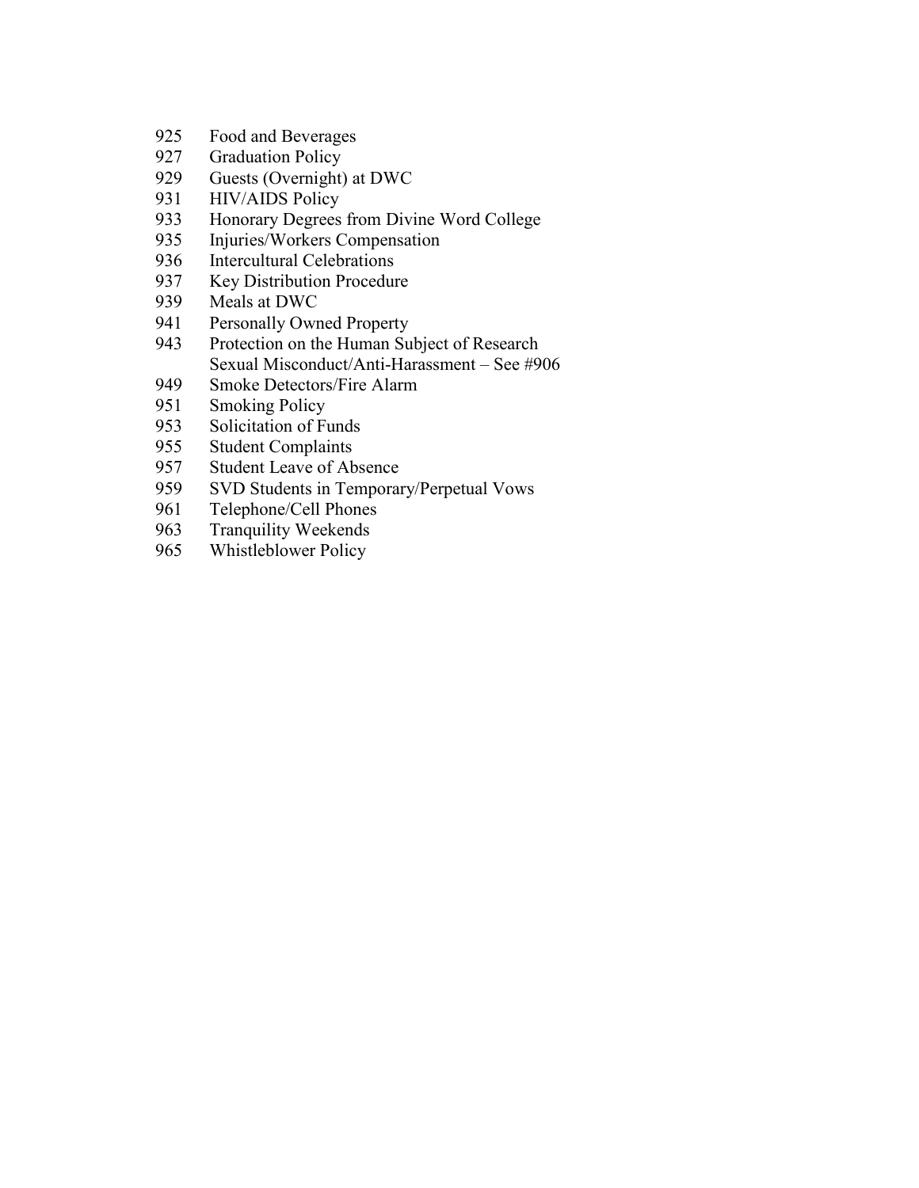925 Food and Beverages
927 Graduation Policy
929 Guests (Overnight) at DWC
931 HIV/AIDS Policy
933 Honorary Degrees from Divine Word College
935 Injuries/Workers Compensation
936 Intercultural Celebrations
937 Key Distribution Procedure
939 Meals at DWC
941 Personally Owned Property
943 Protection on the Human Subject of Research
Sexual Misconduct/Anti-Harassment – See #906
949 Smoke Detectors/Fire Alarm
951 Smoking Policy
953 Solicitation of Funds
955 Student Complaints
957 Student Leave of Absence
959 SVD Students in Temporary/Perpetual Vows
961 Telephone/Cell Phones
963 Tranquility Weekends
965 Whistleblower Policy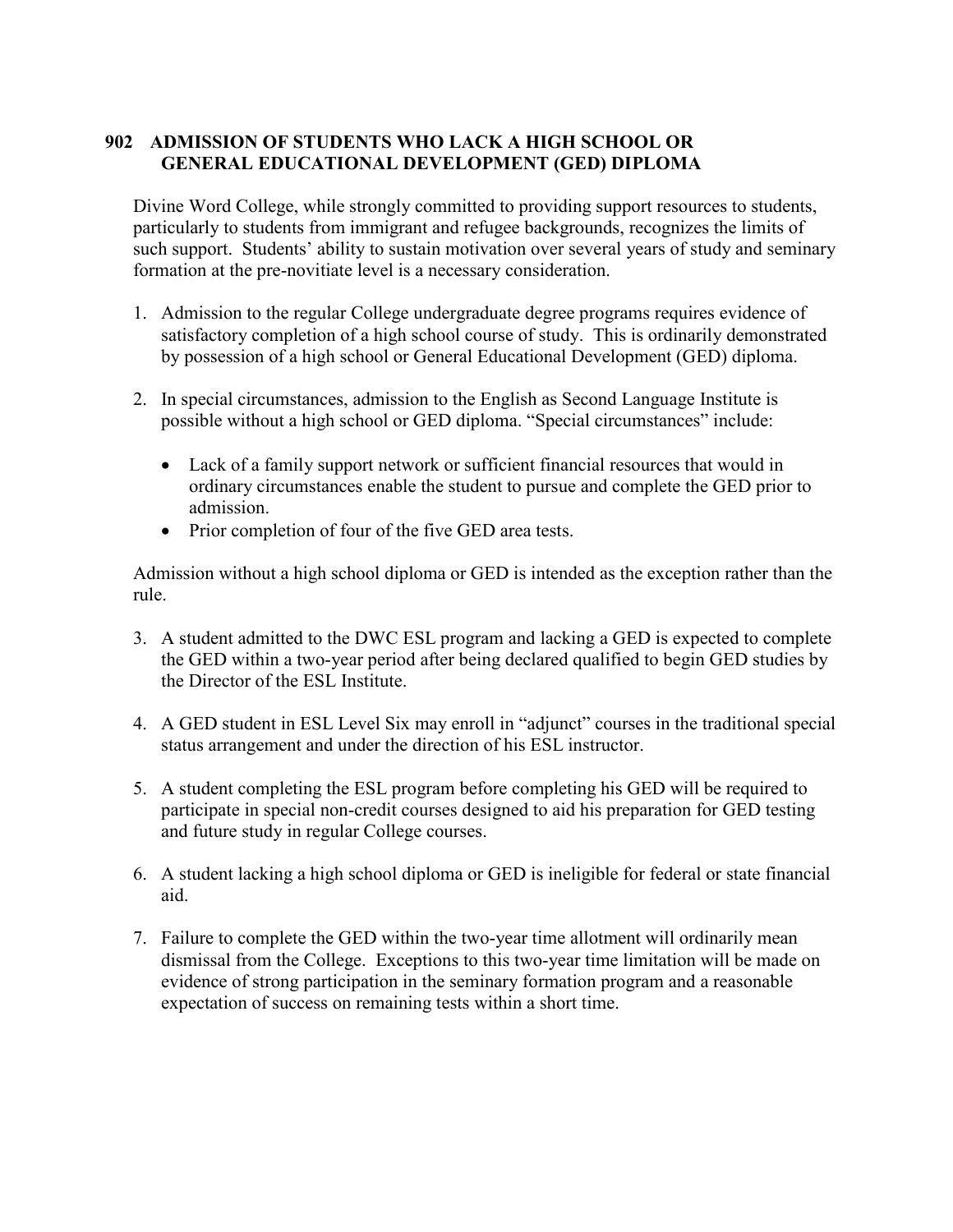## 902 ADMISSION OF STUDENTS WHO LACK A HIGH SCHOOL OR GENERAL EDUCATIONAL DEVELOPMENT (GED) DIPLOMA

Divine Word College, while strongly committed to providing support resources to students, particularly to students from immigrant and refugee backgrounds, recognizes the limits of such support. Students' ability to sustain motivation over several years of study and seminary formation at the pre-novitiate level is a necessary consideration.

1. Admission to the regular College undergraduate degree programs requires evidence of satisfactory completion of a high school course of study. This is ordinarily demonstrated by possession of a high school or General Educational Development (GED) diploma.

2. In special circumstances, admission to the English as Second Language Institute is possible without a high school or GED diploma. "Special circumstances" include:

   - Lack of a family support network or sufficient financial resources that would in ordinary circumstances enable the student to pursue and complete the GED prior to admission.
   - Prior completion of four of the five GED area tests.

Admission without a high school diploma or GED is intended as the exception rather than the rule.

3. A student admitted to the DWC ESL program and lacking a GED is expected to complete the GED within a two-year period after being declared qualified to begin GED studies by the Director of the ESL Institute.

4. A GED student in ESL Level Six may enroll in "adjunct" courses in the traditional special status arrangement and under the direction of his ESL instructor.

5. A student completing the ESL program before completing his GED will be required to participate in special non-credit courses designed to aid his preparation for GED testing and future study in regular College courses.

6. A student lacking a high school diploma or GED is ineligible for federal or state financial aid.

7. Failure to complete the GED within the two-year time allotment will ordinarily mean dismissal from the College. Exceptions to this two-year time limitation will be made on evidence of strong participation in the seminary formation program and a reasonable expectation of success on remaining tests within a short time.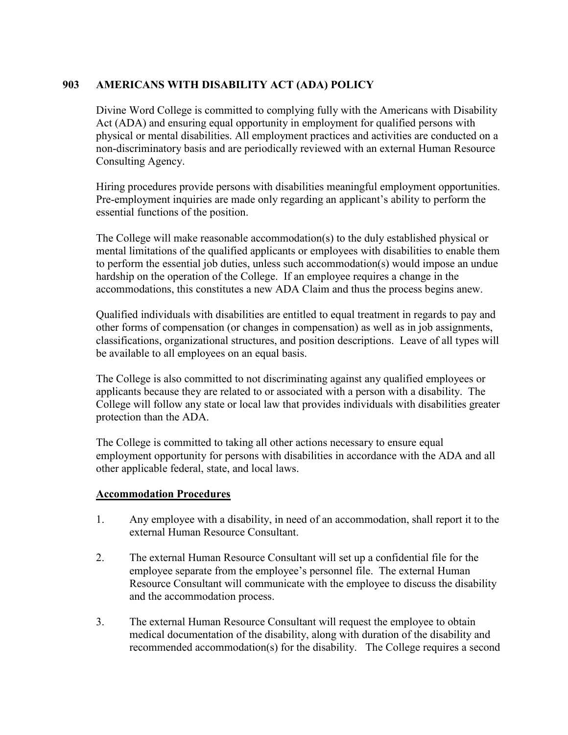## 903 AMERICANS WITH DISABILITY ACT (ADA) POLICY

Divine Word College is committed to complying fully with the Americans with Disability Act (ADA) and ensuring equal opportunity in employment for qualified persons with physical or mental disabilities. All employment practices and activities are conducted on a non-discriminatory basis and are periodically reviewed with an external Human Resource Consulting Agency.

Hiring procedures provide persons with disabilities meaningful employment opportunities. Pre-employment inquiries are made only regarding an applicant's ability to perform the essential functions of the position.

The College will make reasonable accommodation(s) to the duly established physical or mental limitations of the qualified applicants or employees with disabilities to enable them to perform the essential job duties, unless such accommodation(s) would impose an undue hardship on the operation of the College. If an employee requires a change in the accommodations, this constitutes a new ADA Claim and thus the process begins anew.

Qualified individuals with disabilities are entitled to equal treatment in regards to pay and other forms of compensation (or changes in compensation) as well as in job assignments, classifications, organizational structures, and position descriptions. Leave of all types will be available to all employees on an equal basis.

The College is also committed to not discriminating against any qualified employees or applicants because they are related to or associated with a person with a disability. The College will follow any state or local law that provides individuals with disabilities greater protection than the ADA.

The College is committed to taking all other actions necessary to ensure equal employment opportunity for persons with disabilities in accordance with the ADA and all other applicable federal, state, and local laws.

**Accommodation Procedures**

1. Any employee with a disability, in need of an accommodation, shall report it to the external Human Resource Consultant.

2. The external Human Resource Consultant will set up a confidential file for the employee separate from the employee's personnel file. The external Human Resource Consultant will communicate with the employee to discuss the disability and the accommodation process.

3. The external Human Resource Consultant will request the employee to obtain medical documentation of the disability, along with duration of the disability and recommended accommodation(s) for the disability. The College requires a second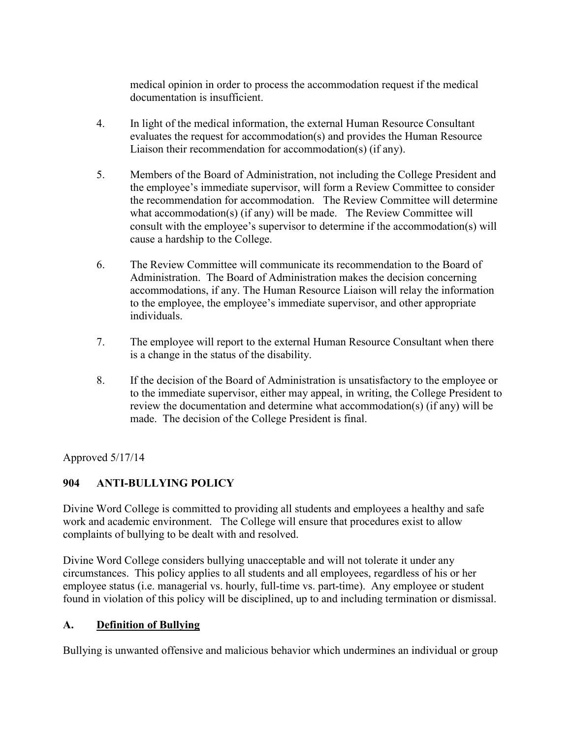medical opinion in order to process the accommodation request if the medical documentation is insufficient.

4. In light of the medical information, the external Human Resource Consultant evaluates the request for accommodation(s) and provides the Human Resource Liaison their recommendation for accommodation(s) (if any).

5. Members of the Board of Administration, not including the College President and the employee's immediate supervisor, will form a Review Committee to consider the recommendation for accommodation. The Review Committee will determine what accommodation(s) (if any) will be made. The Review Committee will consult with the employee's supervisor to determine if the accommodation(s) will cause a hardship to the College.

6. The Review Committee will communicate its recommendation to the Board of Administration. The Board of Administration makes the decision concerning accommodations, if any. The Human Resource Liaison will relay the information to the employee, the employee's immediate supervisor, and other appropriate individuals.

7. The employee will report to the external Human Resource Consultant when there is a change in the status of the disability.

8. If the decision of the Board of Administration is unsatisfactory to the employee or to the immediate supervisor, either may appeal, in writing, the College President to review the documentation and determine what accommodation(s) (if any) will be made. The decision of the College President is final.

Approved 5/17/14

## 904 ANTI-BULLYING POLICY

Divine Word College is committed to providing all students and employees a healthy and safe work and academic environment. The College will ensure that procedures exist to allow complaints of bullying to be dealt with and resolved.

Divine Word College considers bullying unacceptable and will not tolerate it under any circumstances. This policy applies to all students and all employees, regardless of his or her employee status (i.e. managerial vs. hourly, full-time vs. part-time). Any employee or student found in violation of this policy will be disciplined, up to and including termination or dismissal.

### A. <u>Definition of Bullying</u>

Bullying is unwanted offensive and malicious behavior which undermines an individual or group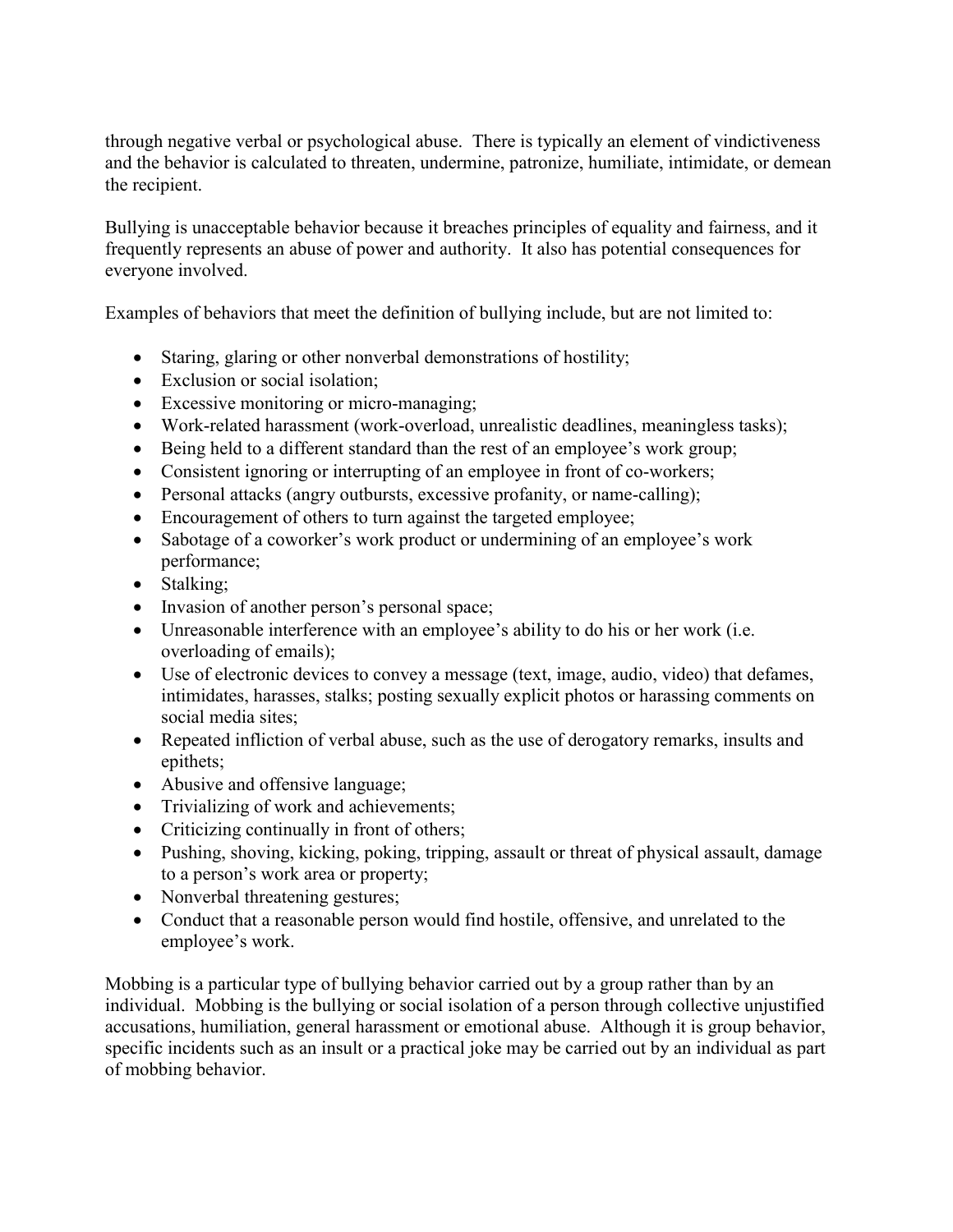through negative verbal or psychological abuse. There is typically an element of vindictiveness and the behavior is calculated to threaten, undermine, patronize, humiliate, intimidate, or demean the recipient.

Bullying is unacceptable behavior because it breaches principles of equality and fairness, and it frequently represents an abuse of power and authority. It also has potential consequences for everyone involved.

Examples of behaviors that meet the definition of bullying include, but are not limited to:

- Staring, glaring or other nonverbal demonstrations of hostility;
- Exclusion or social isolation;
- Excessive monitoring or micro-managing;
- Work-related harassment (work-overload, unrealistic deadlines, meaningless tasks);
- Being held to a different standard than the rest of an employee's work group;
- Consistent ignoring or interrupting of an employee in front of co-workers;
- Personal attacks (angry outbursts, excessive profanity, or name-calling);
- Encouragement of others to turn against the targeted employee;
- Sabotage of a coworker's work product or undermining of an employee's work performance;
- Stalking;
- Invasion of another person's personal space;
- Unreasonable interference with an employee's ability to do his or her work (i.e. overloading of emails);
- Use of electronic devices to convey a message (text, image, audio, video) that defames, intimidates, harasses, stalks; posting sexually explicit photos or harassing comments on social media sites;
- Repeated infliction of verbal abuse, such as the use of derogatory remarks, insults and epithets;
- Abusive and offensive language;
- Trivializing of work and achievements;
- Criticizing continually in front of others;
- Pushing, shoving, kicking, poking, tripping, assault or threat of physical assault, damage to a person's work area or property;
- Nonverbal threatening gestures;
- Conduct that a reasonable person would find hostile, offensive, and unrelated to the employee's work.

Mobbing is a particular type of bullying behavior carried out by a group rather than by an individual. Mobbing is the bullying or social isolation of a person through collective unjustified accusations, humiliation, general harassment or emotional abuse. Although it is group behavior, specific incidents such as an insult or a practical joke may be carried out by an individual as part of mobbing behavior.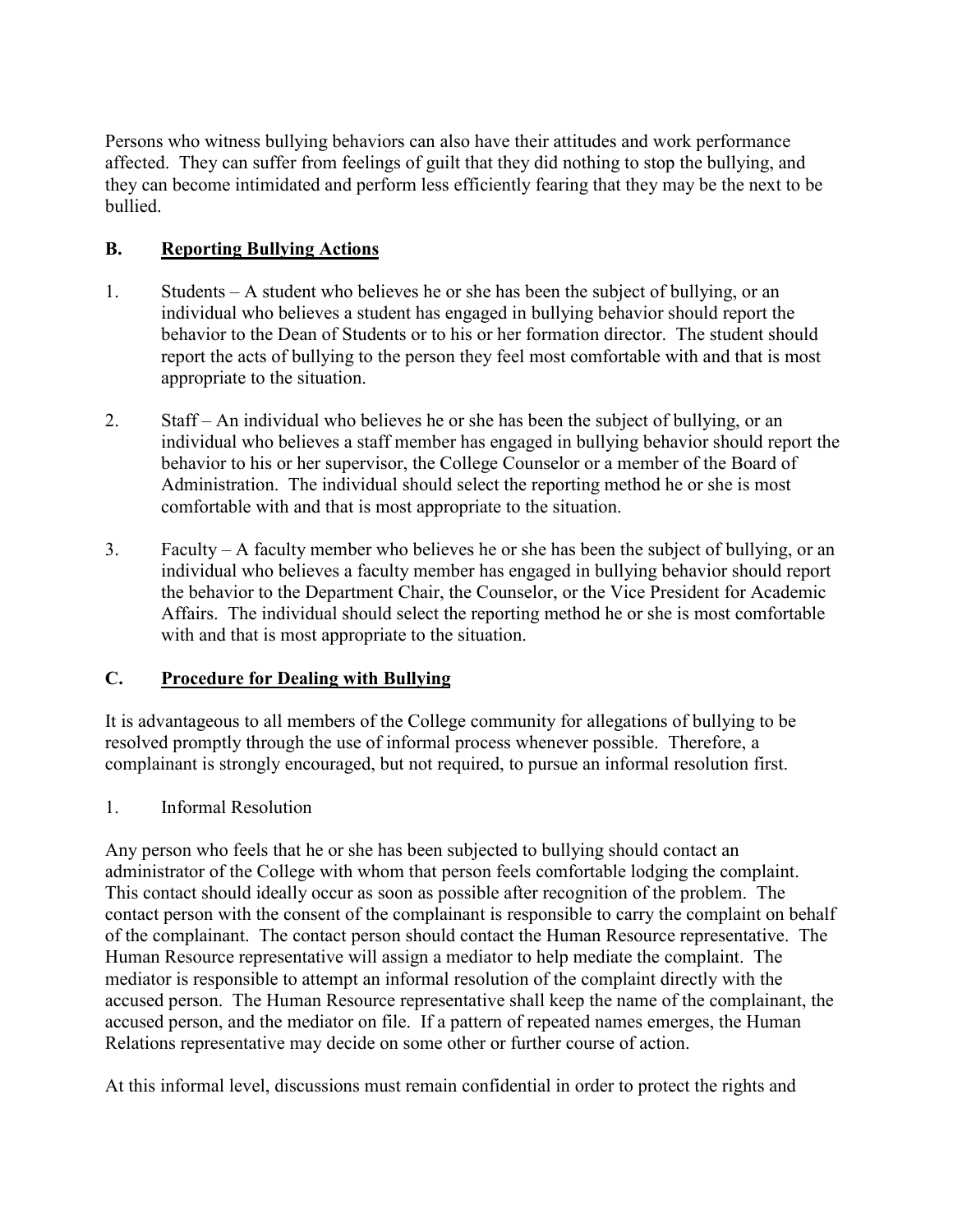Persons who witness bullying behaviors can also have their attitudes and work performance affected. They can suffer from feelings of guilt that they did nothing to stop the bullying, and they can become intimidated and perform less efficiently fearing that they may be the next to be bullied.

## B. Reporting Bullying Actions

1. Students – A student who believes he or she has been the subject of bullying, or an individual who believes a student has engaged in bullying behavior should report the behavior to the Dean of Students or to his or her formation director. The student should report the acts of bullying to the person they feel most comfortable with and that is most appropriate to the situation.

2. Staff – An individual who believes he or she has been the subject of bullying, or an individual who believes a staff member has engaged in bullying behavior should report the behavior to his or her supervisor, the College Counselor or a member of the Board of Administration. The individual should select the reporting method he or she is most comfortable with and that is most appropriate to the situation.

3. Faculty – A faculty member who believes he or she has been the subject of bullying, or an individual who believes a faculty member has engaged in bullying behavior should report the behavior to the Department Chair, the Counselor, or the Vice President for Academic Affairs. The individual should select the reporting method he or she is most comfortable with and that is most appropriate to the situation.

## C. Procedure for Dealing with Bullying

It is advantageous to all members of the College community for allegations of bullying to be resolved promptly through the use of informal process whenever possible. Therefore, a complainant is strongly encouraged, but not required, to pursue an informal resolution first.

1. Informal Resolution

Any person who feels that he or she has been subjected to bullying should contact an administrator of the College with whom that person feels comfortable lodging the complaint. This contact should ideally occur as soon as possible after recognition of the problem. The contact person with the consent of the complainant is responsible to carry the complaint on behalf of the complainant. The contact person should contact the Human Resource representative. The Human Resource representative will assign a mediator to help mediate the complaint. The mediator is responsible to attempt an informal resolution of the complaint directly with the accused person. The Human Resource representative shall keep the name of the complainant, the accused person, and the mediator on file. If a pattern of repeated names emerges, the Human Relations representative may decide on some other or further course of action.

At this informal level, discussions must remain confidential in order to protect the rights and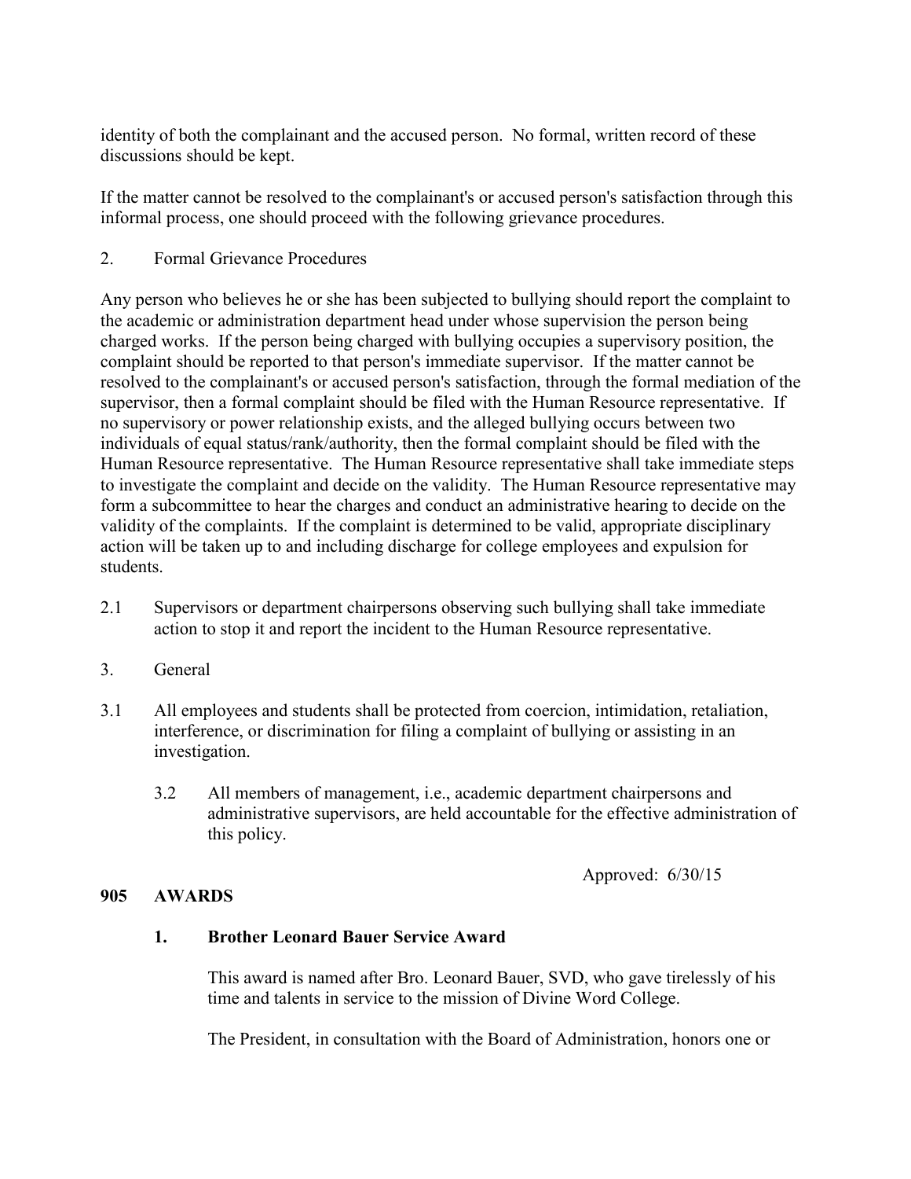identity of both the complainant and the accused person. No formal, written record of these discussions should be kept.

If the matter cannot be resolved to the complainant's or accused person's satisfaction through this informal process, one should proceed with the following grievance procedures.

2. Formal Grievance Procedures

Any person who believes he or she has been subjected to bullying should report the complaint to the academic or administration department head under whose supervision the person being charged works. If the person being charged with bullying occupies a supervisory position, the complaint should be reported to that person's immediate supervisor. If the matter cannot be resolved to the complainant's or accused person's satisfaction, through the formal mediation of the supervisor, then a formal complaint should be filed with the Human Resource representative. If no supervisory or power relationship exists, and the alleged bullying occurs between two individuals of equal status/rank/authority, then the formal complaint should be filed with the Human Resource representative. The Human Resource representative shall take immediate steps to investigate the complaint and decide on the validity. The Human Resource representative may form a subcommittee to hear the charges and conduct an administrative hearing to decide on the validity of the complaints. If the complaint is determined to be valid, appropriate disciplinary action will be taken up to and including discharge for college employees and expulsion for students.

2.1 Supervisors or department chairpersons observing such bullying shall take immediate action to stop it and report the incident to the Human Resource representative.

3. General

3.1 All employees and students shall be protected from coercion, intimidation, retaliation, interference, or discrimination for filing a complaint of bullying or assisting in an investigation.

3.2 All members of management, i.e., academic department chairpersons and administrative supervisors, are held accountable for the effective administration of this policy.

Approved: 6/30/15

## 905 AWARDS

### 1. Brother Leonard Bauer Service Award

This award is named after Bro. Leonard Bauer, SVD, who gave tirelessly of his time and talents in service to the mission of Divine Word College.

The President, in consultation with the Board of Administration, honors one or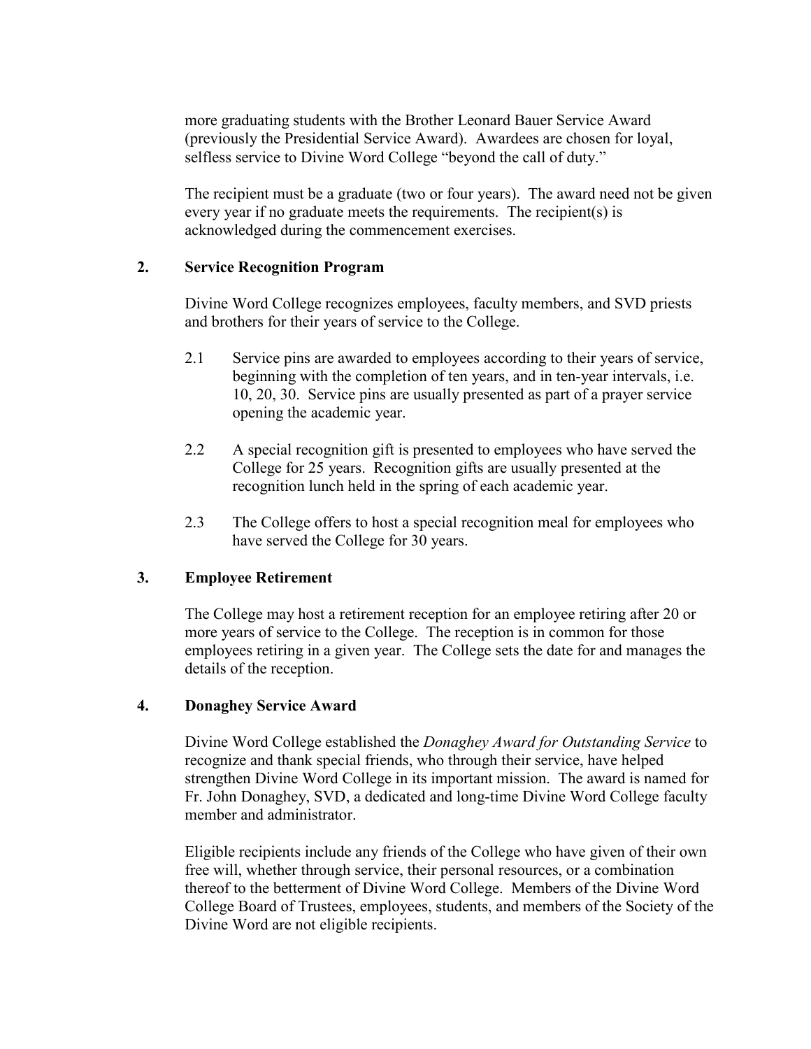more graduating students with the Brother Leonard Bauer Service Award (previously the Presidential Service Award). Awardees are chosen for loyal, selfless service to Divine Word College "beyond the call of duty."

The recipient must be a graduate (two or four years). The award need not be given every year if no graduate meets the requirements. The recipient(s) is acknowledged during the commencement exercises.

**2. Service Recognition Program**

Divine Word College recognizes employees, faculty members, and SVD priests and brothers for their years of service to the College.

2.1 Service pins are awarded to employees according to their years of service, beginning with the completion of ten years, and in ten-year intervals, i.e. 10, 20, 30. Service pins are usually presented as part of a prayer service opening the academic year.

2.2 A special recognition gift is presented to employees who have served the College for 25 years. Recognition gifts are usually presented at the recognition lunch held in the spring of each academic year.

2.3 The College offers to host a special recognition meal for employees who have served the College for 30 years.

**3. Employee Retirement**

The College may host a retirement reception for an employee retiring after 20 or more years of service to the College. The reception is in common for those employees retiring in a given year. The College sets the date for and manages the details of the reception.

**4. Donaghey Service Award**

Divine Word College established the *Donaghey Award for Outstanding Service* to recognize and thank special friends, who through their service, have helped strengthen Divine Word College in its important mission. The award is named for Fr. John Donaghey, SVD, a dedicated and long-time Divine Word College faculty member and administrator.

Eligible recipients include any friends of the College who have given of their own free will, whether through service, their personal resources, or a combination thereof to the betterment of Divine Word College. Members of the Divine Word College Board of Trustees, employees, students, and members of the Society of the Divine Word are not eligible recipients.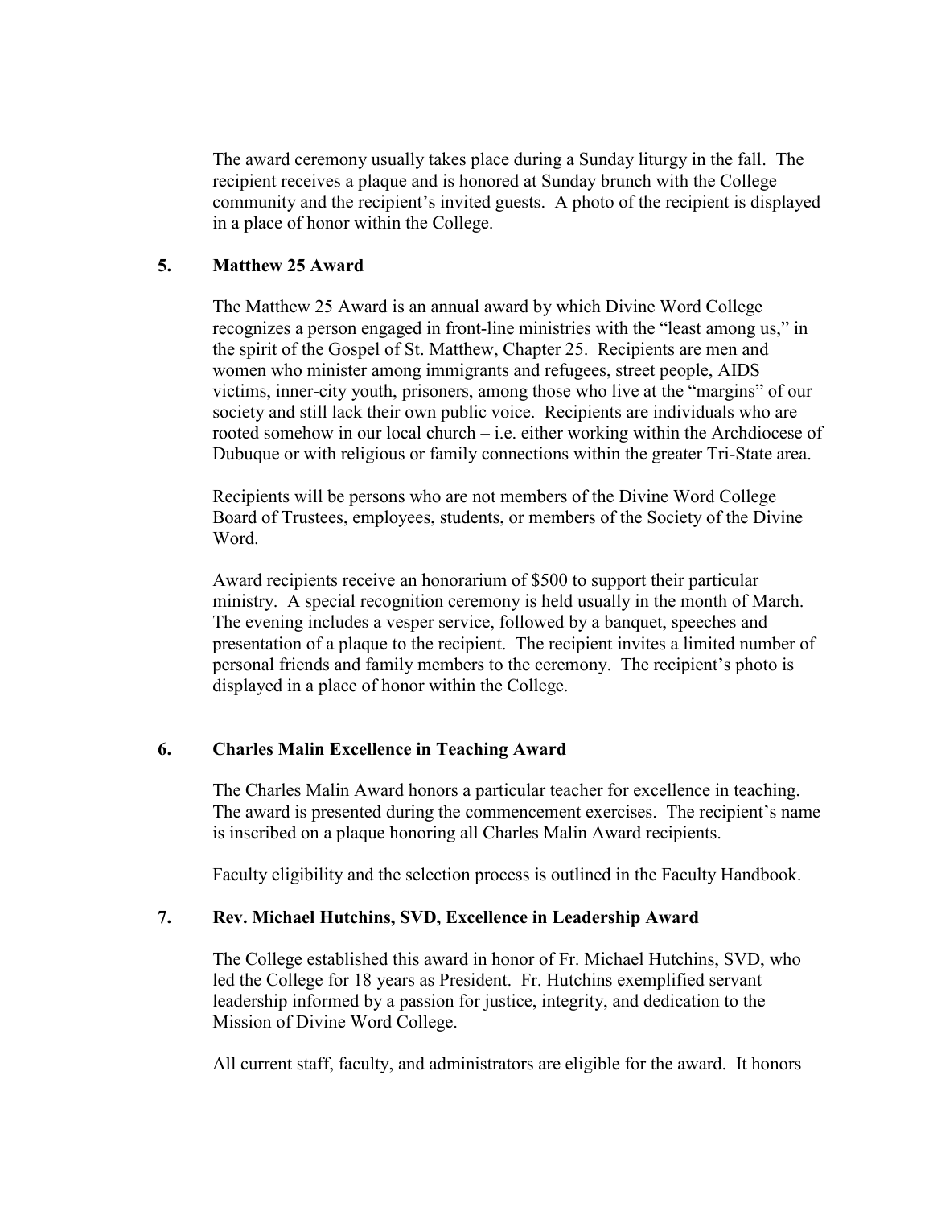The award ceremony usually takes place during a Sunday liturgy in the fall. The recipient receives a plaque and is honored at Sunday brunch with the College community and the recipient's invited guests. A photo of the recipient is displayed in a place of honor within the College.

### 5. Matthew 25 Award

The Matthew 25 Award is an annual award by which Divine Word College recognizes a person engaged in front-line ministries with the "least among us," in the spirit of the Gospel of St. Matthew, Chapter 25. Recipients are men and women who minister among immigrants and refugees, street people, AIDS victims, inner-city youth, prisoners, among those who live at the "margins" of our society and still lack their own public voice. Recipients are individuals who are rooted somehow in our local church – i.e. either working within the Archdiocese of Dubuque or with religious or family connections within the greater Tri-State area.

Recipients will be persons who are not members of the Divine Word College Board of Trustees, employees, students, or members of the Society of the Divine Word.

Award recipients receive an honorarium of $500 to support their particular ministry. A special recognition ceremony is held usually in the month of March. The evening includes a vesper service, followed by a banquet, speeches and presentation of a plaque to the recipient. The recipient invites a limited number of personal friends and family members to the ceremony. The recipient's photo is displayed in a place of honor within the College.

### 6. Charles Malin Excellence in Teaching Award

The Charles Malin Award honors a particular teacher for excellence in teaching. The award is presented during the commencement exercises. The recipient's name is inscribed on a plaque honoring all Charles Malin Award recipients.

Faculty eligibility and the selection process is outlined in the Faculty Handbook.

### 7. Rev. Michael Hutchins, SVD, Excellence in Leadership Award

The College established this award in honor of Fr. Michael Hutchins, SVD, who led the College for 18 years as President. Fr. Hutchins exemplified servant leadership informed by a passion for justice, integrity, and dedication to the Mission of Divine Word College.

All current staff, faculty, and administrators are eligible for the award. It honors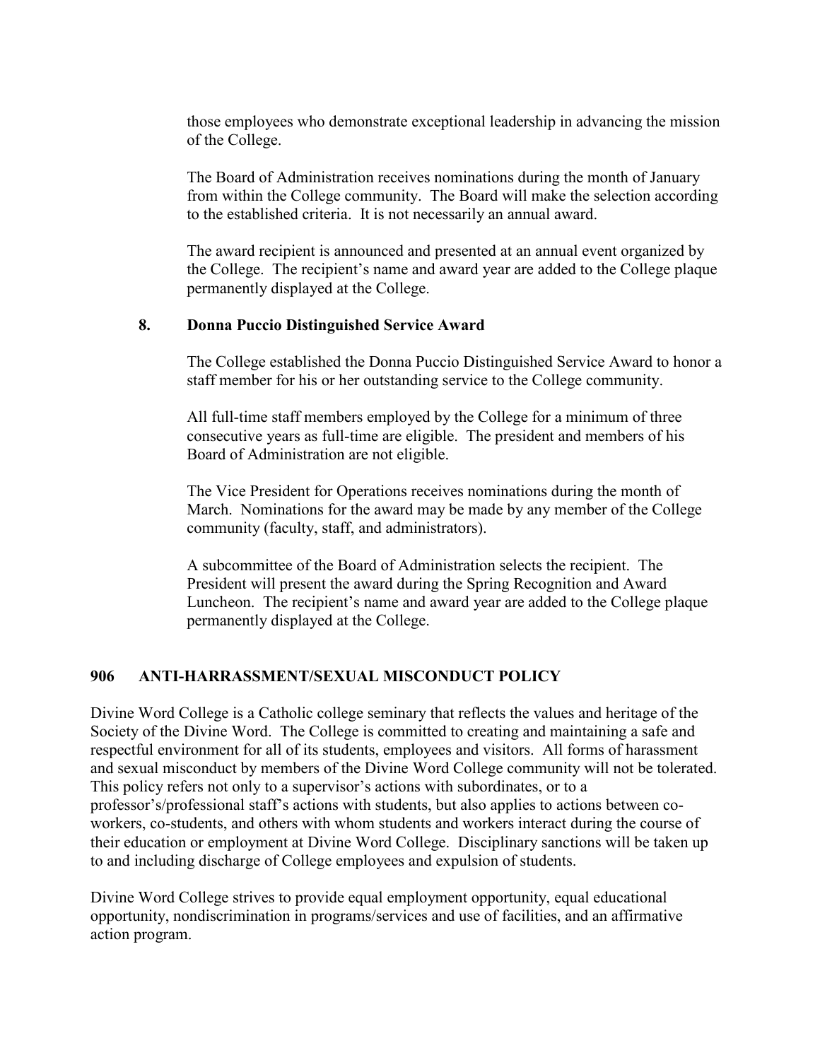those employees who demonstrate exceptional leadership in advancing the mission of the College.

The Board of Administration receives nominations during the month of January from within the College community. The Board will make the selection according to the established criteria. It is not necessarily an annual award.

The award recipient is announced and presented at an annual event organized by the College. The recipient's name and award year are added to the College plaque permanently displayed at the College.

### 8. Donna Puccio Distinguished Service Award

The College established the Donna Puccio Distinguished Service Award to honor a staff member for his or her outstanding service to the College community.

All full-time staff members employed by the College for a minimum of three consecutive years as full-time are eligible. The president and members of his Board of Administration are not eligible.

The Vice President for Operations receives nominations during the month of March. Nominations for the award may be made by any member of the College community (faculty, staff, and administrators).

A subcommittee of the Board of Administration selects the recipient. The President will present the award during the Spring Recognition and Award Luncheon. The recipient's name and award year are added to the College plaque permanently displayed at the College.

## 906 ANTI-HARRASSMENT/SEXUAL MISCONDUCT POLICY

Divine Word College is a Catholic college seminary that reflects the values and heritage of the Society of the Divine Word. The College is committed to creating and maintaining a safe and respectful environment for all of its students, employees and visitors. All forms of harassment and sexual misconduct by members of the Divine Word College community will not be tolerated. This policy refers not only to a supervisor's actions with subordinates, or to a professor's/professional staff's actions with students, but also applies to actions between co-workers, co-students, and others with whom students and workers interact during the course of their education or employment at Divine Word College. Disciplinary sanctions will be taken up to and including discharge of College employees and expulsion of students.

Divine Word College strives to provide equal employment opportunity, equal educational opportunity, nondiscrimination in programs/services and use of facilities, and an affirmative action program.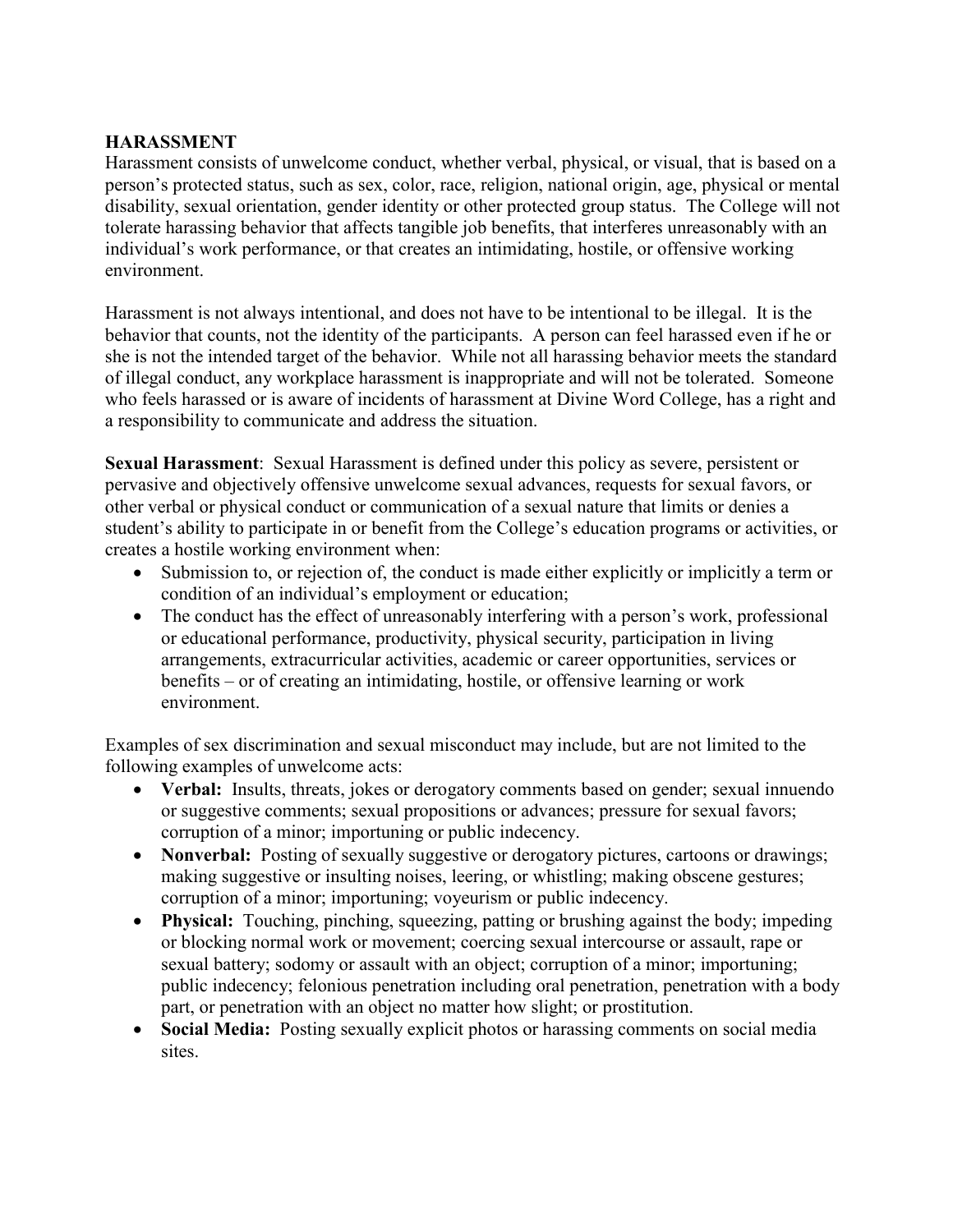## HARASSMENT

Harassment consists of unwelcome conduct, whether verbal, physical, or visual, that is based on a person's protected status, such as sex, color, race, religion, national origin, age, physical or mental disability, sexual orientation, gender identity or other protected group status. The College will not tolerate harassing behavior that affects tangible job benefits, that interferes unreasonably with an individual's work performance, or that creates an intimidating, hostile, or offensive working environment.

Harassment is not always intentional, and does not have to be intentional to be illegal. It is the behavior that counts, not the identity of the participants. A person can feel harassed even if he or she is not the intended target of the behavior. While not all harassing behavior meets the standard of illegal conduct, any workplace harassment is inappropriate and will not be tolerated. Someone who feels harassed or is aware of incidents of harassment at Divine Word College, has a right and a responsibility to communicate and address the situation.

**Sexual Harassment**: Sexual Harassment is defined under this policy as severe, persistent or pervasive and objectively offensive unwelcome sexual advances, requests for sexual favors, or other verbal or physical conduct or communication of a sexual nature that limits or denies a student's ability to participate in or benefit from the College's education programs or activities, or creates a hostile working environment when:

- Submission to, or rejection of, the conduct is made either explicitly or implicitly a term or condition of an individual's employment or education;
- The conduct has the effect of unreasonably interfering with a person's work, professional or educational performance, productivity, physical security, participation in living arrangements, extracurricular activities, academic or career opportunities, services or benefits – or of creating an intimidating, hostile, or offensive learning or work environment.

Examples of sex discrimination and sexual misconduct may include, but are not limited to the following examples of unwelcome acts:

- **Verbal:** Insults, threats, jokes or derogatory comments based on gender; sexual innuendo or suggestive comments; sexual propositions or advances; pressure for sexual favors; corruption of a minor; importuning or public indecency.
- **Nonverbal:** Posting of sexually suggestive or derogatory pictures, cartoons or drawings; making suggestive or insulting noises, leering, or whistling; making obscene gestures; corruption of a minor; importuning; voyeurism or public indecency.
- **Physical:** Touching, pinching, squeezing, patting or brushing against the body; impeding or blocking normal work or movement; coercing sexual intercourse or assault, rape or sexual battery; sodomy or assault with an object; corruption of a minor; importuning; public indecency; felonious penetration including oral penetration, penetration with a body part, or penetration with an object no matter how slight; or prostitution.
- **Social Media:** Posting sexually explicit photos or harassing comments on social media sites.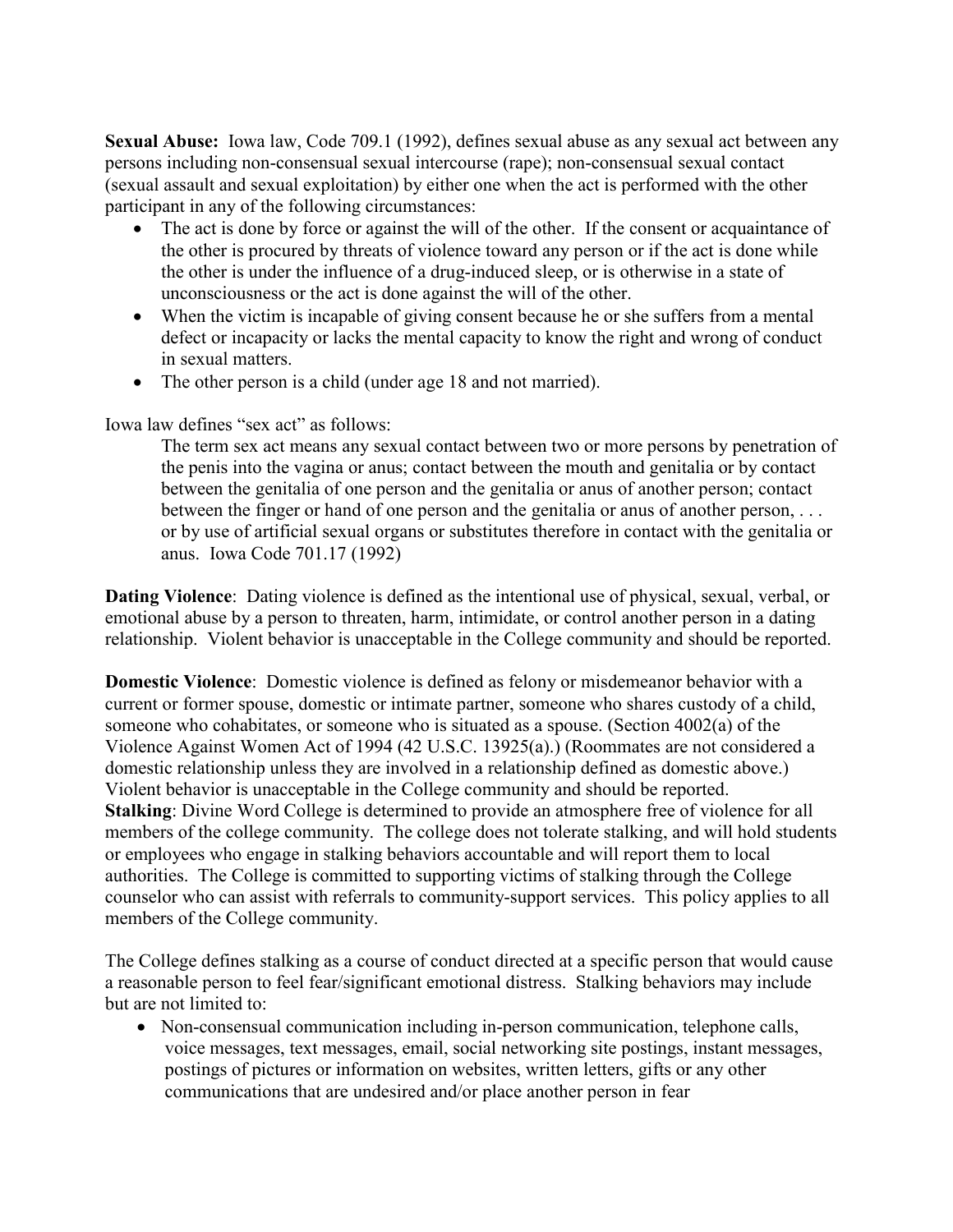**Sexual Abuse:** Iowa law, Code 709.1 (1992), defines sexual abuse as any sexual act between any persons including non-consensual sexual intercourse (rape); non-consensual sexual contact (sexual assault and sexual exploitation) by either one when the act is performed with the other participant in any of the following circumstances:

- The act is done by force or against the will of the other. If the consent or acquaintance of the other is procured by threats of violence toward any person or if the act is done while the other is under the influence of a drug-induced sleep, or is otherwise in a state of unconsciousness or the act is done against the will of the other.
- When the victim is incapable of giving consent because he or she suffers from a mental defect or incapacity or lacks the mental capacity to know the right and wrong of conduct in sexual matters.
- The other person is a child (under age 18 and not married).

Iowa law defines "sex act" as follows:

> The term sex act means any sexual contact between two or more persons by penetration of the penis into the vagina or anus; contact between the mouth and genitalia or by contact between the genitalia of one person and the genitalia or anus of another person; contact between the finger or hand of one person and the genitalia or anus of another person, . . . or by use of artificial sexual organs or substitutes therefore in contact with the genitalia or anus. Iowa Code 701.17 (1992)

**Dating Violence**: Dating violence is defined as the intentional use of physical, sexual, verbal, or emotional abuse by a person to threaten, harm, intimidate, or control another person in a dating relationship. Violent behavior is unacceptable in the College community and should be reported.

**Domestic Violence**: Domestic violence is defined as felony or misdemeanor behavior with a current or former spouse, domestic or intimate partner, someone who shares custody of a child, someone who cohabitates, or someone who is situated as a spouse. (Section 4002(a) of the Violence Against Women Act of 1994 (42 U.S.C. 13925(a).) (Roommates are not considered a domestic relationship unless they are involved in a relationship defined as domestic above.) Violent behavior is unacceptable in the College community and should be reported.

**Stalking**: Divine Word College is determined to provide an atmosphere free of violence for all members of the college community. The college does not tolerate stalking, and will hold students or employees who engage in stalking behaviors accountable and will report them to local authorities. The College is committed to supporting victims of stalking through the College counselor who can assist with referrals to community-support services. This policy applies to all members of the College community.

The College defines stalking as a course of conduct directed at a specific person that would cause a reasonable person to feel fear/significant emotional distress. Stalking behaviors may include but are not limited to:

- Non-consensual communication including in-person communication, telephone calls, voice messages, text messages, email, social networking site postings, instant messages, postings of pictures or information on websites, written letters, gifts or any other communications that are undesired and/or place another person in fear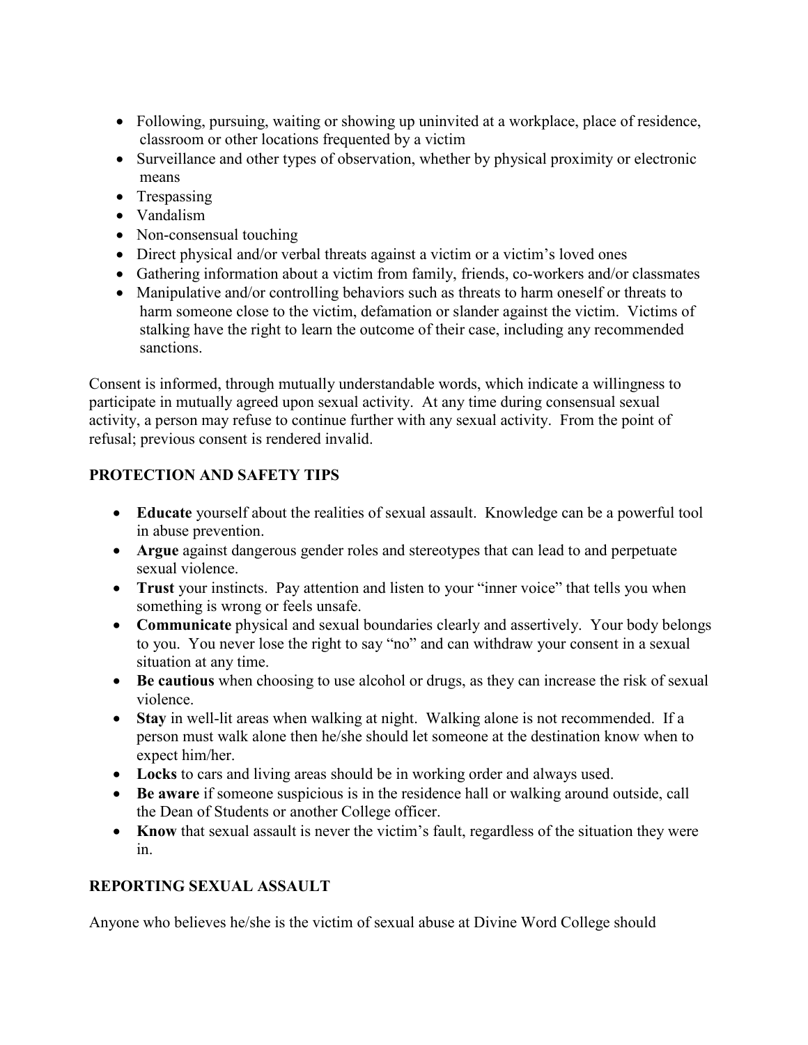- Following, pursuing, waiting or showing up uninvited at a workplace, place of residence, classroom or other locations frequented by a victim
- Surveillance and other types of observation, whether by physical proximity or electronic means
- Trespassing
- Vandalism
- Non-consensual touching
- Direct physical and/or verbal threats against a victim or a victim's loved ones
- Gathering information about a victim from family, friends, co-workers and/or classmates
- Manipulative and/or controlling behaviors such as threats to harm oneself or threats to harm someone close to the victim, defamation or slander against the victim. Victims of stalking have the right to learn the outcome of their case, including any recommended sanctions.

Consent is informed, through mutually understandable words, which indicate a willingness to participate in mutually agreed upon sexual activity. At any time during consensual sexual activity, a person may refuse to continue further with any sexual activity. From the point of refusal; previous consent is rendered invalid.

## PROTECTION AND SAFETY TIPS

- **Educate** yourself about the realities of sexual assault. Knowledge can be a powerful tool in abuse prevention.
- **Argue** against dangerous gender roles and stereotypes that can lead to and perpetuate sexual violence.
- **Trust** your instincts. Pay attention and listen to your "inner voice" that tells you when something is wrong or feels unsafe.
- **Communicate** physical and sexual boundaries clearly and assertively. Your body belongs to you. You never lose the right to say "no" and can withdraw your consent in a sexual situation at any time.
- **Be cautious** when choosing to use alcohol or drugs, as they can increase the risk of sexual violence.
- **Stay** in well-lit areas when walking at night. Walking alone is not recommended. If a person must walk alone then he/she should let someone at the destination know when to expect him/her.
- **Locks** to cars and living areas should be in working order and always used.
- **Be aware** if someone suspicious is in the residence hall or walking around outside, call the Dean of Students or another College officer.
- **Know** that sexual assault is never the victim's fault, regardless of the situation they were in.

## REPORTING SEXUAL ASSAULT

Anyone who believes he/she is the victim of sexual abuse at Divine Word College should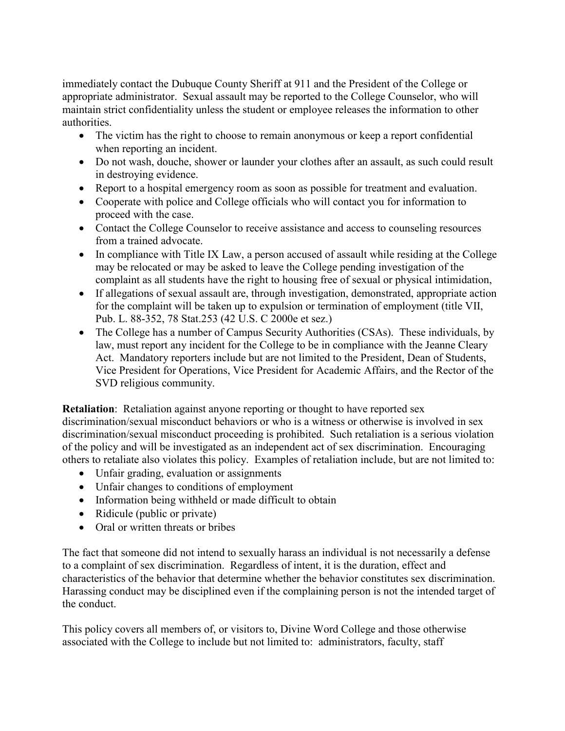immediately contact the Dubuque County Sheriff at 911 and the President of the College or appropriate administrator. Sexual assault may be reported to the College Counselor, who will maintain strict confidentiality unless the student or employee releases the information to other authorities.

- The victim has the right to choose to remain anonymous or keep a report confidential when reporting an incident.
- Do not wash, douche, shower or launder your clothes after an assault, as such could result in destroying evidence.
- Report to a hospital emergency room as soon as possible for treatment and evaluation.
- Cooperate with police and College officials who will contact you for information to proceed with the case.
- Contact the College Counselor to receive assistance and access to counseling resources from a trained advocate.
- In compliance with Title IX Law, a person accused of assault while residing at the College may be relocated or may be asked to leave the College pending investigation of the complaint as all students have the right to housing free of sexual or physical intimidation,
- If allegations of sexual assault are, through investigation, demonstrated, appropriate action for the complaint will be taken up to expulsion or termination of employment (title VII, Pub. L. 88-352, 78 Stat.253 (42 U.S. C 2000e et sez.)
- The College has a number of Campus Security Authorities (CSAs). These individuals, by law, must report any incident for the College to be in compliance with the Jeanne Cleary Act. Mandatory reporters include but are not limited to the President, Dean of Students, Vice President for Operations, Vice President for Academic Affairs, and the Rector of the SVD religious community.

**Retaliation**: Retaliation against anyone reporting or thought to have reported sex discrimination/sexual misconduct behaviors or who is a witness or otherwise is involved in sex discrimination/sexual misconduct proceeding is prohibited. Such retaliation is a serious violation of the policy and will be investigated as an independent act of sex discrimination. Encouraging others to retaliate also violates this policy. Examples of retaliation include, but are not limited to:

- Unfair grading, evaluation or assignments
- Unfair changes to conditions of employment
- Information being withheld or made difficult to obtain
- Ridicule (public or private)
- Oral or written threats or bribes

The fact that someone did not intend to sexually harass an individual is not necessarily a defense to a complaint of sex discrimination. Regardless of intent, it is the duration, effect and characteristics of the behavior that determine whether the behavior constitutes sex discrimination. Harassing conduct may be disciplined even if the complaining person is not the intended target of the conduct.

This policy covers all members of, or visitors to, Divine Word College and those otherwise associated with the College to include but not limited to: administrators, faculty, staff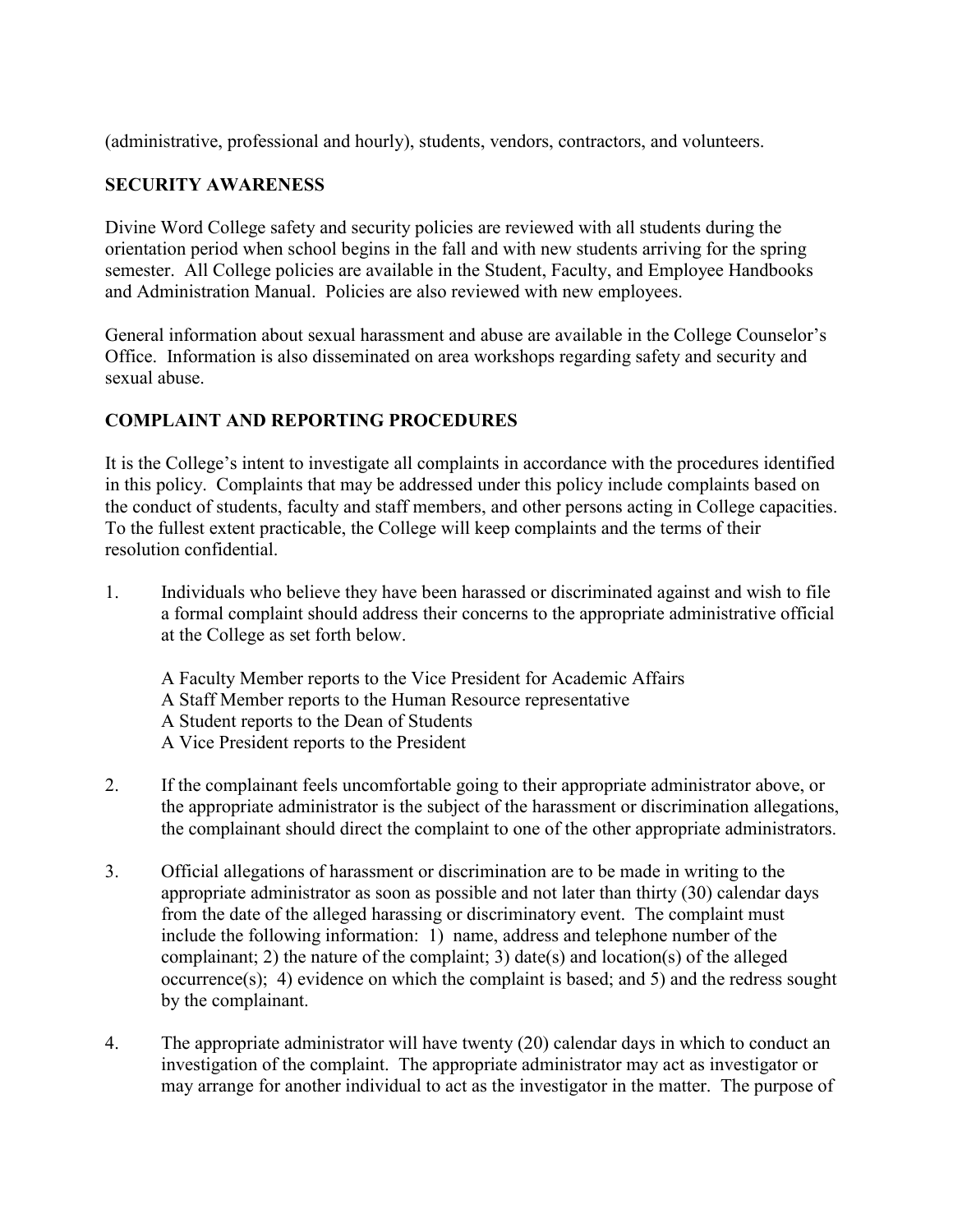(administrative, professional and hourly), students, vendors, contractors, and volunteers.

## SECURITY AWARENESS

Divine Word College safety and security policies are reviewed with all students during the orientation period when school begins in the fall and with new students arriving for the spring semester. All College policies are available in the Student, Faculty, and Employee Handbooks and Administration Manual. Policies are also reviewed with new employees.

General information about sexual harassment and abuse are available in the College Counselor's Office. Information is also disseminated on area workshops regarding safety and security and sexual abuse.

## COMPLAINT AND REPORTING PROCEDURES

It is the College's intent to investigate all complaints in accordance with the procedures identified in this policy. Complaints that may be addressed under this policy include complaints based on the conduct of students, faculty and staff members, and other persons acting in College capacities. To the fullest extent practicable, the College will keep complaints and the terms of their resolution confidential.

1. Individuals who believe they have been harassed or discriminated against and wish to file a formal complaint should address their concerns to the appropriate administrative official at the College as set forth below.

   A Faculty Member reports to the Vice President for Academic Affairs
   A Staff Member reports to the Human Resource representative
   A Student reports to the Dean of Students
   A Vice President reports to the President

2. If the complainant feels uncomfortable going to their appropriate administrator above, or the appropriate administrator is the subject of the harassment or discrimination allegations, the complainant should direct the complaint to one of the other appropriate administrators.

3. Official allegations of harassment or discrimination are to be made in writing to the appropriate administrator as soon as possible and not later than thirty (30) calendar days from the date of the alleged harassing or discriminatory event. The complaint must include the following information: 1) name, address and telephone number of the complainant; 2) the nature of the complaint; 3) date(s) and location(s) of the alleged occurrence(s); 4) evidence on which the complaint is based; and 5) and the redress sought by the complainant.

4. The appropriate administrator will have twenty (20) calendar days in which to conduct an investigation of the complaint. The appropriate administrator may act as investigator or may arrange for another individual to act as the investigator in the matter. The purpose of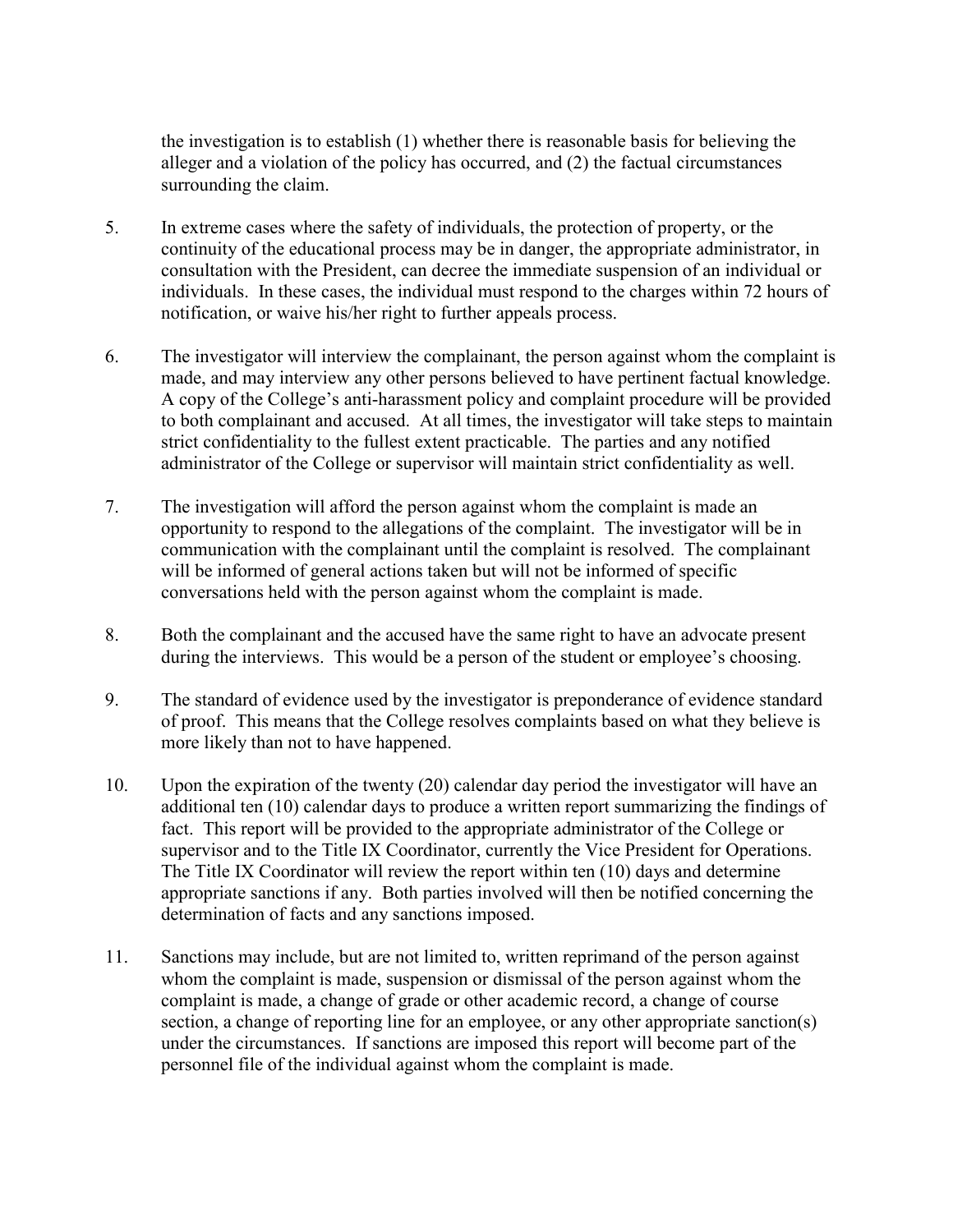the investigation is to establish (1) whether there is reasonable basis for believing the alleger and a violation of the policy has occurred, and (2) the factual circumstances surrounding the claim.

5. In extreme cases where the safety of individuals, the protection of property, or the continuity of the educational process may be in danger, the appropriate administrator, in consultation with the President, can decree the immediate suspension of an individual or individuals. In these cases, the individual must respond to the charges within 72 hours of notification, or waive his/her right to further appeals process.

6. The investigator will interview the complainant, the person against whom the complaint is made, and may interview any other persons believed to have pertinent factual knowledge. A copy of the College's anti-harassment policy and complaint procedure will be provided to both complainant and accused. At all times, the investigator will take steps to maintain strict confidentiality to the fullest extent practicable. The parties and any notified administrator of the College or supervisor will maintain strict confidentiality as well.

7. The investigation will afford the person against whom the complaint is made an opportunity to respond to the allegations of the complaint. The investigator will be in communication with the complainant until the complaint is resolved. The complainant will be informed of general actions taken but will not be informed of specific conversations held with the person against whom the complaint is made.

8. Both the complainant and the accused have the same right to have an advocate present during the interviews. This would be a person of the student or employee's choosing.

9. The standard of evidence used by the investigator is preponderance of evidence standard of proof. This means that the College resolves complaints based on what they believe is more likely than not to have happened.

10. Upon the expiration of the twenty (20) calendar day period the investigator will have an additional ten (10) calendar days to produce a written report summarizing the findings of fact. This report will be provided to the appropriate administrator of the College or supervisor and to the Title IX Coordinator, currently the Vice President for Operations. The Title IX Coordinator will review the report within ten (10) days and determine appropriate sanctions if any. Both parties involved will then be notified concerning the determination of facts and any sanctions imposed.

11. Sanctions may include, but are not limited to, written reprimand of the person against whom the complaint is made, suspension or dismissal of the person against whom the complaint is made, a change of grade or other academic record, a change of course section, a change of reporting line for an employee, or any other appropriate sanction(s) under the circumstances. If sanctions are imposed this report will become part of the personnel file of the individual against whom the complaint is made.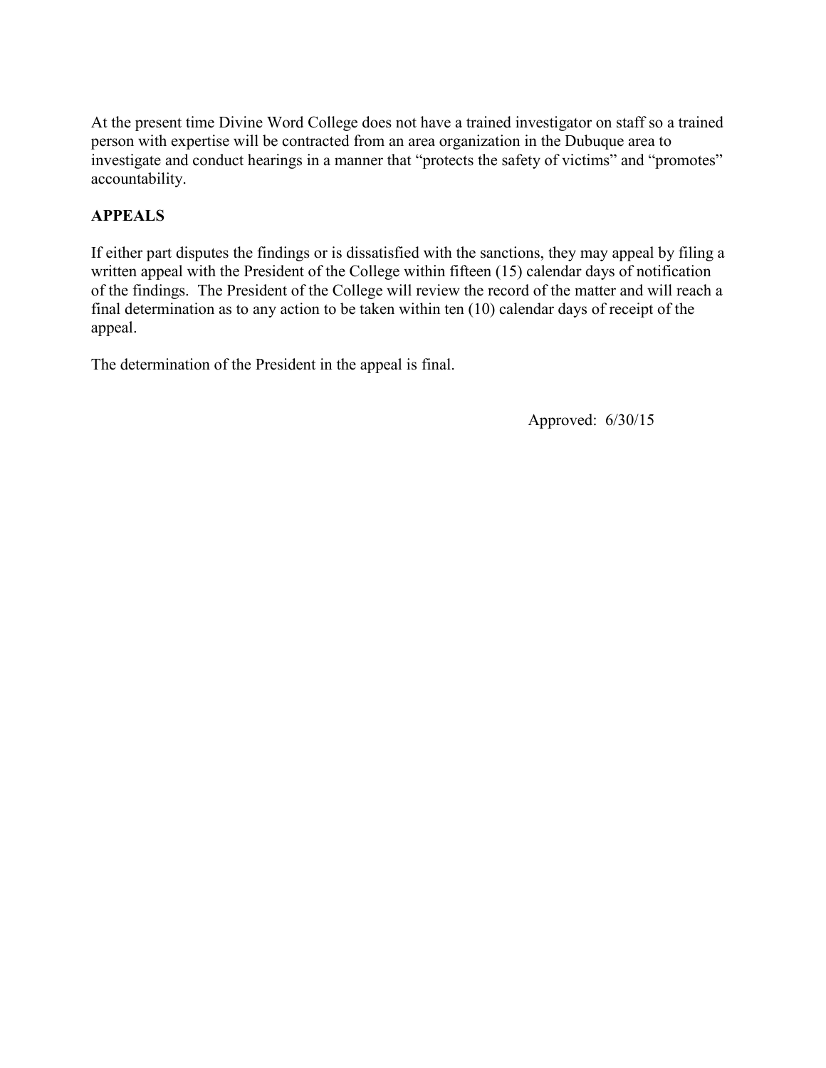At the present time Divine Word College does not have a trained investigator on staff so a trained person with expertise will be contracted from an area organization in the Dubuque area to investigate and conduct hearings in a manner that "protects the safety of victims" and "promotes" accountability.

**APPEALS**

If either part disputes the findings or is dissatisfied with the sanctions, they may appeal by filing a written appeal with the President of the College within fifteen (15) calendar days of notification of the findings. The President of the College will review the record of the matter and will reach a final determination as to any action to be taken within ten (10) calendar days of receipt of the appeal.

The determination of the President in the appeal is final.

Approved: 6/30/15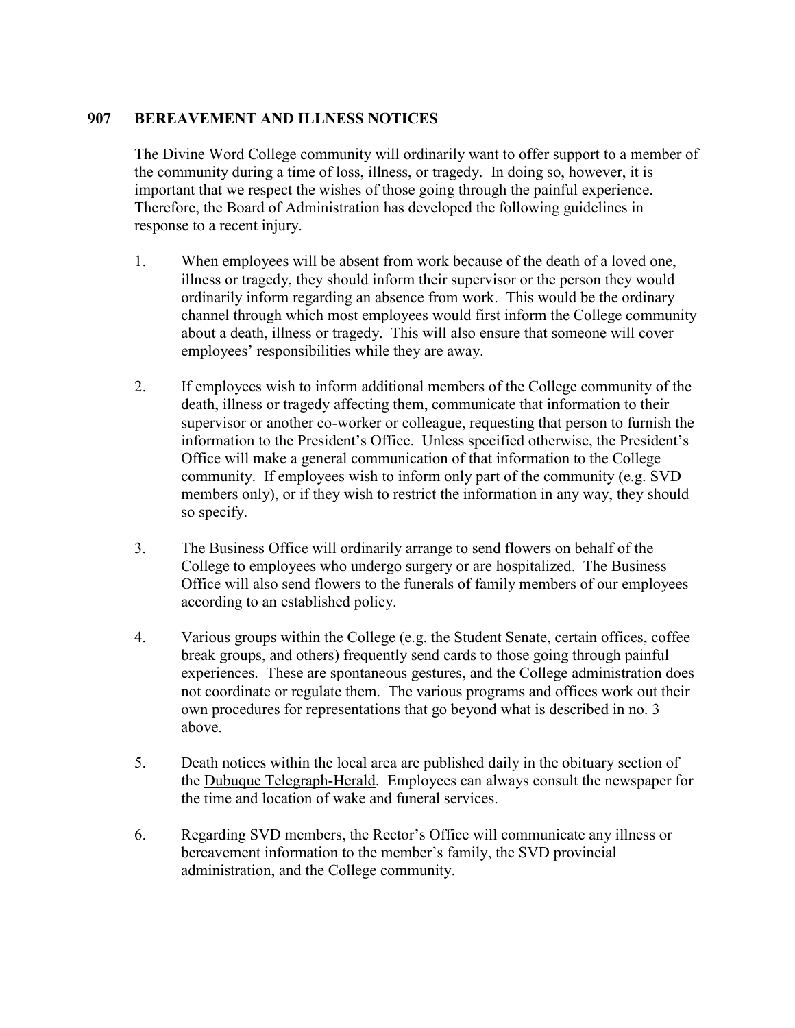## 907 BEREAVEMENT AND ILLNESS NOTICES

The Divine Word College community will ordinarily want to offer support to a member of the community during a time of loss, illness, or tragedy. In doing so, however, it is important that we respect the wishes of those going through the painful experience. Therefore, the Board of Administration has developed the following guidelines in response to a recent injury.

1. When employees will be absent from work because of the death of a loved one, illness or tragedy, they should inform their supervisor or the person they would ordinarily inform regarding an absence from work. This would be the ordinary channel through which most employees would first inform the College community about a death, illness or tragedy. This will also ensure that someone will cover employees' responsibilities while they are away.

2. If employees wish to inform additional members of the College community of the death, illness or tragedy affecting them, communicate that information to their supervisor or another co-worker or colleague, requesting that person to furnish the information to the President's Office. Unless specified otherwise, the President's Office will make a general communication of that information to the College community. If employees wish to inform only part of the community (e.g. SVD members only), or if they wish to restrict the information in any way, they should so specify.

3. The Business Office will ordinarily arrange to send flowers on behalf of the College to employees who undergo surgery or are hospitalized. The Business Office will also send flowers to the funerals of family members of our employees according to an established policy.

4. Various groups within the College (e.g. the Student Senate, certain offices, coffee break groups, and others) frequently send cards to those going through painful experiences. These are spontaneous gestures, and the College administration does not coordinate or regulate them. The various programs and offices work out their own procedures for representations that go beyond what is described in no. 3 above.

5. Death notices within the local area are published daily in the obituary section of the Dubuque Telegraph-Herald. Employees can always consult the newspaper for the time and location of wake and funeral services.

6. Regarding SVD members, the Rector's Office will communicate any illness or bereavement information to the member's family, the SVD provincial administration, and the College community.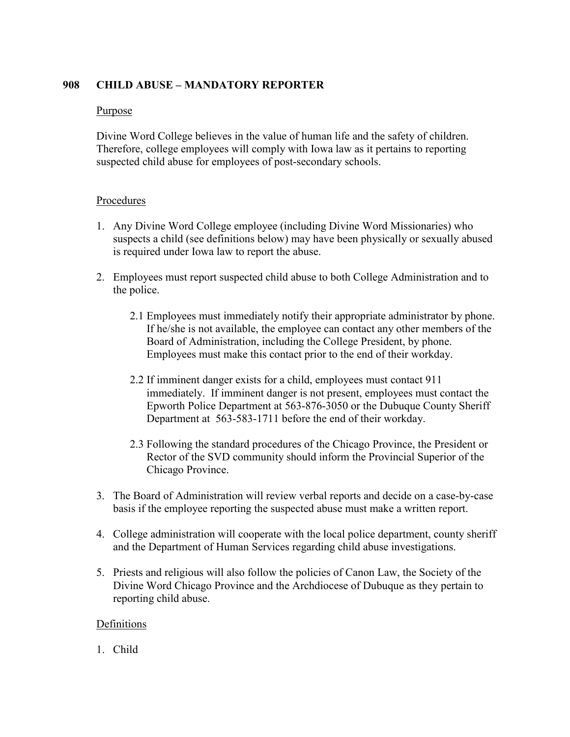## 908 CHILD ABUSE – MANDATORY REPORTER

### Purpose

Divine Word College believes in the value of human life and the safety of children. Therefore, college employees will comply with Iowa law as it pertains to reporting suspected child abuse for employees of post-secondary schools.

### Procedures

1. Any Divine Word College employee (including Divine Word Missionaries) who suspects a child (see definitions below) may have been physically or sexually abused is required under Iowa law to report the abuse.

2. Employees must report suspected child abuse to both College Administration and to the police.

   2.1 Employees must immediately notify their appropriate administrator by phone. If he/she is not available, the employee can contact any other members of the Board of Administration, including the College President, by phone. Employees must make this contact prior to the end of their workday.

   2.2 If imminent danger exists for a child, employees must contact 911 immediately. If imminent danger is not present, employees must contact the Epworth Police Department at 563-876-3050 or the Dubuque County Sheriff Department at 563-583-1711 before the end of their workday.

   2.3 Following the standard procedures of the Chicago Province, the President or Rector of the SVD community should inform the Provincial Superior of the Chicago Province.

3. The Board of Administration will review verbal reports and decide on a case-by-case basis if the employee reporting the suspected abuse must make a written report.

4. College administration will cooperate with the local police department, county sheriff and the Department of Human Services regarding child abuse investigations.

5. Priests and religious will also follow the policies of Canon Law, the Society of the Divine Word Chicago Province and the Archdiocese of Dubuque as they pertain to reporting child abuse.

### Definitions

1. Child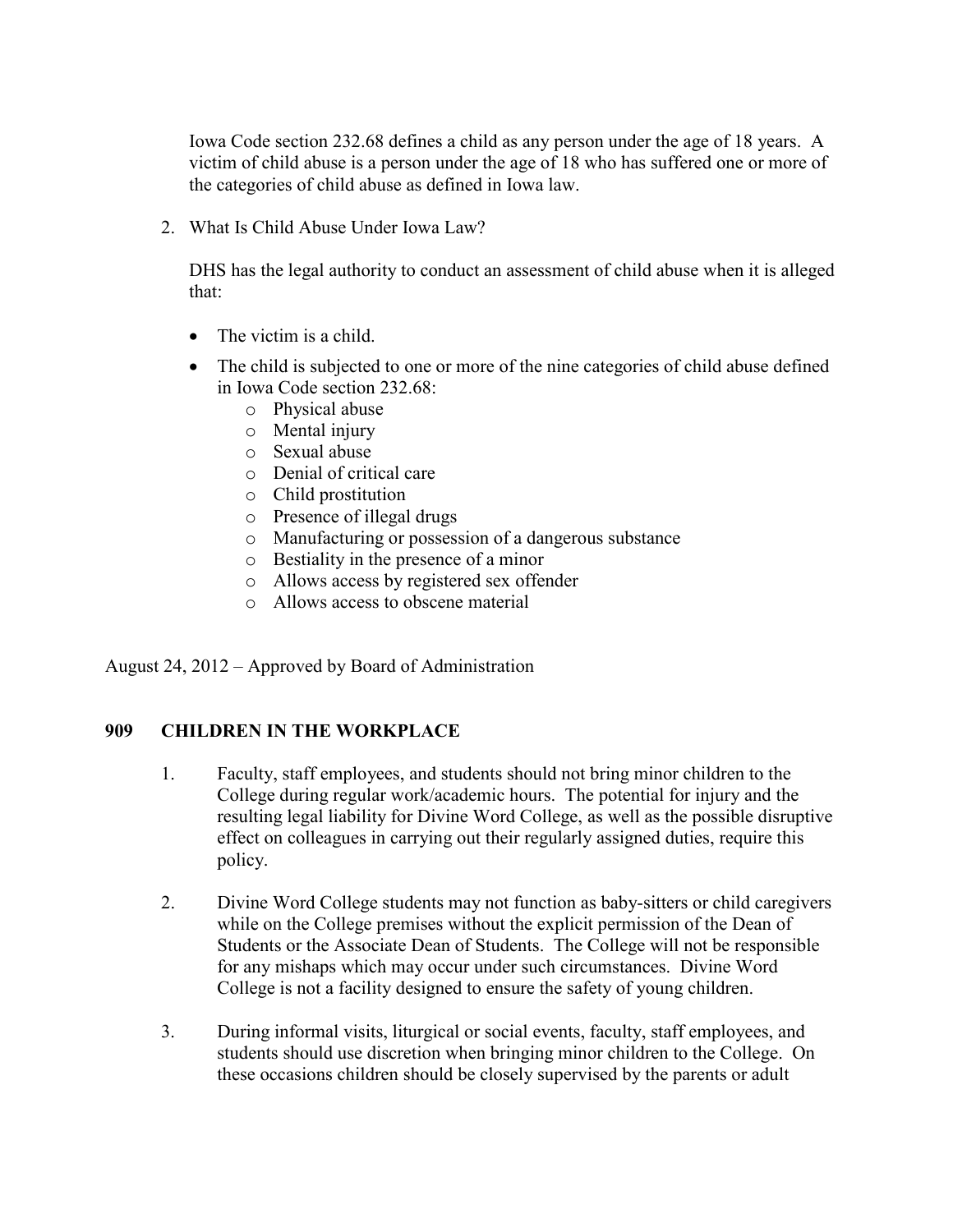Iowa Code section 232.68 defines a child as any person under the age of 18 years. A victim of child abuse is a person under the age of 18 who has suffered one or more of the categories of child abuse as defined in Iowa law.

2. What Is Child Abuse Under Iowa Law?

   DHS has the legal authority to conduct an assessment of child abuse when it is alleged that:

   - The victim is a child.
   - The child is subjected to one or more of the nine categories of child abuse defined in Iowa Code section 232.68:
     - Physical abuse
     - Mental injury
     - Sexual abuse
     - Denial of critical care
     - Child prostitution
     - Presence of illegal drugs
     - Manufacturing or possession of a dangerous substance
     - Bestiality in the presence of a minor
     - Allows access by registered sex offender
     - Allows access to obscene material

August 24, 2012 – Approved by Board of Administration

## 909 CHILDREN IN THE WORKPLACE

1. Faculty, staff employees, and students should not bring minor children to the College during regular work/academic hours. The potential for injury and the resulting legal liability for Divine Word College, as well as the possible disruptive effect on colleagues in carrying out their regularly assigned duties, require this policy.

2. Divine Word College students may not function as baby-sitters or child caregivers while on the College premises without the explicit permission of the Dean of Students or the Associate Dean of Students. The College will not be responsible for any mishaps which may occur under such circumstances. Divine Word College is not a facility designed to ensure the safety of young children.

3. During informal visits, liturgical or social events, faculty, staff employees, and students should use discretion when bringing minor children to the College. On these occasions children should be closely supervised by the parents or adult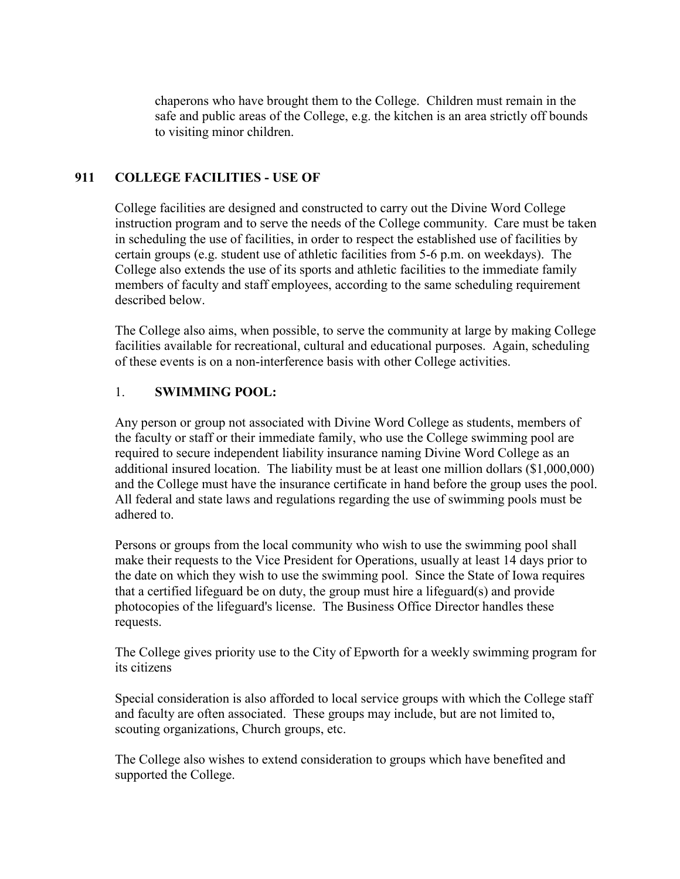chaperons who have brought them to the College. Children must remain in the safe and public areas of the College, e.g. the kitchen is an area strictly off bounds to visiting minor children.

## 911 COLLEGE FACILITIES - USE OF

College facilities are designed and constructed to carry out the Divine Word College instruction program and to serve the needs of the College community. Care must be taken in scheduling the use of facilities, in order to respect the established use of facilities by certain groups (e.g. student use of athletic facilities from 5-6 p.m. on weekdays). The College also extends the use of its sports and athletic facilities to the immediate family members of faculty and staff employees, according to the same scheduling requirement described below.

The College also aims, when possible, to serve the community at large by making College facilities available for recreational, cultural and educational purposes. Again, scheduling of these events is on a non-interference basis with other College activities.

### 1. SWIMMING POOL:

Any person or group not associated with Divine Word College as students, members of the faculty or staff or their immediate family, who use the College swimming pool are required to secure independent liability insurance naming Divine Word College as an additional insured location. The liability must be at least one million dollars ($1,000,000) and the College must have the insurance certificate in hand before the group uses the pool. All federal and state laws and regulations regarding the use of swimming pools must be adhered to.

Persons or groups from the local community who wish to use the swimming pool shall make their requests to the Vice President for Operations, usually at least 14 days prior to the date on which they wish to use the swimming pool. Since the State of Iowa requires that a certified lifeguard be on duty, the group must hire a lifeguard(s) and provide photocopies of the lifeguard's license. The Business Office Director handles these requests.

The College gives priority use to the City of Epworth for a weekly swimming program for its citizens

Special consideration is also afforded to local service groups with which the College staff and faculty are often associated. These groups may include, but are not limited to, scouting organizations, Church groups, etc.

The College also wishes to extend consideration to groups which have benefited and supported the College.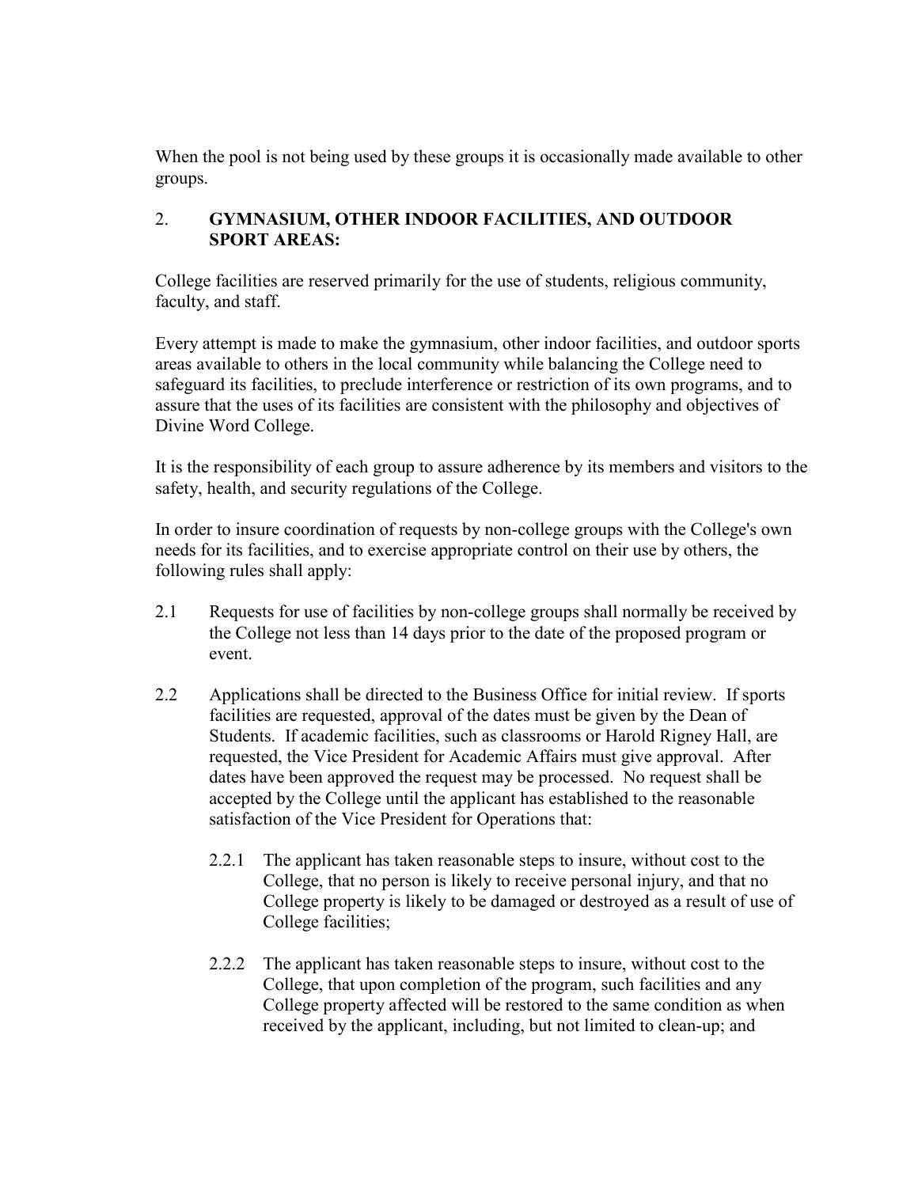When the pool is not being used by these groups it is occasionally made available to other groups.

## 2. GYMNASIUM, OTHER INDOOR FACILITIES, AND OUTDOOR SPORT AREAS:

College facilities are reserved primarily for the use of students, religious community, faculty, and staff.

Every attempt is made to make the gymnasium, other indoor facilities, and outdoor sports areas available to others in the local community while balancing the College need to safeguard its facilities, to preclude interference or restriction of its own programs, and to assure that the uses of its facilities are consistent with the philosophy and objectives of Divine Word College.

It is the responsibility of each group to assure adherence by its members and visitors to the safety, health, and security regulations of the College.

In order to insure coordination of requests by non-college groups with the College's own needs for its facilities, and to exercise appropriate control on their use by others, the following rules shall apply:

2.1 Requests for use of facilities by non-college groups shall normally be received by the College not less than 14 days prior to the date of the proposed program or event.

2.2 Applications shall be directed to the Business Office for initial review. If sports facilities are requested, approval of the dates must be given by the Dean of Students. If academic facilities, such as classrooms or Harold Rigney Hall, are requested, the Vice President for Academic Affairs must give approval. After dates have been approved the request may be processed. No request shall be accepted by the College until the applicant has established to the reasonable satisfaction of the Vice President for Operations that:

   2.2.1 The applicant has taken reasonable steps to insure, without cost to the College, that no person is likely to receive personal injury, and that no College property is likely to be damaged or destroyed as a result of use of College facilities;

   2.2.2 The applicant has taken reasonable steps to insure, without cost to the College, that upon completion of the program, such facilities and any College property affected will be restored to the same condition as when received by the applicant, including, but not limited to clean-up; and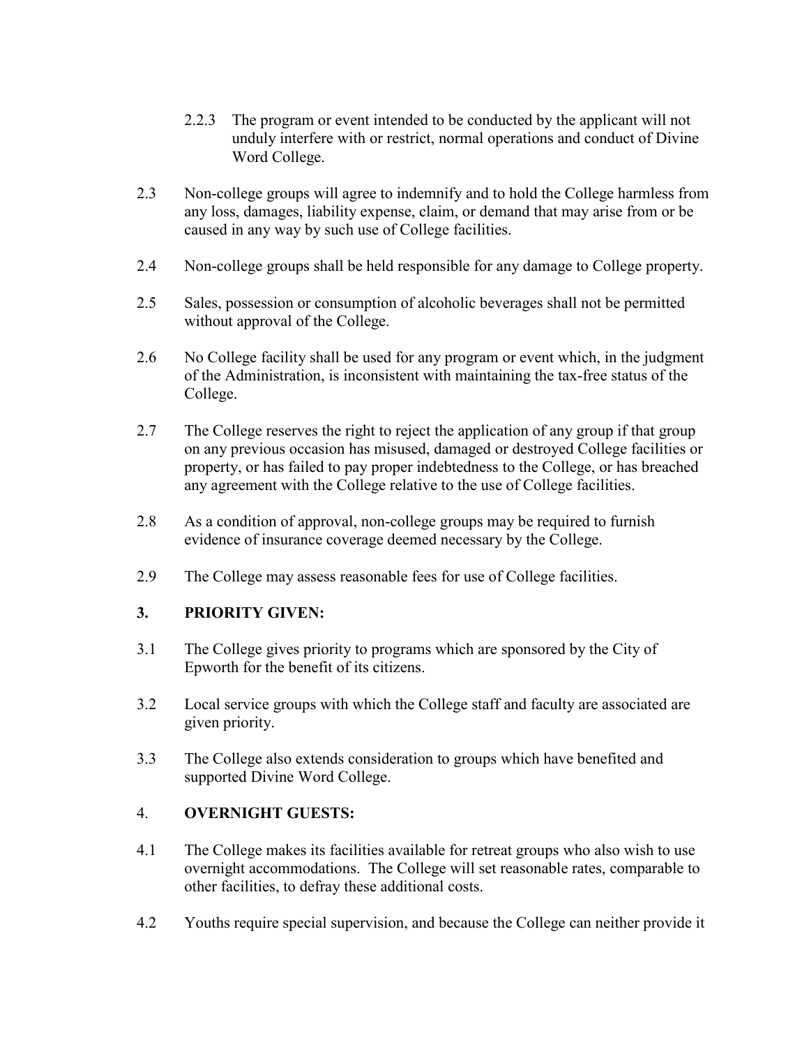2.2.3 The program or event intended to be conducted by the applicant will not unduly interfere with or restrict, normal operations and conduct of Divine Word College.

2.3 Non-college groups will agree to indemnify and to hold the College harmless from any loss, damages, liability expense, claim, or demand that may arise from or be caused in any way by such use of College facilities.

2.4 Non-college groups shall be held responsible for any damage to College property.

2.5 Sales, possession or consumption of alcoholic beverages shall not be permitted without approval of the College.

2.6 No College facility shall be used for any program or event which, in the judgment of the Administration, is inconsistent with maintaining the tax-free status of the College.

2.7 The College reserves the right to reject the application of any group if that group on any previous occasion has misused, damaged or destroyed College facilities or property, or has failed to pay proper indebtedness to the College, or has breached any agreement with the College relative to the use of College facilities.

2.8 As a condition of approval, non-college groups may be required to furnish evidence of insurance coverage deemed necessary by the College.

2.9 The College may assess reasonable fees for use of College facilities.

## 3. PRIORITY GIVEN:

3.1 The College gives priority to programs which are sponsored by the City of Epworth for the benefit of its citizens.

3.2 Local service groups with which the College staff and faculty are associated are given priority.

3.3 The College also extends consideration to groups which have benefited and supported Divine Word College.

## 4. OVERNIGHT GUESTS:

4.1 The College makes its facilities available for retreat groups who also wish to use overnight accommodations. The College will set reasonable rates, comparable to other facilities, to defray these additional costs.

4.2 Youths require special supervision, and because the College can neither provide it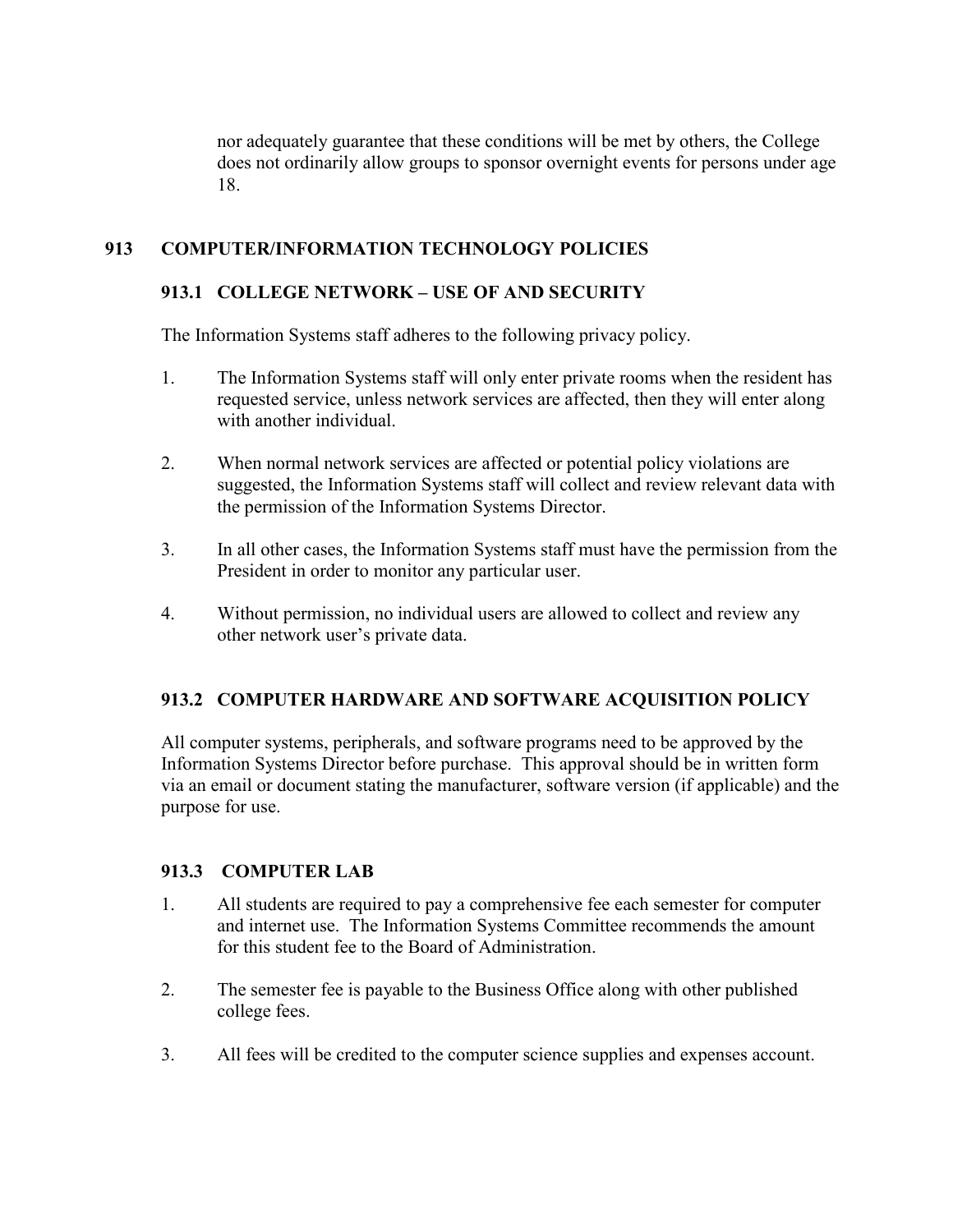nor adequately guarantee that these conditions will be met by others, the College does not ordinarily allow groups to sponsor overnight events for persons under age 18.

## 913 COMPUTER/INFORMATION TECHNOLOGY POLICIES

### 913.1 COLLEGE NETWORK – USE OF AND SECURITY

The Information Systems staff adheres to the following privacy policy.

1. The Information Systems staff will only enter private rooms when the resident has requested service, unless network services are affected, then they will enter along with another individual.

2. When normal network services are affected or potential policy violations are suggested, the Information Systems staff will collect and review relevant data with the permission of the Information Systems Director.

3. In all other cases, the Information Systems staff must have the permission from the President in order to monitor any particular user.

4. Without permission, no individual users are allowed to collect and review any other network user's private data.

### 913.2 COMPUTER HARDWARE AND SOFTWARE ACQUISITION POLICY

All computer systems, peripherals, and software programs need to be approved by the Information Systems Director before purchase. This approval should be in written form via an email or document stating the manufacturer, software version (if applicable) and the purpose for use.

### 913.3 COMPUTER LAB

1. All students are required to pay a comprehensive fee each semester for computer and internet use. The Information Systems Committee recommends the amount for this student fee to the Board of Administration.

2. The semester fee is payable to the Business Office along with other published college fees.

3. All fees will be credited to the computer science supplies and expenses account.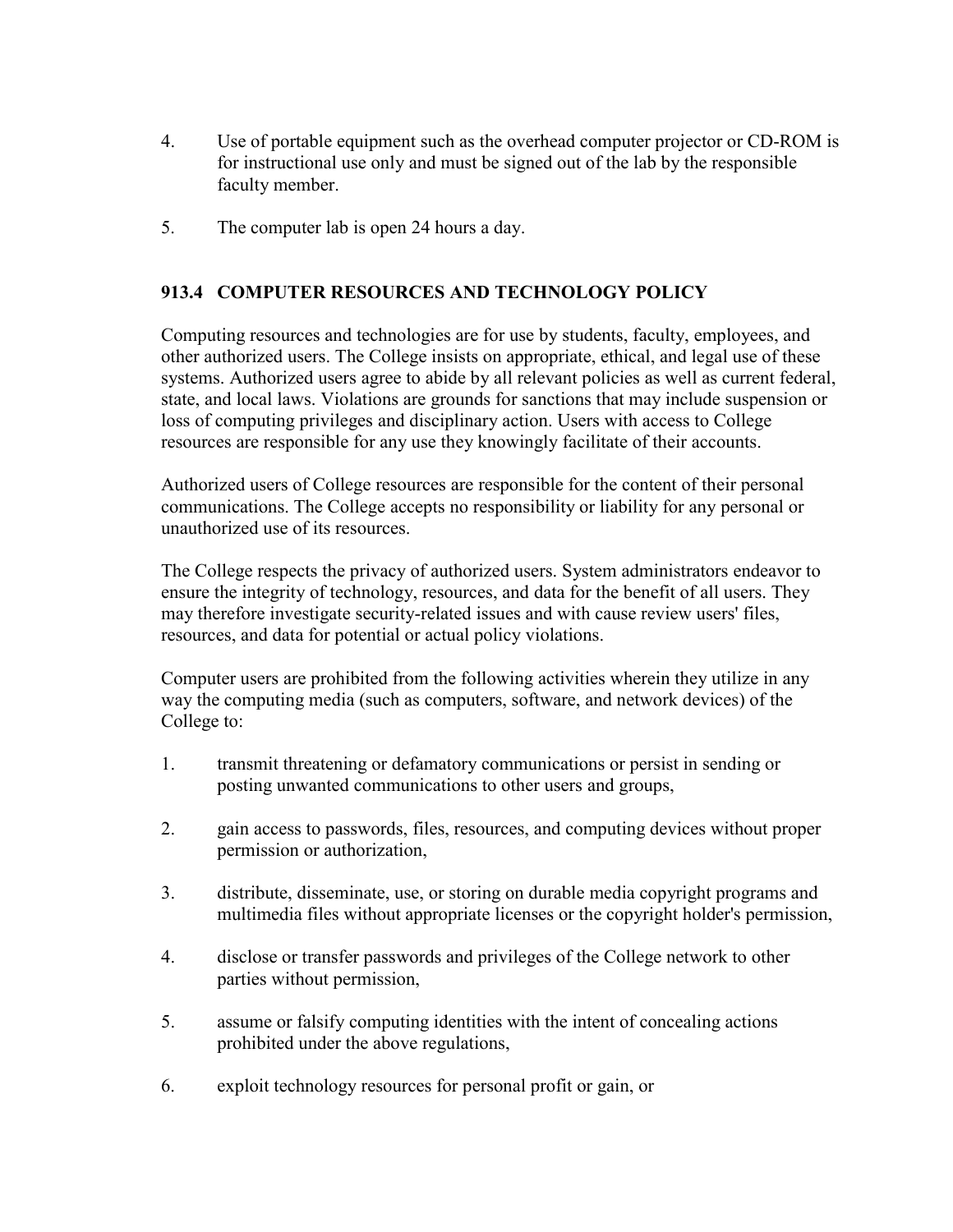4. Use of portable equipment such as the overhead computer projector or CD-ROM is for instructional use only and must be signed out of the lab by the responsible faculty member.

5. The computer lab is open 24 hours a day.

### 913.4 COMPUTER RESOURCES AND TECHNOLOGY POLICY

Computing resources and technologies are for use by students, faculty, employees, and other authorized users. The College insists on appropriate, ethical, and legal use of these systems. Authorized users agree to abide by all relevant policies as well as current federal, state, and local laws. Violations are grounds for sanctions that may include suspension or loss of computing privileges and disciplinary action. Users with access to College resources are responsible for any use they knowingly facilitate of their accounts.

Authorized users of College resources are responsible for the content of their personal communications. The College accepts no responsibility or liability for any personal or unauthorized use of its resources.

The College respects the privacy of authorized users. System administrators endeavor to ensure the integrity of technology, resources, and data for the benefit of all users. They may therefore investigate security-related issues and with cause review users' files, resources, and data for potential or actual policy violations.

Computer users are prohibited from the following activities wherein they utilize in any way the computing media (such as computers, software, and network devices) of the College to:

1. transmit threatening or defamatory communications or persist in sending or posting unwanted communications to other users and groups,

2. gain access to passwords, files, resources, and computing devices without proper permission or authorization,

3. distribute, disseminate, use, or storing on durable media copyright programs and multimedia files without appropriate licenses or the copyright holder's permission,

4. disclose or transfer passwords and privileges of the College network to other parties without permission,

5. assume or falsify computing identities with the intent of concealing actions prohibited under the above regulations,

6. exploit technology resources for personal profit or gain, or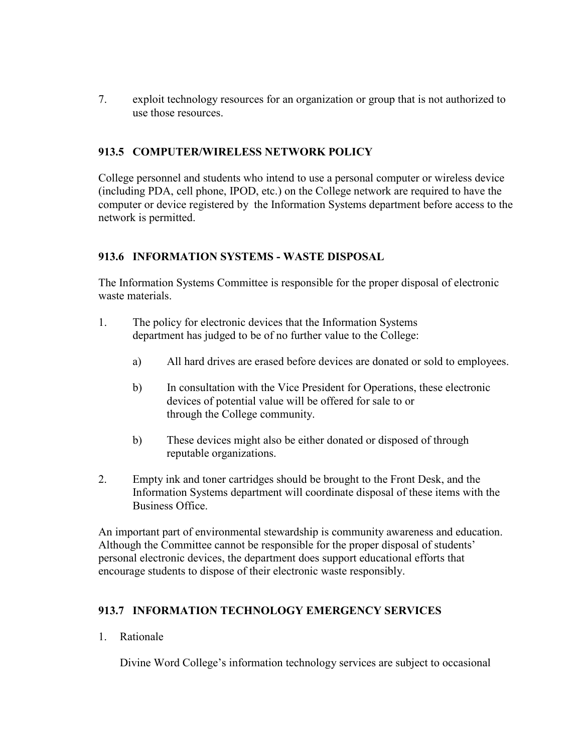7. exploit technology resources for an organization or group that is not authorized to use those resources.

### 913.5 COMPUTER/WIRELESS NETWORK POLICY

College personnel and students who intend to use a personal computer or wireless device (including PDA, cell phone, IPOD, etc.) on the College network are required to have the computer or device registered by the Information Systems department before access to the network is permitted.

### 913.6 INFORMATION SYSTEMS - WASTE DISPOSAL

The Information Systems Committee is responsible for the proper disposal of electronic waste materials.

1. The policy for electronic devices that the Information Systems department has judged to be of no further value to the College:

    a) All hard drives are erased before devices are donated or sold to employees.

    b) In consultation with the Vice President for Operations, these electronic devices of potential value will be offered for sale to or through the College community.

    b) These devices might also be either donated or disposed of through reputable organizations.

2. Empty ink and toner cartridges should be brought to the Front Desk, and the Information Systems department will coordinate disposal of these items with the Business Office.

An important part of environmental stewardship is community awareness and education. Although the Committee cannot be responsible for the proper disposal of students' personal electronic devices, the department does support educational efforts that encourage students to dispose of their electronic waste responsibly.

### 913.7 INFORMATION TECHNOLOGY EMERGENCY SERVICES

1. Rationale

    Divine Word College's information technology services are subject to occasional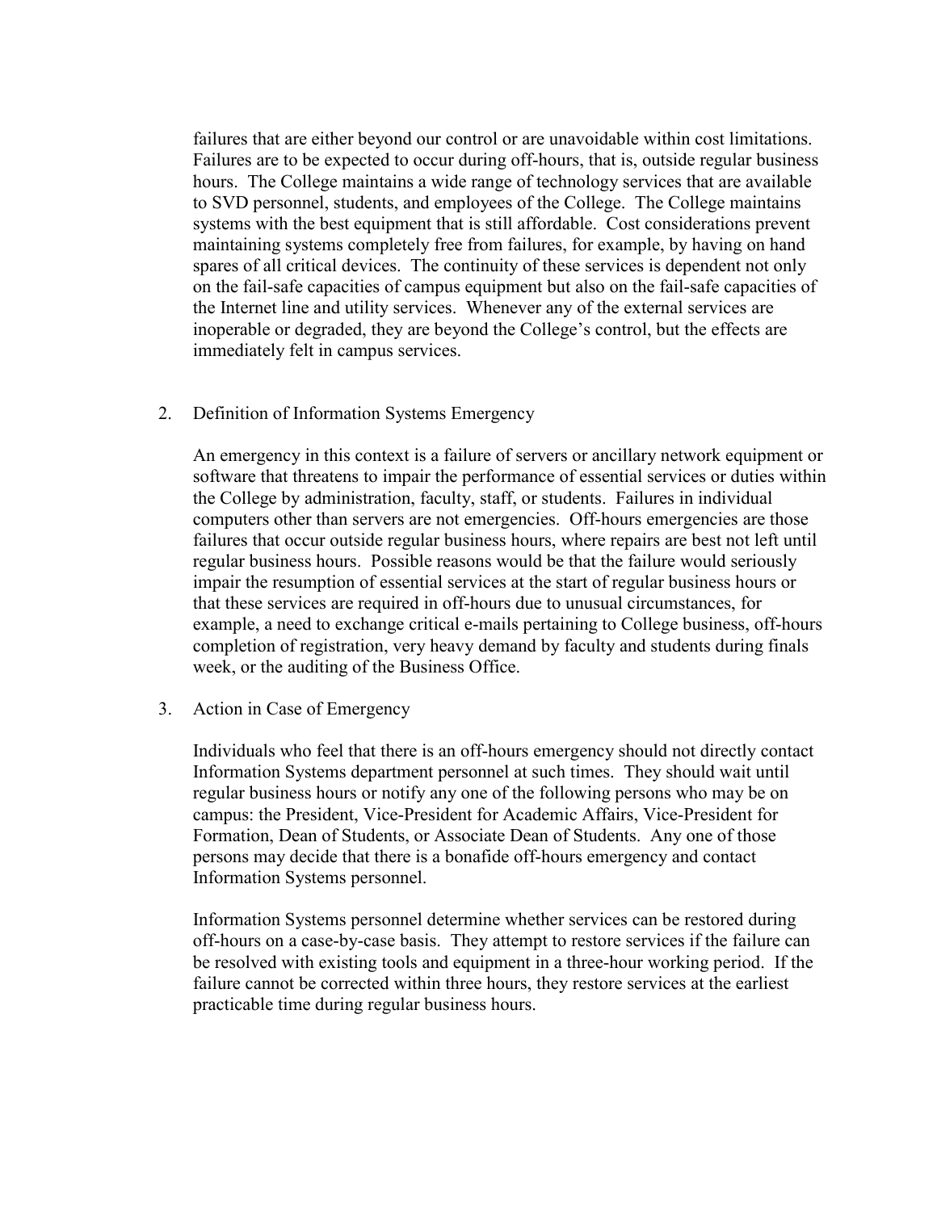failures that are either beyond our control or are unavoidable within cost limitations. Failures are to be expected to occur during off-hours, that is, outside regular business hours. The College maintains a wide range of technology services that are available to SVD personnel, students, and employees of the College. The College maintains systems with the best equipment that is still affordable. Cost considerations prevent maintaining systems completely free from failures, for example, by having on hand spares of all critical devices. The continuity of these services is dependent not only on the fail-safe capacities of campus equipment but also on the fail-safe capacities of the Internet line and utility services. Whenever any of the external services are inoperable or degraded, they are beyond the College's control, but the effects are immediately felt in campus services.

2. Definition of Information Systems Emergency

   An emergency in this context is a failure of servers or ancillary network equipment or software that threatens to impair the performance of essential services or duties within the College by administration, faculty, staff, or students. Failures in individual computers other than servers are not emergencies. Off-hours emergencies are those failures that occur outside regular business hours, where repairs are best not left until regular business hours. Possible reasons would be that the failure would seriously impair the resumption of essential services at the start of regular business hours or that these services are required in off-hours due to unusual circumstances, for example, a need to exchange critical e-mails pertaining to College business, off-hours completion of registration, very heavy demand by faculty and students during finals week, or the auditing of the Business Office.

3. Action in Case of Emergency

   Individuals who feel that there is an off-hours emergency should not directly contact Information Systems department personnel at such times. They should wait until regular business hours or notify any one of the following persons who may be on campus: the President, Vice-President for Academic Affairs, Vice-President for Formation, Dean of Students, or Associate Dean of Students. Any one of those persons may decide that there is a bonafide off-hours emergency and contact Information Systems personnel.

   Information Systems personnel determine whether services can be restored during off-hours on a case-by-case basis. They attempt to restore services if the failure can be resolved with existing tools and equipment in a three-hour working period. If the failure cannot be corrected within three hours, they restore services at the earliest practicable time during regular business hours.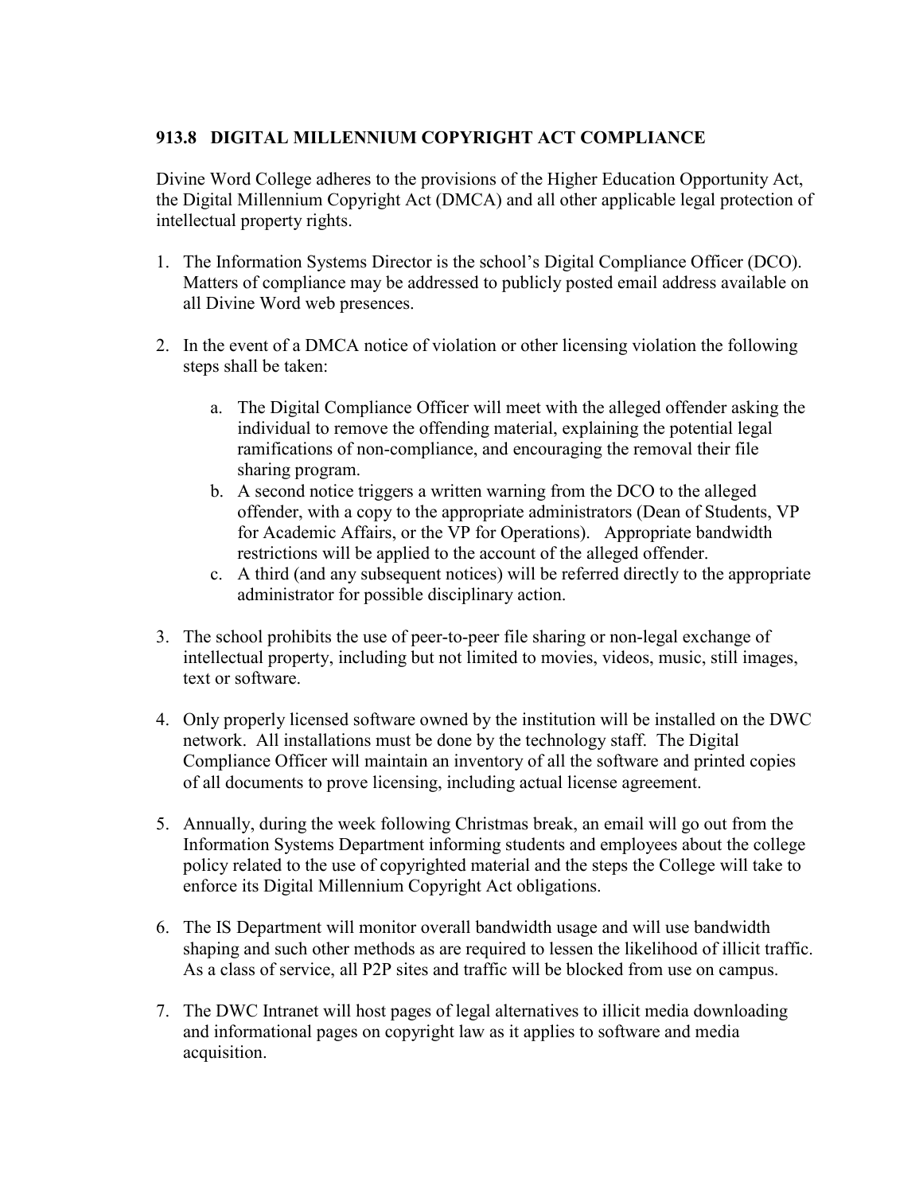### 913.8 DIGITAL MILLENNIUM COPYRIGHT ACT COMPLIANCE

Divine Word College adheres to the provisions of the Higher Education Opportunity Act, the Digital Millennium Copyright Act (DMCA) and all other applicable legal protection of intellectual property rights.

1. The Information Systems Director is the school's Digital Compliance Officer (DCO). Matters of compliance may be addressed to publicly posted email address available on all Divine Word web presences.

2. In the event of a DMCA notice of violation or other licensing violation the following steps shall be taken:

    a. The Digital Compliance Officer will meet with the alleged offender asking the individual to remove the offending material, explaining the potential legal ramifications of non-compliance, and encouraging the removal their file sharing program.
    b. A second notice triggers a written warning from the DCO to the alleged offender, with a copy to the appropriate administrators (Dean of Students, VP for Academic Affairs, or the VP for Operations). Appropriate bandwidth restrictions will be applied to the account of the alleged offender.
    c. A third (and any subsequent notices) will be referred directly to the appropriate administrator for possible disciplinary action.

3. The school prohibits the use of peer-to-peer file sharing or non-legal exchange of intellectual property, including but not limited to movies, videos, music, still images, text or software.

4. Only properly licensed software owned by the institution will be installed on the DWC network. All installations must be done by the technology staff. The Digital Compliance Officer will maintain an inventory of all the software and printed copies of all documents to prove licensing, including actual license agreement.

5. Annually, during the week following Christmas break, an email will go out from the Information Systems Department informing students and employees about the college policy related to the use of copyrighted material and the steps the College will take to enforce its Digital Millennium Copyright Act obligations.

6. The IS Department will monitor overall bandwidth usage and will use bandwidth shaping and such other methods as are required to lessen the likelihood of illicit traffic. As a class of service, all P2P sites and traffic will be blocked from use on campus.

7. The DWC Intranet will host pages of legal alternatives to illicit media downloading and informational pages on copyright law as it applies to software and media acquisition.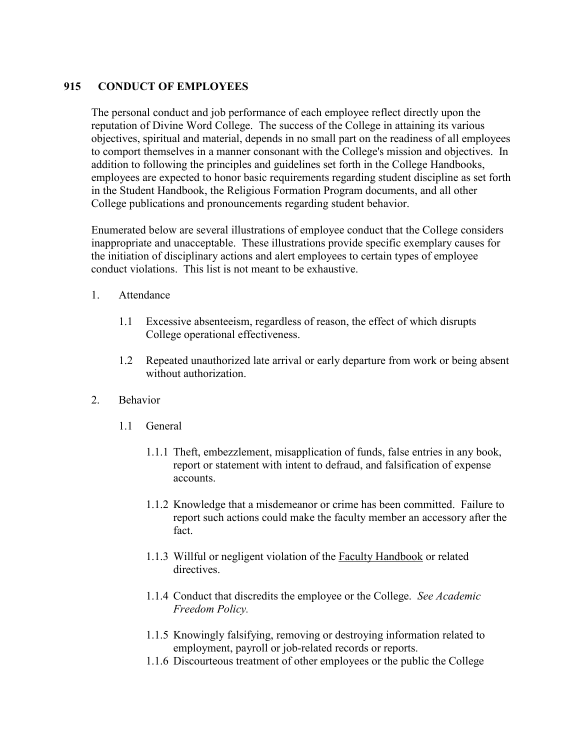## 915 CONDUCT OF EMPLOYEES

The personal conduct and job performance of each employee reflect directly upon the reputation of Divine Word College. The success of the College in attaining its various objectives, spiritual and material, depends in no small part on the readiness of all employees to comport themselves in a manner consonant with the College's mission and objectives. In addition to following the principles and guidelines set forth in the College Handbooks, employees are expected to honor basic requirements regarding student discipline as set forth in the Student Handbook, the Religious Formation Program documents, and all other College publications and pronouncements regarding student behavior.

Enumerated below are several illustrations of employee conduct that the College considers inappropriate and unacceptable. These illustrations provide specific exemplary causes for the initiation of disciplinary actions and alert employees to certain types of employee conduct violations. This list is not meant to be exhaustive.

1. Attendance

   1.1 Excessive absenteeism, regardless of reason, the effect of which disrupts College operational effectiveness.

   1.2 Repeated unauthorized late arrival or early departure from work or being absent without authorization.

2. Behavior

   1.1 General

      1.1.1 Theft, embezzlement, misapplication of funds, false entries in any book, report or statement with intent to defraud, and falsification of expense accounts.

      1.1.2 Knowledge that a misdemeanor or crime has been committed. Failure to report such actions could make the faculty member an accessory after the fact.

      1.1.3 Willful or negligent violation of the Faculty Handbook or related directives.

      1.1.4 Conduct that discredits the employee or the College. *See Academic Freedom Policy.*

      1.1.5 Knowingly falsifying, removing or destroying information related to employment, payroll or job-related records or reports.

      1.1.6 Discourteous treatment of other employees or the public the College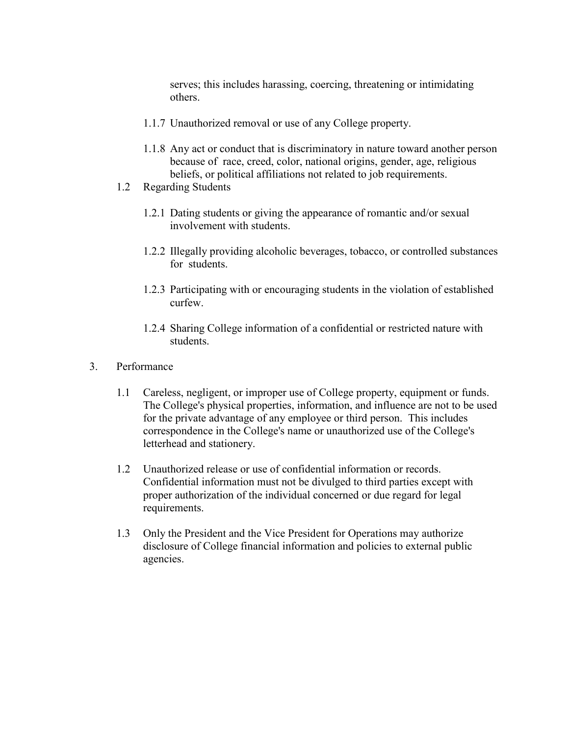serves; this includes harassing, coercing, threatening or intimidating others.

1.1.7 Unauthorized removal or use of any College property.

1.1.8 Any act or conduct that is discriminatory in nature toward another person because of race, creed, color, national origins, gender, age, religious beliefs, or political affiliations not related to job requirements.

1.2 Regarding Students

1.2.1 Dating students or giving the appearance of romantic and/or sexual involvement with students.

1.2.2 Illegally providing alcoholic beverages, tobacco, or controlled substances for students.

1.2.3 Participating with or encouraging students in the violation of established curfew.

1.2.4 Sharing College information of a confidential or restricted nature with students.

3. Performance

1.1 Careless, negligent, or improper use of College property, equipment or funds. The College's physical properties, information, and influence are not to be used for the private advantage of any employee or third person. This includes correspondence in the College's name or unauthorized use of the College's letterhead and stationery.

1.2 Unauthorized release or use of confidential information or records. Confidential information must not be divulged to third parties except with proper authorization of the individual concerned or due regard for legal requirements.

1.3 Only the President and the Vice President for Operations may authorize disclosure of College financial information and policies to external public agencies.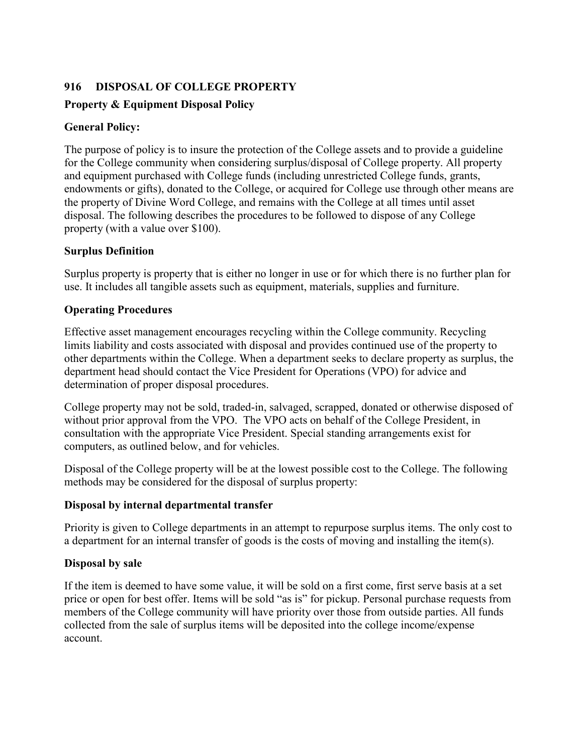## 916 DISPOSAL OF COLLEGE PROPERTY

**Property & Equipment Disposal Policy**

**General Policy:**

The purpose of policy is to insure the protection of the College assets and to provide a guideline for the College community when considering surplus/disposal of College property. All property and equipment purchased with College funds (including unrestricted College funds, grants, endowments or gifts), donated to the College, or acquired for College use through other means are the property of Divine Word College, and remains with the College at all times until asset disposal. The following describes the procedures to be followed to dispose of any College property (with a value over $100).

**Surplus Definition**

Surplus property is property that is either no longer in use or for which there is no further plan for use. It includes all tangible assets such as equipment, materials, supplies and furniture.

**Operating Procedures**

Effective asset management encourages recycling within the College community. Recycling limits liability and costs associated with disposal and provides continued use of the property to other departments within the College. When a department seeks to declare property as surplus, the department head should contact the Vice President for Operations (VPO) for advice and determination of proper disposal procedures.

College property may not be sold, traded-in, salvaged, scrapped, donated or otherwise disposed of without prior approval from the VPO. The VPO acts on behalf of the College President, in consultation with the appropriate Vice President. Special standing arrangements exist for computers, as outlined below, and for vehicles.

Disposal of the College property will be at the lowest possible cost to the College. The following methods may be considered for the disposal of surplus property:

**Disposal by internal departmental transfer**

Priority is given to College departments in an attempt to repurpose surplus items. The only cost to a department for an internal transfer of goods is the costs of moving and installing the item(s).

**Disposal by sale**

If the item is deemed to have some value, it will be sold on a first come, first serve basis at a set price or open for best offer. Items will be sold "as is" for pickup. Personal purchase requests from members of the College community will have priority over those from outside parties. All funds collected from the sale of surplus items will be deposited into the college income/expense account.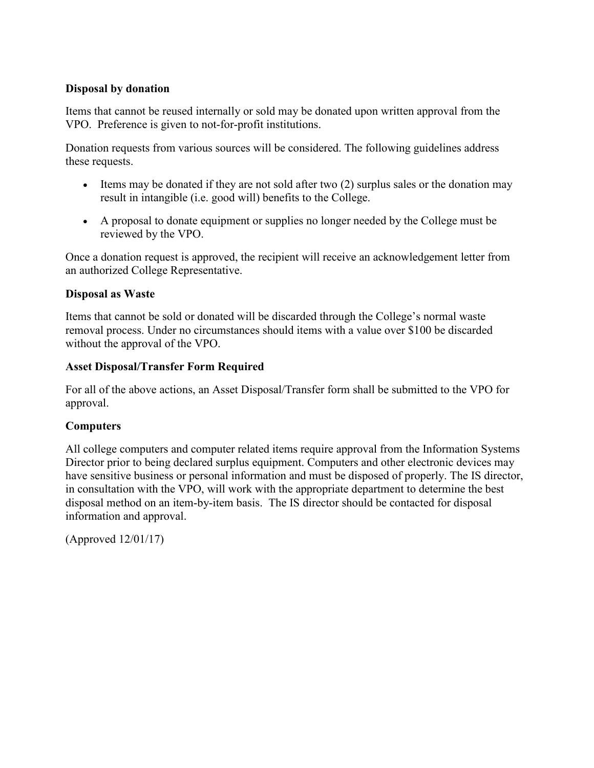**Disposal by donation**

Items that cannot be reused internally or sold may be donated upon written approval from the VPO. Preference is given to not-for-profit institutions.

Donation requests from various sources will be considered. The following guidelines address these requests.

- Items may be donated if they are not sold after two (2) surplus sales or the donation may result in intangible (i.e. good will) benefits to the College.
- A proposal to donate equipment or supplies no longer needed by the College must be reviewed by the VPO.

Once a donation request is approved, the recipient will receive an acknowledgement letter from an authorized College Representative.

**Disposal as Waste**

Items that cannot be sold or donated will be discarded through the College's normal waste removal process. Under no circumstances should items with a value over $100 be discarded without the approval of the VPO.

**Asset Disposal/Transfer Form Required**

For all of the above actions, an Asset Disposal/Transfer form shall be submitted to the VPO for approval.

**Computers**

All college computers and computer related items require approval from the Information Systems Director prior to being declared surplus equipment. Computers and other electronic devices may have sensitive business or personal information and must be disposed of properly. The IS director, in consultation with the VPO, will work with the appropriate department to determine the best disposal method on an item-by-item basis. The IS director should be contacted for disposal information and approval.

(Approved 12/01/17)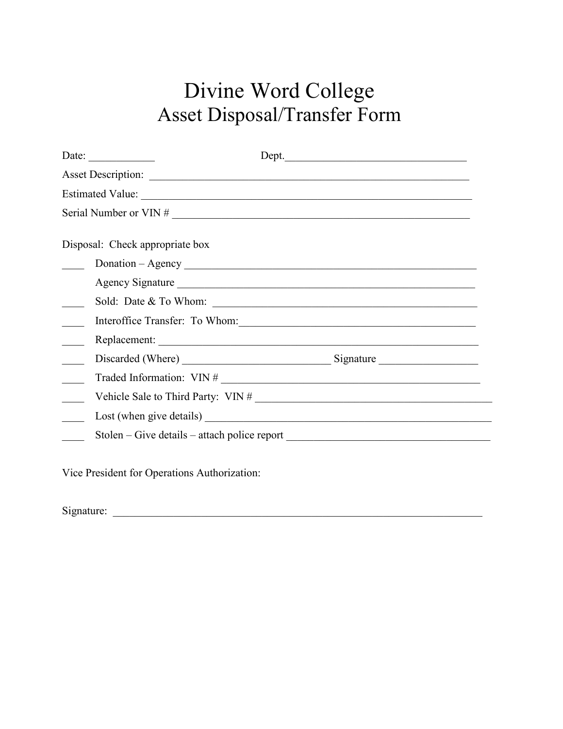# Divine Word College
## Asset Disposal/Transfer Form

Date: ____________ Dept.__________________________________

Asset Description: ____________________________________________________________

Estimated Value: ______________________________________________________________

Serial Number or VIN # ________________________________________________________

Disposal: Check appropriate box

____ Donation – Agency ____________________________________________________

Agency Signature ______________________________________________________

____ Sold: Date & To Whom: _________________________________________________

____ Interoffice Transfer: To Whom:____________________________________________

____ Replacement: ______________________________________________________________

____ Discarded (Where) ___________________________ Signature __________________

____ Traded Information: VIN # _______________________________________________

____ Vehicle Sale to Third Party: VIN # _______________________________________

____ Lost (when give details) ______________________________________________________

____ Stolen – Give details – attach police report _____________________________________

Vice President for Operations Authorization:

Signature: ______________________________________________________________________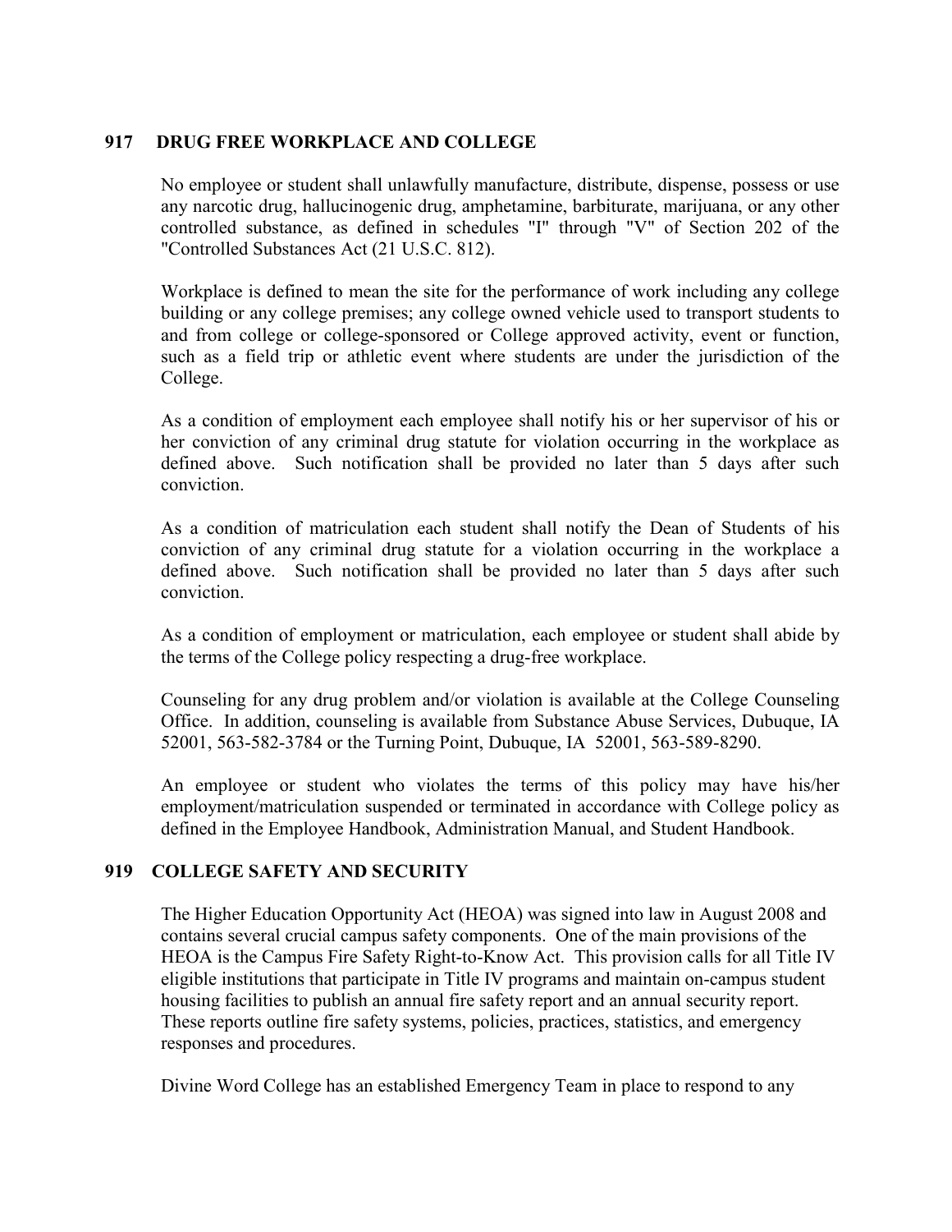## 917 DRUG FREE WORKPLACE AND COLLEGE

No employee or student shall unlawfully manufacture, distribute, dispense, possess or use any narcotic drug, hallucinogenic drug, amphetamine, barbiturate, marijuana, or any other controlled substance, as defined in schedules "I" through "V" of Section 202 of the "Controlled Substances Act (21 U.S.C. 812).

Workplace is defined to mean the site for the performance of work including any college building or any college premises; any college owned vehicle used to transport students to and from college or college-sponsored or College approved activity, event or function, such as a field trip or athletic event where students are under the jurisdiction of the College.

As a condition of employment each employee shall notify his or her supervisor of his or her conviction of any criminal drug statute for violation occurring in the workplace as defined above. Such notification shall be provided no later than 5 days after such conviction.

As a condition of matriculation each student shall notify the Dean of Students of his conviction of any criminal drug statute for a violation occurring in the workplace a defined above. Such notification shall be provided no later than 5 days after such conviction.

As a condition of employment or matriculation, each employee or student shall abide by the terms of the College policy respecting a drug-free workplace.

Counseling for any drug problem and/or violation is available at the College Counseling Office. In addition, counseling is available from Substance Abuse Services, Dubuque, IA 52001, 563-582-3784 or the Turning Point, Dubuque, IA 52001, 563-589-8290.

An employee or student who violates the terms of this policy may have his/her employment/matriculation suspended or terminated in accordance with College policy as defined in the Employee Handbook, Administration Manual, and Student Handbook.

## 919 COLLEGE SAFETY AND SECURITY

The Higher Education Opportunity Act (HEOA) was signed into law in August 2008 and contains several crucial campus safety components. One of the main provisions of the HEOA is the Campus Fire Safety Right-to-Know Act. This provision calls for all Title IV eligible institutions that participate in Title IV programs and maintain on-campus student housing facilities to publish an annual fire safety report and an annual security report. These reports outline fire safety systems, policies, practices, statistics, and emergency responses and procedures.

Divine Word College has an established Emergency Team in place to respond to any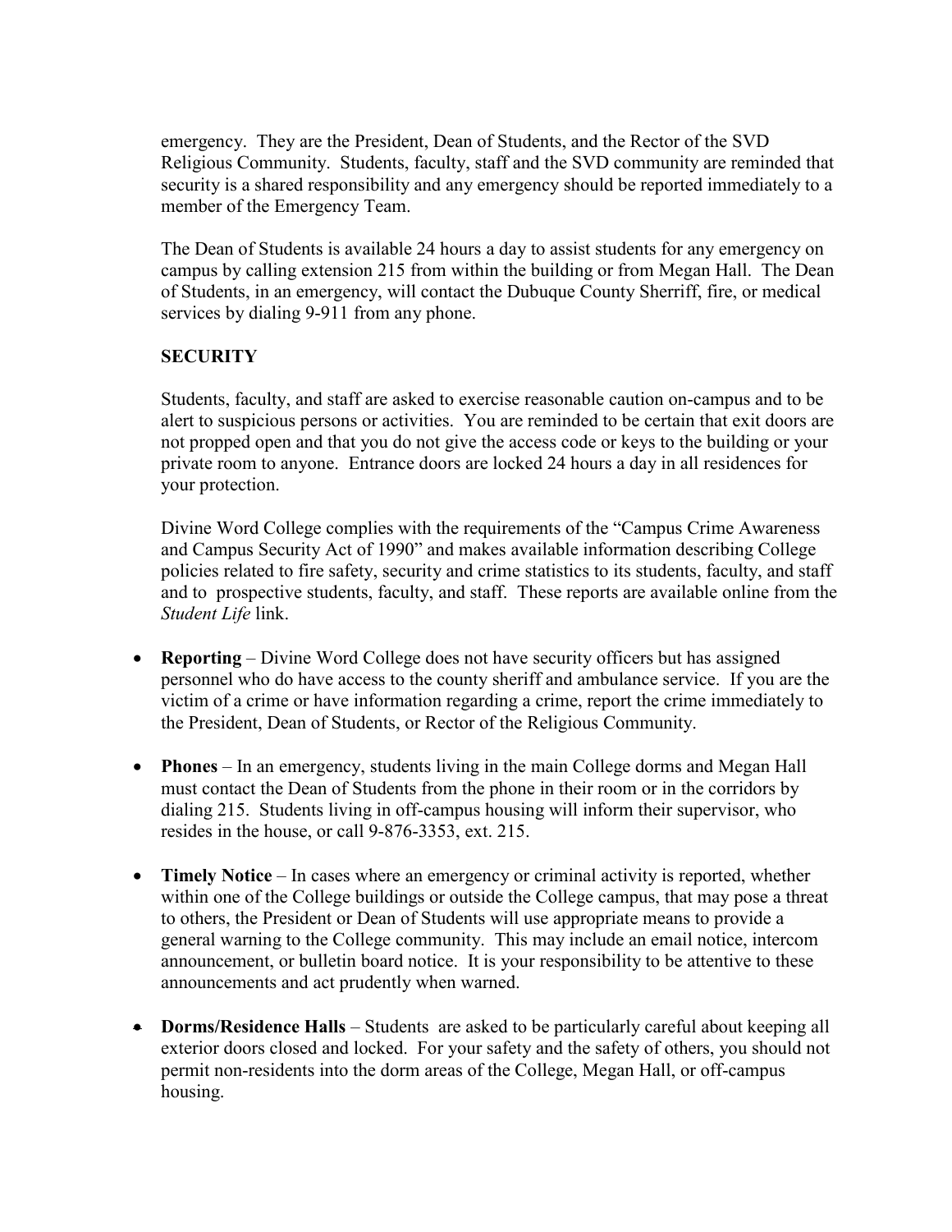emergency. They are the President, Dean of Students, and the Rector of the SVD Religious Community. Students, faculty, staff and the SVD community are reminded that security is a shared responsibility and any emergency should be reported immediately to a member of the Emergency Team.

The Dean of Students is available 24 hours a day to assist students for any emergency on campus by calling extension 215 from within the building or from Megan Hall. The Dean of Students, in an emergency, will contact the Dubuque County Sherriff, fire, or medical services by dialing 9-911 from any phone.

**SECURITY**

Students, faculty, and staff are asked to exercise reasonable caution on-campus and to be alert to suspicious persons or activities. You are reminded to be certain that exit doors are not propped open and that you do not give the access code or keys to the building or your private room to anyone. Entrance doors are locked 24 hours a day in all residences for your protection.

Divine Word College complies with the requirements of the "Campus Crime Awareness and Campus Security Act of 1990" and makes available information describing College policies related to fire safety, security and crime statistics to its students, faculty, and staff and to prospective students, faculty, and staff. These reports are available online from the *Student Life* link.

- **Reporting** – Divine Word College does not have security officers but has assigned personnel who do have access to the county sheriff and ambulance service. If you are the victim of a crime or have information regarding a crime, report the crime immediately to the President, Dean of Students, or Rector of the Religious Community.
- **Phones** – In an emergency, students living in the main College dorms and Megan Hall must contact the Dean of Students from the phone in their room or in the corridors by dialing 215. Students living in off-campus housing will inform their supervisor, who resides in the house, or call 9-876-3353, ext. 215.
- **Timely Notice** – In cases where an emergency or criminal activity is reported, whether within one of the College buildings or outside the College campus, that may pose a threat to others, the President or Dean of Students will use appropriate means to provide a general warning to the College community. This may include an email notice, intercom announcement, or bulletin board notice. It is your responsibility to be attentive to these announcements and act prudently when warned.
- **Dorms/Residence Halls** – Students are asked to be particularly careful about keeping all exterior doors closed and locked. For your safety and the safety of others, you should not permit non-residents into the dorm areas of the College, Megan Hall, or off-campus housing.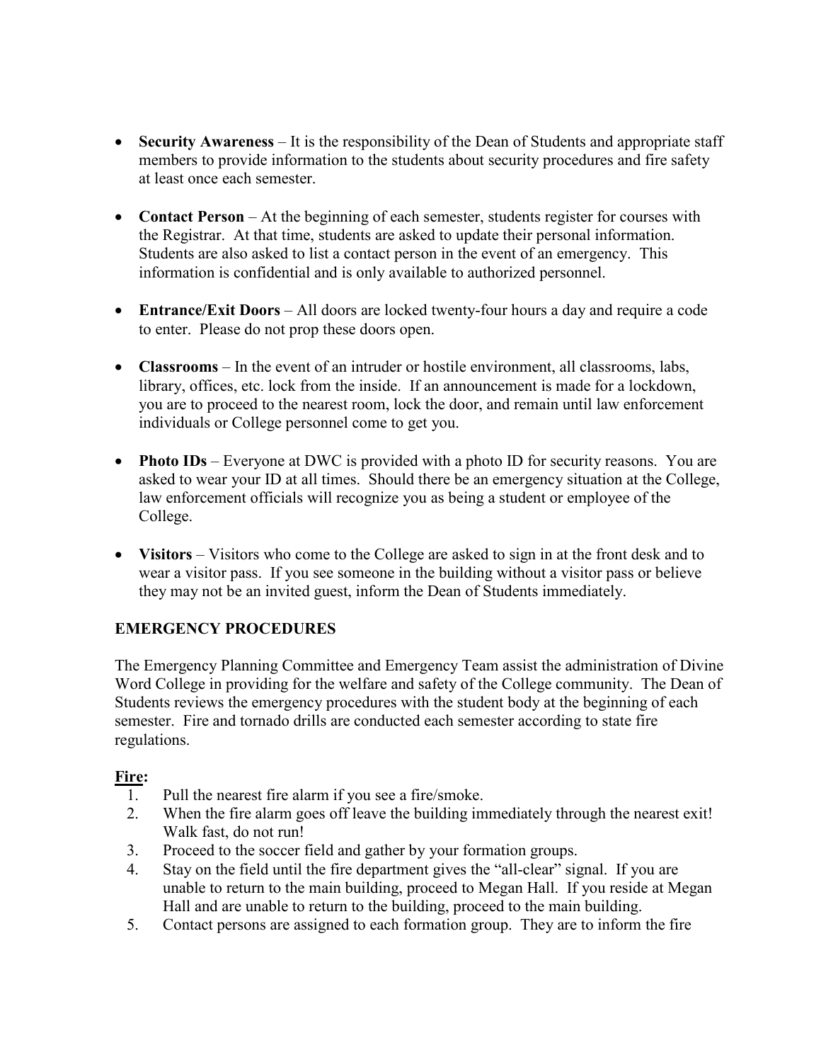- **Security Awareness** – It is the responsibility of the Dean of Students and appropriate staff members to provide information to the students about security procedures and fire safety at least once each semester.

- **Contact Person** – At the beginning of each semester, students register for courses with the Registrar. At that time, students are asked to update their personal information. Students are also asked to list a contact person in the event of an emergency. This information is confidential and is only available to authorized personnel.

- **Entrance/Exit Doors** – All doors are locked twenty-four hours a day and require a code to enter. Please do not prop these doors open.

- **Classrooms** – In the event of an intruder or hostile environment, all classrooms, labs, library, offices, etc. lock from the inside. If an announcement is made for a lockdown, you are to proceed to the nearest room, lock the door, and remain until law enforcement individuals or College personnel come to get you.

- **Photo IDs** – Everyone at DWC is provided with a photo ID for security reasons. You are asked to wear your ID at all times. Should there be an emergency situation at the College, law enforcement officials will recognize you as being a student or employee of the College.

- **Visitors** – Visitors who come to the College are asked to sign in at the front desk and to wear a visitor pass. If you see someone in the building without a visitor pass or believe they may not be an invited guest, inform the Dean of Students immediately.

## EMERGENCY PROCEDURES

The Emergency Planning Committee and Emergency Team assist the administration of Divine Word College in providing for the welfare and safety of the College community. The Dean of Students reviews the emergency procedures with the student body at the beginning of each semester. Fire and tornado drills are conducted each semester according to state fire regulations.

**Fire:**

1. Pull the nearest fire alarm if you see a fire/smoke.
2. When the fire alarm goes off leave the building immediately through the nearest exit! Walk fast, do not run!
3. Proceed to the soccer field and gather by your formation groups.
4. Stay on the field until the fire department gives the "all-clear" signal. If you are unable to return to the main building, proceed to Megan Hall. If you reside at Megan Hall and are unable to return to the building, proceed to the main building.
5. Contact persons are assigned to each formation group. They are to inform the fire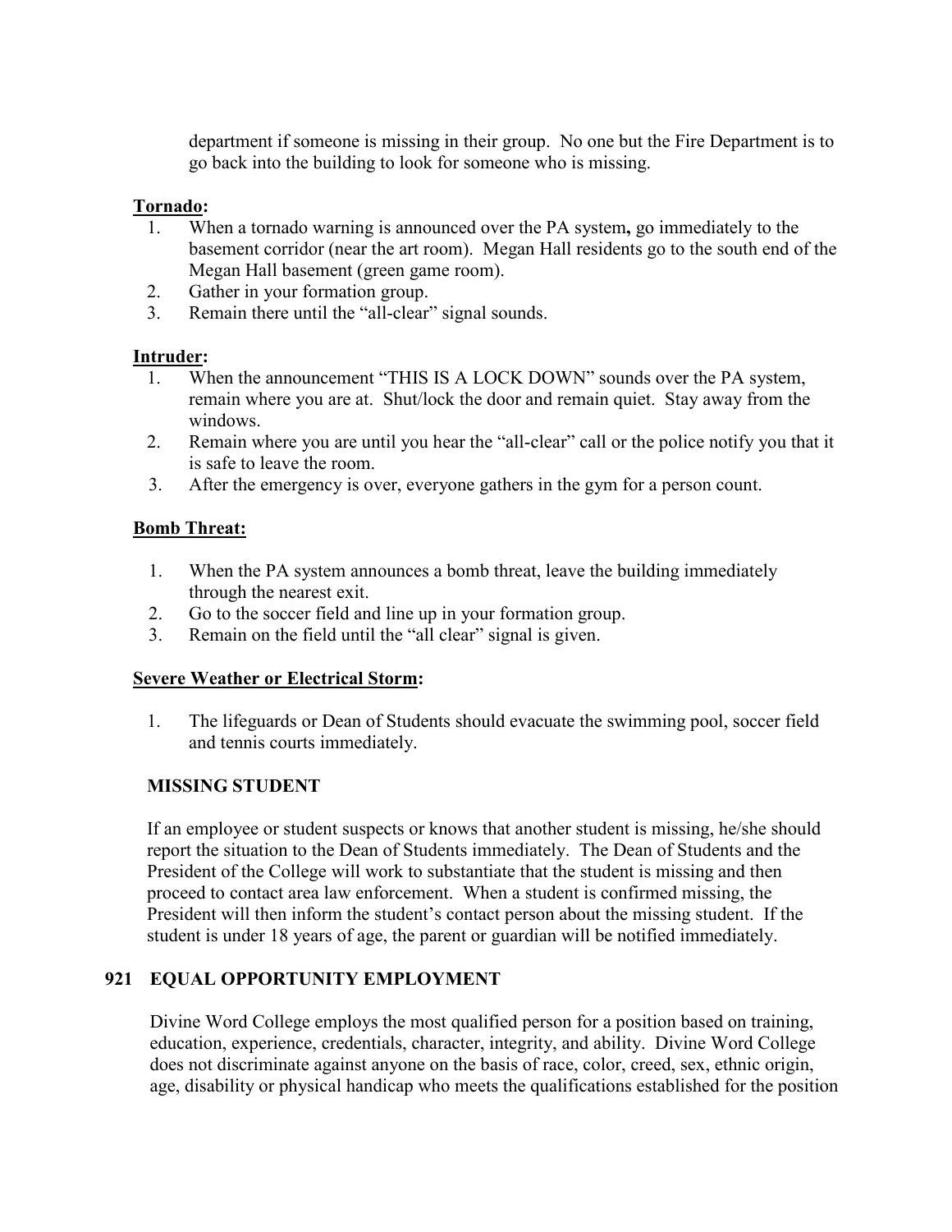department if someone is missing in their group. No one but the Fire Department is to go back into the building to look for someone who is missing.

**Tornado:**

1. When a tornado warning is announced over the PA system**,** go immediately to the basement corridor (near the art room). Megan Hall residents go to the south end of the Megan Hall basement (green game room).
2. Gather in your formation group.
3. Remain there until the "all-clear" signal sounds.

**Intruder:**

1. When the announcement "THIS IS A LOCK DOWN" sounds over the PA system, remain where you are at. Shut/lock the door and remain quiet. Stay away from the windows.
2. Remain where you are until you hear the "all-clear" call or the police notify you that it is safe to leave the room.
3. After the emergency is over, everyone gathers in the gym for a person count.

**Bomb Threat:**

1. When the PA system announces a bomb threat, leave the building immediately through the nearest exit.
2. Go to the soccer field and line up in your formation group.
3. Remain on the field until the "all clear" signal is given.

**Severe Weather or Electrical Storm:**

1. The lifeguards or Dean of Students should evacuate the swimming pool, soccer field and tennis courts immediately.

### MISSING STUDENT

If an employee or student suspects or knows that another student is missing, he/she should report the situation to the Dean of Students immediately. The Dean of Students and the President of the College will work to substantiate that the student is missing and then proceed to contact area law enforcement. When a student is confirmed missing, the President will then inform the student's contact person about the missing student. If the student is under 18 years of age, the parent or guardian will be notified immediately.

## 921 EQUAL OPPORTUNITY EMPLOYMENT

Divine Word College employs the most qualified person for a position based on training, education, experience, credentials, character, integrity, and ability. Divine Word College does not discriminate against anyone on the basis of race, color, creed, sex, ethnic origin, age, disability or physical handicap who meets the qualifications established for the position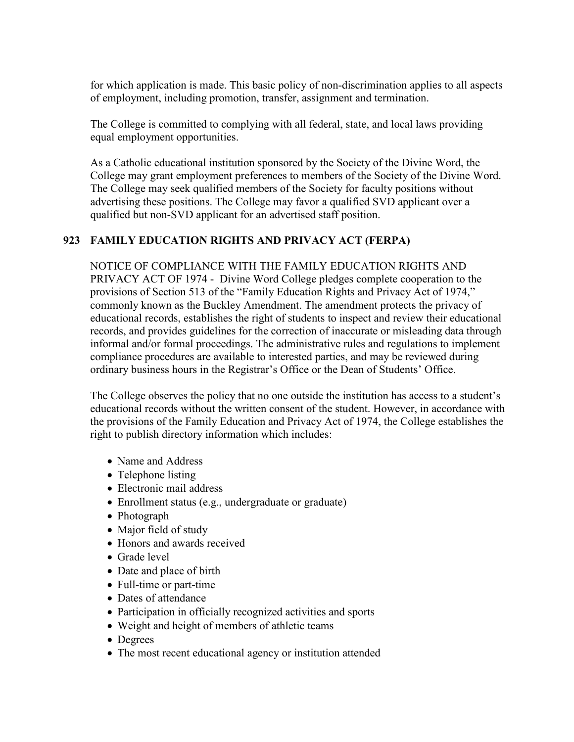for which application is made. This basic policy of non-discrimination applies to all aspects of employment, including promotion, transfer, assignment and termination.

The College is committed to complying with all federal, state, and local laws providing equal employment opportunities.

As a Catholic educational institution sponsored by the Society of the Divine Word, the College may grant employment preferences to members of the Society of the Divine Word. The College may seek qualified members of the Society for faculty positions without advertising these positions. The College may favor a qualified SVD applicant over a qualified but non-SVD applicant for an advertised staff position.

### 923 FAMILY EDUCATION RIGHTS AND PRIVACY ACT (FERPA)

NOTICE OF COMPLIANCE WITH THE FAMILY EDUCATION RIGHTS AND PRIVACY ACT OF 1974 - Divine Word College pledges complete cooperation to the provisions of Section 513 of the "Family Education Rights and Privacy Act of 1974," commonly known as the Buckley Amendment. The amendment protects the privacy of educational records, establishes the right of students to inspect and review their educational records, and provides guidelines for the correction of inaccurate or misleading data through informal and/or formal proceedings. The administrative rules and regulations to implement compliance procedures are available to interested parties, and may be reviewed during ordinary business hours in the Registrar's Office or the Dean of Students' Office.

The College observes the policy that no one outside the institution has access to a student's educational records without the written consent of the student. However, in accordance with the provisions of the Family Education and Privacy Act of 1974, the College establishes the right to publish directory information which includes:

- Name and Address
- Telephone listing
- Electronic mail address
- Enrollment status (e.g., undergraduate or graduate)
- Photograph
- Major field of study
- Honors and awards received
- Grade level
- Date and place of birth
- Full-time or part-time
- Dates of attendance
- Participation in officially recognized activities and sports
- Weight and height of members of athletic teams
- Degrees
- The most recent educational agency or institution attended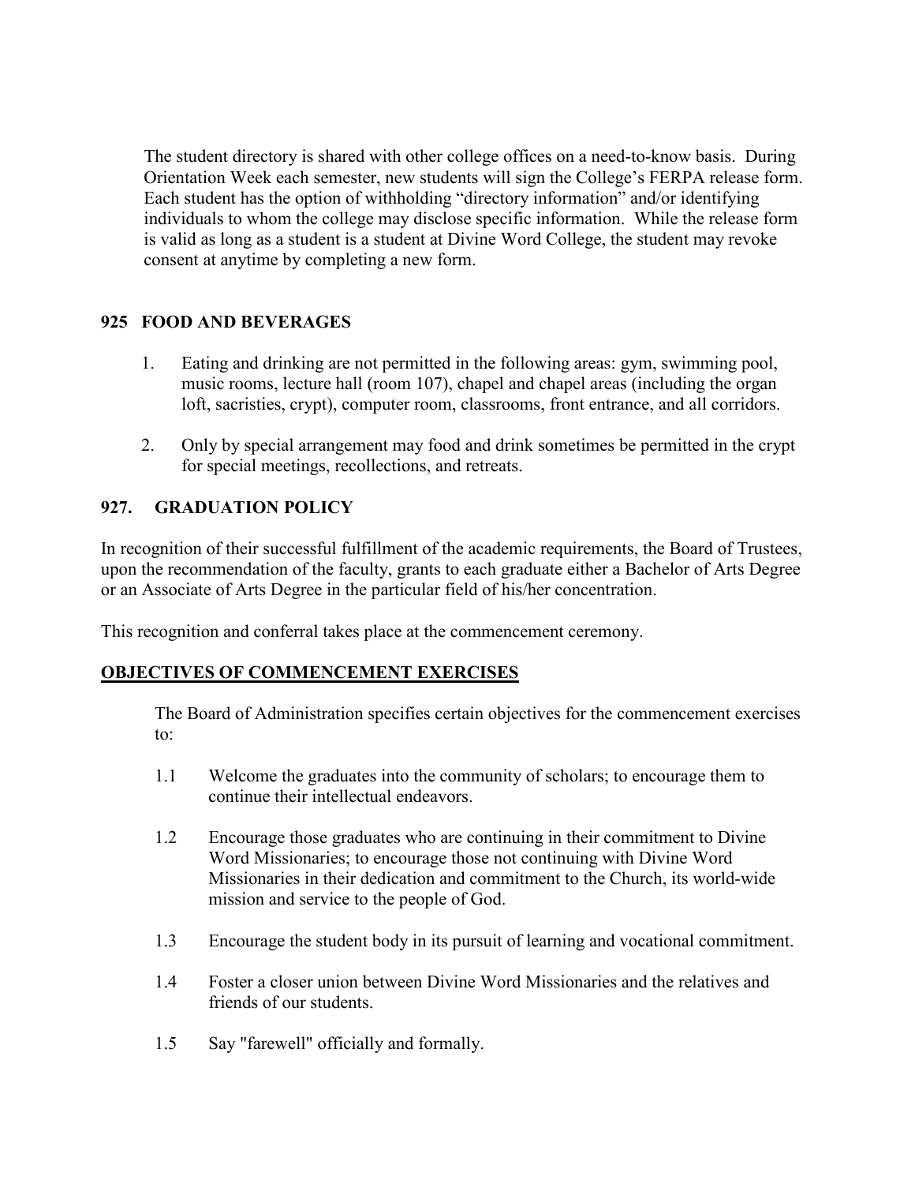The student directory is shared with other college offices on a need-to-know basis. During Orientation Week each semester, new students will sign the College's FERPA release form. Each student has the option of withholding "directory information" and/or identifying individuals to whom the college may disclose specific information. While the release form is valid as long as a student is a student at Divine Word College, the student may revoke consent at anytime by completing a new form.

## 925 FOOD AND BEVERAGES

1. Eating and drinking are not permitted in the following areas: gym, swimming pool, music rooms, lecture hall (room 107), chapel and chapel areas (including the organ loft, sacristies, crypt), computer room, classrooms, front entrance, and all corridors.
2. Only by special arrangement may food and drink sometimes be permitted in the crypt for special meetings, recollections, and retreats.

## 927. GRADUATION POLICY

In recognition of their successful fulfillment of the academic requirements, the Board of Trustees, upon the recommendation of the faculty, grants to each graduate either a Bachelor of Arts Degree or an Associate of Arts Degree in the particular field of his/her concentration.

This recognition and conferral takes place at the commencement ceremony.

### OBJECTIVES OF COMMENCEMENT EXERCISES

The Board of Administration specifies certain objectives for the commencement exercises to:

1.1 Welcome the graduates into the community of scholars; to encourage them to continue their intellectual endeavors.

1.2 Encourage those graduates who are continuing in their commitment to Divine Word Missionaries; to encourage those not continuing with Divine Word Missionaries in their dedication and commitment to the Church, its world-wide mission and service to the people of God.

1.3 Encourage the student body in its pursuit of learning and vocational commitment.

1.4 Foster a closer union between Divine Word Missionaries and the relatives and friends of our students.

1.5 Say "farewell" officially and formally.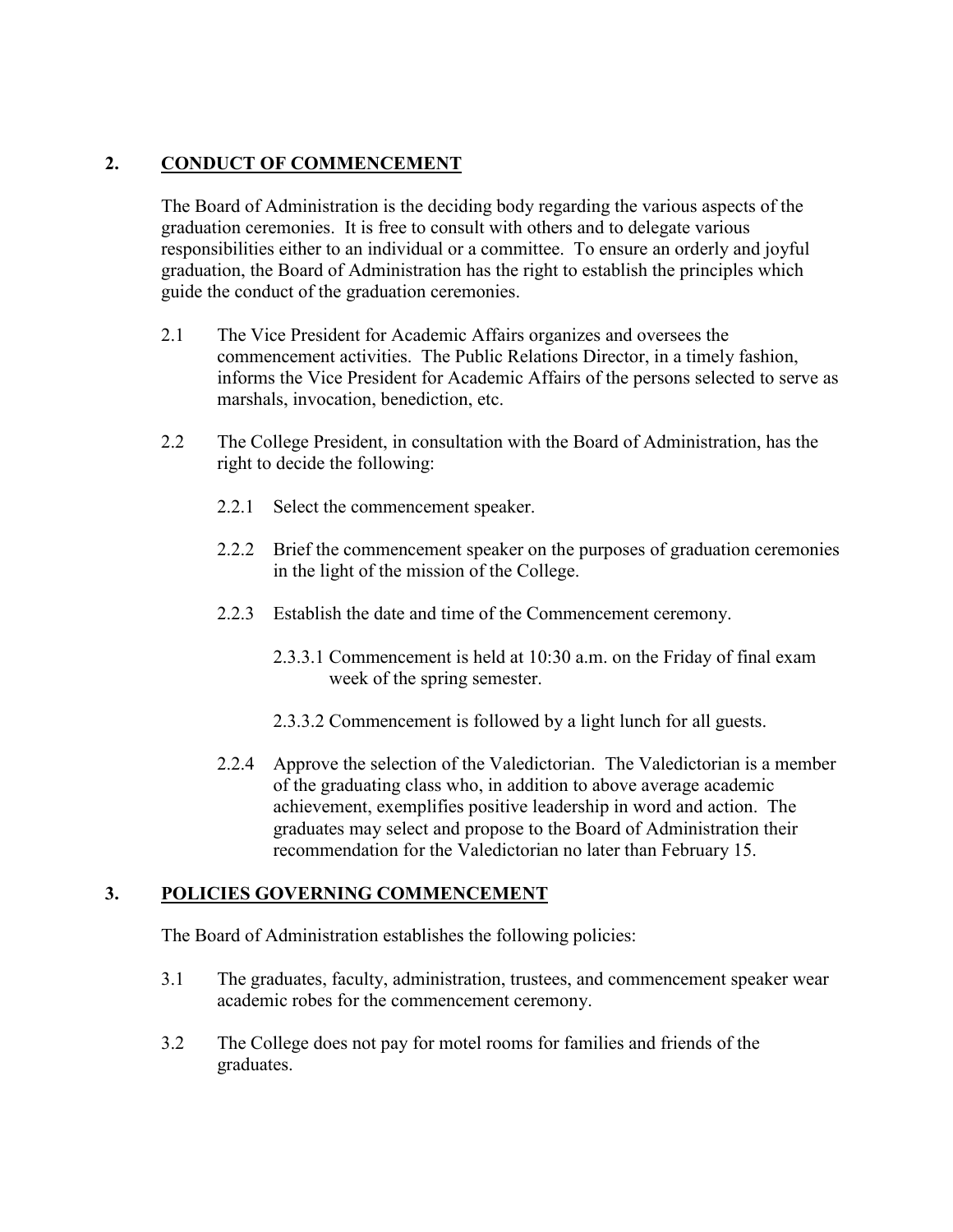## 2. CONDUCT OF COMMENCEMENT

The Board of Administration is the deciding body regarding the various aspects of the graduation ceremonies. It is free to consult with others and to delegate various responsibilities either to an individual or a committee. To ensure an orderly and joyful graduation, the Board of Administration has the right to establish the principles which guide the conduct of the graduation ceremonies.

2.1 The Vice President for Academic Affairs organizes and oversees the commencement activities. The Public Relations Director, in a timely fashion, informs the Vice President for Academic Affairs of the persons selected to serve as marshals, invocation, benediction, etc.

2.2 The College President, in consultation with the Board of Administration, has the right to decide the following:

2.2.1 Select the commencement speaker.

2.2.2 Brief the commencement speaker on the purposes of graduation ceremonies in the light of the mission of the College.

2.2.3 Establish the date and time of the Commencement ceremony.

2.3.3.1 Commencement is held at 10:30 a.m. on the Friday of final exam week of the spring semester.

2.3.3.2 Commencement is followed by a light lunch for all guests.

2.2.4 Approve the selection of the Valedictorian. The Valedictorian is a member of the graduating class who, in addition to above average academic achievement, exemplifies positive leadership in word and action. The graduates may select and propose to the Board of Administration their recommendation for the Valedictorian no later than February 15.

## 3. POLICIES GOVERNING COMMENCEMENT

The Board of Administration establishes the following policies:

3.1 The graduates, faculty, administration, trustees, and commencement speaker wear academic robes for the commencement ceremony.

3.2 The College does not pay for motel rooms for families and friends of the graduates.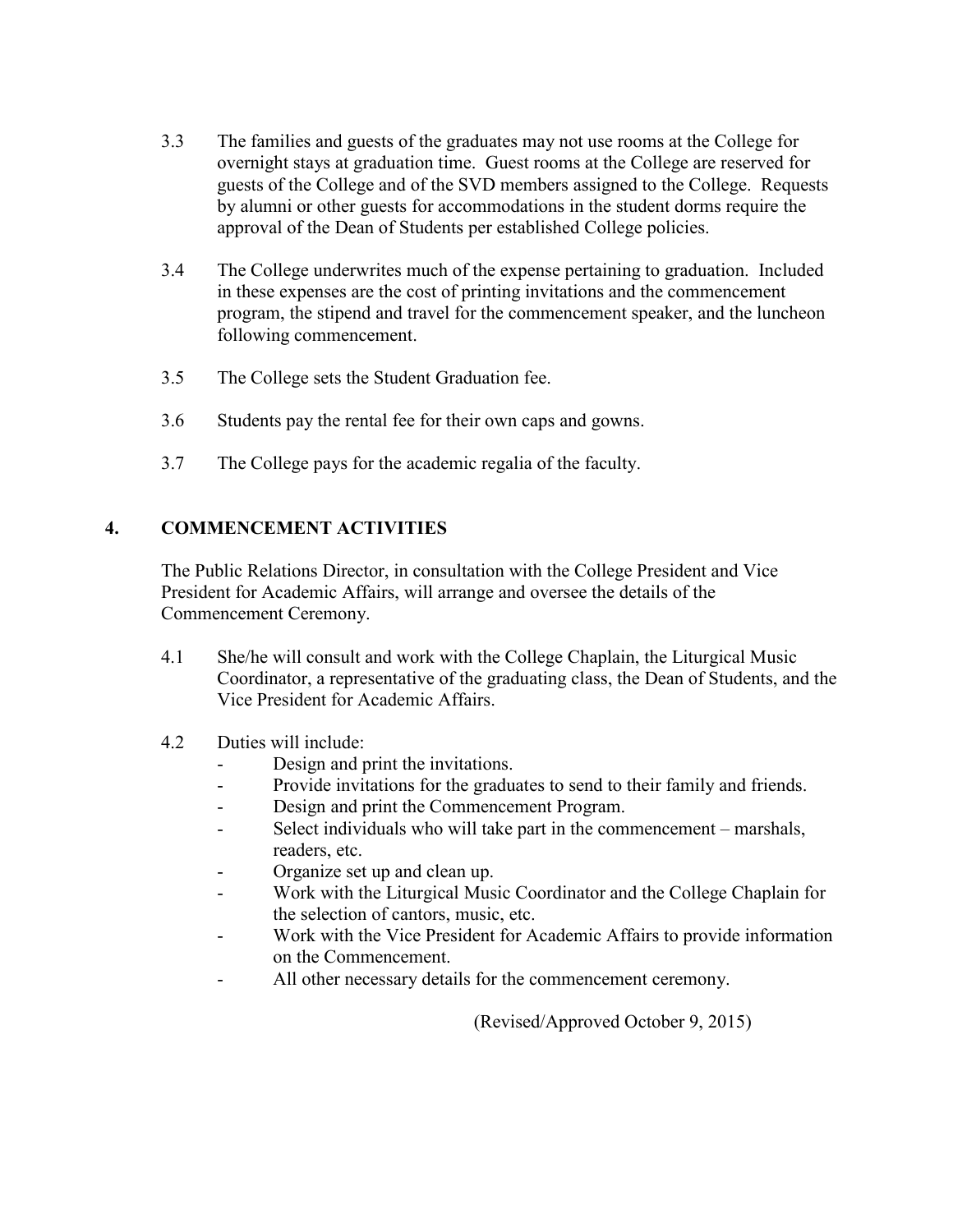3.3 The families and guests of the graduates may not use rooms at the College for overnight stays at graduation time. Guest rooms at the College are reserved for guests of the College and of the SVD members assigned to the College. Requests by alumni or other guests for accommodations in the student dorms require the approval of the Dean of Students per established College policies.

3.4 The College underwrites much of the expense pertaining to graduation. Included in these expenses are the cost of printing invitations and the commencement program, the stipend and travel for the commencement speaker, and the luncheon following commencement.

3.5 The College sets the Student Graduation fee.

3.6 Students pay the rental fee for their own caps and gowns.

3.7 The College pays for the academic regalia of the faculty.

## 4. COMMENCEMENT ACTIVITIES

The Public Relations Director, in consultation with the College President and Vice President for Academic Affairs, will arrange and oversee the details of the Commencement Ceremony.

4.1 She/he will consult and work with the College Chaplain, the Liturgical Music Coordinator, a representative of the graduating class, the Dean of Students, and the Vice President for Academic Affairs.

4.2 Duties will include:

- Design and print the invitations.
- Provide invitations for the graduates to send to their family and friends.
- Design and print the Commencement Program.
- Select individuals who will take part in the commencement – marshals, readers, etc.
- Organize set up and clean up.
- Work with the Liturgical Music Coordinator and the College Chaplain for the selection of cantors, music, etc.
- Work with the Vice President for Academic Affairs to provide information on the Commencement.
- All other necessary details for the commencement ceremony.

(Revised/Approved October 9, 2015)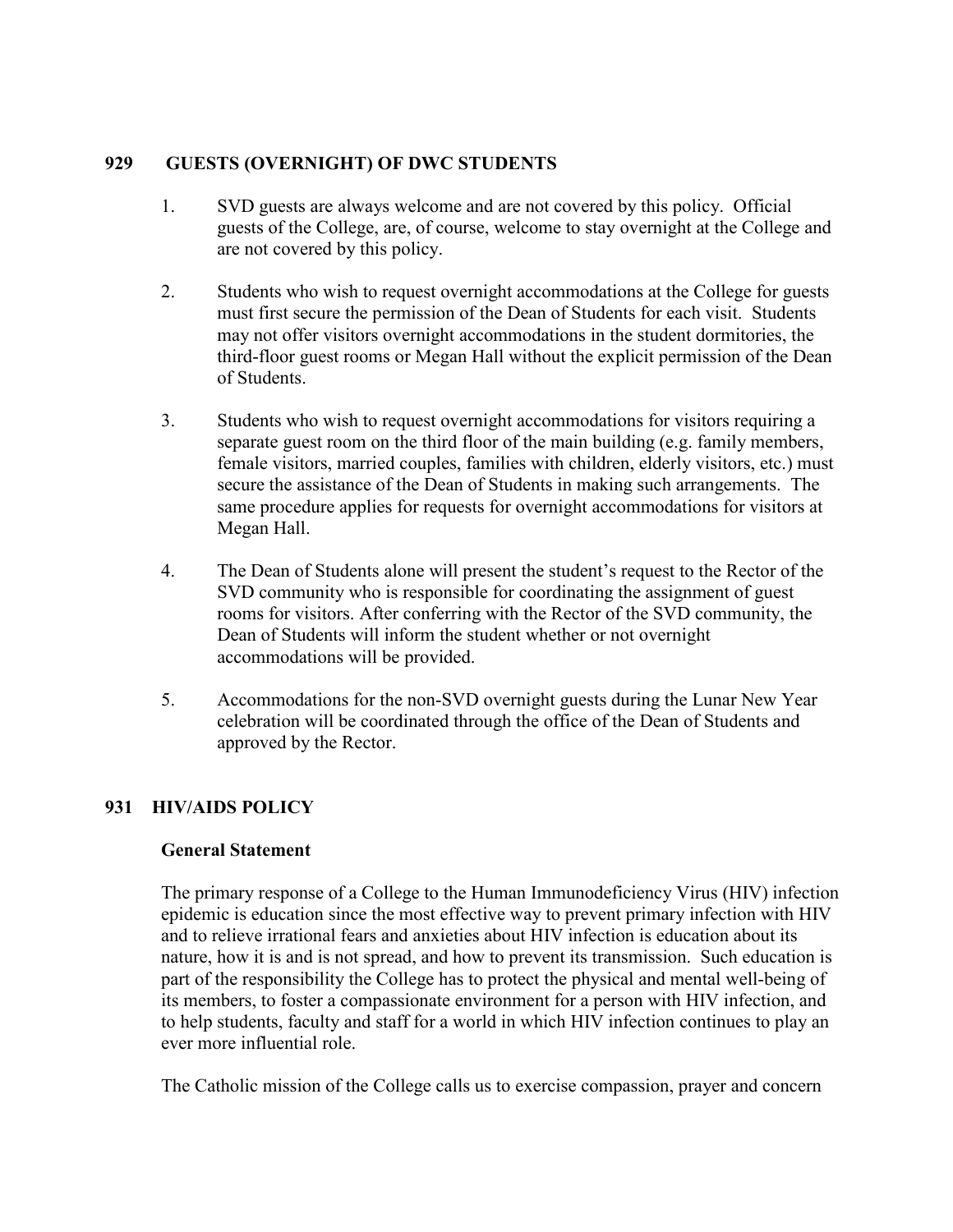## 929 GUESTS (OVERNIGHT) OF DWC STUDENTS

1. SVD guests are always welcome and are not covered by this policy. Official guests of the College, are, of course, welcome to stay overnight at the College and are not covered by this policy.

2. Students who wish to request overnight accommodations at the College for guests must first secure the permission of the Dean of Students for each visit. Students may not offer visitors overnight accommodations in the student dormitories, the third-floor guest rooms or Megan Hall without the explicit permission of the Dean of Students.

3. Students who wish to request overnight accommodations for visitors requiring a separate guest room on the third floor of the main building (e.g. family members, female visitors, married couples, families with children, elderly visitors, etc.) must secure the assistance of the Dean of Students in making such arrangements. The same procedure applies for requests for overnight accommodations for visitors at Megan Hall.

4. The Dean of Students alone will present the student's request to the Rector of the SVD community who is responsible for coordinating the assignment of guest rooms for visitors. After conferring with the Rector of the SVD community, the Dean of Students will inform the student whether or not overnight accommodations will be provided.

5. Accommodations for the non-SVD overnight guests during the Lunar New Year celebration will be coordinated through the office of the Dean of Students and approved by the Rector.

## 931 HIV/AIDS POLICY

### General Statement

The primary response of a College to the Human Immunodeficiency Virus (HIV) infection epidemic is education since the most effective way to prevent primary infection with HIV and to relieve irrational fears and anxieties about HIV infection is education about its nature, how it is and is not spread, and how to prevent its transmission. Such education is part of the responsibility the College has to protect the physical and mental well-being of its members, to foster a compassionate environment for a person with HIV infection, and to help students, faculty and staff for a world in which HIV infection continues to play an ever more influential role.

The Catholic mission of the College calls us to exercise compassion, prayer and concern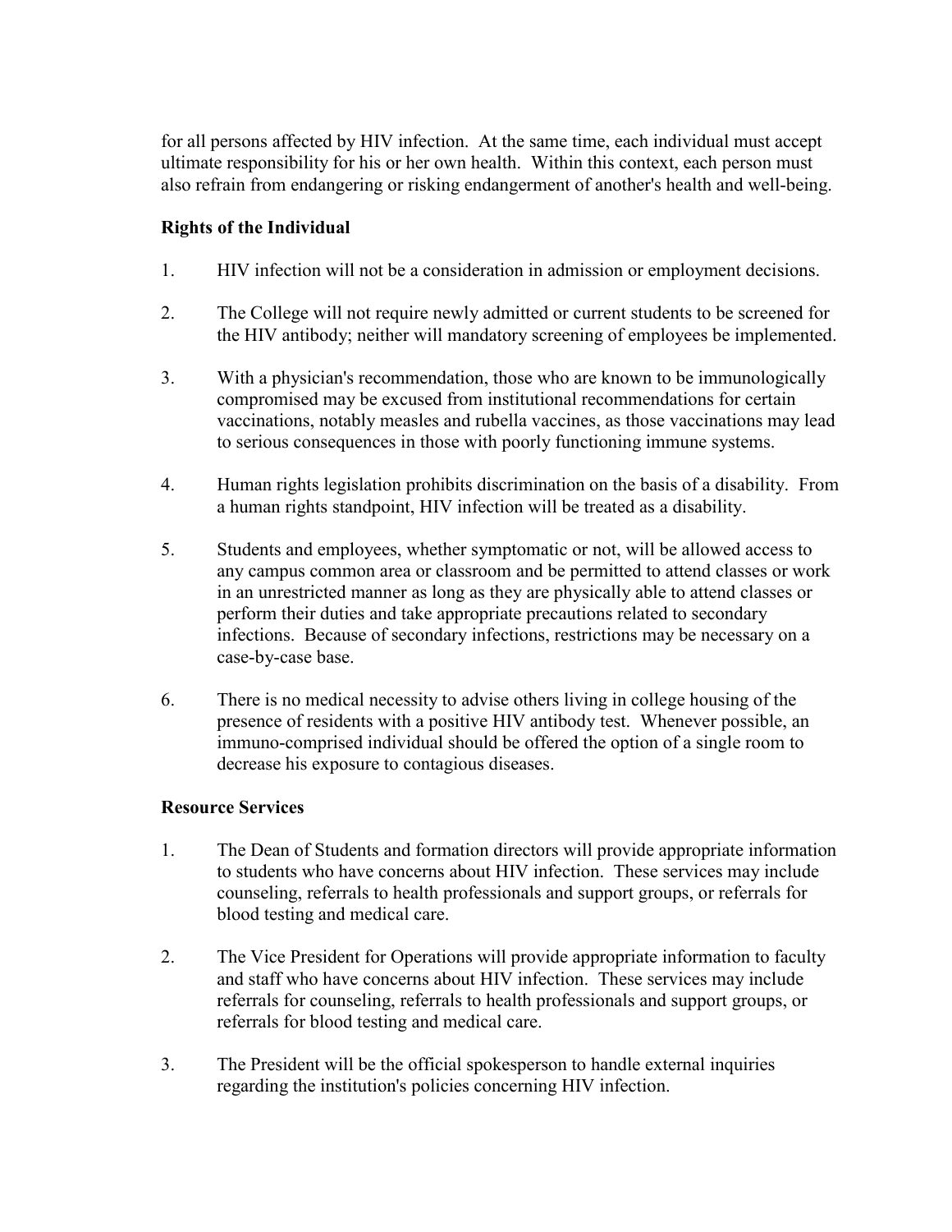for all persons affected by HIV infection. At the same time, each individual must accept ultimate responsibility for his or her own health. Within this context, each person must also refrain from endangering or risking endangerment of another's health and well-being.

**Rights of the Individual**

1. HIV infection will not be a consideration in admission or employment decisions.

2. The College will not require newly admitted or current students to be screened for the HIV antibody; neither will mandatory screening of employees be implemented.

3. With a physician's recommendation, those who are known to be immunologically compromised may be excused from institutional recommendations for certain vaccinations, notably measles and rubella vaccines, as those vaccinations may lead to serious consequences in those with poorly functioning immune systems.

4. Human rights legislation prohibits discrimination on the basis of a disability. From a human rights standpoint, HIV infection will be treated as a disability.

5. Students and employees, whether symptomatic or not, will be allowed access to any campus common area or classroom and be permitted to attend classes or work in an unrestricted manner as long as they are physically able to attend classes or perform their duties and take appropriate precautions related to secondary infections. Because of secondary infections, restrictions may be necessary on a case-by-case base.

6. There is no medical necessity to advise others living in college housing of the presence of residents with a positive HIV antibody test. Whenever possible, an immuno-comprised individual should be offered the option of a single room to decrease his exposure to contagious diseases.

**Resource Services**

1. The Dean of Students and formation directors will provide appropriate information to students who have concerns about HIV infection. These services may include counseling, referrals to health professionals and support groups, or referrals for blood testing and medical care.

2. The Vice President for Operations will provide appropriate information to faculty and staff who have concerns about HIV infection. These services may include referrals for counseling, referrals to health professionals and support groups, or referrals for blood testing and medical care.

3. The President will be the official spokesperson to handle external inquiries regarding the institution's policies concerning HIV infection.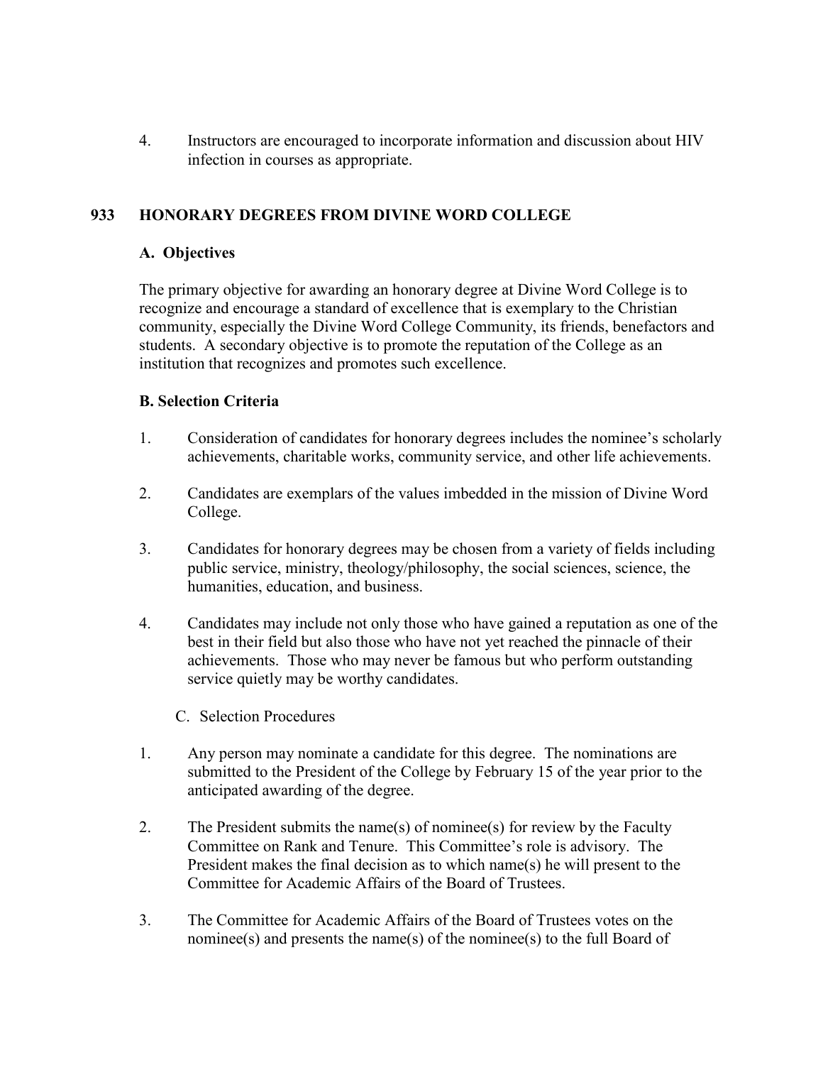4. Instructors are encouraged to incorporate information and discussion about HIV infection in courses as appropriate.

## 933 HONORARY DEGREES FROM DIVINE WORD COLLEGE

### A. Objectives

The primary objective for awarding an honorary degree at Divine Word College is to recognize and encourage a standard of excellence that is exemplary to the Christian community, especially the Divine Word College Community, its friends, benefactors and students. A secondary objective is to promote the reputation of the College as an institution that recognizes and promotes such excellence.

### B. Selection Criteria

1. Consideration of candidates for honorary degrees includes the nominee's scholarly achievements, charitable works, community service, and other life achievements.

2. Candidates are exemplars of the values imbedded in the mission of Divine Word College.

3. Candidates for honorary degrees may be chosen from a variety of fields including public service, ministry, theology/philosophy, the social sciences, science, the humanities, education, and business.

4. Candidates may include not only those who have gained a reputation as one of the best in their field but also those who have not yet reached the pinnacle of their achievements. Those who may never be famous but who perform outstanding service quietly may be worthy candidates.

C. Selection Procedures

1. Any person may nominate a candidate for this degree. The nominations are submitted to the President of the College by February 15 of the year prior to the anticipated awarding of the degree.

2. The President submits the name(s) of nominee(s) for review by the Faculty Committee on Rank and Tenure. This Committee's role is advisory. The President makes the final decision as to which name(s) he will present to the Committee for Academic Affairs of the Board of Trustees.

3. The Committee for Academic Affairs of the Board of Trustees votes on the nominee(s) and presents the name(s) of the nominee(s) to the full Board of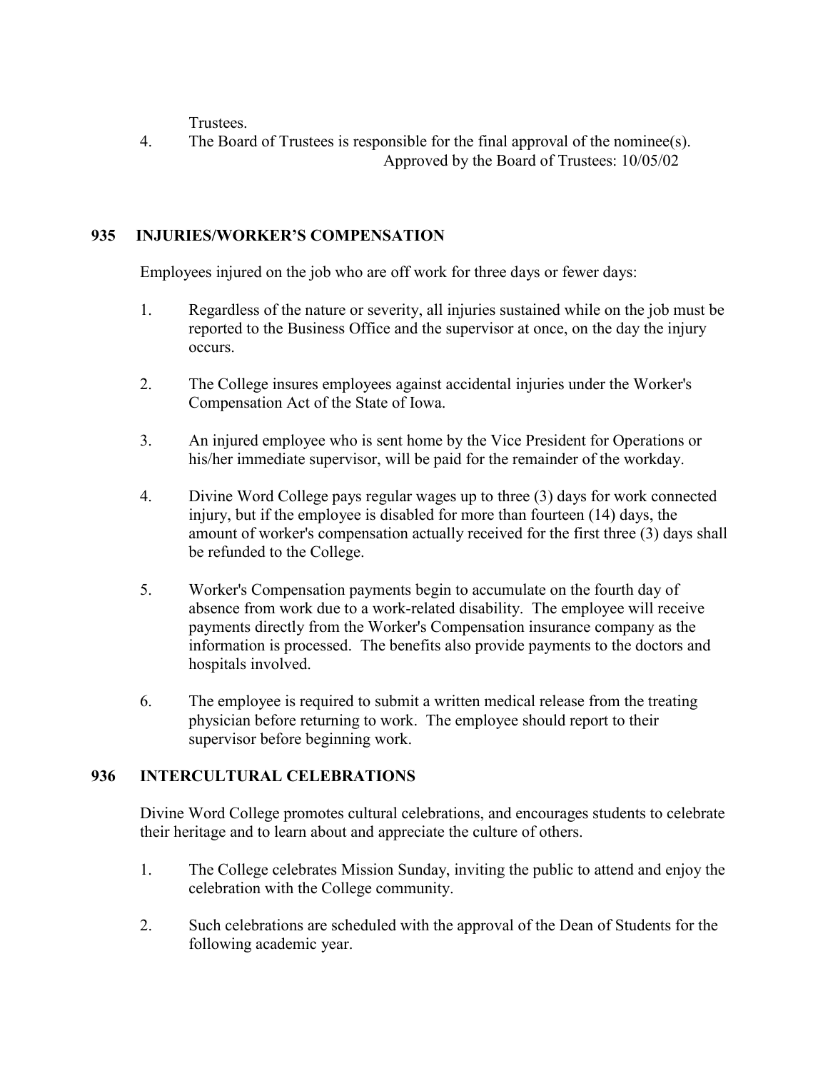Trustees.

4. The Board of Trustees is responsible for the final approval of the nominee(s).

Approved by the Board of Trustees: 10/05/02

## 935 INJURIES/WORKER'S COMPENSATION

Employees injured on the job who are off work for three days or fewer days:

1. Regardless of the nature or severity, all injuries sustained while on the job must be reported to the Business Office and the supervisor at once, on the day the injury occurs.

2. The College insures employees against accidental injuries under the Worker's Compensation Act of the State of Iowa.

3. An injured employee who is sent home by the Vice President for Operations or his/her immediate supervisor, will be paid for the remainder of the workday.

4. Divine Word College pays regular wages up to three (3) days for work connected injury, but if the employee is disabled for more than fourteen (14) days, the amount of worker's compensation actually received for the first three (3) days shall be refunded to the College.

5. Worker's Compensation payments begin to accumulate on the fourth day of absence from work due to a work-related disability. The employee will receive payments directly from the Worker's Compensation insurance company as the information is processed. The benefits also provide payments to the doctors and hospitals involved.

6. The employee is required to submit a written medical release from the treating physician before returning to work. The employee should report to their supervisor before beginning work.

## 936 INTERCULTURAL CELEBRATIONS

Divine Word College promotes cultural celebrations, and encourages students to celebrate their heritage and to learn about and appreciate the culture of others.

1. The College celebrates Mission Sunday, inviting the public to attend and enjoy the celebration with the College community.

2. Such celebrations are scheduled with the approval of the Dean of Students for the following academic year.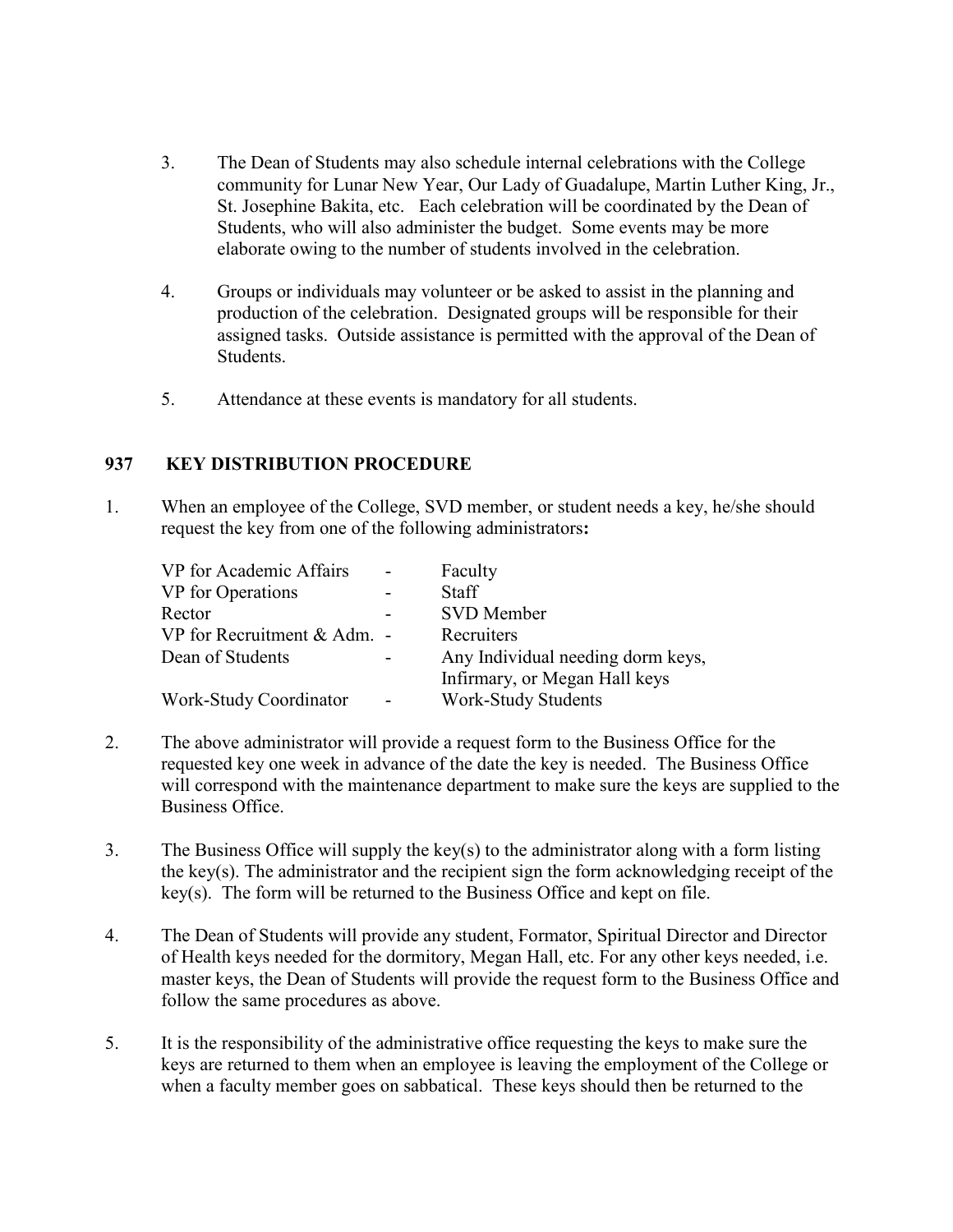3. The Dean of Students may also schedule internal celebrations with the College community for Lunar New Year, Our Lady of Guadalupe, Martin Luther King, Jr., St. Josephine Bakita, etc. Each celebration will be coordinated by the Dean of Students, who will also administer the budget. Some events may be more elaborate owing to the number of students involved in the celebration.

4. Groups or individuals may volunteer or be asked to assist in the planning and production of the celebration. Designated groups will be responsible for their assigned tasks. Outside assistance is permitted with the approval of the Dean of Students.

5. Attendance at these events is mandatory for all students.

## 937 KEY DISTRIBUTION PROCEDURE

1. When an employee of the College, SVD member, or student needs a key, he/she should request the key from one of the following administrators**:**

| Administrator | | Recipient |
|---|---|---|
| VP for Academic Affairs | - | Faculty |
| VP for Operations | - | Staff |
| Rector | - | SVD Member |
| VP for Recruitment & Adm. | - | Recruiters |
| Dean of Students | - | Any Individual needing dorm keys, Infirmary, or Megan Hall keys |
| Work-Study Coordinator | - | Work-Study Students |

2. The above administrator will provide a request form to the Business Office for the requested key one week in advance of the date the key is needed. The Business Office will correspond with the maintenance department to make sure the keys are supplied to the Business Office.

3. The Business Office will supply the key(s) to the administrator along with a form listing the key(s). The administrator and the recipient sign the form acknowledging receipt of the key(s). The form will be returned to the Business Office and kept on file.

4. The Dean of Students will provide any student, Formator, Spiritual Director and Director of Health keys needed for the dormitory, Megan Hall, etc. For any other keys needed, i.e. master keys, the Dean of Students will provide the request form to the Business Office and follow the same procedures as above.

5. It is the responsibility of the administrative office requesting the keys to make sure the keys are returned to them when an employee is leaving the employment of the College or when a faculty member goes on sabbatical. These keys should then be returned to the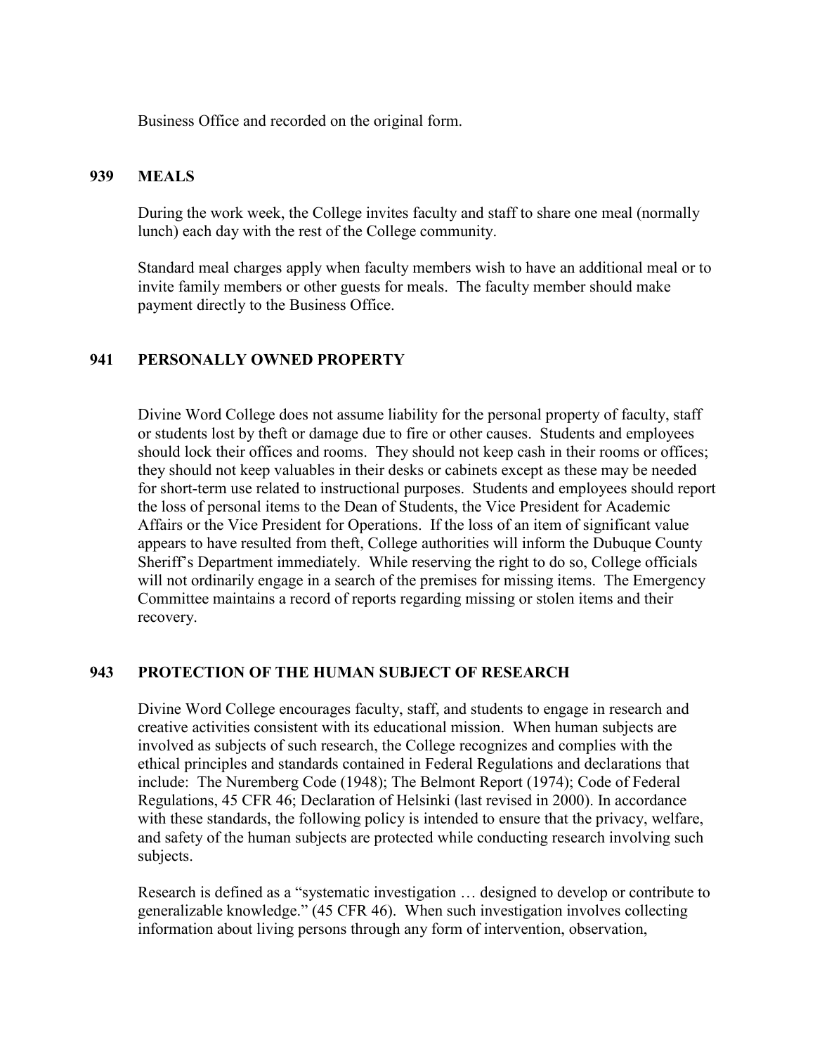Business Office and recorded on the original form.

## 939 MEALS

During the work week, the College invites faculty and staff to share one meal (normally lunch) each day with the rest of the College community.

Standard meal charges apply when faculty members wish to have an additional meal or to invite family members or other guests for meals. The faculty member should make payment directly to the Business Office.

## 941 PERSONALLY OWNED PROPERTY

Divine Word College does not assume liability for the personal property of faculty, staff or students lost by theft or damage due to fire or other causes. Students and employees should lock their offices and rooms. They should not keep cash in their rooms or offices; they should not keep valuables in their desks or cabinets except as these may be needed for short-term use related to instructional purposes. Students and employees should report the loss of personal items to the Dean of Students, the Vice President for Academic Affairs or the Vice President for Operations. If the loss of an item of significant value appears to have resulted from theft, College authorities will inform the Dubuque County Sheriff's Department immediately. While reserving the right to do so, College officials will not ordinarily engage in a search of the premises for missing items. The Emergency Committee maintains a record of reports regarding missing or stolen items and their recovery.

## 943 PROTECTION OF THE HUMAN SUBJECT OF RESEARCH

Divine Word College encourages faculty, staff, and students to engage in research and creative activities consistent with its educational mission. When human subjects are involved as subjects of such research, the College recognizes and complies with the ethical principles and standards contained in Federal Regulations and declarations that include: The Nuremberg Code (1948); The Belmont Report (1974); Code of Federal Regulations, 45 CFR 46; Declaration of Helsinki (last revised in 2000). In accordance with these standards, the following policy is intended to ensure that the privacy, welfare, and safety of the human subjects are protected while conducting research involving such subjects.

Research is defined as a "systematic investigation … designed to develop or contribute to generalizable knowledge." (45 CFR 46). When such investigation involves collecting information about living persons through any form of intervention, observation,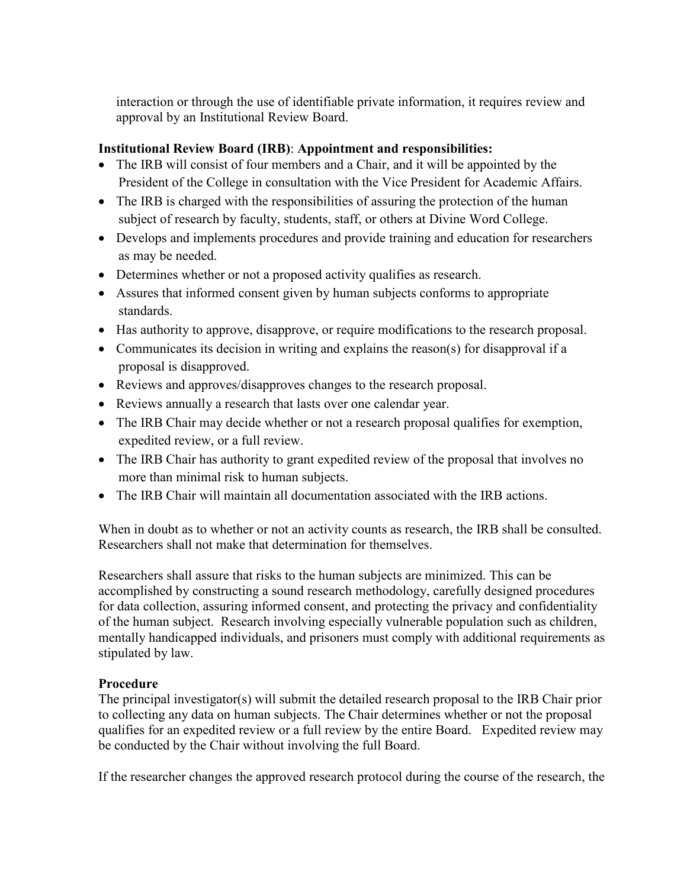interaction or through the use of identifiable private information, it requires review and approval by an Institutional Review Board.

**Institutional Review Board (IRB)**: **Appointment and responsibilities:**

- The IRB will consist of four members and a Chair, and it will be appointed by the President of the College in consultation with the Vice President for Academic Affairs.
- The IRB is charged with the responsibilities of assuring the protection of the human subject of research by faculty, students, staff, or others at Divine Word College.
- Develops and implements procedures and provide training and education for researchers as may be needed.
- Determines whether or not a proposed activity qualifies as research.
- Assures that informed consent given by human subjects conforms to appropriate standards.
- Has authority to approve, disapprove, or require modifications to the research proposal.
- Communicates its decision in writing and explains the reason(s) for disapproval if a proposal is disapproved.
- Reviews and approves/disapproves changes to the research proposal.
- Reviews annually a research that lasts over one calendar year.
- The IRB Chair may decide whether or not a research proposal qualifies for exemption, expedited review, or a full review.
- The IRB Chair has authority to grant expedited review of the proposal that involves no more than minimal risk to human subjects.
- The IRB Chair will maintain all documentation associated with the IRB actions.

When in doubt as to whether or not an activity counts as research, the IRB shall be consulted. Researchers shall not make that determination for themselves.

Researchers shall assure that risks to the human subjects are minimized. This can be accomplished by constructing a sound research methodology, carefully designed procedures for data collection, assuring informed consent, and protecting the privacy and confidentiality of the human subject. Research involving especially vulnerable population such as children, mentally handicapped individuals, and prisoners must comply with additional requirements as stipulated by law.

**Procedure**

The principal investigator(s) will submit the detailed research proposal to the IRB Chair prior to collecting any data on human subjects. The Chair determines whether or not the proposal qualifies for an expedited review or a full review by the entire Board. Expedited review may be conducted by the Chair without involving the full Board.

If the researcher changes the approved research protocol during the course of the research, the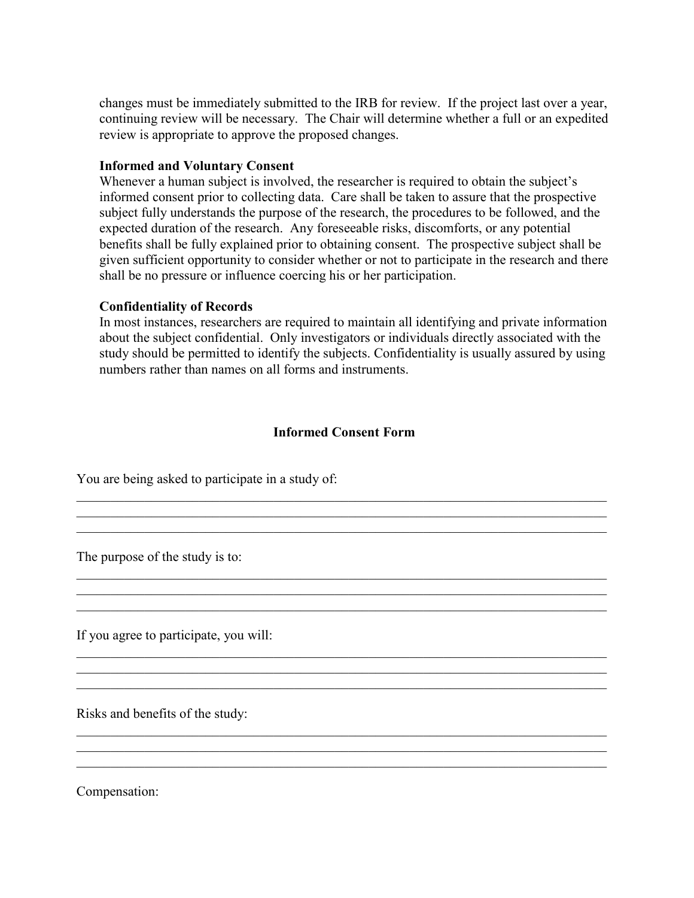changes must be immediately submitted to the IRB for review. If the project last over a year, continuing review will be necessary. The Chair will determine whether a full or an expedited review is appropriate to approve the proposed changes.

**Informed and Voluntary Consent**
Whenever a human subject is involved, the researcher is required to obtain the subject's informed consent prior to collecting data. Care shall be taken to assure that the prospective subject fully understands the purpose of the research, the procedures to be followed, and the expected duration of the research. Any foreseeable risks, discomforts, or any potential benefits shall be fully explained prior to obtaining consent. The prospective subject shall be given sufficient opportunity to consider whether or not to participate in the research and there shall be no pressure or influence coercing his or her participation.

**Confidentiality of Records**
In most instances, researchers are required to maintain all identifying and private information about the subject confidential. Only investigators or individuals directly associated with the study should be permitted to identify the subjects. Confidentiality is usually assured by using numbers rather than names on all forms and instruments.

## Informed Consent Form

You are being asked to participate in a study of:

_______________________________________________________________________________
_______________________________________________________________________________
_______________________________________________________________________________

The purpose of the study is to:

_______________________________________________________________________________
_______________________________________________________________________________
_______________________________________________________________________________

If you agree to participate, you will:

_______________________________________________________________________________
_______________________________________________________________________________
_______________________________________________________________________________

Risks and benefits of the study:

_______________________________________________________________________________
_______________________________________________________________________________
_______________________________________________________________________________

Compensation: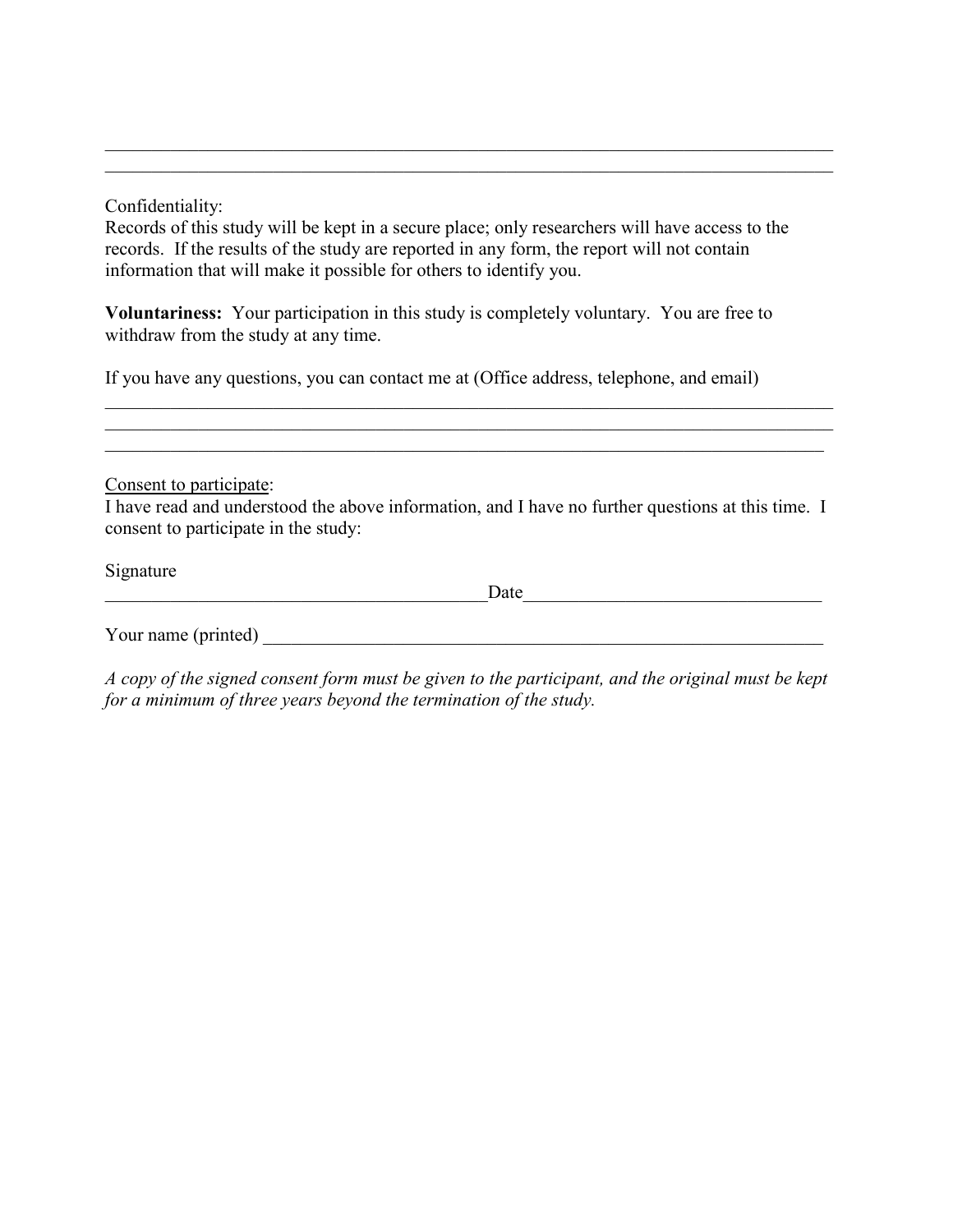\_\_\_\_\_\_\_\_\_\_\_\_\_\_\_\_\_\_\_\_\_\_\_\_\_\_\_\_\_\_\_\_\_\_\_\_\_\_\_\_\_\_\_\_\_\_\_\_\_\_\_\_\_\_\_\_\_\_\_\_\_\_\_\_\_\_\_\_\_\_\_\_\_\_\_\_\_\_
\_\_\_\_\_\_\_\_\_\_\_\_\_\_\_\_\_\_\_\_\_\_\_\_\_\_\_\_\_\_\_\_\_\_\_\_\_\_\_\_\_\_\_\_\_\_\_\_\_\_\_\_\_\_\_\_\_\_\_\_\_\_\_\_\_\_\_\_\_\_\_\_\_\_\_\_\_\_

Confidentiality:
Records of this study will be kept in a secure place; only researchers will have access to the records. If the results of the study are reported in any form, the report will not contain information that will make it possible for others to identify you.

**Voluntariness:** Your participation in this study is completely voluntary. You are free to withdraw from the study at any time.

If you have any questions, you can contact me at (Office address, telephone, and email)
\_\_\_\_\_\_\_\_\_\_\_\_\_\_\_\_\_\_\_\_\_\_\_\_\_\_\_\_\_\_\_\_\_\_\_\_\_\_\_\_\_\_\_\_\_\_\_\_\_\_\_\_\_\_\_\_\_\_\_\_\_\_\_\_\_\_\_\_\_\_\_\_\_\_\_\_\_\_
\_\_\_\_\_\_\_\_\_\_\_\_\_\_\_\_\_\_\_\_\_\_\_\_\_\_\_\_\_\_\_\_\_\_\_\_\_\_\_\_\_\_\_\_\_\_\_\_\_\_\_\_\_\_\_\_\_\_\_\_\_\_\_\_\_\_\_\_\_\_\_\_\_\_\_\_\_\_
\_\_\_\_\_\_\_\_\_\_\_\_\_\_\_\_\_\_\_\_\_\_\_\_\_\_\_\_\_\_\_\_\_\_\_\_\_\_\_\_\_\_\_\_\_\_\_\_\_\_\_\_\_\_\_\_\_\_\_\_\_\_\_\_\_\_\_\_\_\_\_\_\_\_\_\_\_

<u>Consent to participate</u>:
I have read and understood the above information, and I have no further questions at this time. I consent to participate in the study:

Signature
\_\_\_\_\_\_\_\_\_\_\_\_\_\_\_\_\_\_\_\_\_\_\_\_\_\_\_\_\_\_\_\_\_\_\_\_\_\_\_\_\_\_\_Date\_\_\_\_\_\_\_\_\_\_\_\_\_\_\_\_\_\_\_\_\_\_\_\_\_\_\_\_\_\_\_\_\_

Your name (printed) \_\_\_\_\_\_\_\_\_\_\_\_\_\_\_\_\_\_\_\_\_\_\_\_\_\_\_\_\_\_\_\_\_\_\_\_\_\_\_\_\_\_\_\_\_\_\_\_\_\_\_\_\_\_\_\_\_\_\_\_\_

*A copy of the signed consent form must be given to the participant, and the original must be kept for a minimum of three years beyond the termination of the study.*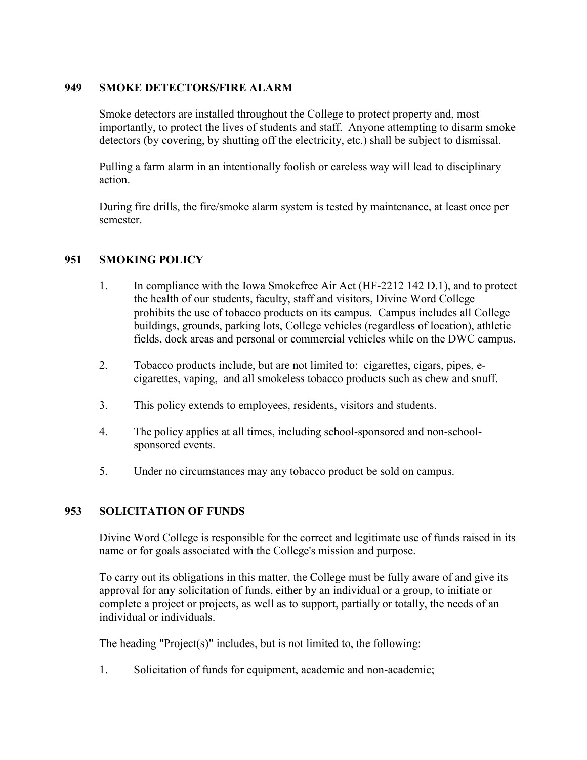## 949 SMOKE DETECTORS/FIRE ALARM

Smoke detectors are installed throughout the College to protect property and, most importantly, to protect the lives of students and staff. Anyone attempting to disarm smoke detectors (by covering, by shutting off the electricity, etc.) shall be subject to dismissal.

Pulling a farm alarm in an intentionally foolish or careless way will lead to disciplinary action.

During fire drills, the fire/smoke alarm system is tested by maintenance, at least once per semester.

## 951 SMOKING POLICY

1. In compliance with the Iowa Smokefree Air Act (HF-2212 142 D.1), and to protect the health of our students, faculty, staff and visitors, Divine Word College prohibits the use of tobacco products on its campus. Campus includes all College buildings, grounds, parking lots, College vehicles (regardless of location), athletic fields, dock areas and personal or commercial vehicles while on the DWC campus.

2. Tobacco products include, but are not limited to: cigarettes, cigars, pipes, e-cigarettes, vaping, and all smokeless tobacco products such as chew and snuff.

3. This policy extends to employees, residents, visitors and students.

4. The policy applies at all times, including school-sponsored and non-school-sponsored events.

5. Under no circumstances may any tobacco product be sold on campus.

## 953 SOLICITATION OF FUNDS

Divine Word College is responsible for the correct and legitimate use of funds raised in its name or for goals associated with the College's mission and purpose.

To carry out its obligations in this matter, the College must be fully aware of and give its approval for any solicitation of funds, either by an individual or a group, to initiate or complete a project or projects, as well as to support, partially or totally, the needs of an individual or individuals.

The heading "Project(s)" includes, but is not limited to, the following:

1. Solicitation of funds for equipment, academic and non-academic;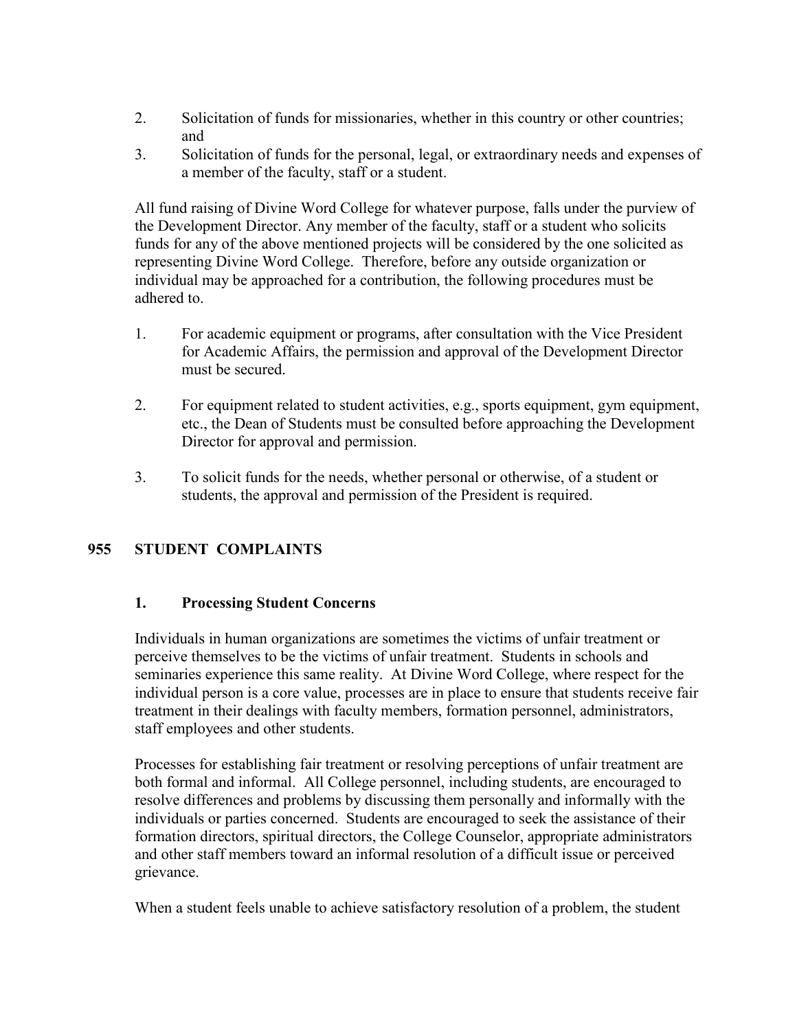2. Solicitation of funds for missionaries, whether in this country or other countries; and
3. Solicitation of funds for the personal, legal, or extraordinary needs and expenses of a member of the faculty, staff or a student.

All fund raising of Divine Word College for whatever purpose, falls under the purview of the Development Director. Any member of the faculty, staff or a student who solicits funds for any of the above mentioned projects will be considered by the one solicited as representing Divine Word College. Therefore, before any outside organization or individual may be approached for a contribution, the following procedures must be adhered to.

1. For academic equipment or programs, after consultation with the Vice President for Academic Affairs, the permission and approval of the Development Director must be secured.

2. For equipment related to student activities, e.g., sports equipment, gym equipment, etc., the Dean of Students must be consulted before approaching the Development Director for approval and permission.

3. To solicit funds for the needs, whether personal or otherwise, of a student or students, the approval and permission of the President is required.

## 955 STUDENT COMPLAINTS

### 1. Processing Student Concerns

Individuals in human organizations are sometimes the victims of unfair treatment or perceive themselves to be the victims of unfair treatment. Students in schools and seminaries experience this same reality. At Divine Word College, where respect for the individual person is a core value, processes are in place to ensure that students receive fair treatment in their dealings with faculty members, formation personnel, administrators, staff employees and other students.

Processes for establishing fair treatment or resolving perceptions of unfair treatment are both formal and informal. All College personnel, including students, are encouraged to resolve differences and problems by discussing them personally and informally with the individuals or parties concerned. Students are encouraged to seek the assistance of their formation directors, spiritual directors, the College Counselor, appropriate administrators and other staff members toward an informal resolution of a difficult issue or perceived grievance.

When a student feels unable to achieve satisfactory resolution of a problem, the student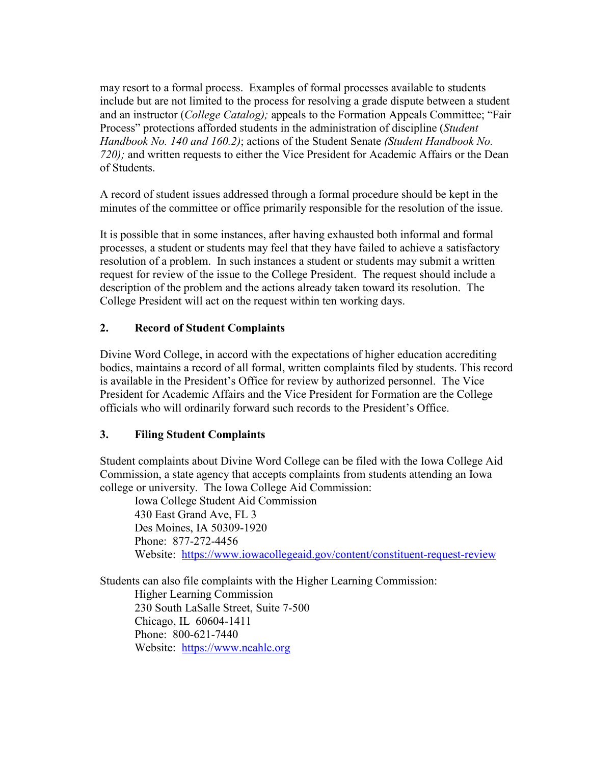may resort to a formal process. Examples of formal processes available to students include but are not limited to the process for resolving a grade dispute between a student and an instructor (*College Catalog);* appeals to the Formation Appeals Committee; "Fair Process" protections afforded students in the administration of discipline (*Student Handbook No. 140 and 160.2)*; actions of the Student Senate *(Student Handbook No. 720);* and written requests to either the Vice President for Academic Affairs or the Dean of Students.

A record of student issues addressed through a formal procedure should be kept in the minutes of the committee or office primarily responsible for the resolution of the issue.

It is possible that in some instances, after having exhausted both informal and formal processes, a student or students may feel that they have failed to achieve a satisfactory resolution of a problem. In such instances a student or students may submit a written request for review of the issue to the College President. The request should include a description of the problem and the actions already taken toward its resolution. The College President will act on the request within ten working days.

**2. Record of Student Complaints**

Divine Word College, in accord with the expectations of higher education accrediting bodies, maintains a record of all formal, written complaints filed by students. This record is available in the President's Office for review by authorized personnel. The Vice President for Academic Affairs and the Vice President for Formation are the College officials who will ordinarily forward such records to the President's Office.

**3. Filing Student Complaints**

Student complaints about Divine Word College can be filed with the Iowa College Aid Commission, a state agency that accepts complaints from students attending an Iowa college or university. The Iowa College Aid Commission:

Iowa College Student Aid Commission
430 East Grand Ave, FL 3
Des Moines, IA 50309-1920
Phone: 877-272-4456
Website: https://www.iowacollegeaid.gov/content/constituent-request-review

Students can also file complaints with the Higher Learning Commission:

Higher Learning Commission
230 South LaSalle Street, Suite 7-500
Chicago, IL 60604-1411
Phone: 800-621-7440
Website: https://www.ncahlc.org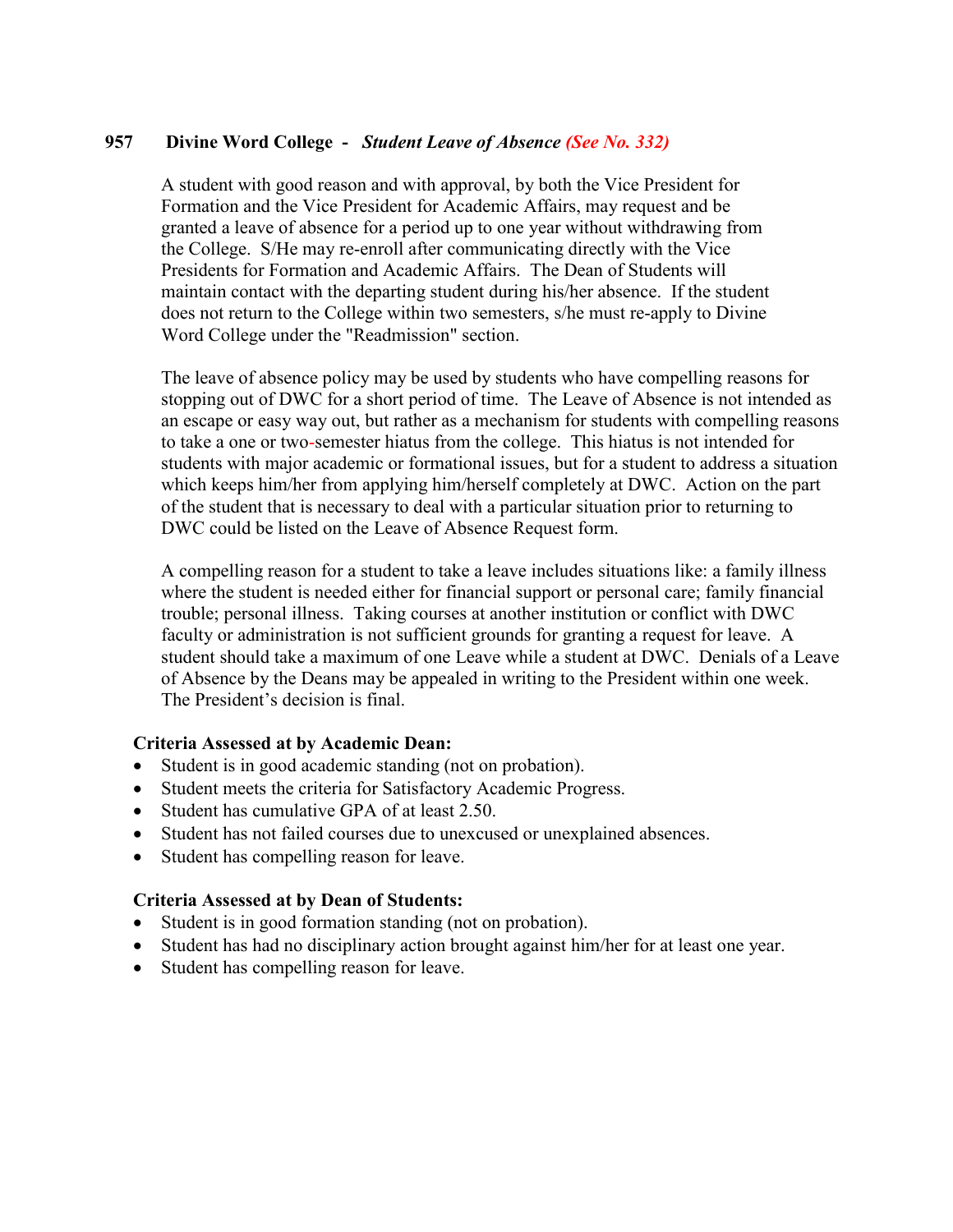## 957 Divine Word College - *Student Leave of Absence (See No. 332)*

A student with good reason and with approval, by both the Vice President for Formation and the Vice President for Academic Affairs, may request and be granted a leave of absence for a period up to one year without withdrawing from the College. S/He may re-enroll after communicating directly with the Vice Presidents for Formation and Academic Affairs. The Dean of Students will maintain contact with the departing student during his/her absence. If the student does not return to the College within two semesters, s/he must re-apply to Divine Word College under the "Readmission" section.

The leave of absence policy may be used by students who have compelling reasons for stopping out of DWC for a short period of time. The Leave of Absence is not intended as an escape or easy way out, but rather as a mechanism for students with compelling reasons to take a one or two-semester hiatus from the college. This hiatus is not intended for students with major academic or formational issues, but for a student to address a situation which keeps him/her from applying him/herself completely at DWC. Action on the part of the student that is necessary to deal with a particular situation prior to returning to DWC could be listed on the Leave of Absence Request form.

A compelling reason for a student to take a leave includes situations like: a family illness where the student is needed either for financial support or personal care; family financial trouble; personal illness. Taking courses at another institution or conflict with DWC faculty or administration is not sufficient grounds for granting a request for leave. A student should take a maximum of one Leave while a student at DWC. Denials of a Leave of Absence by the Deans may be appealed in writing to the President within one week. The President's decision is final.

**Criteria Assessed at by Academic Dean:**

- Student is in good academic standing (not on probation).
- Student meets the criteria for Satisfactory Academic Progress.
- Student has cumulative GPA of at least 2.50.
- Student has not failed courses due to unexcused or unexplained absences.
- Student has compelling reason for leave.

**Criteria Assessed at by Dean of Students:**

- Student is in good formation standing (not on probation).
- Student has had no disciplinary action brought against him/her for at least one year.
- Student has compelling reason for leave.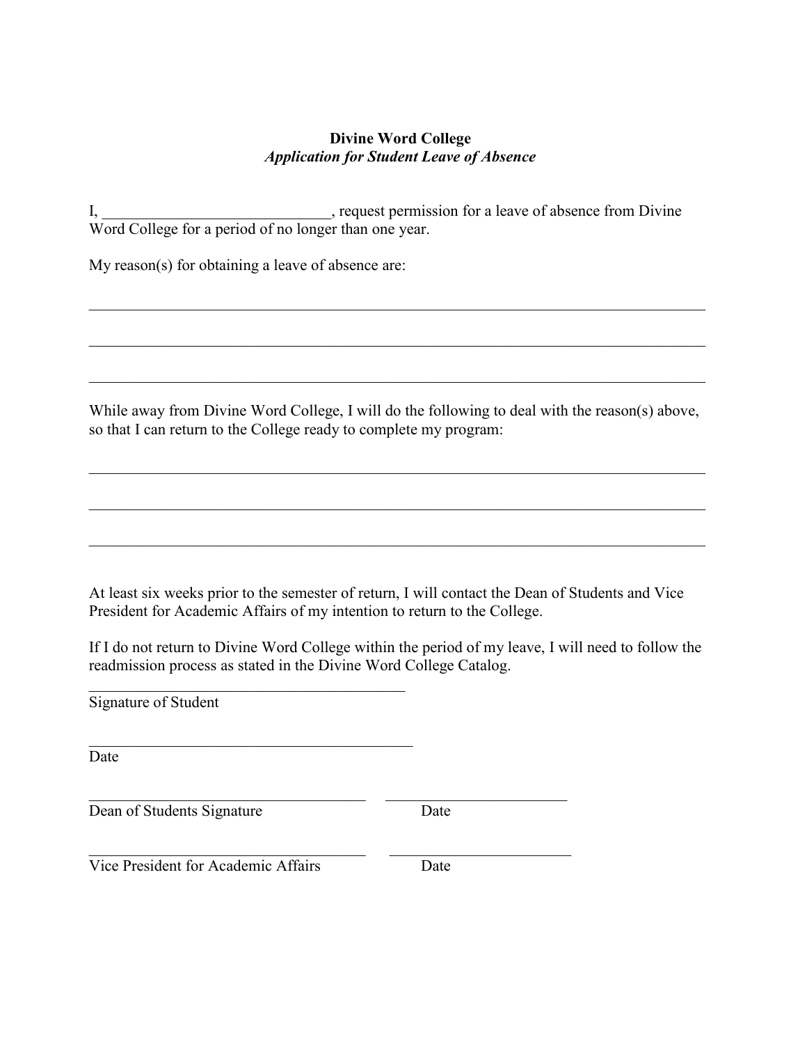**Divine Word College**

***Application for Student Leave of Absence***

I, ____________________________, request permission for a leave of absence from Divine Word College for a period of no longer than one year.

My reason(s) for obtaining a leave of absence are:

_______________________________________________________________________________

_______________________________________________________________________________

_______________________________________________________________________________

While away from Divine Word College, I will do the following to deal with the reason(s) above, so that I can return to the College ready to complete my program:

_______________________________________________________________________________

_______________________________________________________________________________

_______________________________________________________________________________

At least six weeks prior to the semester of return, I will contact the Dean of Students and Vice President for Academic Affairs of my intention to return to the College.

If I do not return to Divine Word College within the period of my leave, I will need to follow the readmission process as stated in the Divine Word College Catalog.

_________________________________________
Signature of Student

_________________________________________
Date

____________________________________ ________________________
Dean of Students Signature Date

____________________________________ ________________________
Vice President for Academic Affairs Date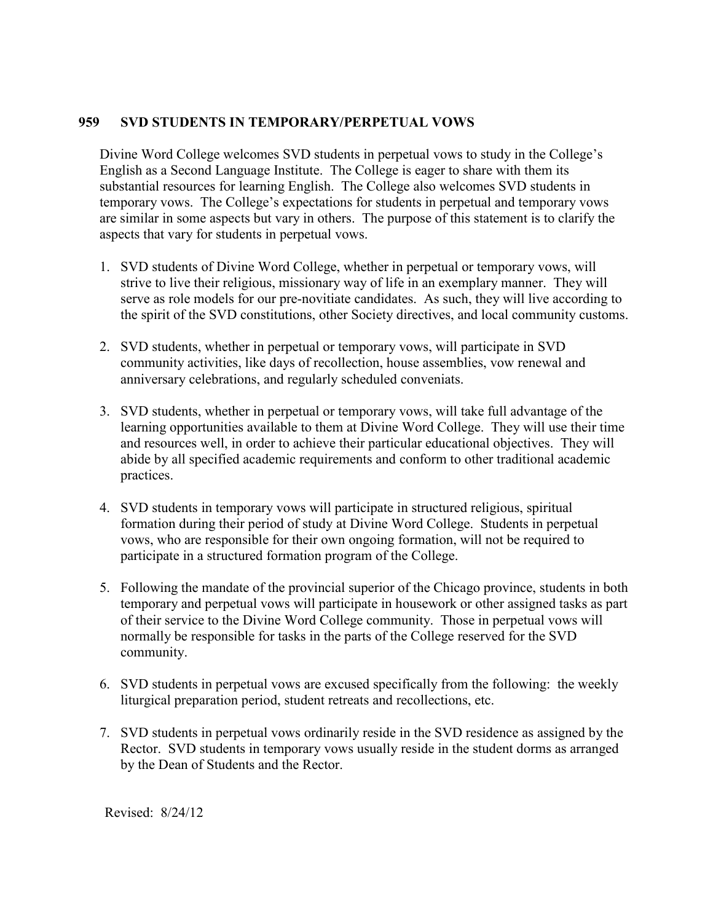## 959 SVD STUDENTS IN TEMPORARY/PERPETUAL VOWS

Divine Word College welcomes SVD students in perpetual vows to study in the College's English as a Second Language Institute. The College is eager to share with them its substantial resources for learning English. The College also welcomes SVD students in temporary vows. The College's expectations for students in perpetual and temporary vows are similar in some aspects but vary in others. The purpose of this statement is to clarify the aspects that vary for students in perpetual vows.

1. SVD students of Divine Word College, whether in perpetual or temporary vows, will strive to live their religious, missionary way of life in an exemplary manner. They will serve as role models for our pre-novitiate candidates. As such, they will live according to the spirit of the SVD constitutions, other Society directives, and local community customs.

2. SVD students, whether in perpetual or temporary vows, will participate in SVD community activities, like days of recollection, house assemblies, vow renewal and anniversary celebrations, and regularly scheduled conveniats.

3. SVD students, whether in perpetual or temporary vows, will take full advantage of the learning opportunities available to them at Divine Word College. They will use their time and resources well, in order to achieve their particular educational objectives. They will abide by all specified academic requirements and conform to other traditional academic practices.

4. SVD students in temporary vows will participate in structured religious, spiritual formation during their period of study at Divine Word College. Students in perpetual vows, who are responsible for their own ongoing formation, will not be required to participate in a structured formation program of the College.

5. Following the mandate of the provincial superior of the Chicago province, students in both temporary and perpetual vows will participate in housework or other assigned tasks as part of their service to the Divine Word College community. Those in perpetual vows will normally be responsible for tasks in the parts of the College reserved for the SVD community.

6. SVD students in perpetual vows are excused specifically from the following: the weekly liturgical preparation period, student retreats and recollections, etc.

7. SVD students in perpetual vows ordinarily reside in the SVD residence as assigned by the Rector. SVD students in temporary vows usually reside in the student dorms as arranged by the Dean of Students and the Rector.

Revised: 8/24/12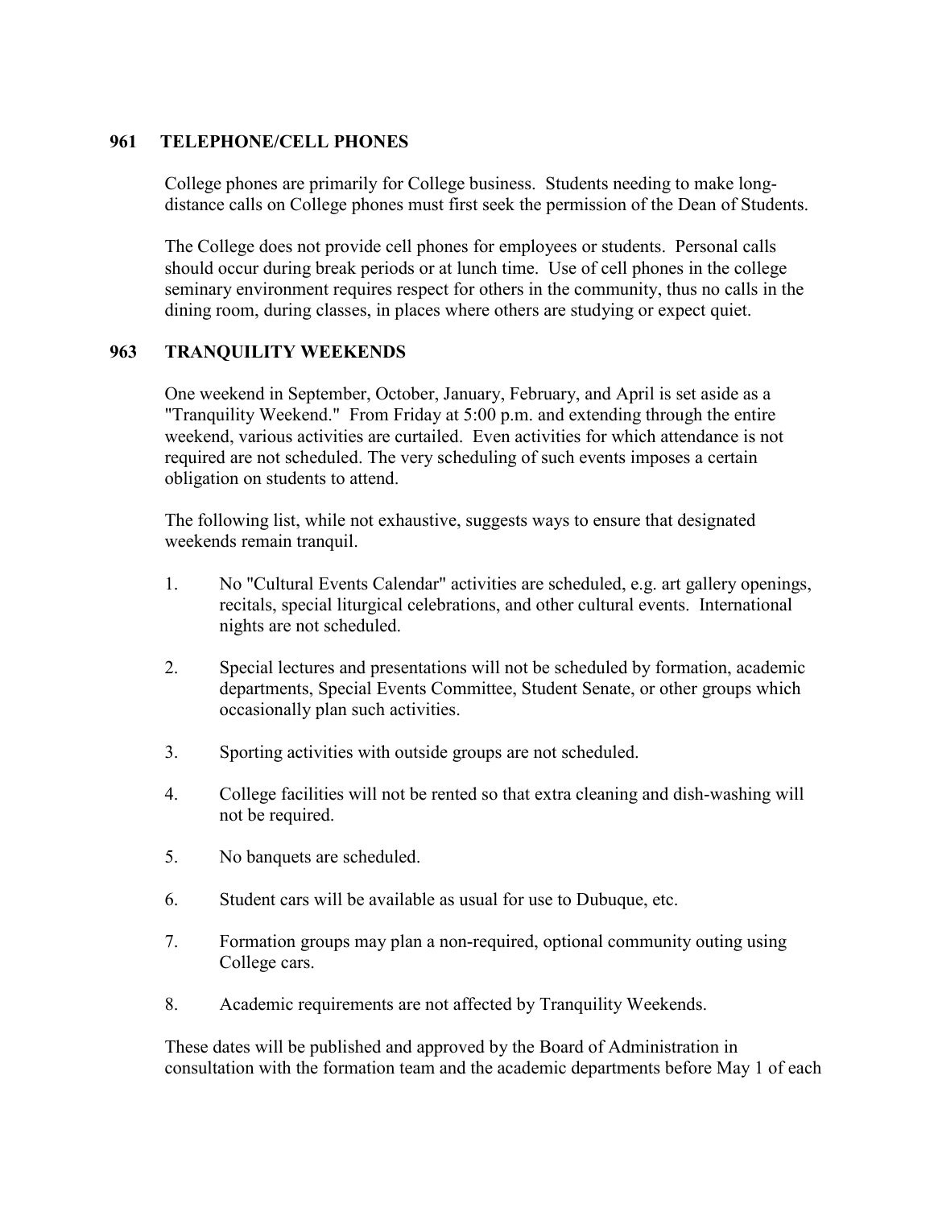## 961 TELEPHONE/CELL PHONES

College phones are primarily for College business. Students needing to make long-distance calls on College phones must first seek the permission of the Dean of Students.

The College does not provide cell phones for employees or students. Personal calls should occur during break periods or at lunch time. Use of cell phones in the college seminary environment requires respect for others in the community, thus no calls in the dining room, during classes, in places where others are studying or expect quiet.

## 963 TRANQUILITY WEEKENDS

One weekend in September, October, January, February, and April is set aside as a "Tranquility Weekend." From Friday at 5:00 p.m. and extending through the entire weekend, various activities are curtailed. Even activities for which attendance is not required are not scheduled. The very scheduling of such events imposes a certain obligation on students to attend.

The following list, while not exhaustive, suggests ways to ensure that designated weekends remain tranquil.

1. No "Cultural Events Calendar" activities are scheduled, e.g. art gallery openings, recitals, special liturgical celebrations, and other cultural events. International nights are not scheduled.
2. Special lectures and presentations will not be scheduled by formation, academic departments, Special Events Committee, Student Senate, or other groups which occasionally plan such activities.
3. Sporting activities with outside groups are not scheduled.
4. College facilities will not be rented so that extra cleaning and dish-washing will not be required.
5. No banquets are scheduled.
6. Student cars will be available as usual for use to Dubuque, etc.
7. Formation groups may plan a non-required, optional community outing using College cars.
8. Academic requirements are not affected by Tranquility Weekends.

These dates will be published and approved by the Board of Administration in consultation with the formation team and the academic departments before May 1 of each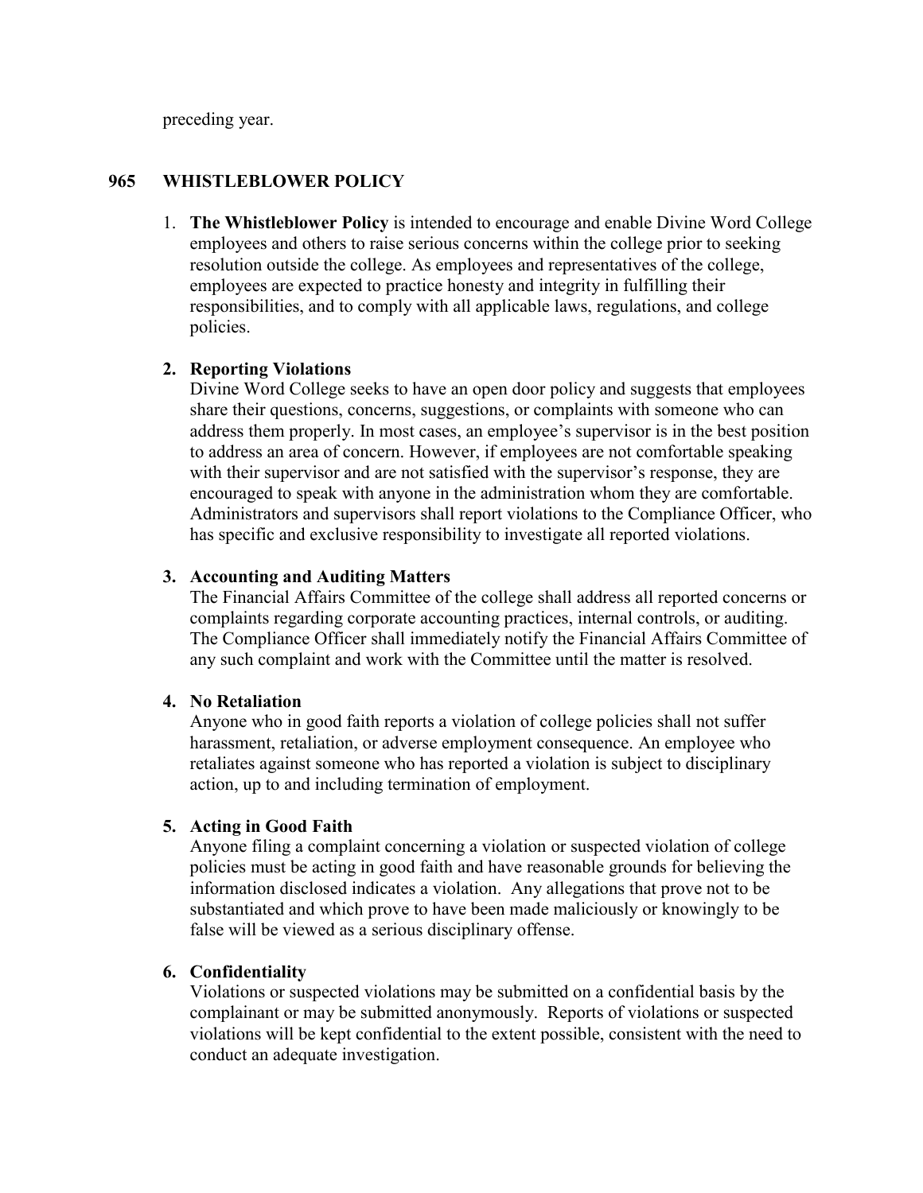preceding year.

## 965 WHISTLEBLOWER POLICY

1. **The Whistleblower Policy** is intended to encourage and enable Divine Word College employees and others to raise serious concerns within the college prior to seeking resolution outside the college. As employees and representatives of the college, employees are expected to practice honesty and integrity in fulfilling their responsibilities, and to comply with all applicable laws, regulations, and college policies.

2. **Reporting Violations**
   Divine Word College seeks to have an open door policy and suggests that employees share their questions, concerns, suggestions, or complaints with someone who can address them properly. In most cases, an employee's supervisor is in the best position to address an area of concern. However, if employees are not comfortable speaking with their supervisor and are not satisfied with the supervisor's response, they are encouraged to speak with anyone in the administration whom they are comfortable. Administrators and supervisors shall report violations to the Compliance Officer, who has specific and exclusive responsibility to investigate all reported violations.

3. **Accounting and Auditing Matters**
   The Financial Affairs Committee of the college shall address all reported concerns or complaints regarding corporate accounting practices, internal controls, or auditing. The Compliance Officer shall immediately notify the Financial Affairs Committee of any such complaint and work with the Committee until the matter is resolved.

4. **No Retaliation**
   Anyone who in good faith reports a violation of college policies shall not suffer harassment, retaliation, or adverse employment consequence. An employee who retaliates against someone who has reported a violation is subject to disciplinary action, up to and including termination of employment.

5. **Acting in Good Faith**
   Anyone filing a complaint concerning a violation or suspected violation of college policies must be acting in good faith and have reasonable grounds for believing the information disclosed indicates a violation. Any allegations that prove not to be substantiated and which prove to have been made maliciously or knowingly to be false will be viewed as a serious disciplinary offense.

6. **Confidentiality**
   Violations or suspected violations may be submitted on a confidential basis by the complainant or may be submitted anonymously. Reports of violations or suspected violations will be kept confidential to the extent possible, consistent with the need to conduct an adequate investigation.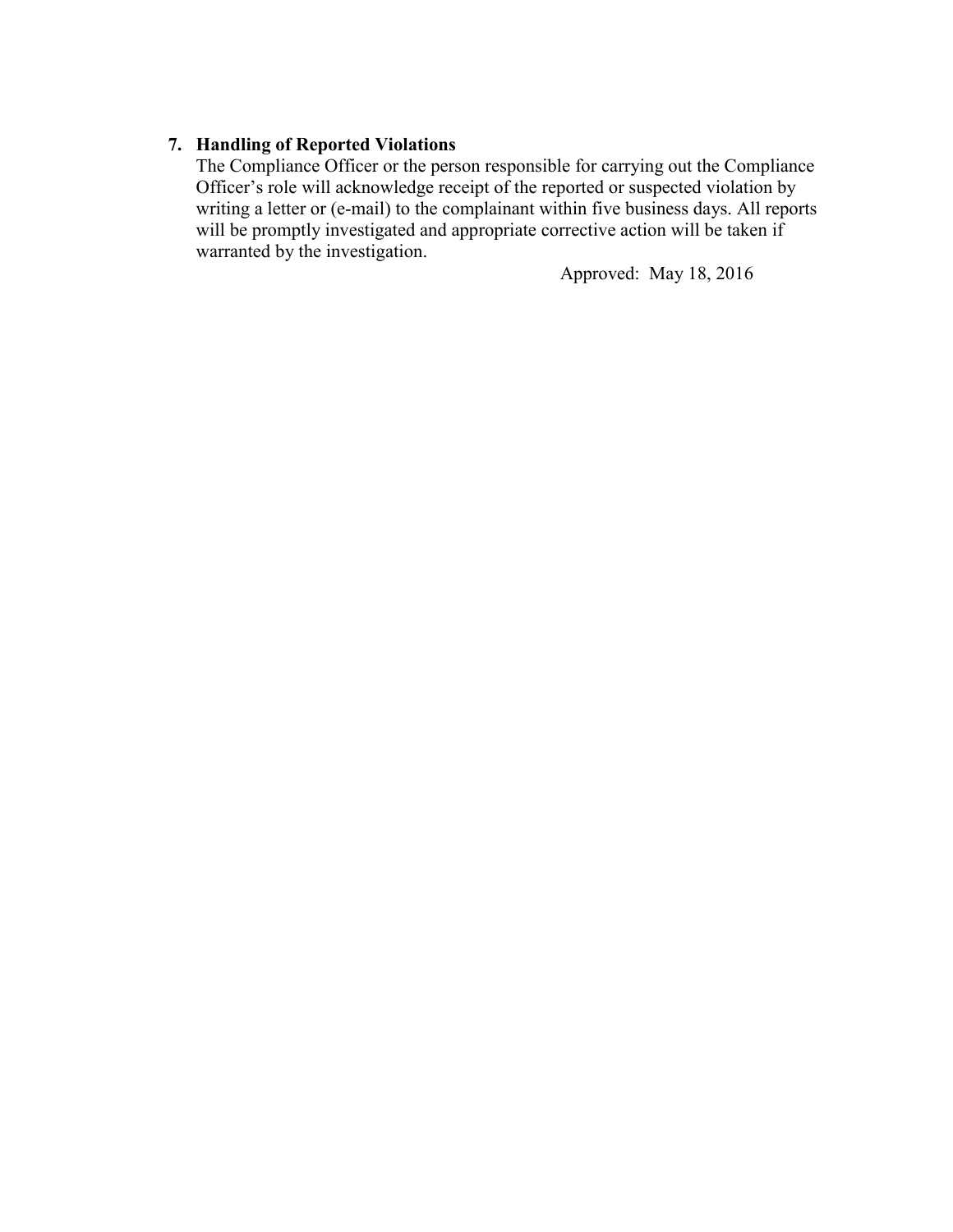7. **Handling of Reported Violations**
   The Compliance Officer or the person responsible for carrying out the Compliance Officer's role will acknowledge receipt of the reported or suspected violation by writing a letter or (e-mail) to the complainant within five business days. All reports will be promptly investigated and appropriate corrective action will be taken if warranted by the investigation.

Approved: May 18, 2016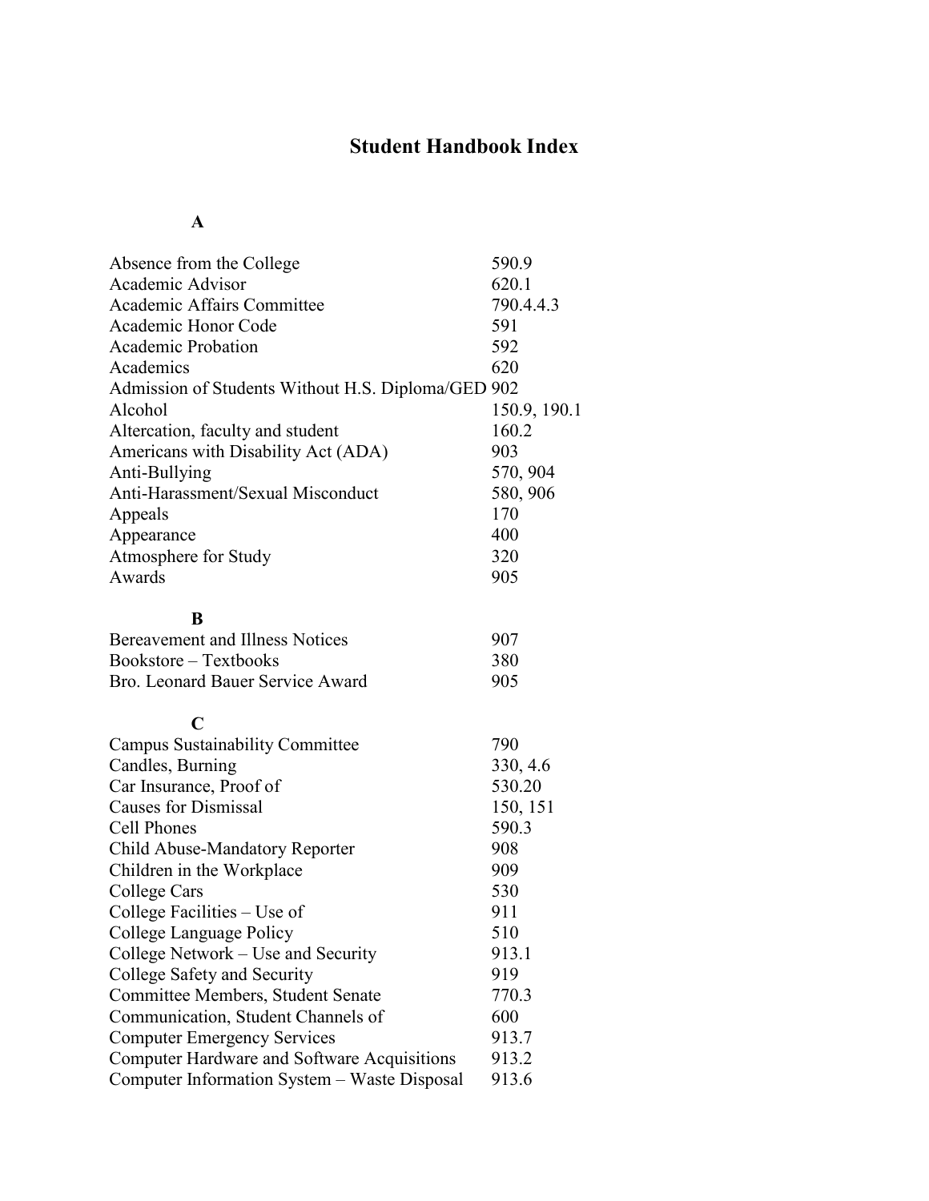# Student Handbook Index

### A

| | |
|---|---|
| Absence from the College | 590.9 |
| Academic Advisor | 620.1 |
| Academic Affairs Committee | 790.4.4.3 |
| Academic Honor Code | 591 |
| Academic Probation | 592 |
| Academics | 620 |
| Admission of Students Without H.S. Diploma/GED | 902 |
| Alcohol | 150.9, 190.1 |
| Altercation, faculty and student | 160.2 |
| Americans with Disability Act (ADA) | 903 |
| Anti-Bullying | 570, 904 |
| Anti-Harassment/Sexual Misconduct | 580, 906 |
| Appeals | 170 |
| Appearance | 400 |
| Atmosphere for Study | 320 |
| Awards | 905 |

### B

| | |
|---|---|
| Bereavement and Illness Notices | 907 |
| Bookstore – Textbooks | 380 |
| Bro. Leonard Bauer Service Award | 905 |

### C

| | |
|---|---|
| Campus Sustainability Committee | 790 |
| Candles, Burning | 330, 4.6 |
| Car Insurance, Proof of | 530.20 |
| Causes for Dismissal | 150, 151 |
| Cell Phones | 590.3 |
| Child Abuse-Mandatory Reporter | 908 |
| Children in the Workplace | 909 |
| College Cars | 530 |
| College Facilities – Use of | 911 |
| College Language Policy | 510 |
| College Network – Use and Security | 913.1 |
| College Safety and Security | 919 |
| Committee Members, Student Senate | 770.3 |
| Communication, Student Channels of | 600 |
| Computer Emergency Services | 913.7 |
| Computer Hardware and Software Acquisitions | 913.2 |
| Computer Information System – Waste Disposal | 913.6 |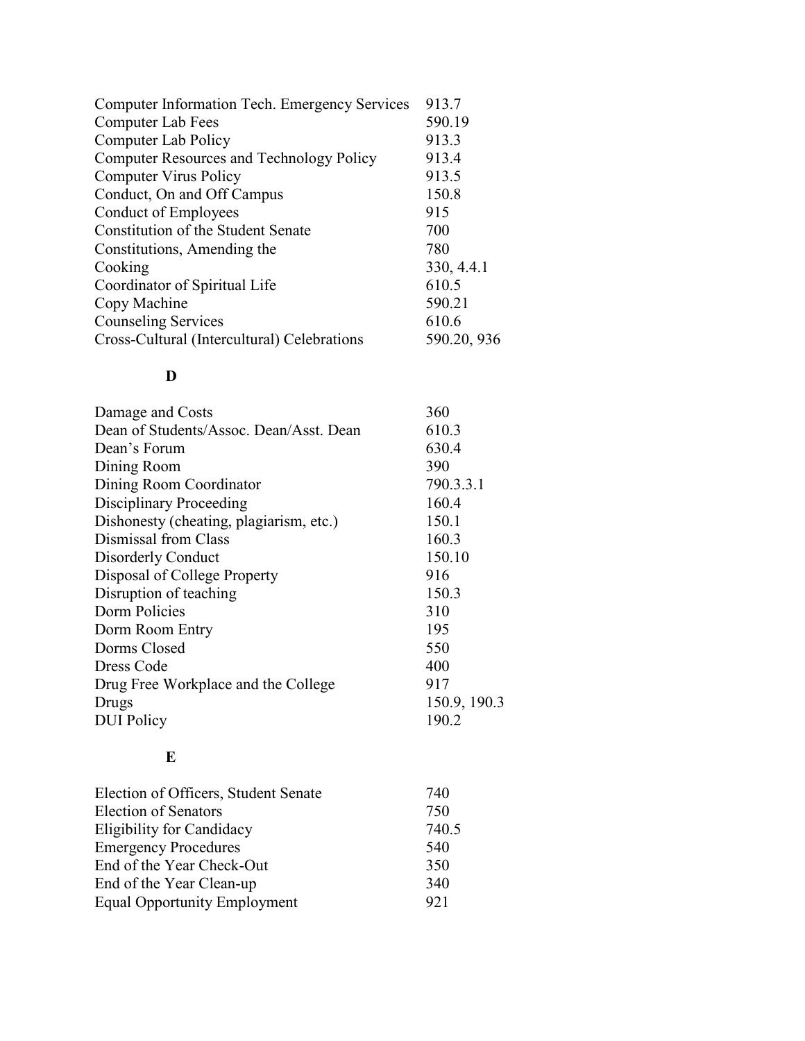| | |
|---|---|
| Computer Information Tech. Emergency Services | 913.7 |
| Computer Lab Fees | 590.19 |
| Computer Lab Policy | 913.3 |
| Computer Resources and Technology Policy | 913.4 |
| Computer Virus Policy | 913.5 |
| Conduct, On and Off Campus | 150.8 |
| Conduct of Employees | 915 |
| Constitution of the Student Senate | 700 |
| Constitutions, Amending the | 780 |
| Cooking | 330, 4.4.1 |
| Coordinator of Spiritual Life | 610.5 |
| Copy Machine | 590.21 |
| Counseling Services | 610.6 |
| Cross-Cultural (Intercultural) Celebrations | 590.20, 936 |

**D**

| | |
|---|---|
| Damage and Costs | 360 |
| Dean of Students/Assoc. Dean/Asst. Dean | 610.3 |
| Dean's Forum | 630.4 |
| Dining Room | 390 |
| Dining Room Coordinator | 790.3.3.1 |
| Disciplinary Proceeding | 160.4 |
| Dishonesty (cheating, plagiarism, etc.) | 150.1 |
| Dismissal from Class | 160.3 |
| Disorderly Conduct | 150.10 |
| Disposal of College Property | 916 |
| Disruption of teaching | 150.3 |
| Dorm Policies | 310 |
| Dorm Room Entry | 195 |
| Dorms Closed | 550 |
| Dress Code | 400 |
| Drug Free Workplace and the College | 917 |
| Drugs | 150.9, 190.3 |
| DUI Policy | 190.2 |

**E**

| | |
|---|---|
| Election of Officers, Student Senate | 740 |
| Election of Senators | 750 |
| Eligibility for Candidacy | 740.5 |
| Emergency Procedures | 540 |
| End of the Year Check-Out | 350 |
| End of the Year Clean-up | 340 |
| Equal Opportunity Employment | 921 |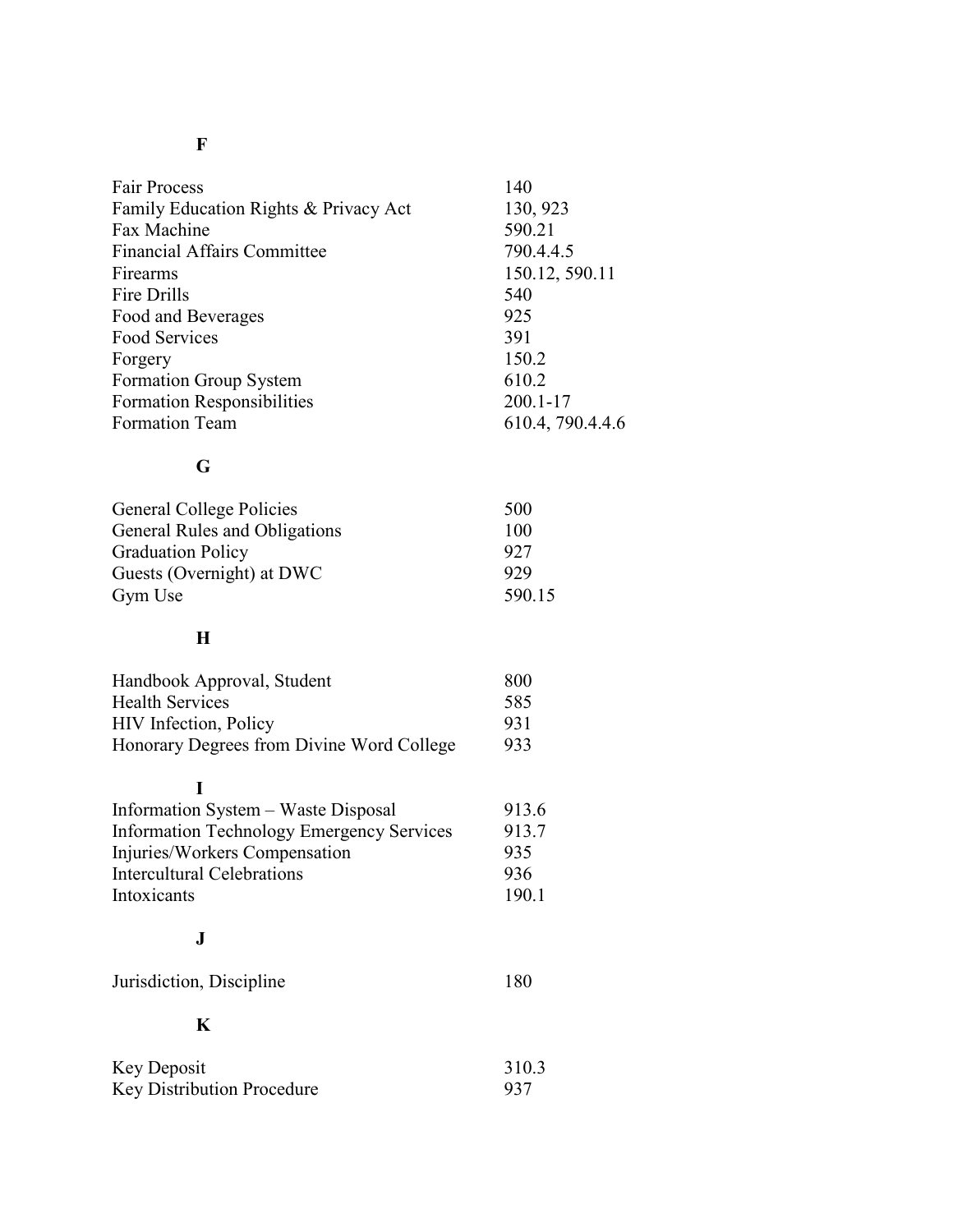**F**

| | |
|---|---|
| Fair Process | 140 |
| Family Education Rights & Privacy Act | 130, 923 |
| Fax Machine | 590.21 |
| Financial Affairs Committee | 790.4.4.5 |
| Firearms | 150.12, 590.11 |
| Fire Drills | 540 |
| Food and Beverages | 925 |
| Food Services | 391 |
| Forgery | 150.2 |
| Formation Group System | 610.2 |
| Formation Responsibilities | 200.1-17 |
| Formation Team | 610.4, 790.4.4.6 |

**G**

| | |
|---|---|
| General College Policies | 500 |
| General Rules and Obligations | 100 |
| Graduation Policy | 927 |
| Guests (Overnight) at DWC | 929 |
| Gym Use | 590.15 |

**H**

| | |
|---|---|
| Handbook Approval, Student | 800 |
| Health Services | 585 |
| HIV Infection, Policy | 931 |
| Honorary Degrees from Divine Word College | 933 |

**I**

| | |
|---|---|
| Information System – Waste Disposal | 913.6 |
| Information Technology Emergency Services | 913.7 |
| Injuries/Workers Compensation | 935 |
| Intercultural Celebrations | 936 |
| Intoxicants | 190.1 |

**J**

| | |
|---|---|
| Jurisdiction, Discipline | 180 |

**K**

| | |
|---|---|
| Key Deposit | 310.3 |
| Key Distribution Procedure | 937 |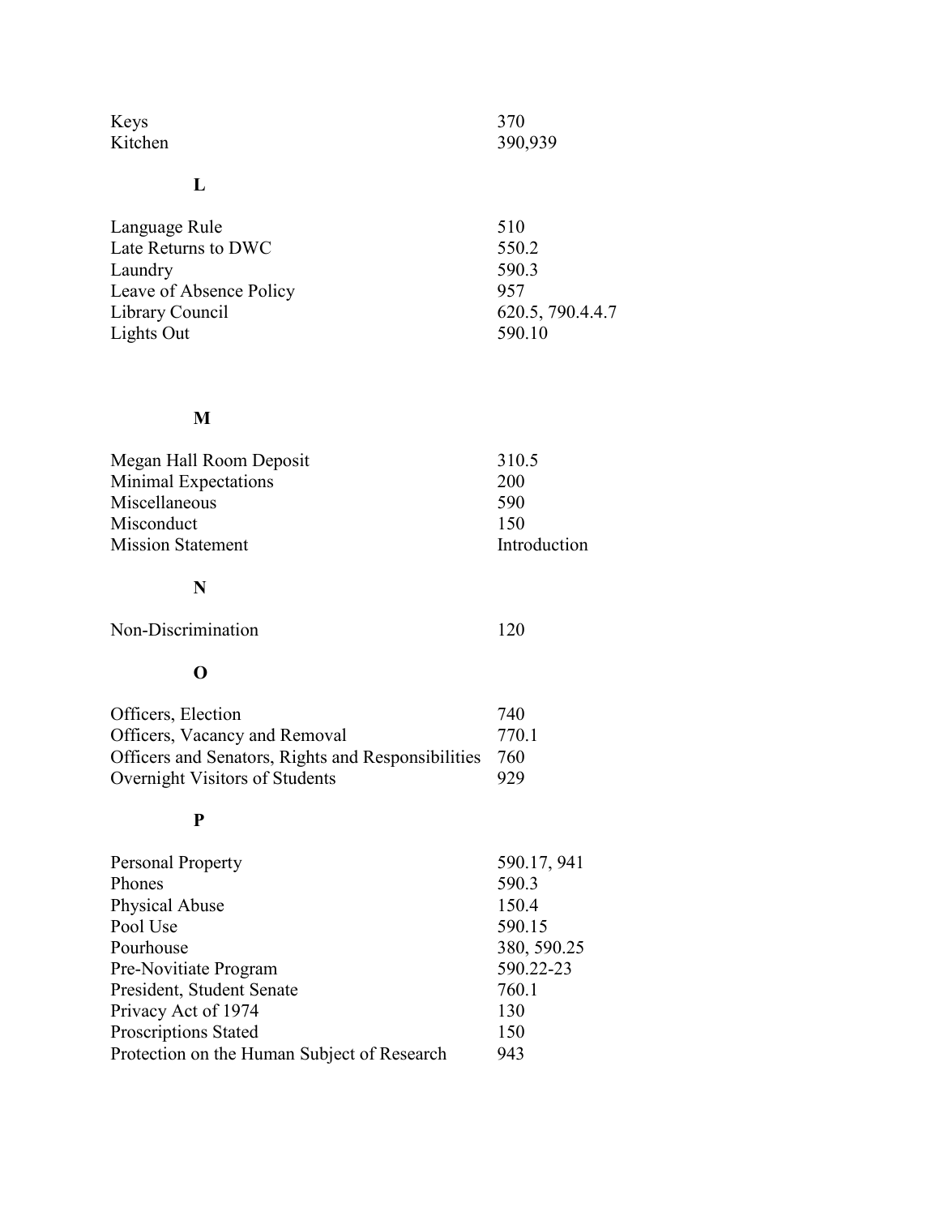| | |
|---|---|
| Keys | 370 |
| Kitchen | 390,939 |

**L**

| | |
|---|---|
| Language Rule | 510 |
| Late Returns to DWC | 550.2 |
| Laundry | 590.3 |
| Leave of Absence Policy | 957 |
| Library Council | 620.5, 790.4.4.7 |
| Lights Out | 590.10 |

**M**

| | |
|---|---|
| Megan Hall Room Deposit | 310.5 |
| Minimal Expectations | 200 |
| Miscellaneous | 590 |
| Misconduct | 150 |
| Mission Statement | Introduction |

**N**

| | |
|---|---|
| Non-Discrimination | 120 |

**O**

| | |
|---|---|
| Officers, Election | 740 |
| Officers, Vacancy and Removal | 770.1 |
| Officers and Senators, Rights and Responsibilities | 760 |
| Overnight Visitors of Students | 929 |

**P**

| | |
|---|---|
| Personal Property | 590.17, 941 |
| Phones | 590.3 |
| Physical Abuse | 150.4 |
| Pool Use | 590.15 |
| Pourhouse | 380, 590.25 |
| Pre-Novitiate Program | 590.22-23 |
| President, Student Senate | 760.1 |
| Privacy Act of 1974 | 130 |
| Proscriptions Stated | 150 |
| Protection on the Human Subject of Research | 943 |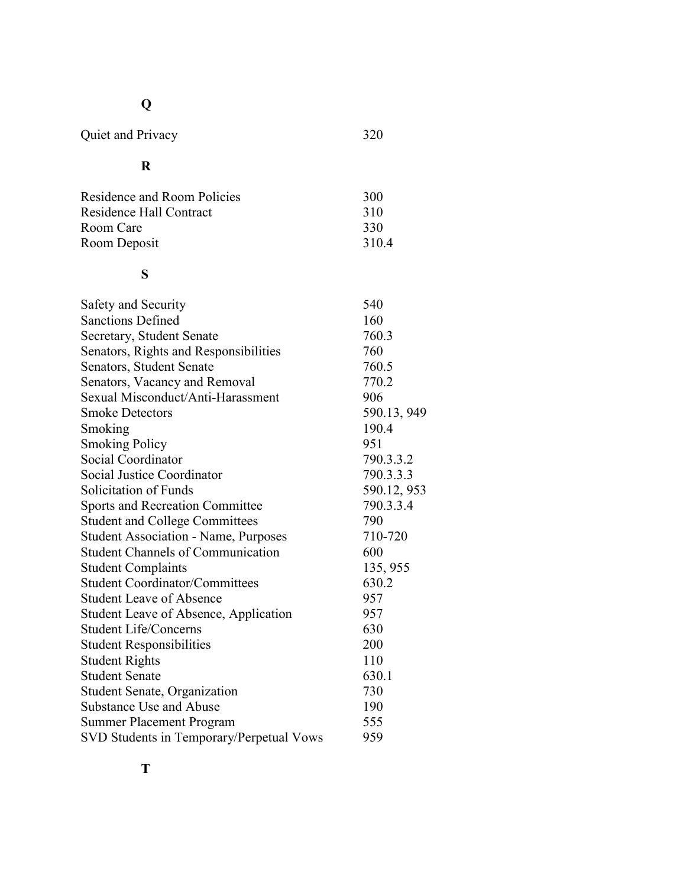**Q**

| | |
|---|---|
| Quiet and Privacy | 320 |

**R**

| | |
|---|---|
| Residence and Room Policies | 300 |
| Residence Hall Contract | 310 |
| Room Care | 330 |
| Room Deposit | 310.4 |

**S**

| | |
|---|---|
| Safety and Security | 540 |
| Sanctions Defined | 160 |
| Secretary, Student Senate | 760.3 |
| Senators, Rights and Responsibilities | 760 |
| Senators, Student Senate | 760.5 |
| Senators, Vacancy and Removal | 770.2 |
| Sexual Misconduct/Anti-Harassment | 906 |
| Smoke Detectors | 590.13, 949 |
| Smoking | 190.4 |
| Smoking Policy | 951 |
| Social Coordinator | 790.3.3.2 |
| Social Justice Coordinator | 790.3.3.3 |
| Solicitation of Funds | 590.12, 953 |
| Sports and Recreation Committee | 790.3.3.4 |
| Student and College Committees | 790 |
| Student Association - Name, Purposes | 710-720 |
| Student Channels of Communication | 600 |
| Student Complaints | 135, 955 |
| Student Coordinator/Committees | 630.2 |
| Student Leave of Absence | 957 |
| Student Leave of Absence, Application | 957 |
| Student Life/Concerns | 630 |
| Student Responsibilities | 200 |
| Student Rights | 110 |
| Student Senate | 630.1 |
| Student Senate, Organization | 730 |
| Substance Use and Abuse | 190 |
| Summer Placement Program | 555 |
| SVD Students in Temporary/Perpetual Vows | 959 |

**T**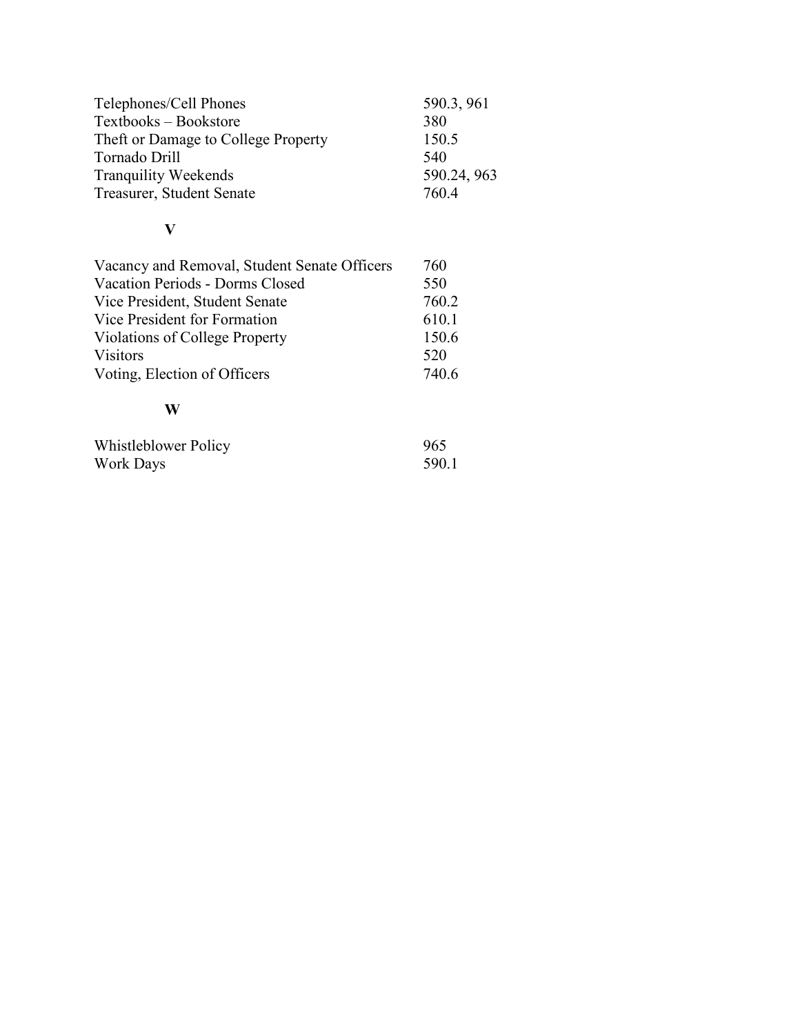| | |
|---|---|
| Telephones/Cell Phones | 590.3, 961 |
| Textbooks – Bookstore | 380 |
| Theft or Damage to College Property | 150.5 |
| Tornado Drill | 540 |
| Tranquility Weekends | 590.24, 963 |
| Treasurer, Student Senate | 760.4 |

**V**

| | |
|---|---|
| Vacancy and Removal, Student Senate Officers | 760 |
| Vacation Periods - Dorms Closed | 550 |
| Vice President, Student Senate | 760.2 |
| Vice President for Formation | 610.1 |
| Violations of College Property | 150.6 |
| Visitors | 520 |
| Voting, Election of Officers | 740.6 |

**W**

| | |
|---|---|
| Whistleblower Policy | 965 |
| Work Days | 590.1 |